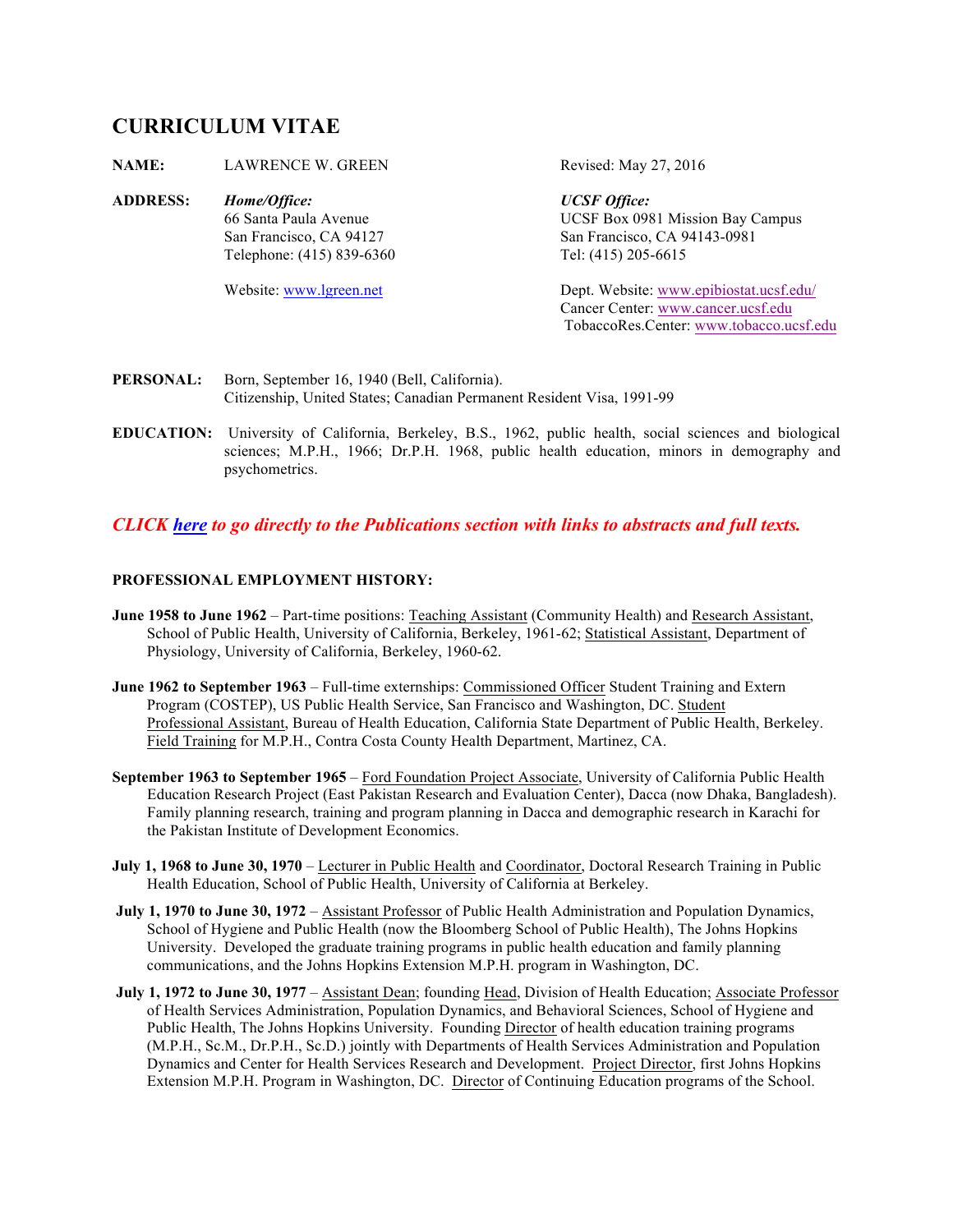# CURRICULUM VITAE

**NAME:** LAWRENCE W. GREEN — Revised: May 27, 2016

**ADDRESS:**

*Home/Office:*
66 Santa Paula Avenue
San Francisco, CA 94127
Telephone: (415) 839-6360

Website: www.lgreen.net

*UCSF Office:*
UCSF Box 0981 Mission Bay Campus
San Francisco, CA 94143-0981
Tel: (415) 205-6615

Dept. Website: www.epibiostat.ucsf.edu/
Cancer Center: www.cancer.ucsf.edu
TobaccoRes.Center: www.tobacco.ucsf.edu

**PERSONAL:** Born, September 16, 1940 (Bell, California). Citizenship, United States; Canadian Permanent Resident Visa, 1991-99

**EDUCATION:** University of California, Berkeley, B.S., 1962, public health, social sciences and biological sciences; M.P.H., 1966; Dr.P.H. 1968, public health education, minors in demography and psychometrics.

***CLICK here to go directly to the Publications section with links to abstracts and full texts.***

**PROFESSIONAL EMPLOYMENT HISTORY:**

**June 1958 to June 1962** – Part-time positions: Teaching Assistant (Community Health) and Research Assistant, School of Public Health, University of California, Berkeley, 1961-62; Statistical Assistant, Department of Physiology, University of California, Berkeley, 1960-62.

**June 1962 to September 1963** – Full-time externships: Commissioned Officer Student Training and Extern Program (COSTEP), US Public Health Service, San Francisco and Washington, DC. Student Professional Assistant, Bureau of Health Education, California State Department of Public Health, Berkeley. Field Training for M.P.H., Contra Costa County Health Department, Martinez, CA.

**September 1963 to September 1965** – Ford Foundation Project Associate, University of California Public Health Education Research Project (East Pakistan Research and Evaluation Center), Dacca (now Dhaka, Bangladesh). Family planning research, training and program planning in Dacca and demographic research in Karachi for the Pakistan Institute of Development Economics.

**July 1, 1968 to June 30, 1970** – Lecturer in Public Health and Coordinator, Doctoral Research Training in Public Health Education, School of Public Health, University of California at Berkeley.

**July 1, 1970 to June 30, 1972** – Assistant Professor of Public Health Administration and Population Dynamics, School of Hygiene and Public Health (now the Bloomberg School of Public Health), The Johns Hopkins University. Developed the graduate training programs in public health education and family planning communications, and the Johns Hopkins Extension M.P.H. program in Washington, DC.

**July 1, 1972 to June 30, 1977** – Assistant Dean; founding Head, Division of Health Education; Associate Professor of Health Services Administration, Population Dynamics, and Behavioral Sciences, School of Hygiene and Public Health, The Johns Hopkins University. Founding Director of health education training programs (M.P.H., Sc.M., Dr.P.H., Sc.D.) jointly with Departments of Health Services Administration and Population Dynamics and Center for Health Services Research and Development. Project Director, first Johns Hopkins Extension M.P.H. Program in Washington, DC. Director of Continuing Education programs of the School.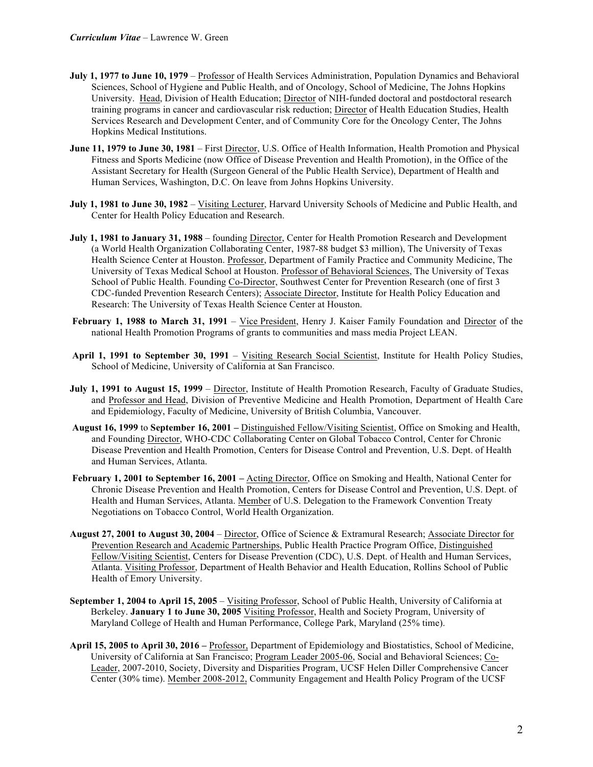**July 1, 1977 to June 10, 1979** – Professor of Health Services Administration, Population Dynamics and Behavioral Sciences, School of Hygiene and Public Health, and of Oncology, School of Medicine, The Johns Hopkins University. Head, Division of Health Education; Director of NIH-funded doctoral and postdoctoral research training programs in cancer and cardiovascular risk reduction; Director of Health Education Studies, Health Services Research and Development Center, and of Community Core for the Oncology Center, The Johns Hopkins Medical Institutions.

**June 11, 1979 to June 30, 1981** – First Director, U.S. Office of Health Information, Health Promotion and Physical Fitness and Sports Medicine (now Office of Disease Prevention and Health Promotion), in the Office of the Assistant Secretary for Health (Surgeon General of the Public Health Service), Department of Health and Human Services, Washington, D.C. On leave from Johns Hopkins University.

**July 1, 1981 to June 30, 1982** – Visiting Lecturer, Harvard University Schools of Medicine and Public Health, and Center for Health Policy Education and Research.

**July 1, 1981 to January 31, 1988** – founding Director, Center for Health Promotion Research and Development (a World Health Organization Collaborating Center, 1987-88 budget $3 million), The University of Texas Health Science Center at Houston. Professor, Department of Family Practice and Community Medicine, The University of Texas Medical School at Houston. Professor of Behavioral Sciences, The University of Texas School of Public Health. Founding Co-Director, Southwest Center for Prevention Research (one of first 3 CDC-funded Prevention Research Centers); Associate Director, Institute for Health Policy Education and Research: The University of Texas Health Science Center at Houston.

**February 1, 1988 to March 31, 1991** – Vice President, Henry J. Kaiser Family Foundation and Director of the national Health Promotion Programs of grants to communities and mass media Project LEAN.

**April 1, 1991 to September 30, 1991** – Visiting Research Social Scientist, Institute for Health Policy Studies, School of Medicine, University of California at San Francisco.

**July 1, 1991 to August 15, 1999** – Director, Institute of Health Promotion Research, Faculty of Graduate Studies, and Professor and Head, Division of Preventive Medicine and Health Promotion, Department of Health Care and Epidemiology, Faculty of Medicine, University of British Columbia, Vancouver.

**August 16, 1999** to **September 16, 2001 –** Distinguished Fellow/Visiting Scientist, Office on Smoking and Health, and Founding Director, WHO-CDC Collaborating Center on Global Tobacco Control, Center for Chronic Disease Prevention and Health Promotion, Centers for Disease Control and Prevention, U.S. Dept. of Health and Human Services, Atlanta.

**February 1, 2001 to September 16, 2001 –** Acting Director, Office on Smoking and Health, National Center for Chronic Disease Prevention and Health Promotion, Centers for Disease Control and Prevention, U.S. Dept. of Health and Human Services, Atlanta. Member of U.S. Delegation to the Framework Convention Treaty Negotiations on Tobacco Control, World Health Organization.

**August 27, 2001 to August 30, 2004** – Director, Office of Science & Extramural Research; Associate Director for Prevention Research and Academic Partnerships, Public Health Practice Program Office, Distinguished Fellow/Visiting Scientist, Centers for Disease Prevention (CDC), U.S. Dept. of Health and Human Services, Atlanta. Visiting Professor, Department of Health Behavior and Health Education, Rollins School of Public Health of Emory University.

**September 1, 2004 to April 15, 2005** – Visiting Professor, School of Public Health, University of California at Berkeley. **January 1 to June 30, 2005** Visiting Professor, Health and Society Program, University of Maryland College of Health and Human Performance, College Park, Maryland (25% time).

**April 15, 2005 to April 30, 2016 –** Professor, Department of Epidemiology and Biostatistics, School of Medicine, University of California at San Francisco; Program Leader 2005-06, Social and Behavioral Sciences; Co-Leader, 2007-2010, Society, Diversity and Disparities Program, UCSF Helen Diller Comprehensive Cancer Center (30% time). Member 2008-2012, Community Engagement and Health Policy Program of the UCSF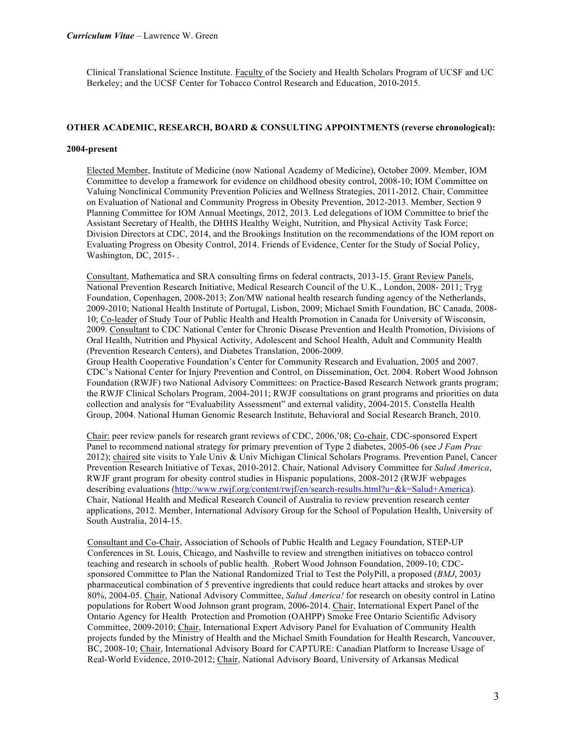Clinical Translational Science Institute. Faculty of the Society and Health Scholars Program of UCSF and UC Berkeley; and the UCSF Center for Tobacco Control Research and Education, 2010-2015.

## OTHER ACADEMIC, RESEARCH, BOARD & CONSULTING APPOINTMENTS (reverse chronological):

### 2004-present

Elected Member, Institute of Medicine (now National Academy of Medicine), October 2009. Member, IOM Committee to develop a framework for evidence on childhood obesity control, 2008-10; IOM Committee on Valuing Nonclinical Community Prevention Policies and Wellness Strategies, 2011-2012. Chair, Committee on Evaluation of National and Community Progress in Obesity Prevention, 2012-2013. Member, Section 9 Planning Committee for IOM Annual Meetings, 2012, 2013. Led delegations of IOM Committee to brief the Assistant Secretary of Health, the DHHS Healthy Weight, Nutrition, and Physical Activity Task Force; Division Directors at CDC, 2014, and the Brookings Institution on the recommendations of the IOM report on Evaluating Progress on Obesity Control, 2014. Friends of Evidence, Center for the Study of Social Policy, Washington, DC, 2015- .

Consultant, Mathematica and SRA consulting firms on federal contracts, 2013-15. Grant Review Panels, National Prevention Research Initiative, Medical Research Council of the U.K., London, 2008- 2011; Tryg Foundation, Copenhagen, 2008-2013; Zon/MW national health research funding agency of the Netherlands, 2009-2010; National Health Institute of Portugal, Lisbon, 2009; Michael Smith Foundation, BC Canada, 2008-10; Co-leader of Study Tour of Public Health and Health Promotion in Canada for University of Wisconsin, 2009. Consultant to CDC National Center for Chronic Disease Prevention and Health Promotion, Divisions of Oral Health, Nutrition and Physical Activity, Adolescent and School Health, Adult and Community Health (Prevention Research Centers), and Diabetes Translation, 2006-2009.
Group Health Cooperative Foundation's Center for Community Research and Evaluation, 2005 and 2007. CDC's National Center for Injury Prevention and Control, on Dissemination, Oct. 2004. Robert Wood Johnson Foundation (RWJF) two National Advisory Committees: on Practice-Based Research Network grants program; the RWJF Clinical Scholars Program, 2004-2011; RWJF consultations on grant programs and priorities on data collection and analysis for "Evaluability Assessment" and external validity, 2004-2015. Constella Health Group, 2004. National Human Genomic Research Institute, Behavioral and Social Research Branch, 2010.

Chair: peer review panels for research grant reviews of CDC, 2006,'08; Co-chair, CDC-sponsored Expert Panel to recommend national strategy for primary prevention of Type 2 diabetes, 2005-06 (see *J Fam Prac* 2012); chaired site visits to Yale Univ & Univ Michigan Clinical Scholars Programs. Prevention Panel, Cancer Prevention Research Initiative of Texas, 2010-2012. Chair, National Advisory Committee for *Salud America*, RWJF grant program for obesity control studies in Hispanic populations, 2008-2012 (RWJF webpages describing evaluations (http://www.rwjf.org/content/rwjf/en/search-results.html?u=&k=Salud+America). Chair, National Health and Medical Research Council of Australia to review prevention research center applications, 2012. Member, International Advisory Group for the School of Population Health, University of South Australia, 2014-15.

Consultant and Co-Chair, Association of Schools of Public Health and Legacy Foundation, STEP-UP Conferences in St. Louis, Chicago, and Nashville to review and strengthen initiatives on tobacco control teaching and research in schools of public health. Robert Wood Johnson Foundation, 2009-10; CDC-sponsored Committee to Plan the National Randomized Trial to Test the PolyPill, a proposed (*BMJ*, 2003) pharmaceutical combination of 5 preventive ingredients that could reduce heart attacks and strokes by over 80%, 2004-05. Chair, National Advisory Committee, *Salud America!* for research on obesity control in Latino populations for Robert Wood Johnson grant program, 2006-2014. Chair, International Expert Panel of the Ontario Agency for Health Protection and Promotion (OAHPP) Smoke Free Ontario Scientific Advisory Committee, 2009-2010; Chair, International Expert Advisory Panel for Evaluation of Community Health projects funded by the Ministry of Health and the Michael Smith Foundation for Health Research, Vancouver, BC, 2008-10; Chair, International Advisory Board for CAPTURE: Canadian Platform to Increase Usage of Real-World Evidence, 2010-2012; Chair, National Advisory Board, University of Arkansas Medical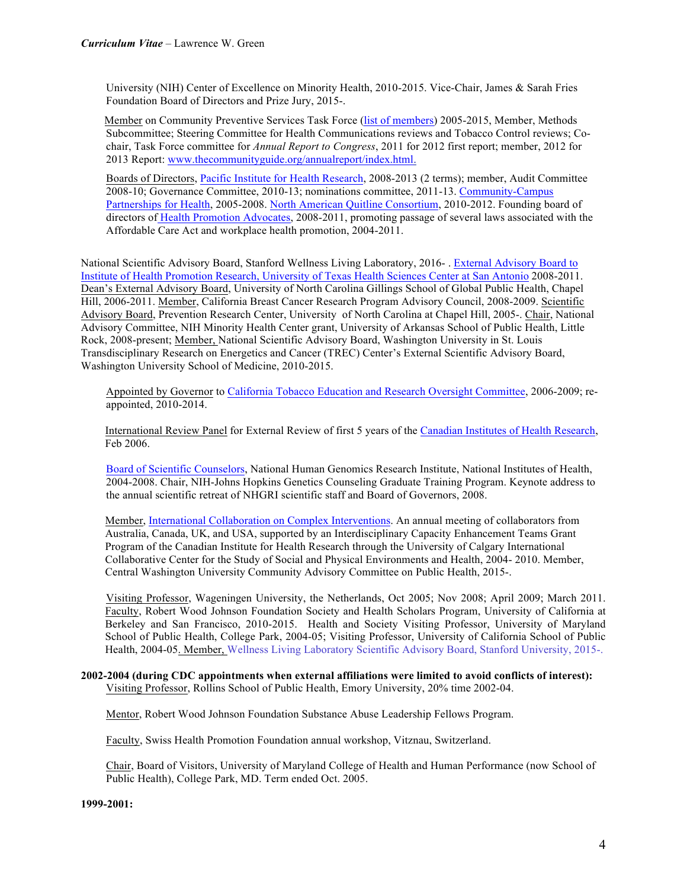University (NIH) Center of Excellence on Minority Health, 2010-2015. Vice-Chair, James & Sarah Fries Foundation Board of Directors and Prize Jury, 2015-.

Member on Community Preventive Services Task Force (list of members) 2005-2015, Member, Methods Subcommittee; Steering Committee for Health Communications reviews and Tobacco Control reviews; Co-chair, Task Force committee for *Annual Report to Congress*, 2011 for 2012 first report; member, 2012 for 2013 Report: www.thecommunityguide.org/annualreport/index.html.

Boards of Directors, Pacific Institute for Health Research, 2008-2013 (2 terms); member, Audit Committee 2008-10; Governance Committee, 2010-13; nominations committee, 2011-13. Community-Campus Partnerships for Health, 2005-2008. North American Quitline Consortium, 2010-2012. Founding board of directors of Health Promotion Advocates, 2008-2011, promoting passage of several laws associated with the Affordable Care Act and workplace health promotion, 2004-2011.

National Scientific Advisory Board, Stanford Wellness Living Laboratory, 2016- . External Advisory Board to Institute of Health Promotion Research, University of Texas Health Sciences Center at San Antonio 2008-2011. Dean's External Advisory Board, University of North Carolina Gillings School of Global Public Health, Chapel Hill, 2006-2011. Member, California Breast Cancer Research Program Advisory Council, 2008-2009. Scientific Advisory Board, Prevention Research Center, University of North Carolina at Chapel Hill, 2005-. Chair, National Advisory Committee, NIH Minority Health Center grant, University of Arkansas School of Public Health, Little Rock, 2008-present; Member, National Scientific Advisory Board, Washington University in St. Louis Transdisciplinary Research on Energetics and Cancer (TREC) Center's External Scientific Advisory Board, Washington University School of Medicine, 2010-2015.

Appointed by Governor to California Tobacco Education and Research Oversight Committee, 2006-2009; re-appointed, 2010-2014.

International Review Panel for External Review of first 5 years of the Canadian Institutes of Health Research, Feb 2006.

Board of Scientific Counselors, National Human Genomics Research Institute, National Institutes of Health, 2004-2008. Chair, NIH-Johns Hopkins Genetics Counseling Graduate Training Program. Keynote address to the annual scientific retreat of NHGRI scientific staff and Board of Governors, 2008.

Member, International Collaboration on Complex Interventions. An annual meeting of collaborators from Australia, Canada, UK, and USA, supported by an Interdisciplinary Capacity Enhancement Teams Grant Program of the Canadian Institute for Health Research through the University of Calgary International Collaborative Center for the Study of Social and Physical Environments and Health, 2004- 2010. Member, Central Washington University Community Advisory Committee on Public Health, 2015-.

Visiting Professor, Wageningen University, the Netherlands, Oct 2005; Nov 2008; April 2009; March 2011. Faculty, Robert Wood Johnson Foundation Society and Health Scholars Program, University of California at Berkeley and San Francisco, 2010-2015. Health and Society Visiting Professor, University of Maryland School of Public Health, College Park, 2004-05; Visiting Professor, University of California School of Public Health, 2004-05. Member, Wellness Living Laboratory Scientific Advisory Board, Stanford University, 2015-.

**2002-2004 (during CDC appointments when external affiliations were limited to avoid conflicts of interest):**

Visiting Professor, Rollins School of Public Health, Emory University, 20% time 2002-04.

Mentor, Robert Wood Johnson Foundation Substance Abuse Leadership Fellows Program.

Faculty, Swiss Health Promotion Foundation annual workshop, Vitznau, Switzerland.

Chair, Board of Visitors, University of Maryland College of Health and Human Performance (now School of Public Health), College Park, MD. Term ended Oct. 2005.

**1999-2001:**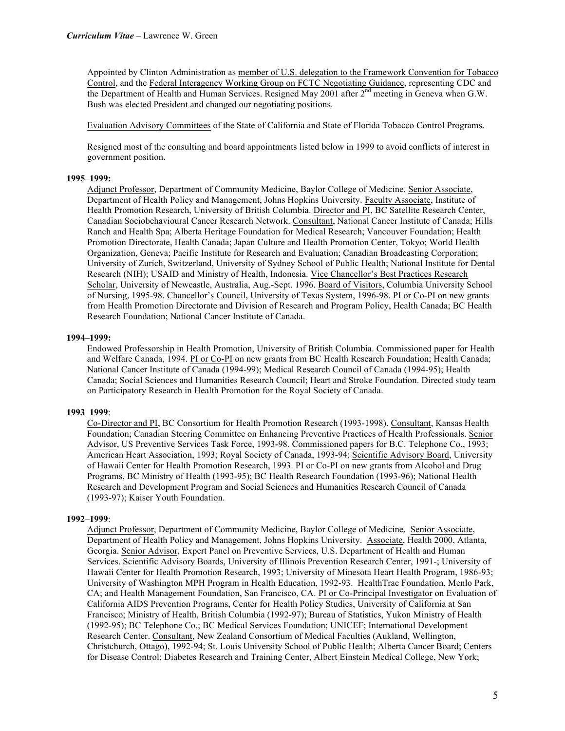Appointed by Clinton Administration as member of U.S. delegation to the Framework Convention for Tobacco Control, and the Federal Interagency Working Group on FCTC Negotiating Guidance, representing CDC and the Department of Health and Human Services. Resigned May 2001 after 2nd meeting in Geneva when G.W. Bush was elected President and changed our negotiating positions.

Evaluation Advisory Committees of the State of California and State of Florida Tobacco Control Programs.

Resigned most of the consulting and board appointments listed below in 1999 to avoid conflicts of interest in government position.

**1995–1999:**

Adjunct Professor, Department of Community Medicine, Baylor College of Medicine. Senior Associate, Department of Health Policy and Management, Johns Hopkins University. Faculty Associate, Institute of Health Promotion Research, University of British Columbia. Director and PI, BC Satellite Research Center, Canadian Sociobehavioural Cancer Research Network. Consultant, National Cancer Institute of Canada; Hills Ranch and Health Spa; Alberta Heritage Foundation for Medical Research; Vancouver Foundation; Health Promotion Directorate, Health Canada; Japan Culture and Health Promotion Center, Tokyo; World Health Organization, Geneva; Pacific Institute for Research and Evaluation; Canadian Broadcasting Corporation; University of Zurich, Switzerland, University of Sydney School of Public Health; National Institute for Dental Research (NIH); USAID and Ministry of Health, Indonesia. Vice Chancellor's Best Practices Research Scholar, University of Newcastle, Australia, Aug.-Sept. 1996. Board of Visitors, Columbia University School of Nursing, 1995-98. Chancellor's Council, University of Texas System, 1996-98. PI or Co-PI on new grants from Health Promotion Directorate and Division of Research and Program Policy, Health Canada; BC Health Research Foundation; National Cancer Institute of Canada.

**1994–1999:**

Endowed Professorship in Health Promotion, University of British Columbia. Commissioned paper for Health and Welfare Canada, 1994. PI or Co-PI on new grants from BC Health Research Foundation; Health Canada; National Cancer Institute of Canada (1994-99); Medical Research Council of Canada (1994-95); Health Canada; Social Sciences and Humanities Research Council; Heart and Stroke Foundation. Directed study team on Participatory Research in Health Promotion for the Royal Society of Canada.

**1993–1999**:

Co-Director and PI, BC Consortium for Health Promotion Research (1993-1998). Consultant, Kansas Health Foundation; Canadian Steering Committee on Enhancing Preventive Practices of Health Professionals. Senior Advisor, US Preventive Services Task Force, 1993-98. Commissioned papers for B.C. Telephone Co., 1993; American Heart Association, 1993; Royal Society of Canada, 1993-94; Scientific Advisory Board, University of Hawaii Center for Health Promotion Research, 1993. PI or Co-PI on new grants from Alcohol and Drug Programs, BC Ministry of Health (1993-95); BC Health Research Foundation (1993-96); National Health Research and Development Program and Social Sciences and Humanities Research Council of Canada (1993-97); Kaiser Youth Foundation.

**1992–1999**:

Adjunct Professor, Department of Community Medicine, Baylor College of Medicine. Senior Associate, Department of Health Policy and Management, Johns Hopkins University. Associate, Health 2000, Atlanta, Georgia. Senior Advisor, Expert Panel on Preventive Services, U.S. Department of Health and Human Services. Scientific Advisory Boards, University of Illinois Prevention Research Center, 1991-; University of Hawaii Center for Health Promotion Research, 1993; University of Minesota Heart Health Program, 1986-93; University of Washington MPH Program in Health Education, 1992-93. HealthTrac Foundation, Menlo Park, CA; and Health Management Foundation, San Francisco, CA. PI or Co-Principal Investigator on Evaluation of California AIDS Prevention Programs, Center for Health Policy Studies, University of California at San Francisco; Ministry of Health, British Columbia (1992-97); Bureau of Statistics, Yukon Ministry of Health (1992-95); BC Telephone Co.; BC Medical Services Foundation; UNICEF; International Development Research Center. Consultant, New Zealand Consortium of Medical Faculties (Aukland, Wellington, Christchurch, Ottago), 1992-94; St. Louis University School of Public Health; Alberta Cancer Board; Centers for Disease Control; Diabetes Research and Training Center, Albert Einstein Medical College, New York;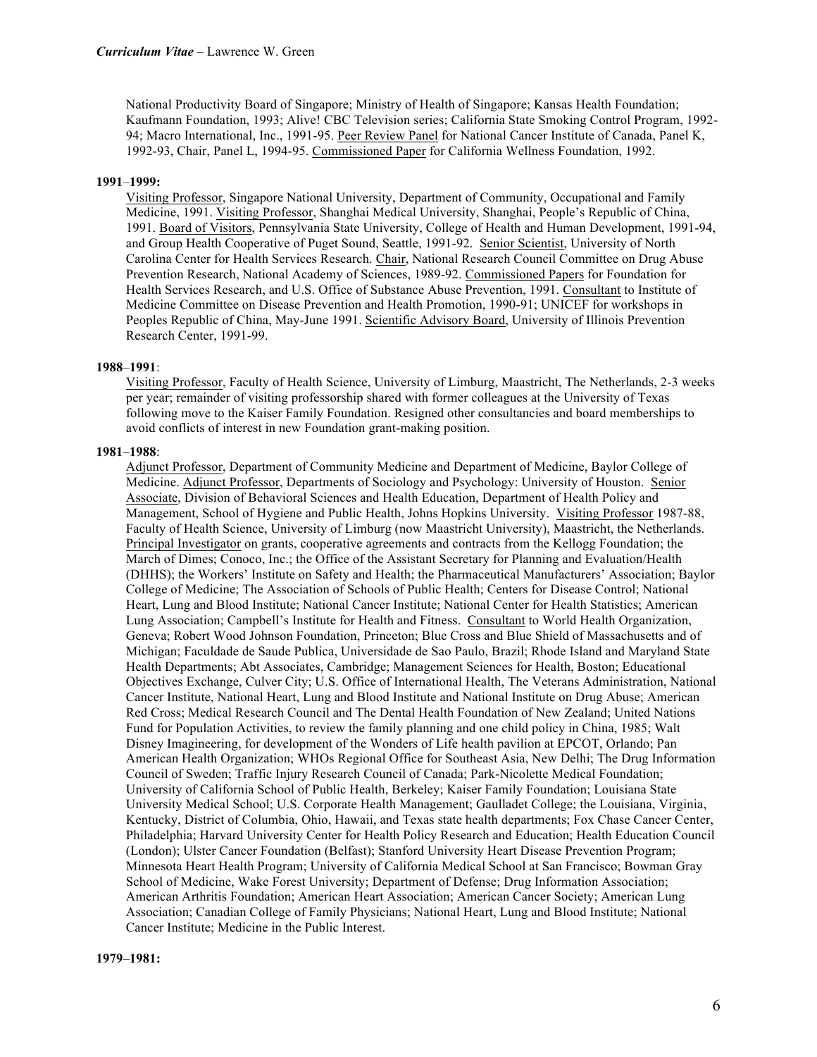National Productivity Board of Singapore; Ministry of Health of Singapore; Kansas Health Foundation; Kaufmann Foundation, 1993; Alive! CBC Television series; California State Smoking Control Program, 1992-94; Macro International, Inc., 1991-95. Peer Review Panel for National Cancer Institute of Canada, Panel K, 1992-93, Chair, Panel L, 1994-95. Commissioned Paper for California Wellness Foundation, 1992.

**1991–1999:**

Visiting Professor, Singapore National University, Department of Community, Occupational and Family Medicine, 1991. Visiting Professor, Shanghai Medical University, Shanghai, People's Republic of China, 1991. Board of Visitors, Pennsylvania State University, College of Health and Human Development, 1991-94, and Group Health Cooperative of Puget Sound, Seattle, 1991-92. Senior Scientist, University of North Carolina Center for Health Services Research. Chair, National Research Council Committee on Drug Abuse Prevention Research, National Academy of Sciences, 1989-92. Commissioned Papers for Foundation for Health Services Research, and U.S. Office of Substance Abuse Prevention, 1991. Consultant to Institute of Medicine Committee on Disease Prevention and Health Promotion, 1990-91; UNICEF for workshops in Peoples Republic of China, May-June 1991. Scientific Advisory Board, University of Illinois Prevention Research Center, 1991-99.

**1988–1991**:

Visiting Professor, Faculty of Health Science, University of Limburg, Maastricht, The Netherlands, 2-3 weeks per year; remainder of visiting professorship shared with former colleagues at the University of Texas following move to the Kaiser Family Foundation. Resigned other consultancies and board memberships to avoid conflicts of interest in new Foundation grant-making position.

**1981–1988**:

Adjunct Professor, Department of Community Medicine and Department of Medicine, Baylor College of Medicine. Adjunct Professor, Departments of Sociology and Psychology: University of Houston. Senior Associate, Division of Behavioral Sciences and Health Education, Department of Health Policy and Management, School of Hygiene and Public Health, Johns Hopkins University. Visiting Professor 1987-88, Faculty of Health Science, University of Limburg (now Maastricht University), Maastricht, the Netherlands. Principal Investigator on grants, cooperative agreements and contracts from the Kellogg Foundation; the March of Dimes; Conoco, Inc.; the Office of the Assistant Secretary for Planning and Evaluation/Health (DHHS); the Workers' Institute on Safety and Health; the Pharmaceutical Manufacturers' Association; Baylor College of Medicine; The Association of Schools of Public Health; Centers for Disease Control; National Heart, Lung and Blood Institute; National Cancer Institute; National Center for Health Statistics; American Lung Association; Campbell's Institute for Health and Fitness. Consultant to World Health Organization, Geneva; Robert Wood Johnson Foundation, Princeton; Blue Cross and Blue Shield of Massachusetts and of Michigan; Faculdade de Saude Publica, Universidade de Sao Paulo, Brazil; Rhode Island and Maryland State Health Departments; Abt Associates, Cambridge; Management Sciences for Health, Boston; Educational Objectives Exchange, Culver City; U.S. Office of International Health, The Veterans Administration, National Cancer Institute, National Heart, Lung and Blood Institute and National Institute on Drug Abuse; American Red Cross; Medical Research Council and The Dental Health Foundation of New Zealand; United Nations Fund for Population Activities, to review the family planning and one child policy in China, 1985; Walt Disney Imagineering, for development of the Wonders of Life health pavilion at EPCOT, Orlando; Pan American Health Organization; WHOs Regional Office for Southeast Asia, New Delhi; The Drug Information Council of Sweden; Traffic Injury Research Council of Canada; Park-Nicolette Medical Foundation; University of California School of Public Health, Berkeley; Kaiser Family Foundation; Louisiana State University Medical School; U.S. Corporate Health Management; Gaulladet College; the Louisiana, Virginia, Kentucky, District of Columbia, Ohio, Hawaii, and Texas state health departments; Fox Chase Cancer Center, Philadelphia; Harvard University Center for Health Policy Research and Education; Health Education Council (London); Ulster Cancer Foundation (Belfast); Stanford University Heart Disease Prevention Program; Minnesota Heart Health Program; University of California Medical School at San Francisco; Bowman Gray School of Medicine, Wake Forest University; Department of Defense; Drug Information Association; American Arthritis Foundation; American Heart Association; American Cancer Society; American Lung Association; Canadian College of Family Physicians; National Heart, Lung and Blood Institute; National Cancer Institute; Medicine in the Public Interest.

**1979–1981:**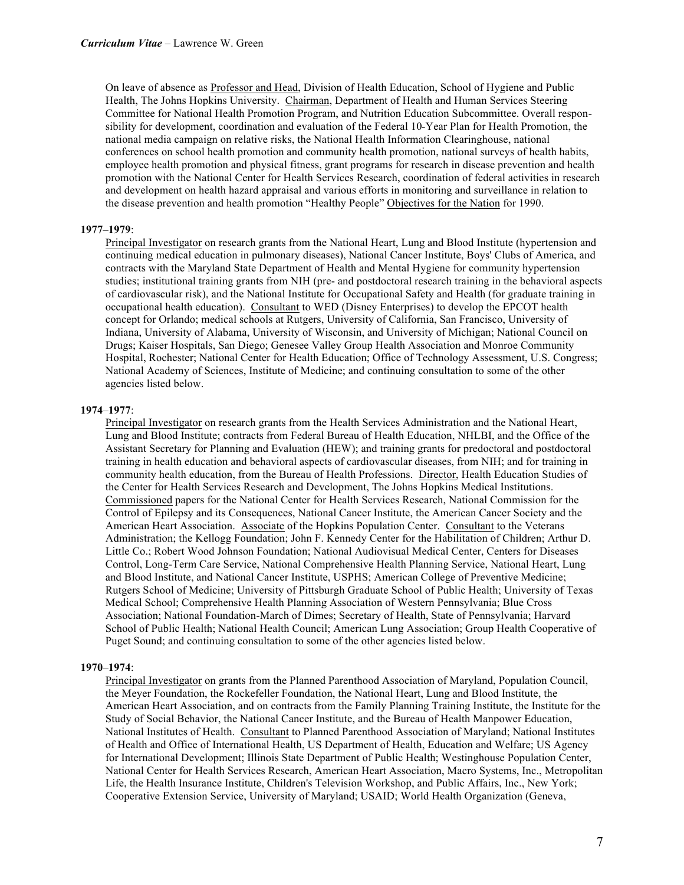On leave of absence as <u>Professor and Head</u>, Division of Health Education, School of Hygiene and Public Health, The Johns Hopkins University. <u>Chairman</u>, Department of Health and Human Services Steering Committee for National Health Promotion Program, and Nutrition Education Subcommittee. Overall responsibility for development, coordination and evaluation of the Federal 10-Year Plan for Health Promotion, the national media campaign on relative risks, the National Health Information Clearinghouse, national conferences on school health promotion and community health promotion, national surveys of health habits, employee health promotion and physical fitness, grant programs for research in disease prevention and health promotion with the National Center for Health Services Research, coordination of federal activities in research and development on health hazard appraisal and various efforts in monitoring and surveillance in relation to the disease prevention and health promotion "Healthy People" <u>Objectives for the Nation</u> for 1990.

**1977–1979**:

<u>Principal Investigator</u> on research grants from the National Heart, Lung and Blood Institute (hypertension and continuing medical education in pulmonary diseases), National Cancer Institute, Boys' Clubs of America, and contracts with the Maryland State Department of Health and Mental Hygiene for community hypertension studies; institutional training grants from NIH (pre- and postdoctoral research training in the behavioral aspects of cardiovascular risk), and the National Institute for Occupational Safety and Health (for graduate training in occupational health education). <u>Consultant</u> to WED (Disney Enterprises) to develop the EPCOT health concept for Orlando; medical schools at Rutgers, University of California, San Francisco, University of Indiana, University of Alabama, University of Wisconsin, and University of Michigan; National Council on Drugs; Kaiser Hospitals, San Diego; Genesee Valley Group Health Association and Monroe Community Hospital, Rochester; National Center for Health Education; Office of Technology Assessment, U.S. Congress; National Academy of Sciences, Institute of Medicine; and continuing consultation to some of the other agencies listed below.

**1974–1977**:

<u>Principal Investigator</u> on research grants from the Health Services Administration and the National Heart, Lung and Blood Institute; contracts from Federal Bureau of Health Education, NHLBI, and the Office of the Assistant Secretary for Planning and Evaluation (HEW); and training grants for predoctoral and postdoctoral training in health education and behavioral aspects of cardiovascular diseases, from NIH; and for training in community health education, from the Bureau of Health Professions. <u>Director</u>, Health Education Studies of the Center for Health Services Research and Development, The Johns Hopkins Medical Institutions. <u>Commissioned</u> papers for the National Center for Health Services Research, National Commission for the Control of Epilepsy and its Consequences, National Cancer Institute, the American Cancer Society and the American Heart Association. <u>Associate</u> of the Hopkins Population Center. <u>Consultant</u> to the Veterans Administration; the Kellogg Foundation; John F. Kennedy Center for the Habilitation of Children; Arthur D. Little Co.; Robert Wood Johnson Foundation; National Audiovisual Medical Center, Centers for Diseases Control, Long-Term Care Service, National Comprehensive Health Planning Service, National Heart, Lung and Blood Institute, and National Cancer Institute, USPHS; American College of Preventive Medicine; Rutgers School of Medicine; University of Pittsburgh Graduate School of Public Health; University of Texas Medical School; Comprehensive Health Planning Association of Western Pennsylvania; Blue Cross Association; National Foundation-March of Dimes; Secretary of Health, State of Pennsylvania; Harvard School of Public Health; National Health Council; American Lung Association; Group Health Cooperative of Puget Sound; and continuing consultation to some of the other agencies listed below.

**1970–1974**:

<u>Principal Investigator</u> on grants from the Planned Parenthood Association of Maryland, Population Council, the Meyer Foundation, the Rockefeller Foundation, the National Heart, Lung and Blood Institute, the American Heart Association, and on contracts from the Family Planning Training Institute, the Institute for the Study of Social Behavior, the National Cancer Institute, and the Bureau of Health Manpower Education, National Institutes of Health. <u>Consultant</u> to Planned Parenthood Association of Maryland; National Institutes of Health and Office of International Health, US Department of Health, Education and Welfare; US Agency for International Development; Illinois State Department of Public Health; Westinghouse Population Center, National Center for Health Services Research, American Heart Association, Macro Systems, Inc., Metropolitan Life, the Health Insurance Institute, Children's Television Workshop, and Public Affairs, Inc., New York; Cooperative Extension Service, University of Maryland; USAID; World Health Organization (Geneva,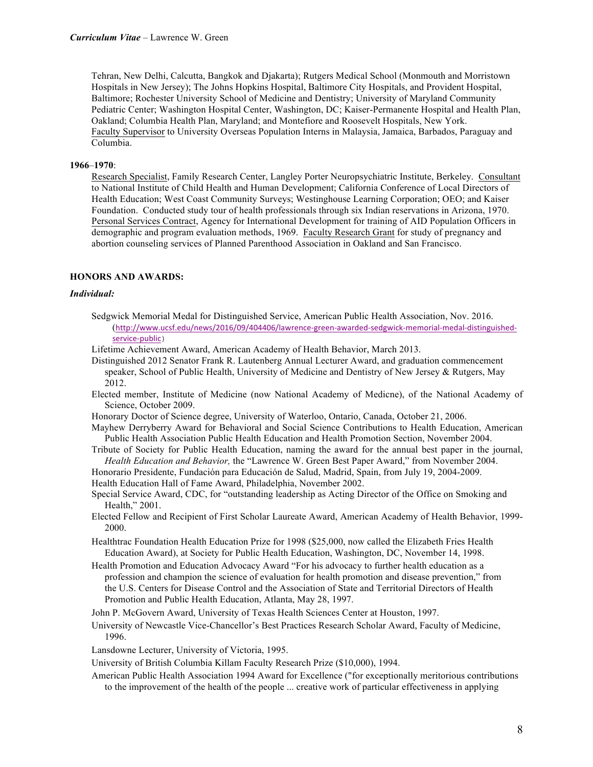Tehran, New Delhi, Calcutta, Bangkok and Djakarta); Rutgers Medical School (Monmouth and Morristown Hospitals in New Jersey); The Johns Hopkins Hospital, Baltimore City Hospitals, and Provident Hospital, Baltimore; Rochester University School of Medicine and Dentistry; University of Maryland Community Pediatric Center; Washington Hospital Center, Washington, DC; Kaiser-Permanente Hospital and Health Plan, Oakland; Columbia Health Plan, Maryland; and Montefiore and Roosevelt Hospitals, New York. Faculty Supervisor to University Overseas Population Interns in Malaysia, Jamaica, Barbados, Paraguay and Columbia.

**1966–1970**:

Research Specialist, Family Research Center, Langley Porter Neuropsychiatric Institute, Berkeley. Consultant to National Institute of Child Health and Human Development; California Conference of Local Directors of Health Education; West Coast Community Surveys; Westinghouse Learning Corporation; OEO; and Kaiser Foundation. Conducted study tour of health professionals through six Indian reservations in Arizona, 1970. Personal Services Contract, Agency for International Development for training of AID Population Officers in demographic and program evaluation methods, 1969. Faculty Research Grant for study of pregnancy and abortion counseling services of Planned Parenthood Association in Oakland and San Francisco.

## HONORS AND AWARDS:

### *Individual:*

Sedgwick Memorial Medal for Distinguished Service, American Public Health Association, Nov. 2016. (http://www.ucsf.edu/news/2016/09/404406/lawrence-green-awarded-sedgwick-memorial-medal-distinguished-service-public)

Lifetime Achievement Award, American Academy of Health Behavior, March 2013.

Distinguished 2012 Senator Frank R. Lautenberg Annual Lecturer Award, and graduation commencement speaker, School of Public Health, University of Medicine and Dentistry of New Jersey & Rutgers, May 2012.

Elected member, Institute of Medicine (now National Academy of Medicne), of the National Academy of Science, October 2009.

Honorary Doctor of Science degree, University of Waterloo, Ontario, Canada, October 21, 2006.

Mayhew Derryberry Award for Behavioral and Social Science Contributions to Health Education, American Public Health Association Public Health Education and Health Promotion Section, November 2004.

Tribute of Society for Public Health Education, naming the award for the annual best paper in the journal, *Health Education and Behavior,* the "Lawrence W. Green Best Paper Award," from November 2004.

Honorario Presidente, Fundación para Educación de Salud, Madrid, Spain, from July 19, 2004-2009.

Health Education Hall of Fame Award, Philadelphia, November 2002.

Special Service Award, CDC, for "outstanding leadership as Acting Director of the Office on Smoking and Health," 2001.

Elected Fellow and Recipient of First Scholar Laureate Award, American Academy of Health Behavior, 1999-2000.

Healthtrac Foundation Health Education Prize for 1998 ($25,000, now called the Elizabeth Fries Health Education Award), at Society for Public Health Education, Washington, DC, November 14, 1998.

Health Promotion and Education Advocacy Award "For his advocacy to further health education as a profession and champion the science of evaluation for health promotion and disease prevention," from the U.S. Centers for Disease Control and the Association of State and Territorial Directors of Health Promotion and Public Health Education, Atlanta, May 28, 1997.

John P. McGovern Award, University of Texas Health Sciences Center at Houston, 1997.

University of Newcastle Vice-Chancellor's Best Practices Research Scholar Award, Faculty of Medicine, 1996.

Lansdowne Lecturer, University of Victoria, 1995.

University of British Columbia Killam Faculty Research Prize ($10,000), 1994.

American Public Health Association 1994 Award for Excellence ("for exceptionally meritorious contributions to the improvement of the health of the people ... creative work of particular effectiveness in applying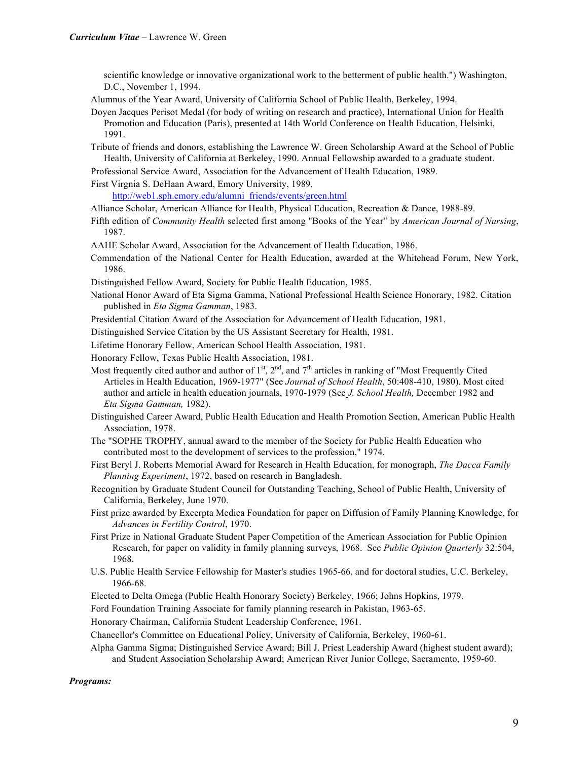scientific knowledge or innovative organizational work to the betterment of public health.") Washington, D.C., November 1, 1994.

Alumnus of the Year Award, University of California School of Public Health, Berkeley, 1994.

Doyen Jacques Perisot Medal (for body of writing on research and practice), International Union for Health Promotion and Education (Paris), presented at 14th World Conference on Health Education, Helsinki, 1991.

Tribute of friends and donors, establishing the Lawrence W. Green Scholarship Award at the School of Public Health, University of California at Berkeley, 1990. Annual Fellowship awarded to a graduate student.

Professional Service Award, Association for the Advancement of Health Education, 1989.

First Virgnia S. DeHaan Award, Emory University, 1989.
http://web1.sph.emory.edu/alumni_friends/events/green.html

Alliance Scholar, American Alliance for Health, Physical Education, Recreation & Dance, 1988-89.

Fifth edition of *Community Health* selected first among "Books of the Year" by *American Journal of Nursing*, 1987.

AAHE Scholar Award, Association for the Advancement of Health Education, 1986.

Commendation of the National Center for Health Education, awarded at the Whitehead Forum, New York, 1986.

Distinguished Fellow Award, Society for Public Health Education, 1985.

National Honor Award of Eta Sigma Gamma, National Professional Health Science Honorary, 1982. Citation published in *Eta Sigma Gamman*, 1983.

Presidential Citation Award of the Association for Advancement of Health Education, 1981.

Distinguished Service Citation by the US Assistant Secretary for Health, 1981.

Lifetime Honorary Fellow, American School Health Association, 1981.

Honorary Fellow, Texas Public Health Association, 1981.

Most frequently cited author and author of 1st, 2nd, and 7th articles in ranking of "Most Frequently Cited Articles in Health Education, 1969-1977" (See *Journal of School Health*, 50:408-410, 1980). Most cited author and article in health education journals, 1970-1979 (See *J. School Health,* December 1982 and *Eta Sigma Gamman,* 1982).

Distinguished Career Award, Public Health Education and Health Promotion Section, American Public Health Association, 1978.

The "SOPHE TROPHY, annual award to the member of the Society for Public Health Education who contributed most to the development of services to the profession," 1974.

First Beryl J. Roberts Memorial Award for Research in Health Education, for monograph, *The Dacca Family Planning Experiment*, 1972, based on research in Bangladesh.

Recognition by Graduate Student Council for Outstanding Teaching, School of Public Health, University of California, Berkeley, June 1970.

First prize awarded by Excerpta Medica Foundation for paper on Diffusion of Family Planning Knowledge, for *Advances in Fertility Control*, 1970.

First Prize in National Graduate Student Paper Competition of the American Association for Public Opinion Research, for paper on validity in family planning surveys, 1968. See *Public Opinion Quarterly* 32:504, 1968.

U.S. Public Health Service Fellowship for Master's studies 1965-66, and for doctoral studies, U.C. Berkeley, 1966-68.

Elected to Delta Omega (Public Health Honorary Society) Berkeley, 1966; Johns Hopkins, 1979.

Ford Foundation Training Associate for family planning research in Pakistan, 1963-65.

Honorary Chairman, California Student Leadership Conference, 1961.

Chancellor's Committee on Educational Policy, University of California, Berkeley, 1960-61.

Alpha Gamma Sigma; Distinguished Service Award; Bill J. Priest Leadership Award (highest student award); and Student Association Scholarship Award; American River Junior College, Sacramento, 1959-60.

***Programs:***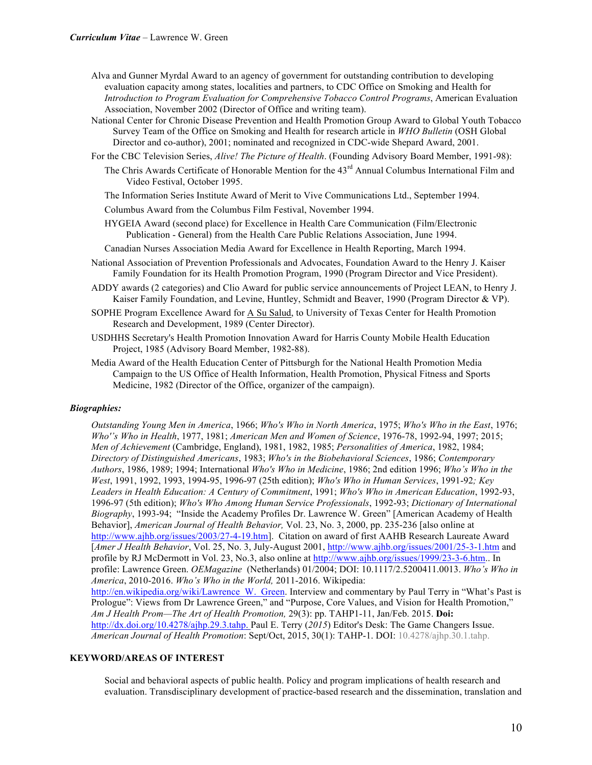Alva and Gunner Myrdal Award to an agency of government for outstanding contribution to developing evaluation capacity among states, localities and partners, to CDC Office on Smoking and Health for *Introduction to Program Evaluation for Comprehensive Tobacco Control Programs*, American Evaluation Association, November 2002 (Director of Office and writing team).

National Center for Chronic Disease Prevention and Health Promotion Group Award to Global Youth Tobacco Survey Team of the Office on Smoking and Health for research article in *WHO Bulletin* (OSH Global Director and co-author), 2001; nominated and recognized in CDC-wide Shepard Award, 2001.

For the CBC Television Series, *Alive! The Picture of Health*. (Founding Advisory Board Member, 1991-98):

- The Chris Awards Certificate of Honorable Mention for the 43rd Annual Columbus International Film and Video Festival, October 1995.
- The Information Series Institute Award of Merit to Vive Communications Ltd., September 1994.
- Columbus Award from the Columbus Film Festival, November 1994.
- HYGEIA Award (second place) for Excellence in Health Care Communication (Film/Electronic Publication - General) from the Health Care Public Relations Association, June 1994.
- Canadian Nurses Association Media Award for Excellence in Health Reporting, March 1994.

National Association of Prevention Professionals and Advocates, Foundation Award to the Henry J. Kaiser Family Foundation for its Health Promotion Program, 1990 (Program Director and Vice President).

ADDY awards (2 categories) and Clio Award for public service announcements of Project LEAN, to Henry J. Kaiser Family Foundation, and Levine, Huntley, Schmidt and Beaver, 1990 (Program Director & VP).

SOPHE Program Excellence Award for A Su Salud, to University of Texas Center for Health Promotion Research and Development, 1989 (Center Director).

USDHHS Secretary's Health Promotion Innovation Award for Harris County Mobile Health Education Project, 1985 (Advisory Board Member, 1982-88).

Media Award of the Health Education Center of Pittsburgh for the National Health Promotion Media Campaign to the US Office of Health Information, Health Promotion, Physical Fitness and Sports Medicine, 1982 (Director of the Office, organizer of the campaign).

***Biographies:***

*Outstanding Young Men in America*, 1966; *Who's Who in North America*, 1975; *Who's Who in the East*, 1976; *Who''s Who in Health*, 1977, 1981; *American Men and Women of Science*, 1976-78, 1992-94, 1997; 2015; *Men of Achievement* (Cambridge, England), 1981, 1982, 1985; *Personalities of America*, 1982, 1984; *Directory of Distinguished Americans*, 1983; *Who's in the Biobehavioral Sciences*, 1986; *Contemporary Authors*, 1986, 1989; 1994; International *Who's Who in Medicine*, 1986; 2nd edition 1996; *Who's Who in the West*, 1991, 1992, 1993, 1994-95, 1996-97 (25th edition); *Who's Who in Human Services*, 1991-92*; Key Leaders in Health Education: A Century of Commitment*, 1991; *Who's Who in American Education*, 1992-93, 1996-97 (5th edition); *Who's Who Among Human Service Professionals*, 1992-93; *Dictionary of International Biography*, 1993-94; "Inside the Academy Profiles Dr. Lawrence W. Green" [American Academy of Health Behavior], *American Journal of Health Behavior,* Vol. 23, No. 3, 2000, pp. 235-236 [also online at http://www.ajhb.org/issues/2003/27-4-19.htm]. Citation on award of first AAHB Research Laureate Award [*Amer J Health Behavior*, Vol. 25, No. 3, July-August 2001, http://www.ajhb.org/issues/2001/25-3-1.htm and profile by RJ McDermott in Vol. 23, No.3, also online at http://www.ajhb.org/issues/1999/23-3-6.htm.. In profile: Lawrence Green. *OEMagazine* (Netherlands) 01/2004; DOI: 10.1117/2.5200411.0013. *Who's Who in America*, 2010-2016. *Who's Who in the World,* 2011-2016. Wikipedia: http://en.wikipedia.org/wiki/Lawrence_W._Green. Interview and commentary by Paul Terry in "What's Past is Prologue": Views from Dr Lawrence Green," and "Purpose, Core Values, and Vision for Health Promotion," *Am J Health Prom—The Art of Health Promotion,* 29(3): pp. TAHP1-11, Jan/Feb. 2015. **Doi:** http://dx.doi.org/10.4278/ajhp.29.3.tahp. Paul E. Terry (*2015*) Editor's Desk: The Game Changers Issue. *American Journal of Health Promotion*: Sept/Oct, 2015, 30(1): TAHP-1. DOI: 10.4278/ajhp.30.1.tahp.

**KEYWORD/AREAS OF INTEREST**

Social and behavioral aspects of public health. Policy and program implications of health research and evaluation. Transdisciplinary development of practice-based research and the dissemination, translation and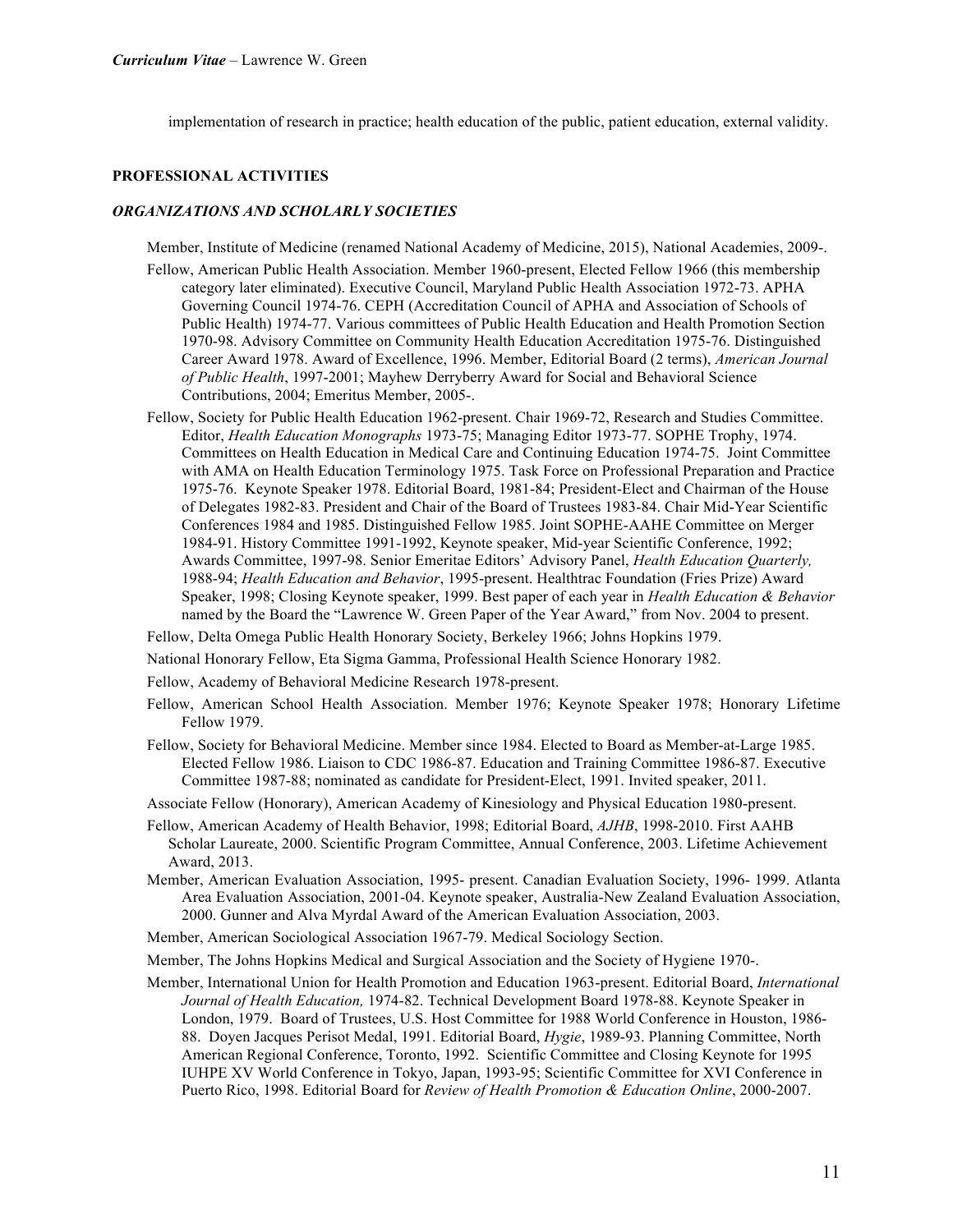implementation of research in practice; health education of the public, patient education, external validity.

## PROFESSIONAL ACTIVITIES

### *ORGANIZATIONS AND SCHOLARLY SOCIETIES*

Member, Institute of Medicine (renamed National Academy of Medicine, 2015), National Academies, 2009-.

Fellow, American Public Health Association. Member 1960-present, Elected Fellow 1966 (this membership category later eliminated). Executive Council, Maryland Public Health Association 1972-73. APHA Governing Council 1974-76. CEPH (Accreditation Council of APHA and Association of Schools of Public Health) 1974-77. Various committees of Public Health Education and Health Promotion Section 1970-98. Advisory Committee on Community Health Education Accreditation 1975-76. Distinguished Career Award 1978. Award of Excellence, 1996. Member, Editorial Board (2 terms), *American Journal of Public Health*, 1997-2001; Mayhew Derryberry Award for Social and Behavioral Science Contributions, 2004; Emeritus Member, 2005-.

Fellow, Society for Public Health Education 1962-present. Chair 1969-72, Research and Studies Committee. Editor, *Health Education Monographs* 1973-75; Managing Editor 1973-77. SOPHE Trophy, 1974. Committees on Health Education in Medical Care and Continuing Education 1974-75. Joint Committee with AMA on Health Education Terminology 1975. Task Force on Professional Preparation and Practice 1975-76. Keynote Speaker 1978. Editorial Board, 1981-84; President-Elect and Chairman of the House of Delegates 1982-83. President and Chair of the Board of Trustees 1983-84. Chair Mid-Year Scientific Conferences 1984 and 1985. Distinguished Fellow 1985. Joint SOPHE-AAHE Committee on Merger 1984-91. History Committee 1991-1992, Keynote speaker, Mid-year Scientific Conference, 1992; Awards Committee, 1997-98. Senior Emeritae Editors' Advisory Panel, *Health Education Quarterly,* 1988-94; *Health Education and Behavior*, 1995-present. Healthtrac Foundation (Fries Prize) Award Speaker, 1998; Closing Keynote speaker, 1999. Best paper of each year in *Health Education & Behavior* named by the Board the "Lawrence W. Green Paper of the Year Award," from Nov. 2004 to present.

Fellow, Delta Omega Public Health Honorary Society, Berkeley 1966; Johns Hopkins 1979.

National Honorary Fellow, Eta Sigma Gamma, Professional Health Science Honorary 1982.

Fellow, Academy of Behavioral Medicine Research 1978-present.

Fellow, American School Health Association. Member 1976; Keynote Speaker 1978; Honorary Lifetime Fellow 1979.

Fellow, Society for Behavioral Medicine. Member since 1984. Elected to Board as Member-at-Large 1985. Elected Fellow 1986. Liaison to CDC 1986-87. Education and Training Committee 1986-87. Executive Committee 1987-88; nominated as candidate for President-Elect, 1991. Invited speaker, 2011.

Associate Fellow (Honorary), American Academy of Kinesiology and Physical Education 1980-present.

Fellow, American Academy of Health Behavior, 1998; Editorial Board, *AJHB*, 1998-2010. First AAHB Scholar Laureate, 2000. Scientific Program Committee, Annual Conference, 2003. Lifetime Achievement Award, 2013.

Member, American Evaluation Association, 1995- present. Canadian Evaluation Society, 1996- 1999. Atlanta Area Evaluation Association, 2001-04. Keynote speaker, Australia-New Zealand Evaluation Association, 2000. Gunner and Alva Myrdal Award of the American Evaluation Association, 2003.

Member, American Sociological Association 1967-79. Medical Sociology Section.

Member, The Johns Hopkins Medical and Surgical Association and the Society of Hygiene 1970-.

Member, International Union for Health Promotion and Education 1963-present. Editorial Board, *International Journal of Health Education,* 1974-82. Technical Development Board 1978-88. Keynote Speaker in London, 1979. Board of Trustees, U.S. Host Committee for 1988 World Conference in Houston, 1986-88. Doyen Jacques Perisot Medal, 1991. Editorial Board, *Hygie*, 1989-93. Planning Committee, North American Regional Conference, Toronto, 1992. Scientific Committee and Closing Keynote for 1995 IUHPE XV World Conference in Tokyo, Japan, 1993-95; Scientific Committee for XVI Conference in Puerto Rico, 1998. Editorial Board for *Review of Health Promotion & Education Online*, 2000-2007.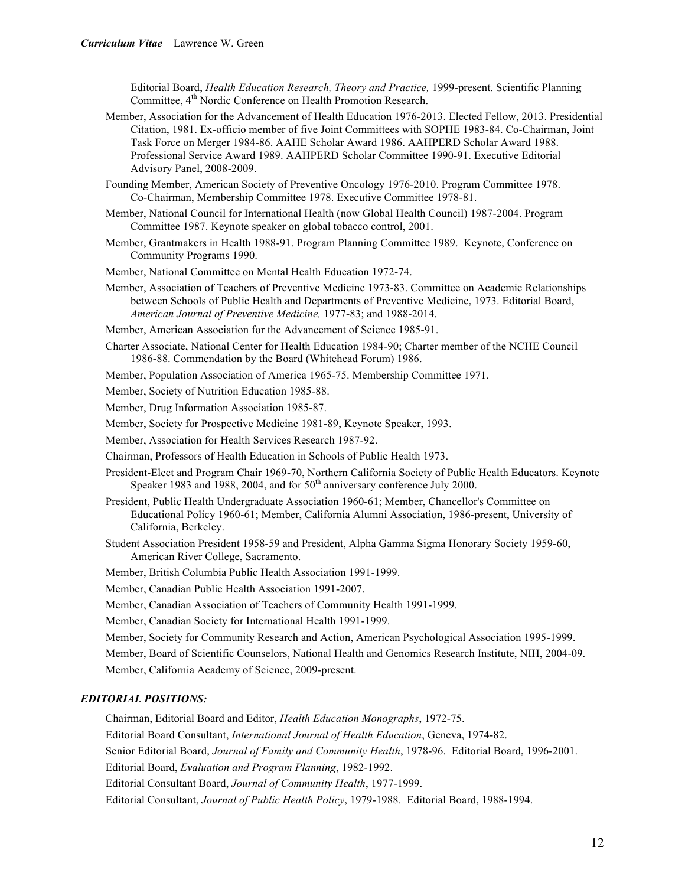Editorial Board, *Health Education Research, Theory and Practice,* 1999-present. Scientific Planning Committee, 4th Nordic Conference on Health Promotion Research.

Member, Association for the Advancement of Health Education 1976-2013. Elected Fellow, 2013. Presidential Citation, 1981. Ex-officio member of five Joint Committees with SOPHE 1983-84. Co-Chairman, Joint Task Force on Merger 1984-86. AAHE Scholar Award 1986. AAHPERD Scholar Award 1988. Professional Service Award 1989. AAHPERD Scholar Committee 1990-91. Executive Editorial Advisory Panel, 2008-2009.

Founding Member, American Society of Preventive Oncology 1976-2010. Program Committee 1978. Co-Chairman, Membership Committee 1978. Executive Committee 1978-81.

Member, National Council for International Health (now Global Health Council) 1987-2004. Program Committee 1987. Keynote speaker on global tobacco control, 2001.

Member, Grantmakers in Health 1988-91. Program Planning Committee 1989. Keynote, Conference on Community Programs 1990.

Member, National Committee on Mental Health Education 1972-74.

Member, Association of Teachers of Preventive Medicine 1973-83. Committee on Academic Relationships between Schools of Public Health and Departments of Preventive Medicine, 1973. Editorial Board, *American Journal of Preventive Medicine,* 1977-83; and 1988-2014.

Member, American Association for the Advancement of Science 1985-91.

Charter Associate, National Center for Health Education 1984-90; Charter member of the NCHE Council 1986-88. Commendation by the Board (Whitehead Forum) 1986.

Member, Population Association of America 1965-75. Membership Committee 1971.

Member, Society of Nutrition Education 1985-88.

Member, Drug Information Association 1985-87.

Member, Society for Prospective Medicine 1981-89, Keynote Speaker, 1993.

Member, Association for Health Services Research 1987-92.

Chairman, Professors of Health Education in Schools of Public Health 1973.

President-Elect and Program Chair 1969-70, Northern California Society of Public Health Educators. Keynote Speaker 1983 and 1988, 2004, and for 50th anniversary conference July 2000.

President, Public Health Undergraduate Association 1960-61; Member, Chancellor's Committee on Educational Policy 1960-61; Member, California Alumni Association, 1986-present, University of California, Berkeley.

Student Association President 1958-59 and President, Alpha Gamma Sigma Honorary Society 1959-60, American River College, Sacramento.

Member, British Columbia Public Health Association 1991-1999.

Member, Canadian Public Health Association 1991-2007.

Member, Canadian Association of Teachers of Community Health 1991-1999.

Member, Canadian Society for International Health 1991-1999.

Member, Society for Community Research and Action, American Psychological Association 1995-1999.

Member, Board of Scientific Counselors, National Health and Genomics Research Institute, NIH, 2004-09.

Member, California Academy of Science, 2009-present.

### *EDITORIAL POSITIONS:*

Chairman, Editorial Board and Editor, *Health Education Monographs*, 1972-75.

Editorial Board Consultant, *International Journal of Health Education*, Geneva, 1974-82.

Senior Editorial Board, *Journal of Family and Community Health*, 1978-96. Editorial Board, 1996-2001.

Editorial Board, *Evaluation and Program Planning*, 1982-1992.

Editorial Consultant Board, *Journal of Community Health*, 1977-1999.

Editorial Consultant, *Journal of Public Health Policy*, 1979-1988. Editorial Board, 1988-1994.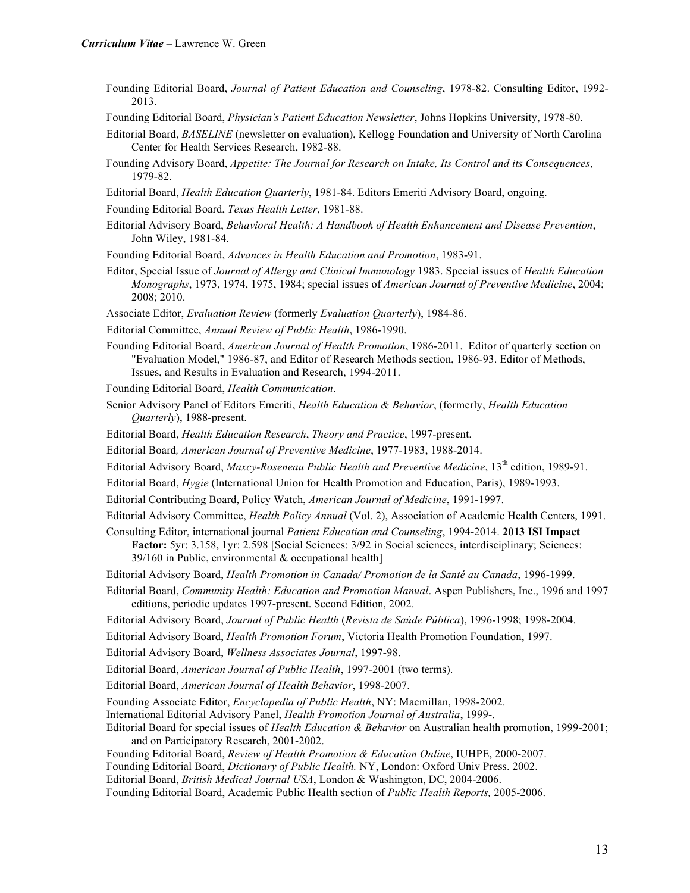Founding Editorial Board, *Journal of Patient Education and Counseling*, 1978-82. Consulting Editor, 1992-2013.

Founding Editorial Board, *Physician's Patient Education Newsletter*, Johns Hopkins University, 1978-80.

Editorial Board, *BASELINE* (newsletter on evaluation), Kellogg Foundation and University of North Carolina Center for Health Services Research, 1982-88.

Founding Advisory Board, *Appetite: The Journal for Research on Intake, Its Control and its Consequences*, 1979-82.

Editorial Board, *Health Education Quarterly*, 1981-84. Editors Emeriti Advisory Board, ongoing.

Founding Editorial Board, *Texas Health Letter*, 1981-88.

Editorial Advisory Board, *Behavioral Health: A Handbook of Health Enhancement and Disease Prevention*, John Wiley, 1981-84.

Founding Editorial Board, *Advances in Health Education and Promotion*, 1983-91.

Editor, Special Issue of *Journal of Allergy and Clinical Immunology* 1983. Special issues of *Health Education Monographs*, 1973, 1974, 1975, 1984; special issues of *American Journal of Preventive Medicine*, 2004; 2008; 2010.

Associate Editor, *Evaluation Review* (formerly *Evaluation Quarterly*), 1984-86.

Editorial Committee, *Annual Review of Public Health*, 1986-1990.

Founding Editorial Board, *American Journal of Health Promotion*, 1986-2011. Editor of quarterly section on "Evaluation Model," 1986-87, and Editor of Research Methods section, 1986-93. Editor of Methods, Issues, and Results in Evaluation and Research, 1994-2011.

Founding Editorial Board, *Health Communication*.

Senior Advisory Panel of Editors Emeriti, *Health Education & Behavior*, (formerly, *Health Education Quarterly*), 1988-present.

Editorial Board, *Health Education Research*, *Theory and Practice*, 1997-present.

Editorial Board*, American Journal of Preventive Medicine*, 1977-1983, 1988-2014.

Editorial Advisory Board, *Maxcy-Roseneau Public Health and Preventive Medicine*, 13th edition, 1989-91.

Editorial Board, *Hygie* (International Union for Health Promotion and Education, Paris), 1989-1993.

Editorial Contributing Board, Policy Watch, *American Journal of Medicine*, 1991-1997.

Editorial Advisory Committee, *Health Policy Annual* (Vol. 2), Association of Academic Health Centers, 1991.

Consulting Editor, international journal *Patient Education and Counseling*, 1994-2014. **2013 ISI Impact Factor:** 5yr: 3.158, 1yr: 2.598 [Social Sciences: 3/92 in Social sciences, interdisciplinary; Sciences: 39/160 in Public, environmental & occupational health]

Editorial Advisory Board, *Health Promotion in Canada/ Promotion de la Santé au Canada*, 1996-1999.

Editorial Board, *Community Health: Education and Promotion Manual*. Aspen Publishers, Inc., 1996 and 1997 editions, periodic updates 1997-present. Second Edition, 2002.

Editorial Advisory Board, *Journal of Public Health* (*Revista de Saúde Pública*), 1996-1998; 1998-2004.

Editorial Advisory Board, *Health Promotion Forum*, Victoria Health Promotion Foundation, 1997.

Editorial Advisory Board, *Wellness Associates Journal*, 1997-98.

Editorial Board, *American Journal of Public Health*, 1997-2001 (two terms).

Editorial Board, *American Journal of Health Behavior*, 1998-2007.

Founding Associate Editor, *Encyclopedia of Public Health*, NY: Macmillan, 1998-2002.

International Editorial Advisory Panel, *Health Promotion Journal of Australia*, 1999-.

Editorial Board for special issues of *Health Education & Behavior* on Australian health promotion, 1999-2001; and on Participatory Research, 2001-2002.

Founding Editorial Board, *Review of Health Promotion & Education Online*, IUHPE, 2000-2007.

Founding Editorial Board, *Dictionary of Public Health.* NY, London: Oxford Univ Press. 2002.

Editorial Board, *British Medical Journal USA*, London & Washington, DC, 2004-2006.

Founding Editorial Board, Academic Public Health section of *Public Health Reports,* 2005-2006.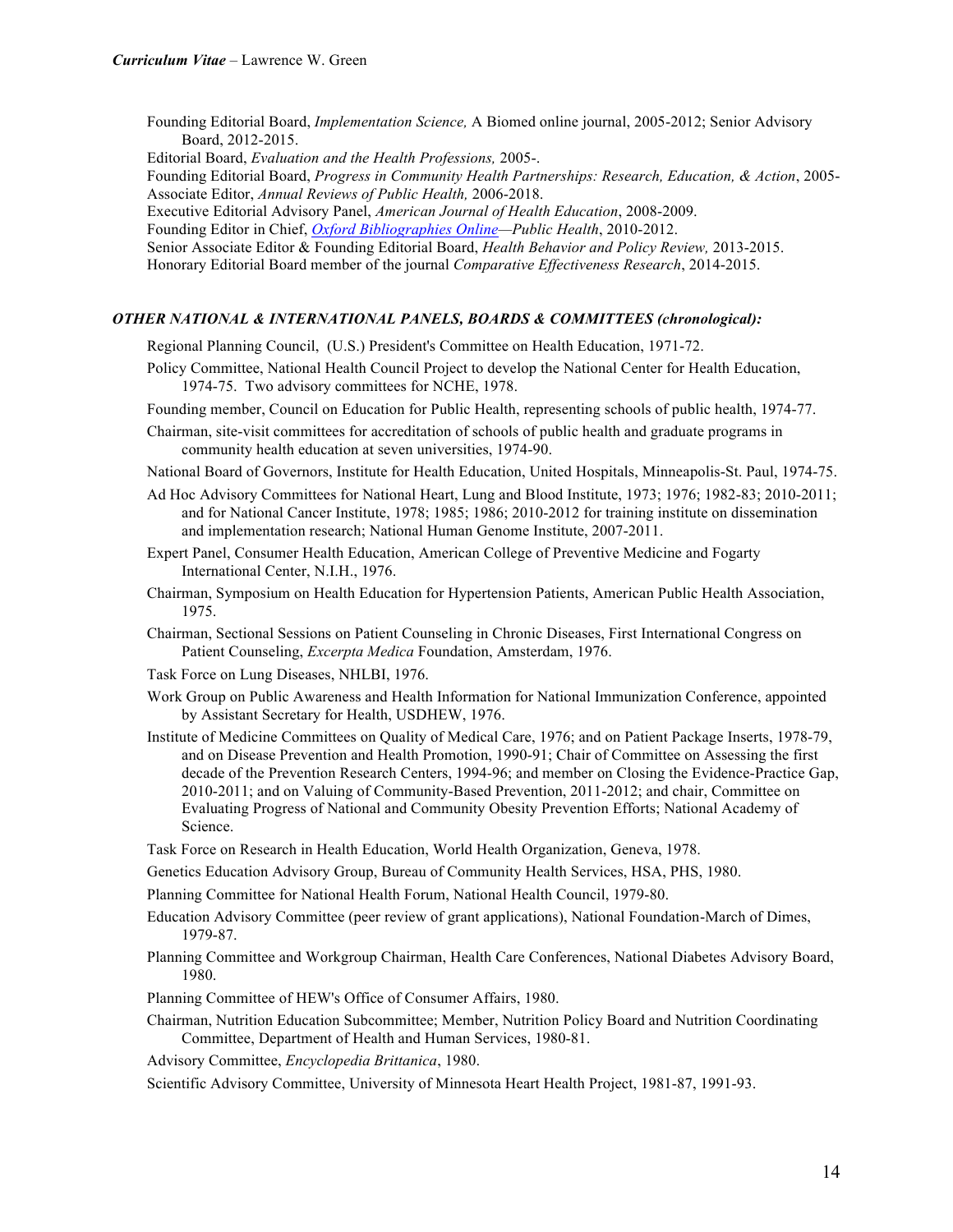Founding Editorial Board, *Implementation Science,* A Biomed online journal, 2005-2012; Senior Advisory Board, 2012-2015.

Editorial Board, *Evaluation and the Health Professions,* 2005-.

Founding Editorial Board, *Progress in Community Health Partnerships: Research, Education, & Action*, 2005-

Associate Editor, *Annual Reviews of Public Health,* 2006-2018.

Executive Editorial Advisory Panel, *American Journal of Health Education*, 2008-2009.

Founding Editor in Chief, *Oxford Bibliographies Online—Public Health*, 2010-2012.

Senior Associate Editor & Founding Editorial Board, *Health Behavior and Policy Review,* 2013-2015.

Honorary Editorial Board member of the journal *Comparative Effectiveness Research*, 2014-2015.

### *OTHER NATIONAL & INTERNATIONAL PANELS, BOARDS & COMMITTEES (chronological):*

Regional Planning Council, (U.S.) President's Committee on Health Education, 1971-72.

Policy Committee, National Health Council Project to develop the National Center for Health Education, 1974-75. Two advisory committees for NCHE, 1978.

Founding member, Council on Education for Public Health, representing schools of public health, 1974-77.

Chairman, site-visit committees for accreditation of schools of public health and graduate programs in community health education at seven universities, 1974-90.

National Board of Governors, Institute for Health Education, United Hospitals, Minneapolis-St. Paul, 1974-75.

Ad Hoc Advisory Committees for National Heart, Lung and Blood Institute, 1973; 1976; 1982-83; 2010-2011; and for National Cancer Institute, 1978; 1985; 1986; 2010-2012 for training institute on dissemination and implementation research; National Human Genome Institute, 2007-2011.

Expert Panel, Consumer Health Education, American College of Preventive Medicine and Fogarty International Center, N.I.H., 1976.

Chairman, Symposium on Health Education for Hypertension Patients, American Public Health Association, 1975.

Chairman, Sectional Sessions on Patient Counseling in Chronic Diseases, First International Congress on Patient Counseling, *Excerpta Medica* Foundation, Amsterdam, 1976.

Task Force on Lung Diseases, NHLBI, 1976.

Work Group on Public Awareness and Health Information for National Immunization Conference, appointed by Assistant Secretary for Health, USDHEW, 1976.

Institute of Medicine Committees on Quality of Medical Care, 1976; and on Patient Package Inserts, 1978-79, and on Disease Prevention and Health Promotion, 1990-91; Chair of Committee on Assessing the first decade of the Prevention Research Centers, 1994-96; and member on Closing the Evidence-Practice Gap, 2010-2011; and on Valuing of Community-Based Prevention, 2011-2012; and chair, Committee on Evaluating Progress of National and Community Obesity Prevention Efforts; National Academy of Science.

Task Force on Research in Health Education, World Health Organization, Geneva, 1978.

Genetics Education Advisory Group, Bureau of Community Health Services, HSA, PHS, 1980.

Planning Committee for National Health Forum, National Health Council, 1979-80.

Education Advisory Committee (peer review of grant applications), National Foundation-March of Dimes, 1979-87.

Planning Committee and Workgroup Chairman, Health Care Conferences, National Diabetes Advisory Board, 1980.

Planning Committee of HEW's Office of Consumer Affairs, 1980.

Chairman, Nutrition Education Subcommittee; Member, Nutrition Policy Board and Nutrition Coordinating Committee, Department of Health and Human Services, 1980-81.

Advisory Committee, *Encyclopedia Brittanica*, 1980.

Scientific Advisory Committee, University of Minnesota Heart Health Project, 1981-87, 1991-93.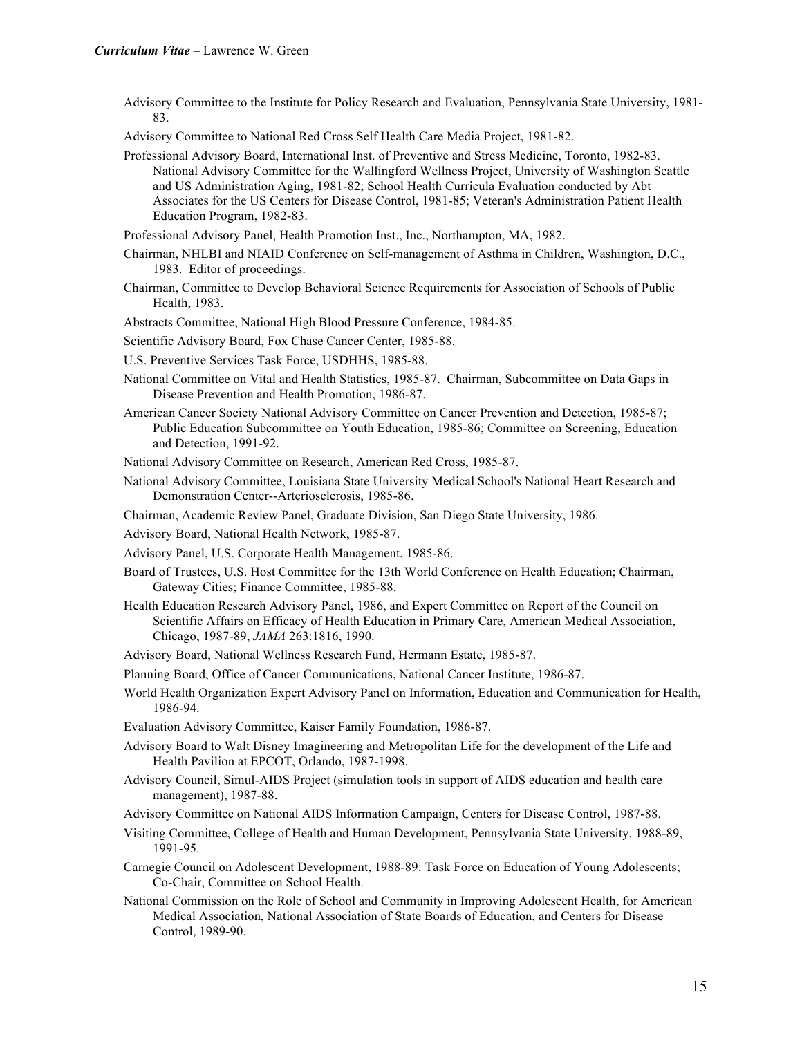Advisory Committee to the Institute for Policy Research and Evaluation, Pennsylvania State University, 1981-83.

Advisory Committee to National Red Cross Self Health Care Media Project, 1981-82.

Professional Advisory Board, International Inst. of Preventive and Stress Medicine, Toronto, 1982-83. National Advisory Committee for the Wallingford Wellness Project, University of Washington Seattle and US Administration Aging, 1981-82; School Health Curricula Evaluation conducted by Abt Associates for the US Centers for Disease Control, 1981-85; Veteran's Administration Patient Health Education Program, 1982-83.

Professional Advisory Panel, Health Promotion Inst., Inc., Northampton, MA, 1982.

Chairman, NHLBI and NIAID Conference on Self-management of Asthma in Children, Washington, D.C., 1983. Editor of proceedings.

Chairman, Committee to Develop Behavioral Science Requirements for Association of Schools of Public Health, 1983.

Abstracts Committee, National High Blood Pressure Conference, 1984-85.

Scientific Advisory Board, Fox Chase Cancer Center, 1985-88.

U.S. Preventive Services Task Force, USDHHS, 1985-88.

National Committee on Vital and Health Statistics, 1985-87. Chairman, Subcommittee on Data Gaps in Disease Prevention and Health Promotion, 1986-87.

American Cancer Society National Advisory Committee on Cancer Prevention and Detection, 1985-87; Public Education Subcommittee on Youth Education, 1985-86; Committee on Screening, Education and Detection, 1991-92.

National Advisory Committee on Research, American Red Cross, 1985-87.

National Advisory Committee, Louisiana State University Medical School's National Heart Research and Demonstration Center--Arteriosclerosis, 1985-86.

Chairman, Academic Review Panel, Graduate Division, San Diego State University, 1986.

Advisory Board, National Health Network, 1985-87.

Advisory Panel, U.S. Corporate Health Management, 1985-86.

Board of Trustees, U.S. Host Committee for the 13th World Conference on Health Education; Chairman, Gateway Cities; Finance Committee, 1985-88.

Health Education Research Advisory Panel, 1986, and Expert Committee on Report of the Council on Scientific Affairs on Efficacy of Health Education in Primary Care, American Medical Association, Chicago, 1987-89, *JAMA* 263:1816, 1990.

Advisory Board, National Wellness Research Fund, Hermann Estate, 1985-87.

Planning Board, Office of Cancer Communications, National Cancer Institute, 1986-87.

World Health Organization Expert Advisory Panel on Information, Education and Communication for Health, 1986-94.

Evaluation Advisory Committee, Kaiser Family Foundation, 1986-87.

Advisory Board to Walt Disney Imagineering and Metropolitan Life for the development of the Life and Health Pavilion at EPCOT, Orlando, 1987-1998.

Advisory Council, Simul-AIDS Project (simulation tools in support of AIDS education and health care management), 1987-88.

Advisory Committee on National AIDS Information Campaign, Centers for Disease Control, 1987-88.

Visiting Committee, College of Health and Human Development, Pennsylvania State University, 1988-89, 1991-95.

Carnegie Council on Adolescent Development, 1988-89: Task Force on Education of Young Adolescents; Co-Chair, Committee on School Health.

National Commission on the Role of School and Community in Improving Adolescent Health, for American Medical Association, National Association of State Boards of Education, and Centers for Disease Control, 1989-90.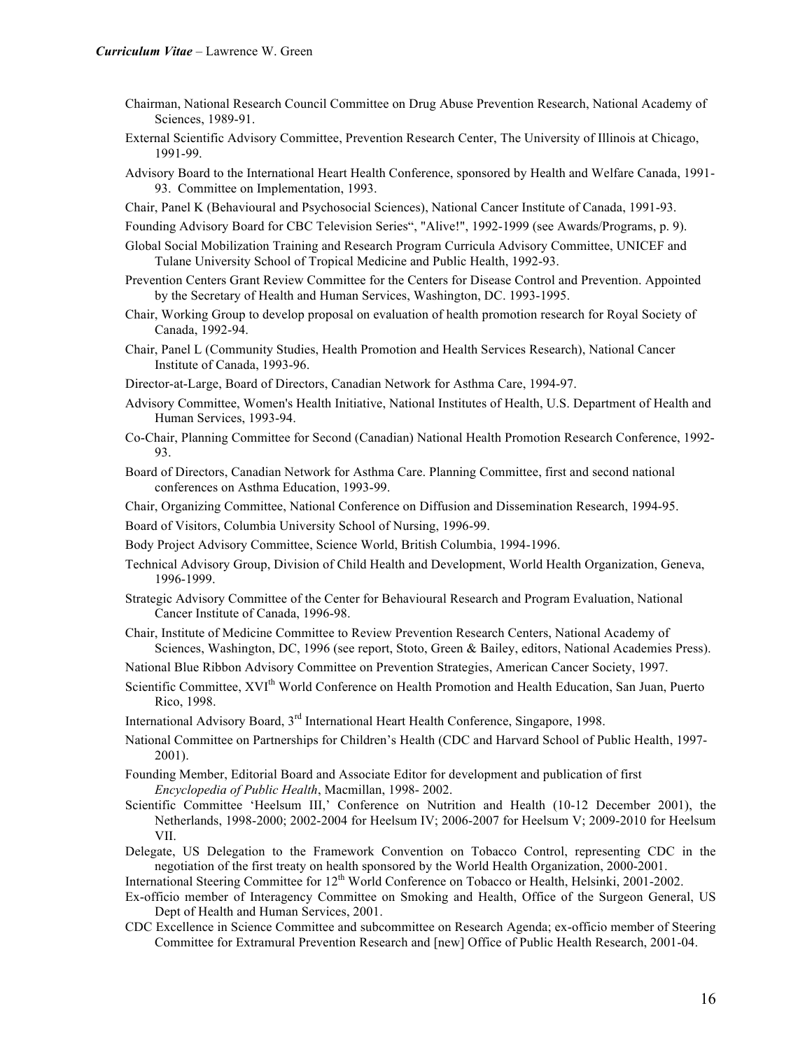Chairman, National Research Council Committee on Drug Abuse Prevention Research, National Academy of Sciences, 1989-91.

External Scientific Advisory Committee, Prevention Research Center, The University of Illinois at Chicago, 1991-99.

Advisory Board to the International Heart Health Conference, sponsored by Health and Welfare Canada, 1991-93. Committee on Implementation, 1993.

Chair, Panel K (Behavioural and Psychosocial Sciences), National Cancer Institute of Canada, 1991-93.

Founding Advisory Board for CBC Television Series", "Alive!", 1992-1999 (see Awards/Programs, p. 9).

Global Social Mobilization Training and Research Program Curricula Advisory Committee, UNICEF and Tulane University School of Tropical Medicine and Public Health, 1992-93.

Prevention Centers Grant Review Committee for the Centers for Disease Control and Prevention. Appointed by the Secretary of Health and Human Services, Washington, DC. 1993-1995.

Chair, Working Group to develop proposal on evaluation of health promotion research for Royal Society of Canada, 1992-94.

Chair, Panel L (Community Studies, Health Promotion and Health Services Research), National Cancer Institute of Canada, 1993-96.

Director-at-Large, Board of Directors, Canadian Network for Asthma Care, 1994-97.

Advisory Committee, Women's Health Initiative, National Institutes of Health, U.S. Department of Health and Human Services, 1993-94.

Co-Chair, Planning Committee for Second (Canadian) National Health Promotion Research Conference, 1992-93.

Board of Directors, Canadian Network for Asthma Care. Planning Committee, first and second national conferences on Asthma Education, 1993-99.

Chair, Organizing Committee, National Conference on Diffusion and Dissemination Research, 1994-95.

Board of Visitors, Columbia University School of Nursing, 1996-99.

Body Project Advisory Committee, Science World, British Columbia, 1994-1996.

Technical Advisory Group, Division of Child Health and Development, World Health Organization, Geneva, 1996-1999.

Strategic Advisory Committee of the Center for Behavioural Research and Program Evaluation, National Cancer Institute of Canada, 1996-98.

Chair, Institute of Medicine Committee to Review Prevention Research Centers, National Academy of Sciences, Washington, DC, 1996 (see report, Stoto, Green & Bailey, editors, National Academies Press).

National Blue Ribbon Advisory Committee on Prevention Strategies, American Cancer Society, 1997.

Scientific Committee, XVI[th] World Conference on Health Promotion and Health Education, San Juan, Puerto Rico, 1998.

International Advisory Board, 3[rd] International Heart Health Conference, Singapore, 1998.

National Committee on Partnerships for Children's Health (CDC and Harvard School of Public Health, 1997-2001).

Founding Member, Editorial Board and Associate Editor for development and publication of first *Encyclopedia of Public Health*, Macmillan, 1998- 2002.

Scientific Committee 'Heelsum III,' Conference on Nutrition and Health (10-12 December 2001), the Netherlands, 1998-2000; 2002-2004 for Heelsum IV; 2006-2007 for Heelsum V; 2009-2010 for Heelsum VII.

Delegate, US Delegation to the Framework Convention on Tobacco Control, representing CDC in the negotiation of the first treaty on health sponsored by the World Health Organization, 2000-2001.

International Steering Committee for 12[th] World Conference on Tobacco or Health, Helsinki, 2001-2002.

Ex-officio member of Interagency Committee on Smoking and Health, Office of the Surgeon General, US Dept of Health and Human Services, 2001.

CDC Excellence in Science Committee and subcommittee on Research Agenda; ex-officio member of Steering Committee for Extramural Prevention Research and [new] Office of Public Health Research, 2001-04.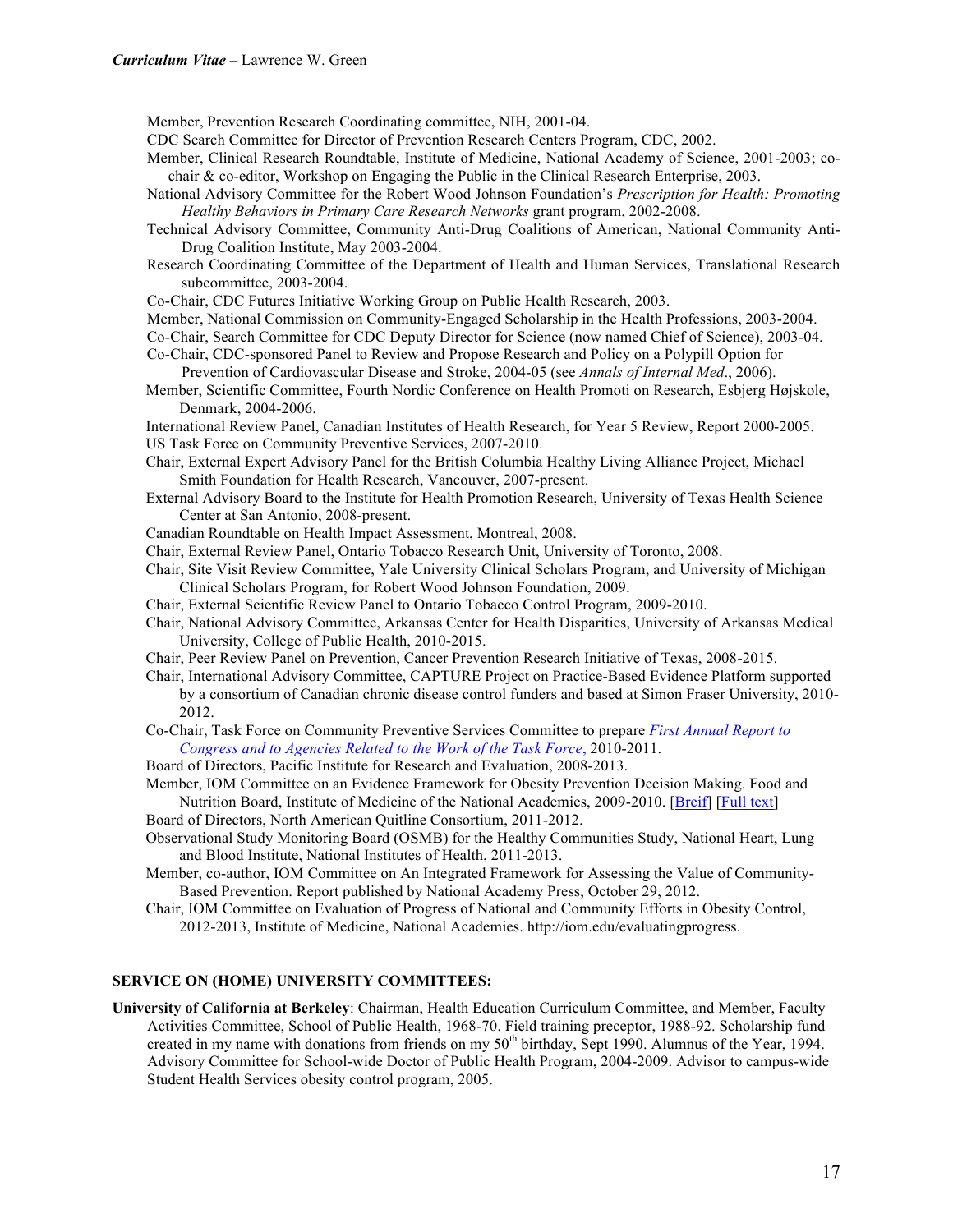Member, Prevention Research Coordinating committee, NIH, 2001-04.

CDC Search Committee for Director of Prevention Research Centers Program, CDC, 2002.

Member, Clinical Research Roundtable, Institute of Medicine, National Academy of Science, 2001-2003; co-chair & co-editor, Workshop on Engaging the Public in the Clinical Research Enterprise, 2003.

National Advisory Committee for the Robert Wood Johnson Foundation's *Prescription for Health: Promoting Healthy Behaviors in Primary Care Research Networks* grant program, 2002-2008.

Technical Advisory Committee, Community Anti-Drug Coalitions of American, National Community Anti-Drug Coalition Institute, May 2003-2004.

Research Coordinating Committee of the Department of Health and Human Services, Translational Research subcommittee, 2003-2004.

Co-Chair, CDC Futures Initiative Working Group on Public Health Research, 2003.

Member, National Commission on Community-Engaged Scholarship in the Health Professions, 2003-2004.

Co-Chair, Search Committee for CDC Deputy Director for Science (now named Chief of Science), 2003-04.

Co-Chair, CDC-sponsored Panel to Review and Propose Research and Policy on a Polypill Option for Prevention of Cardiovascular Disease and Stroke, 2004-05 (see *Annals of Internal Med*., 2006).

Member, Scientific Committee, Fourth Nordic Conference on Health Promoti on Research, Esbjerg Højskole, Denmark, 2004-2006.

International Review Panel, Canadian Institutes of Health Research, for Year 5 Review, Report 2000-2005.

US Task Force on Community Preventive Services, 2007-2010.

Chair, External Expert Advisory Panel for the British Columbia Healthy Living Alliance Project, Michael Smith Foundation for Health Research, Vancouver, 2007-present.

External Advisory Board to the Institute for Health Promotion Research, University of Texas Health Science Center at San Antonio, 2008-present.

Canadian Roundtable on Health Impact Assessment, Montreal, 2008.

Chair, External Review Panel, Ontario Tobacco Research Unit, University of Toronto, 2008.

Chair, Site Visit Review Committee, Yale University Clinical Scholars Program, and University of Michigan Clinical Scholars Program, for Robert Wood Johnson Foundation, 2009.

Chair, External Scientific Review Panel to Ontario Tobacco Control Program, 2009-2010.

Chair, National Advisory Committee, Arkansas Center for Health Disparities, University of Arkansas Medical University, College of Public Health, 2010-2015.

Chair, Peer Review Panel on Prevention, Cancer Prevention Research Initiative of Texas, 2008-2015.

Chair, International Advisory Committee, CAPTURE Project on Practice-Based Evidence Platform supported by a consortium of Canadian chronic disease control funders and based at Simon Fraser University, 2010-2012.

Co-Chair, Task Force on Community Preventive Services Committee to prepare *First Annual Report to Congress and to Agencies Related to the Work of the Task Force*, 2010-2011.

Board of Directors, Pacific Institute for Research and Evaluation, 2008-2013.

Member, IOM Committee on an Evidence Framework for Obesity Prevention Decision Making. Food and Nutrition Board, Institute of Medicine of the National Academies, 2009-2010. [Breif] [Full text]

Board of Directors, North American Quitline Consortium, 2011-2012.

Observational Study Monitoring Board (OSMB) for the Healthy Communities Study, National Heart, Lung and Blood Institute, National Institutes of Health, 2011-2013.

Member, co-author, IOM Committee on An Integrated Framework for Assessing the Value of Community-Based Prevention. Report published by National Academy Press, October 29, 2012.

Chair, IOM Committee on Evaluation of Progress of National and Community Efforts in Obesity Control, 2012-2013, Institute of Medicine, National Academies. http://iom.edu/evaluatingprogress.

## SERVICE ON (HOME) UNIVERSITY COMMITTEES:

**University of California at Berkeley**: Chairman, Health Education Curriculum Committee, and Member, Faculty Activities Committee, School of Public Health, 1968-70. Field training preceptor, 1988-92. Scholarship fund created in my name with donations from friends on my 50th birthday, Sept 1990. Alumnus of the Year, 1994. Advisory Committee for School-wide Doctor of Public Health Program, 2004-2009. Advisor to campus-wide Student Health Services obesity control program, 2005.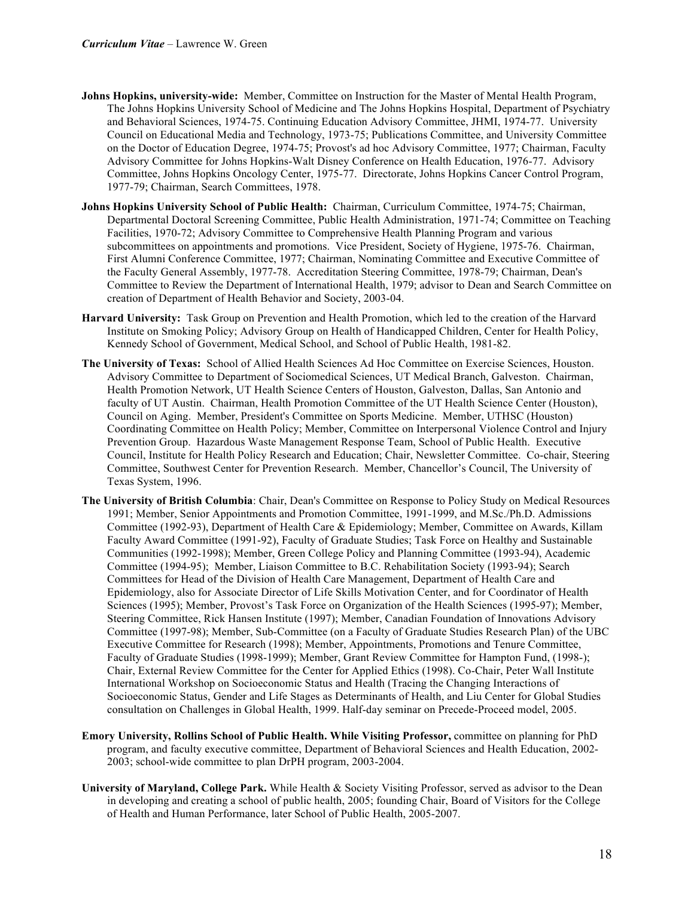**Johns Hopkins, university-wide:** Member, Committee on Instruction for the Master of Mental Health Program, The Johns Hopkins University School of Medicine and The Johns Hopkins Hospital, Department of Psychiatry and Behavioral Sciences, 1974-75. Continuing Education Advisory Committee, JHMI, 1974-77. University Council on Educational Media and Technology, 1973-75; Publications Committee, and University Committee on the Doctor of Education Degree, 1974-75; Provost's ad hoc Advisory Committee, 1977; Chairman, Faculty Advisory Committee for Johns Hopkins-Walt Disney Conference on Health Education, 1976-77. Advisory Committee, Johns Hopkins Oncology Center, 1975-77. Directorate, Johns Hopkins Cancer Control Program, 1977-79; Chairman, Search Committees, 1978.

**Johns Hopkins University School of Public Health:** Chairman, Curriculum Committee, 1974-75; Chairman, Departmental Doctoral Screening Committee, Public Health Administration, 1971-74; Committee on Teaching Facilities, 1970-72; Advisory Committee to Comprehensive Health Planning Program and various subcommittees on appointments and promotions. Vice President, Society of Hygiene, 1975-76. Chairman, First Alumni Conference Committee, 1977; Chairman, Nominating Committee and Executive Committee of the Faculty General Assembly, 1977-78. Accreditation Steering Committee, 1978-79; Chairman, Dean's Committee to Review the Department of International Health, 1979; advisor to Dean and Search Committee on creation of Department of Health Behavior and Society, 2003-04.

**Harvard University:** Task Group on Prevention and Health Promotion, which led to the creation of the Harvard Institute on Smoking Policy; Advisory Group on Health of Handicapped Children, Center for Health Policy, Kennedy School of Government, Medical School, and School of Public Health, 1981-82.

**The University of Texas:** School of Allied Health Sciences Ad Hoc Committee on Exercise Sciences, Houston. Advisory Committee to Department of Sociomedical Sciences, UT Medical Branch, Galveston. Chairman, Health Promotion Network, UT Health Science Centers of Houston, Galveston, Dallas, San Antonio and faculty of UT Austin. Chairman, Health Promotion Committee of the UT Health Science Center (Houston), Council on Aging. Member, President's Committee on Sports Medicine. Member, UTHSC (Houston) Coordinating Committee on Health Policy; Member, Committee on Interpersonal Violence Control and Injury Prevention Group. Hazardous Waste Management Response Team, School of Public Health. Executive Council, Institute for Health Policy Research and Education; Chair, Newsletter Committee. Co-chair, Steering Committee, Southwest Center for Prevention Research. Member, Chancellor's Council, The University of Texas System, 1996.

**The University of British Columbia**: Chair, Dean's Committee on Response to Policy Study on Medical Resources 1991; Member, Senior Appointments and Promotion Committee, 1991-1999, and M.Sc./Ph.D. Admissions Committee (1992-93), Department of Health Care & Epidemiology; Member, Committee on Awards, Killam Faculty Award Committee (1991-92), Faculty of Graduate Studies; Task Force on Healthy and Sustainable Communities (1992-1998); Member, Green College Policy and Planning Committee (1993-94), Academic Committee (1994-95); Member, Liaison Committee to B.C. Rehabilitation Society (1993-94); Search Committees for Head of the Division of Health Care Management, Department of Health Care and Epidemiology, also for Associate Director of Life Skills Motivation Center, and for Coordinator of Health Sciences (1995); Member, Provost's Task Force on Organization of the Health Sciences (1995-97); Member, Steering Committee, Rick Hansen Institute (1997); Member, Canadian Foundation of Innovations Advisory Committee (1997-98); Member, Sub-Committee (on a Faculty of Graduate Studies Research Plan) of the UBC Executive Committee for Research (1998); Member, Appointments, Promotions and Tenure Committee, Faculty of Graduate Studies (1998-1999); Member, Grant Review Committee for Hampton Fund, (1998-); Chair, External Review Committee for the Center for Applied Ethics (1998). Co-Chair, Peter Wall Institute International Workshop on Socioeconomic Status and Health (Tracing the Changing Interactions of Socioeconomic Status, Gender and Life Stages as Determinants of Health, and Liu Center for Global Studies consultation on Challenges in Global Health, 1999. Half-day seminar on Precede-Proceed model, 2005.

**Emory University, Rollins School of Public Health. While Visiting Professor,** committee on planning for PhD program, and faculty executive committee, Department of Behavioral Sciences and Health Education, 2002-2003; school-wide committee to plan DrPH program, 2003-2004.

**University of Maryland, College Park.** While Health & Society Visiting Professor, served as advisor to the Dean in developing and creating a school of public health, 2005; founding Chair, Board of Visitors for the College of Health and Human Performance, later School of Public Health, 2005-2007.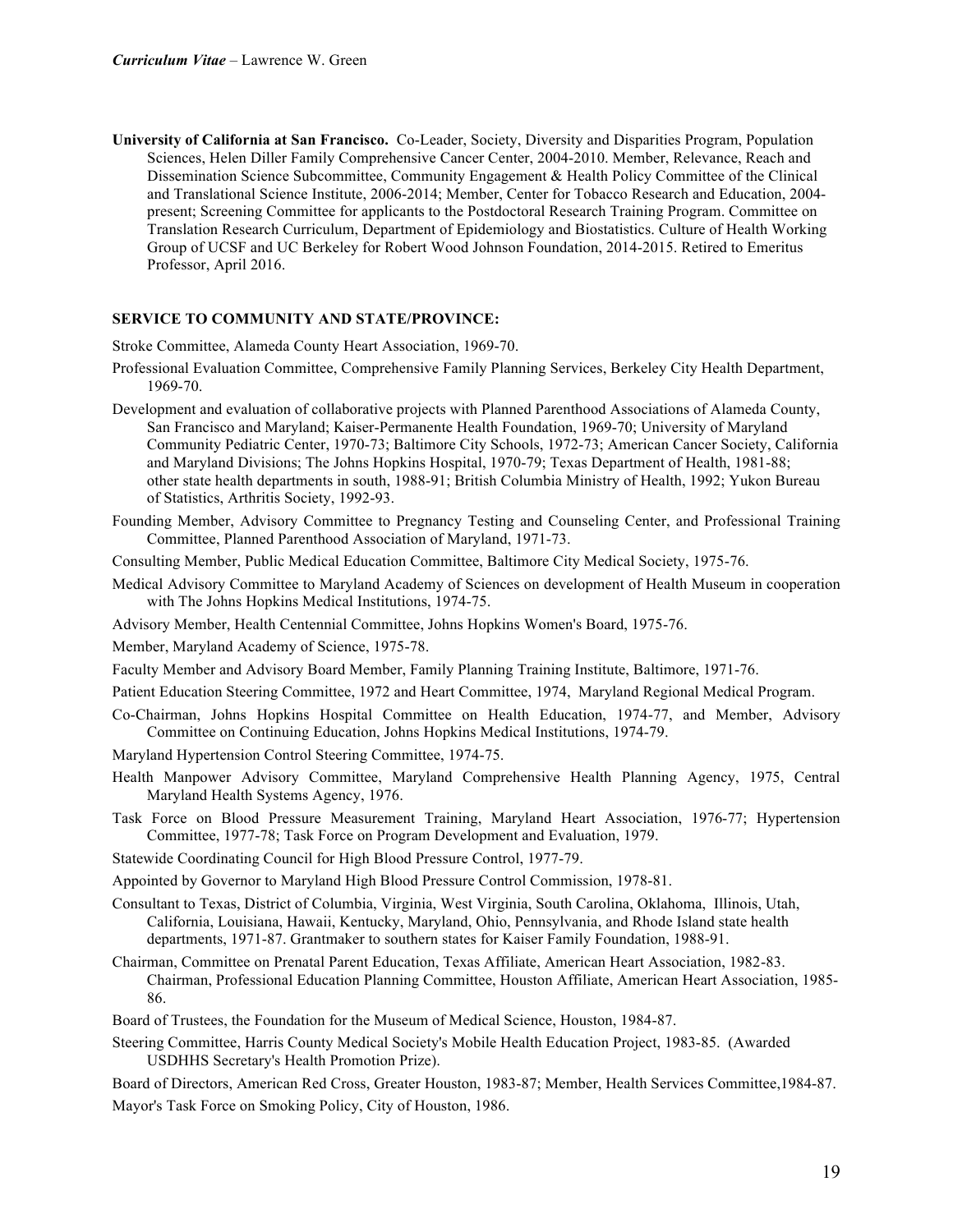**University of California at San Francisco.** Co-Leader, Society, Diversity and Disparities Program, Population Sciences, Helen Diller Family Comprehensive Cancer Center, 2004-2010. Member, Relevance, Reach and Dissemination Science Subcommittee, Community Engagement & Health Policy Committee of the Clinical and Translational Science Institute, 2006-2014; Member, Center for Tobacco Research and Education, 2004-present; Screening Committee for applicants to the Postdoctoral Research Training Program. Committee on Translation Research Curriculum, Department of Epidemiology and Biostatistics. Culture of Health Working Group of UCSF and UC Berkeley for Robert Wood Johnson Foundation, 2014-2015. Retired to Emeritus Professor, April 2016.

**SERVICE TO COMMUNITY AND STATE/PROVINCE:**

Stroke Committee, Alameda County Heart Association, 1969-70.

Professional Evaluation Committee, Comprehensive Family Planning Services, Berkeley City Health Department, 1969-70.

Development and evaluation of collaborative projects with Planned Parenthood Associations of Alameda County, San Francisco and Maryland; Kaiser-Permanente Health Foundation, 1969-70; University of Maryland Community Pediatric Center, 1970-73; Baltimore City Schools, 1972-73; American Cancer Society, California and Maryland Divisions; The Johns Hopkins Hospital, 1970-79; Texas Department of Health, 1981-88; other state health departments in south, 1988-91; British Columbia Ministry of Health, 1992; Yukon Bureau of Statistics, Arthritis Society, 1992-93.

Founding Member, Advisory Committee to Pregnancy Testing and Counseling Center, and Professional Training Committee, Planned Parenthood Association of Maryland, 1971-73.

Consulting Member, Public Medical Education Committee, Baltimore City Medical Society, 1975-76.

Medical Advisory Committee to Maryland Academy of Sciences on development of Health Museum in cooperation with The Johns Hopkins Medical Institutions, 1974-75.

Advisory Member, Health Centennial Committee, Johns Hopkins Women's Board, 1975-76.

Member, Maryland Academy of Science, 1975-78.

Faculty Member and Advisory Board Member, Family Planning Training Institute, Baltimore, 1971-76.

Patient Education Steering Committee, 1972 and Heart Committee, 1974, Maryland Regional Medical Program.

Co-Chairman, Johns Hopkins Hospital Committee on Health Education, 1974-77, and Member, Advisory Committee on Continuing Education, Johns Hopkins Medical Institutions, 1974-79.

Maryland Hypertension Control Steering Committee, 1974-75.

Health Manpower Advisory Committee, Maryland Comprehensive Health Planning Agency, 1975, Central Maryland Health Systems Agency, 1976.

Task Force on Blood Pressure Measurement Training, Maryland Heart Association, 1976-77; Hypertension Committee, 1977-78; Task Force on Program Development and Evaluation, 1979.

Statewide Coordinating Council for High Blood Pressure Control, 1977-79.

Appointed by Governor to Maryland High Blood Pressure Control Commission, 1978-81.

Consultant to Texas, District of Columbia, Virginia, West Virginia, South Carolina, Oklahoma, Illinois, Utah, California, Louisiana, Hawaii, Kentucky, Maryland, Ohio, Pennsylvania, and Rhode Island state health departments, 1971-87. Grantmaker to southern states for Kaiser Family Foundation, 1988-91.

Chairman, Committee on Prenatal Parent Education, Texas Affiliate, American Heart Association, 1982-83. Chairman, Professional Education Planning Committee, Houston Affiliate, American Heart Association, 1985-86.

Board of Trustees, the Foundation for the Museum of Medical Science, Houston, 1984-87.

Steering Committee, Harris County Medical Society's Mobile Health Education Project, 1983-85. (Awarded USDHHS Secretary's Health Promotion Prize).

Board of Directors, American Red Cross, Greater Houston, 1983-87; Member, Health Services Committee,1984-87.

Mayor's Task Force on Smoking Policy, City of Houston, 1986.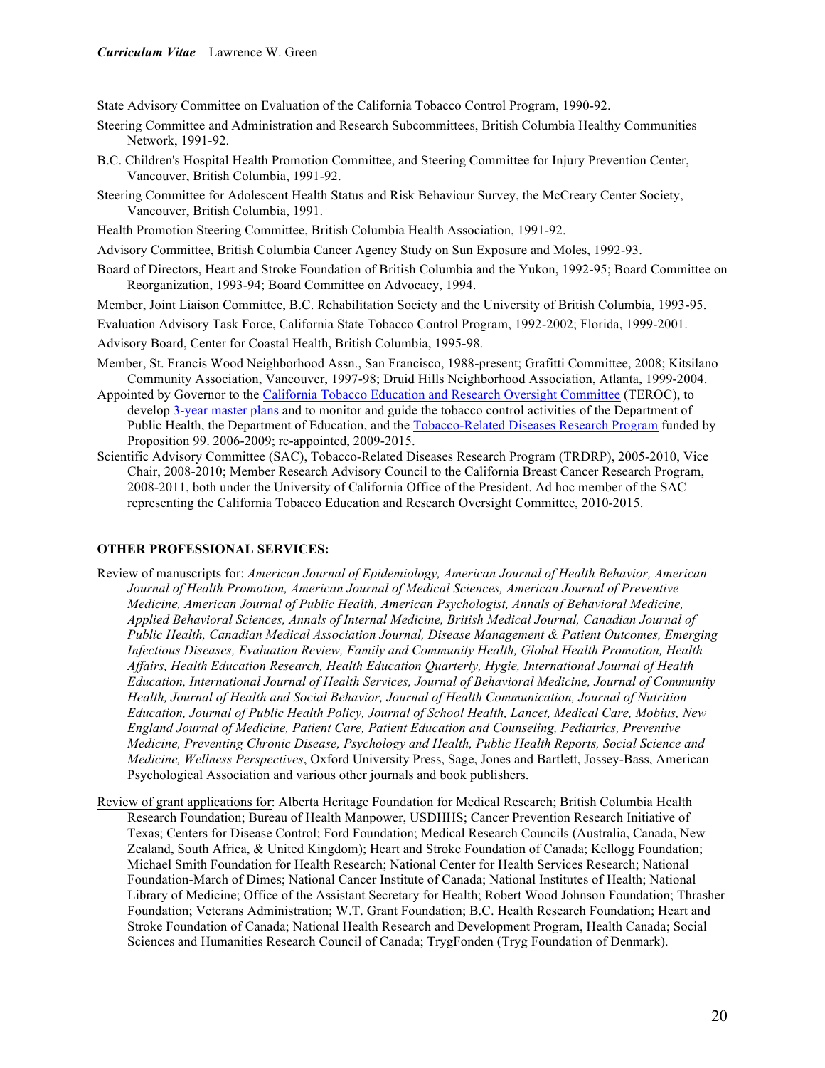State Advisory Committee on Evaluation of the California Tobacco Control Program, 1990-92.

Steering Committee and Administration and Research Subcommittees, British Columbia Healthy Communities Network, 1991-92.

B.C. Children's Hospital Health Promotion Committee, and Steering Committee for Injury Prevention Center, Vancouver, British Columbia, 1991-92.

Steering Committee for Adolescent Health Status and Risk Behaviour Survey, the McCreary Center Society, Vancouver, British Columbia, 1991.

Health Promotion Steering Committee, British Columbia Health Association, 1991-92.

Advisory Committee, British Columbia Cancer Agency Study on Sun Exposure and Moles, 1992-93.

Board of Directors, Heart and Stroke Foundation of British Columbia and the Yukon, 1992-95; Board Committee on Reorganization, 1993-94; Board Committee on Advocacy, 1994.

Member, Joint Liaison Committee, B.C. Rehabilitation Society and the University of British Columbia, 1993-95.

Evaluation Advisory Task Force, California State Tobacco Control Program, 1992-2002; Florida, 1999-2001.

Advisory Board, Center for Coastal Health, British Columbia, 1995-98.

Member, St. Francis Wood Neighborhood Assn., San Francisco, 1988-present; Grafitti Committee, 2008; Kitsilano Community Association, Vancouver, 1997-98; Druid Hills Neighborhood Association, Atlanta, 1999-2004.

Appointed by Governor to the California Tobacco Education and Research Oversight Committee (TEROC), to develop 3-year master plans and to monitor and guide the tobacco control activities of the Department of Public Health, the Department of Education, and the Tobacco-Related Diseases Research Program funded by Proposition 99. 2006-2009; re-appointed, 2009-2015.

Scientific Advisory Committee (SAC), Tobacco-Related Diseases Research Program (TRDRP), 2005-2010, Vice Chair, 2008-2010; Member Research Advisory Council to the California Breast Cancer Research Program, 2008-2011, both under the University of California Office of the President. Ad hoc member of the SAC representing the California Tobacco Education and Research Oversight Committee, 2010-2015.

**OTHER PROFESSIONAL SERVICES:**

Review of manuscripts for: *American Journal of Epidemiology, American Journal of Health Behavior, American Journal of Health Promotion, American Journal of Medical Sciences, American Journal of Preventive Medicine, American Journal of Public Health, American Psychologist, Annals of Behavioral Medicine, Applied Behavioral Sciences, Annals of Internal Medicine, British Medical Journal, Canadian Journal of Public Health, Canadian Medical Association Journal, Disease Management & Patient Outcomes, Emerging Infectious Diseases, Evaluation Review, Family and Community Health, Global Health Promotion, Health Affairs, Health Education Research, Health Education Quarterly, Hygie, International Journal of Health Education, International Journal of Health Services, Journal of Behavioral Medicine, Journal of Community Health, Journal of Health and Social Behavior, Journal of Health Communication, Journal of Nutrition Education, Journal of Public Health Policy, Journal of School Health, Lancet, Medical Care, Mobius, New England Journal of Medicine, Patient Care, Patient Education and Counseling, Pediatrics, Preventive Medicine, Preventing Chronic Disease, Psychology and Health, Public Health Reports, Social Science and Medicine, Wellness Perspectives*, Oxford University Press, Sage, Jones and Bartlett, Jossey-Bass, American Psychological Association and various other journals and book publishers.

Review of grant applications for: Alberta Heritage Foundation for Medical Research; British Columbia Health Research Foundation; Bureau of Health Manpower, USDHHS; Cancer Prevention Research Initiative of Texas; Centers for Disease Control; Ford Foundation; Medical Research Councils (Australia, Canada, New Zealand, South Africa, & United Kingdom); Heart and Stroke Foundation of Canada; Kellogg Foundation; Michael Smith Foundation for Health Research; National Center for Health Services Research; National Foundation-March of Dimes; National Cancer Institute of Canada; National Institutes of Health; National Library of Medicine; Office of the Assistant Secretary for Health; Robert Wood Johnson Foundation; Thrasher Foundation; Veterans Administration; W.T. Grant Foundation; B.C. Health Research Foundation; Heart and Stroke Foundation of Canada; National Health Research and Development Program, Health Canada; Social Sciences and Humanities Research Council of Canada; TrygFonden (Tryg Foundation of Denmark).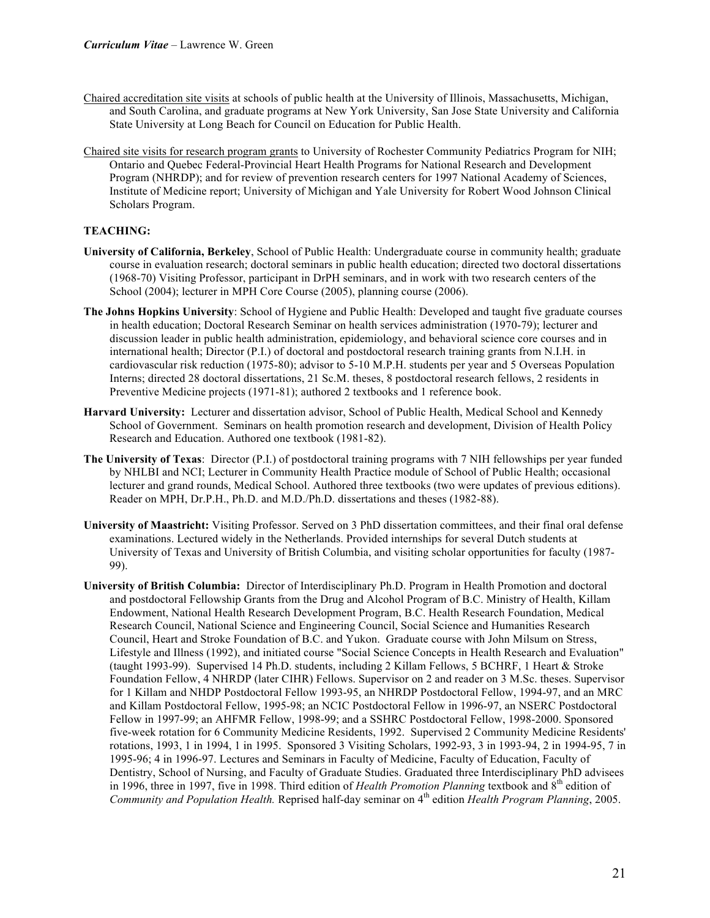Chaired accreditation site visits at schools of public health at the University of Illinois, Massachusetts, Michigan, and South Carolina, and graduate programs at New York University, San Jose State University and California State University at Long Beach for Council on Education for Public Health.

Chaired site visits for research program grants to University of Rochester Community Pediatrics Program for NIH; Ontario and Quebec Federal-Provincial Heart Health Programs for National Research and Development Program (NHRDP); and for review of prevention research centers for 1997 National Academy of Sciences, Institute of Medicine report; University of Michigan and Yale University for Robert Wood Johnson Clinical Scholars Program.

## TEACHING:

**University of California, Berkeley**, School of Public Health: Undergraduate course in community health; graduate course in evaluation research; doctoral seminars in public health education; directed two doctoral dissertations (1968-70) Visiting Professor, participant in DrPH seminars, and in work with two research centers of the School (2004); lecturer in MPH Core Course (2005), planning course (2006).

**The Johns Hopkins University**: School of Hygiene and Public Health: Developed and taught five graduate courses in health education; Doctoral Research Seminar on health services administration (1970-79); lecturer and discussion leader in public health administration, epidemiology, and behavioral science core courses and in international health; Director (P.I.) of doctoral and postdoctoral research training grants from N.I.H. in cardiovascular risk reduction (1975-80); advisor to 5-10 M.P.H. students per year and 5 Overseas Population Interns; directed 28 doctoral dissertations, 21 Sc.M. theses, 8 postdoctoral research fellows, 2 residents in Preventive Medicine projects (1971-81); authored 2 textbooks and 1 reference book.

**Harvard University:** Lecturer and dissertation advisor, School of Public Health, Medical School and Kennedy School of Government. Seminars on health promotion research and development, Division of Health Policy Research and Education. Authored one textbook (1981-82).

**The University of Texas**: Director (P.I.) of postdoctoral training programs with 7 NIH fellowships per year funded by NHLBI and NCI; Lecturer in Community Health Practice module of School of Public Health; occasional lecturer and grand rounds, Medical School. Authored three textbooks (two were updates of previous editions). Reader on MPH, Dr.P.H., Ph.D. and M.D./Ph.D. dissertations and theses (1982-88).

**University of Maastricht:** Visiting Professor. Served on 3 PhD dissertation committees, and their final oral defense examinations. Lectured widely in the Netherlands. Provided internships for several Dutch students at University of Texas and University of British Columbia, and visiting scholar opportunities for faculty (1987-99).

**University of British Columbia:** Director of Interdisciplinary Ph.D. Program in Health Promotion and doctoral and postdoctoral Fellowship Grants from the Drug and Alcohol Program of B.C. Ministry of Health, Killam Endowment, National Health Research Development Program, B.C. Health Research Foundation, Medical Research Council, National Science and Engineering Council, Social Science and Humanities Research Council, Heart and Stroke Foundation of B.C. and Yukon. Graduate course with John Milsum on Stress, Lifestyle and Illness (1992), and initiated course "Social Science Concepts in Health Research and Evaluation" (taught 1993-99). Supervised 14 Ph.D. students, including 2 Killam Fellows, 5 BCHRF, 1 Heart & Stroke Foundation Fellow, 4 NHRDP (later CIHR) Fellows. Supervisor on 2 and reader on 3 M.Sc. theses. Supervisor for 1 Killam and NHDP Postdoctoral Fellow 1993-95, an NHRDP Postdoctoral Fellow, 1994-97, and an MRC and Killam Postdoctoral Fellow, 1995-98; an NCIC Postdoctoral Fellow in 1996-97, an NSERC Postdoctoral Fellow in 1997-99; an AHFMR Fellow, 1998-99; and a SSHRC Postdoctoral Fellow, 1998-2000. Sponsored five-week rotation for 6 Community Medicine Residents, 1992. Supervised 2 Community Medicine Residents' rotations, 1993, 1 in 1994, 1 in 1995. Sponsored 3 Visiting Scholars, 1992-93, 3 in 1993-94, 2 in 1994-95, 7 in 1995-96; 4 in 1996-97. Lectures and Seminars in Faculty of Medicine, Faculty of Education, Faculty of Dentistry, School of Nursing, and Faculty of Graduate Studies. Graduated three Interdisciplinary PhD advisees in 1996, three in 1997, five in 1998. Third edition of *Health Promotion Planning* textbook and 8th edition of *Community and Population Health.* Reprised half-day seminar on 4th edition *Health Program Planning*, 2005.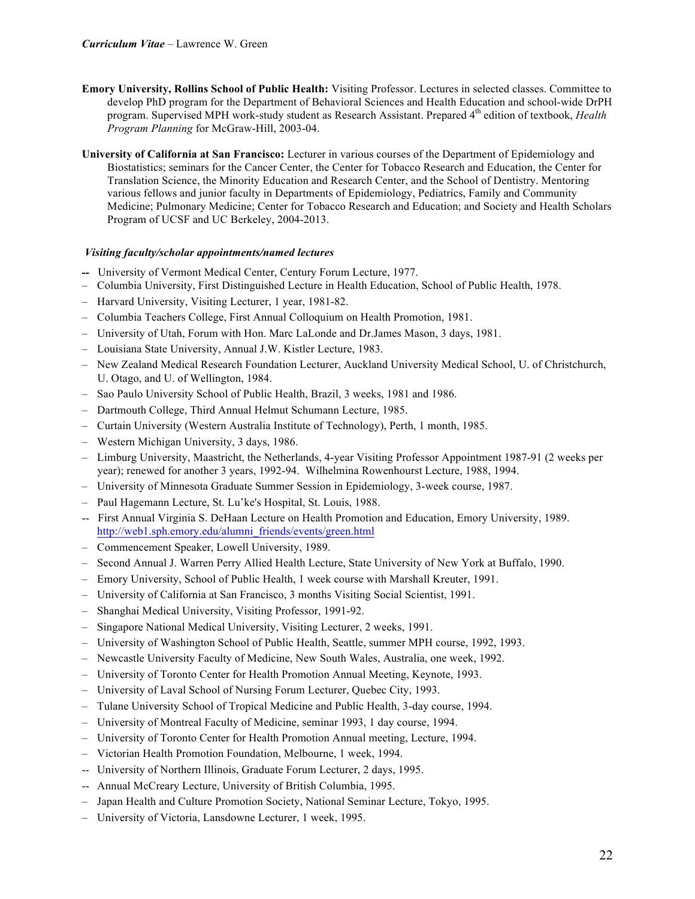**Emory University, Rollins School of Public Health:** Visiting Professor. Lectures in selected classes. Committee to develop PhD program for the Department of Behavioral Sciences and Health Education and school-wide DrPH program. Supervised MPH work-study student as Research Assistant. Prepared 4th edition of textbook, *Health Program Planning* for McGraw-Hill, 2003-04.

**University of California at San Francisco:** Lecturer in various courses of the Department of Epidemiology and Biostatistics; seminars for the Cancer Center, the Center for Tobacco Research and Education, the Center for Translation Science, the Minority Education and Research Center, and the School of Dentistry. Mentoring various fellows and junior faculty in Departments of Epidemiology, Pediatrics, Family and Community Medicine; Pulmonary Medicine; Center for Tobacco Research and Education; and Society and Health Scholars Program of UCSF and UC Berkeley, 2004-2013.

***Visiting faculty/scholar appointments/named lectures***

- University of Vermont Medical Center, Century Forum Lecture, 1977.
- Columbia University, First Distinguished Lecture in Health Education, School of Public Health, 1978.
- Harvard University, Visiting Lecturer, 1 year, 1981-82.
- Columbia Teachers College, First Annual Colloquium on Health Promotion, 1981.
- University of Utah, Forum with Hon. Marc LaLonde and Dr.James Mason, 3 days, 1981.
- Louisiana State University, Annual J.W. Kistler Lecture, 1983.
- New Zealand Medical Research Foundation Lecturer, Auckland University Medical School, U. of Christchurch, U. Otago, and U. of Wellington, 1984.
- Sao Paulo University School of Public Health, Brazil, 3 weeks, 1981 and 1986.
- Dartmouth College, Third Annual Helmut Schumann Lecture, 1985.
- Curtain University (Western Australia Institute of Technology), Perth, 1 month, 1985.
- Western Michigan University, 3 days, 1986.
- Limburg University, Maastricht, the Netherlands, 4-year Visiting Professor Appointment 1987-91 (2 weeks per year); renewed for another 3 years, 1992-94. Wilhelmina Rowenhourst Lecture, 1988, 1994.
- University of Minnesota Graduate Summer Session in Epidemiology, 3-week course, 1987.
- Paul Hagemann Lecture, St. Lu'ke's Hospital, St. Louis, 1988.
- First Annual Virginia S. DeHaan Lecture on Health Promotion and Education, Emory University, 1989. http://web1.sph.emory.edu/alumni_friends/events/green.html
- Commencement Speaker, Lowell University, 1989.
- Second Annual J. Warren Perry Allied Health Lecture, State University of New York at Buffalo, 1990.
- Emory University, School of Public Health, 1 week course with Marshall Kreuter, 1991.
- University of California at San Francisco, 3 months Visiting Social Scientist, 1991.
- Shanghai Medical University, Visiting Professor, 1991-92.
- Singapore National Medical University, Visiting Lecturer, 2 weeks, 1991.
- University of Washington School of Public Health, Seattle, summer MPH course, 1992, 1993.
- Newcastle University Faculty of Medicine, New South Wales, Australia, one week, 1992.
- University of Toronto Center for Health Promotion Annual Meeting, Keynote, 1993.
- University of Laval School of Nursing Forum Lecturer, Quebec City, 1993.
- Tulane University School of Tropical Medicine and Public Health, 3-day course, 1994.
- University of Montreal Faculty of Medicine, seminar 1993, 1 day course, 1994.
- University of Toronto Center for Health Promotion Annual meeting, Lecture, 1994.
- Victorian Health Promotion Foundation, Melbourne, 1 week, 1994.
- University of Northern Illinois, Graduate Forum Lecturer, 2 days, 1995.
- Annual McCreary Lecture, University of British Columbia, 1995.
- Japan Health and Culture Promotion Society, National Seminar Lecture, Tokyo, 1995.
- University of Victoria, Lansdowne Lecturer, 1 week, 1995.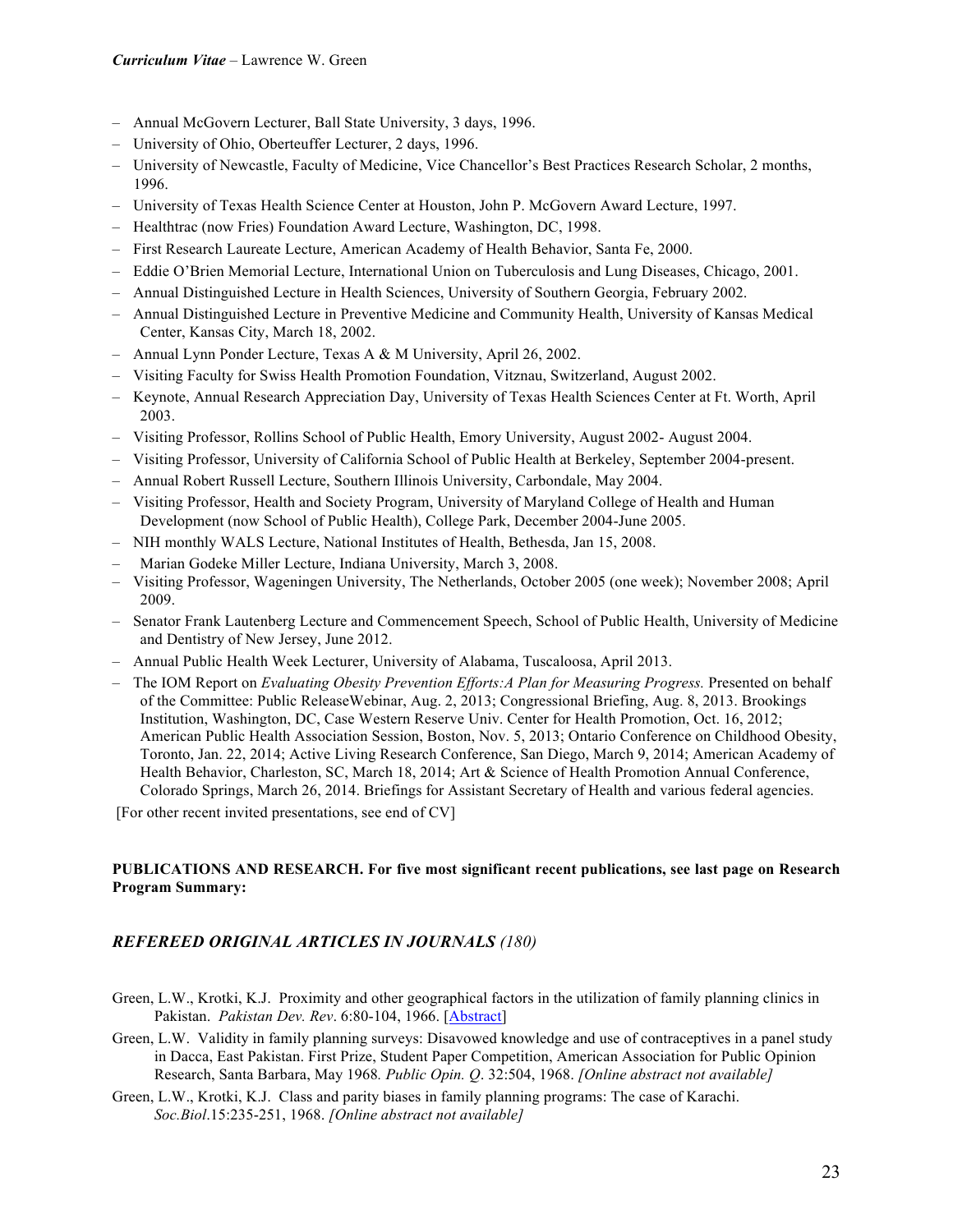- Annual McGovern Lecturer, Ball State University, 3 days, 1996.
- University of Ohio, Oberteuffer Lecturer, 2 days, 1996.
- University of Newcastle, Faculty of Medicine, Vice Chancellor's Best Practices Research Scholar, 2 months, 1996.
- University of Texas Health Science Center at Houston, John P. McGovern Award Lecture, 1997.
- Healthtrac (now Fries) Foundation Award Lecture, Washington, DC, 1998.
- First Research Laureate Lecture, American Academy of Health Behavior, Santa Fe, 2000.
- Eddie O'Brien Memorial Lecture, International Union on Tuberculosis and Lung Diseases, Chicago, 2001.
- Annual Distinguished Lecture in Health Sciences, University of Southern Georgia, February 2002.
- Annual Distinguished Lecture in Preventive Medicine and Community Health, University of Kansas Medical Center, Kansas City, March 18, 2002.
- Annual Lynn Ponder Lecture, Texas A & M University, April 26, 2002.
- Visiting Faculty for Swiss Health Promotion Foundation, Vitznau, Switzerland, August 2002.
- Keynote, Annual Research Appreciation Day, University of Texas Health Sciences Center at Ft. Worth, April 2003.
- Visiting Professor, Rollins School of Public Health, Emory University, August 2002- August 2004.
- Visiting Professor, University of California School of Public Health at Berkeley, September 2004-present.
- Annual Robert Russell Lecture, Southern Illinois University, Carbondale, May 2004.
- Visiting Professor, Health and Society Program, University of Maryland College of Health and Human Development (now School of Public Health), College Park, December 2004-June 2005.
- NIH monthly WALS Lecture, National Institutes of Health, Bethesda, Jan 15, 2008.
- Marian Godeke Miller Lecture, Indiana University, March 3, 2008.
- Visiting Professor, Wageningen University, The Netherlands, October 2005 (one week); November 2008; April 2009.
- Senator Frank Lautenberg Lecture and Commencement Speech, School of Public Health, University of Medicine and Dentistry of New Jersey, June 2012.
- Annual Public Health Week Lecturer, University of Alabama, Tuscaloosa, April 2013.
- The IOM Report on *Evaluating Obesity Prevention Efforts:A Plan for Measuring Progress.* Presented on behalf of the Committee: Public ReleaseWebinar, Aug. 2, 2013; Congressional Briefing, Aug. 8, 2013. Brookings Institution, Washington, DC, Case Western Reserve Univ. Center for Health Promotion, Oct. 16, 2012; American Public Health Association Session, Boston, Nov. 5, 2013; Ontario Conference on Childhood Obesity, Toronto, Jan. 22, 2014; Active Living Research Conference, San Diego, March 9, 2014; American Academy of Health Behavior, Charleston, SC, March 18, 2014; Art & Science of Health Promotion Annual Conference, Colorado Springs, March 26, 2014. Briefings for Assistant Secretary of Health and various federal agencies.

[For other recent invited presentations, see end of CV]

**PUBLICATIONS AND RESEARCH. For five most significant recent publications, see last page on Research Program Summary:**

### *REFEREED ORIGINAL ARTICLES IN JOURNALS (180)*

Green, L.W., Krotki, K.J. Proximity and other geographical factors in the utilization of family planning clinics in Pakistan. *Pakistan Dev. Rev*. 6:80-104, 1966. [Abstract]

Green, L.W. Validity in family planning surveys: Disavowed knowledge and use of contraceptives in a panel study in Dacca, East Pakistan. First Prize, Student Paper Competition, American Association for Public Opinion Research, Santa Barbara, May 1968. *Public Opin. Q*. 32:504, 1968. *[Online abstract not available]*

Green, L.W., Krotki, K.J. Class and parity biases in family planning programs: The case of Karachi. *Soc.Biol*.15:235-251, 1968. *[Online abstract not available]*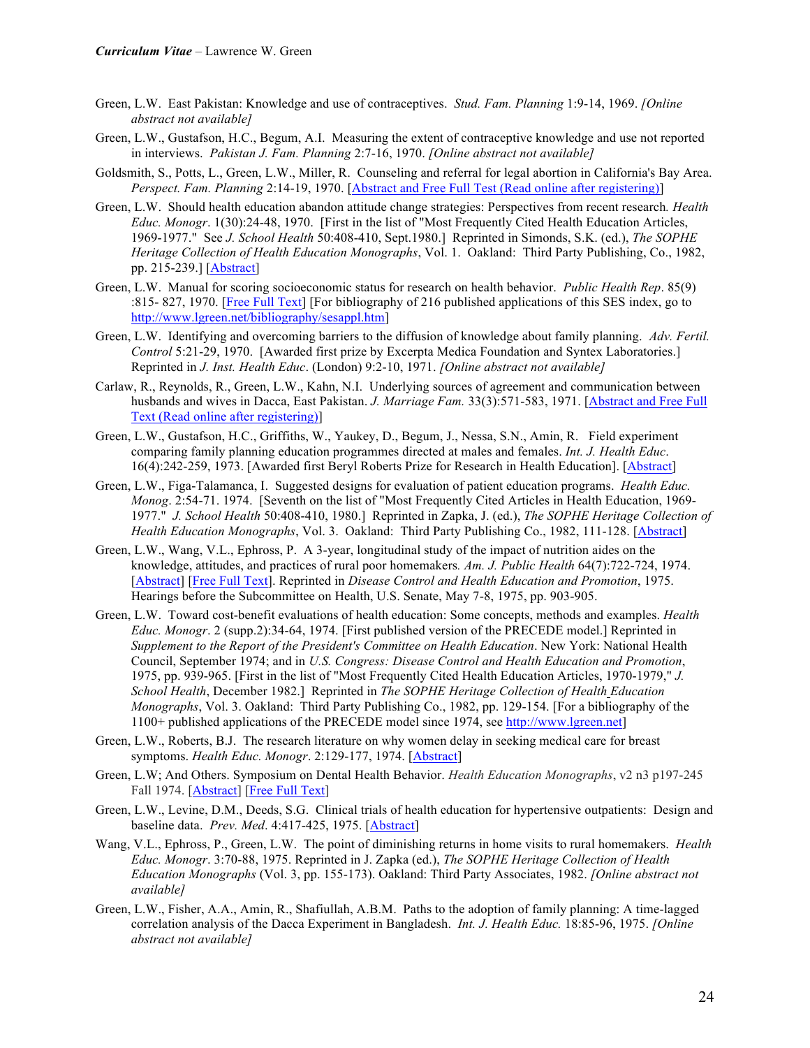Green, L.W. East Pakistan: Knowledge and use of contraceptives. *Stud. Fam. Planning* 1:9-14, 1969. *[Online abstract not available]*

Green, L.W., Gustafson, H.C., Begum, A.I. Measuring the extent of contraceptive knowledge and use not reported in interviews. *Pakistan J. Fam. Planning* 2:7-16, 1970. *[Online abstract not available]*

Goldsmith, S., Potts, L., Green, L.W., Miller, R. Counseling and referral for legal abortion in California's Bay Area. *Perspect. Fam. Planning* 2:14-19, 1970. [Abstract and Free Full Test (Read online after registering)]

Green, L.W. Should health education abandon attitude change strategies: Perspectives from recent research. *Health Educ. Monogr*. 1(30):24-48, 1970. [First in the list of "Most Frequently Cited Health Education Articles, 1969-1977." See *J. School Health* 50:408-410, Sept.1980.] Reprinted in Simonds, S.K. (ed.), *The SOPHE Heritage Collection of Health Education Monographs*, Vol. 1. Oakland: Third Party Publishing, Co., 1982, pp. 215-239.] [Abstract]

Green, L.W. Manual for scoring socioeconomic status for research on health behavior. *Public Health Rep*. 85(9) :815- 827, 1970. [Free Full Text] [For bibliography of 216 published applications of this SES index, go to http://www.lgreen.net/bibliography/sesappl.htm]

Green, L.W. Identifying and overcoming barriers to the diffusion of knowledge about family planning. *Adv. Fertil. Control* 5:21-29, 1970. [Awarded first prize by Excerpta Medica Foundation and Syntex Laboratories.] Reprinted in *J. Inst. Health Educ*. (London) 9:2-10, 1971. *[Online abstract not available]*

Carlaw, R., Reynolds, R., Green, L.W., Kahn, N.I. Underlying sources of agreement and communication between husbands and wives in Dacca, East Pakistan. *J. Marriage Fam.* 33(3):571-583, 1971. [Abstract and Free Full Text (Read online after registering)]

Green, L.W., Gustafson, H.C., Griffiths, W., Yaukey, D., Begum, J., Nessa, S.N., Amin, R. Field experiment comparing family planning education programmes directed at males and females. *Int. J. Health Educ*. 16(4):242-259, 1973. [Awarded first Beryl Roberts Prize for Research in Health Education]. [Abstract]

Green, L.W., Figa-Talamanca, I. Suggested designs for evaluation of patient education programs. *Health Educ. Monog*. 2:54-71. 1974. [Seventh on the list of "Most Frequently Cited Articles in Health Education, 1969-1977." *J. School Health* 50:408-410, 1980.] Reprinted in Zapka, J. (ed.), *The SOPHE Heritage Collection of Health Education Monographs*, Vol. 3. Oakland: Third Party Publishing Co., 1982, 111-128. [Abstract]

Green, L.W., Wang, V.L., Ephross, P. A 3-year, longitudinal study of the impact of nutrition aides on the knowledge, attitudes, and practices of rural poor homemakers*. Am. J. Public Health* 64(7):722-724, 1974. [Abstract] [Free Full Text]. Reprinted in *Disease Control and Health Education and Promotion*, 1975. Hearings before the Subcommittee on Health, U.S. Senate, May 7-8, 1975, pp. 903-905.

Green, L.W. Toward cost-benefit evaluations of health education: Some concepts, methods and examples. *Health Educ. Monogr*. 2 (supp.2):34-64, 1974. [First published version of the PRECEDE model.] Reprinted in *Supplement to the Report of the President's Committee on Health Education*. New York: National Health Council, September 1974; and in *U.S. Congress: Disease Control and Health Education and Promotion*, 1975, pp. 939-965. [First in the list of "Most Frequently Cited Health Education Articles, 1970-1979," *J. School Health*, December 1982.] Reprinted in *The SOPHE Heritage Collection of Health Education Monographs*, Vol. 3. Oakland: Third Party Publishing Co., 1982, pp. 129-154. [For a bibliography of the 1100+ published applications of the PRECEDE model since 1974, see http://www.lgreen.net]

Green, L.W., Roberts, B.J. The research literature on why women delay in seeking medical care for breast symptoms. *Health Educ. Monogr*. 2:129-177, 1974. [Abstract]

Green, L.W; And Others. Symposium on Dental Health Behavior. *Health Education Monographs*, v2 n3 p197-245 Fall 1974. [Abstract] [Free Full Text]

Green, L.W., Levine, D.M., Deeds, S.G. Clinical trials of health education for hypertensive outpatients: Design and baseline data. *Prev. Med*. 4:417-425, 1975. [Abstract]

Wang, V.L., Ephross, P., Green, L.W. The point of diminishing returns in home visits to rural homemakers. *Health Educ. Monogr*. 3:70-88, 1975. Reprinted in J. Zapka (ed.), *The SOPHE Heritage Collection of Health Education Monographs* (Vol. 3, pp. 155-173). Oakland: Third Party Associates, 1982. *[Online abstract not available]*

Green, L.W., Fisher, A.A., Amin, R., Shafiullah, A.B.M. Paths to the adoption of family planning: A time-lagged correlation analysis of the Dacca Experiment in Bangladesh. *Int. J. Health Educ.* 18:85-96, 1975. *[Online abstract not available]*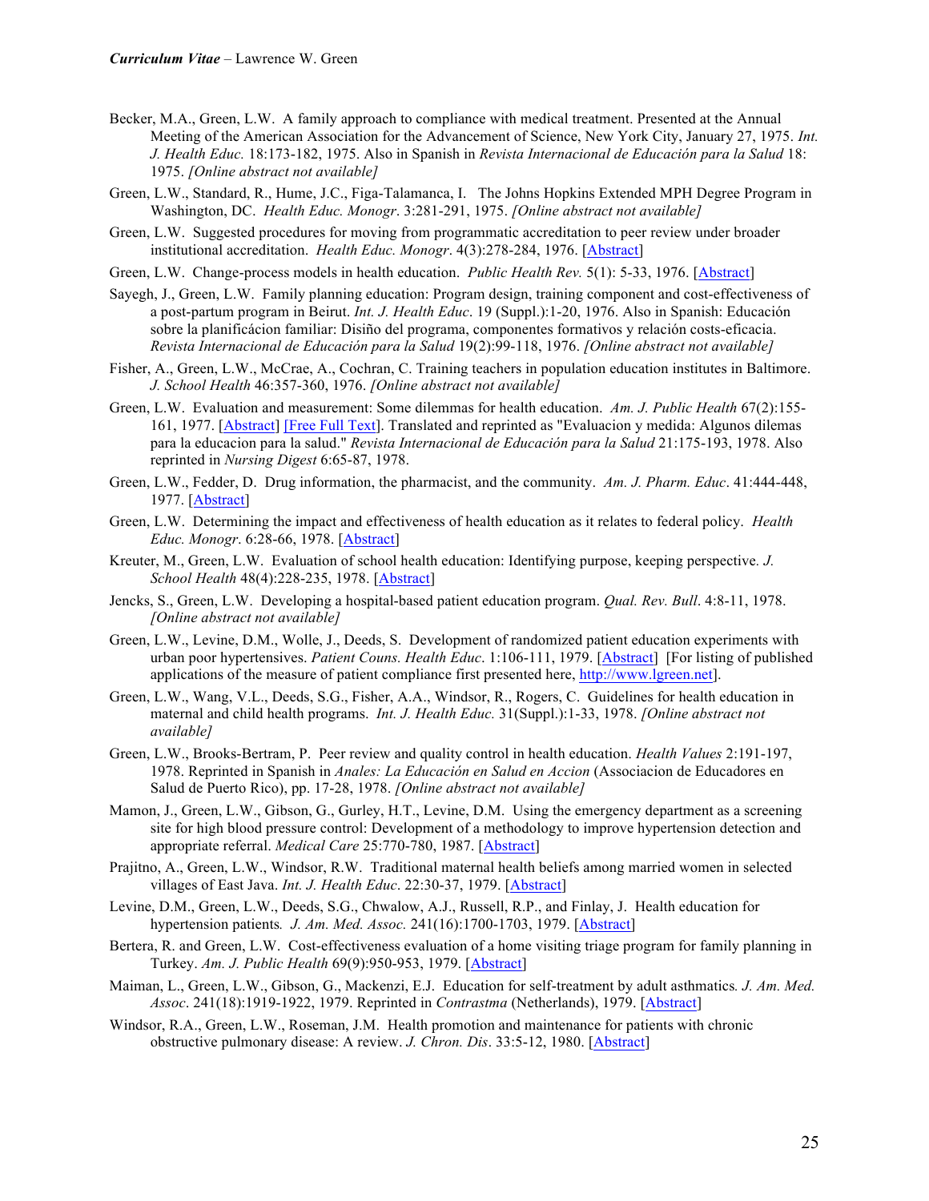Becker, M.A., Green, L.W. A family approach to compliance with medical treatment. Presented at the Annual Meeting of the American Association for the Advancement of Science, New York City, January 27, 1975. *Int. J. Health Educ.* 18:173-182, 1975. Also in Spanish in *Revista Internacional de Educación para la Salud* 18: 1975. *[Online abstract not available]*

Green, L.W., Standard, R., Hume, J.C., Figa-Talamanca, I. The Johns Hopkins Extended MPH Degree Program in Washington, DC. *Health Educ. Monogr*. 3:281-291, 1975. *[Online abstract not available]*

Green, L.W. Suggested procedures for moving from programmatic accreditation to peer review under broader institutional accreditation. *Health Educ. Monogr*. 4(3):278-284, 1976. [Abstract]

Green, L.W. Change-process models in health education. *Public Health Rev.* 5(1): 5-33, 1976. [Abstract]

Sayegh, J., Green, L.W. Family planning education: Program design, training component and cost-effectiveness of a post-partum program in Beirut. *Int. J. Health Educ*. 19 (Suppl.):1-20, 1976. Also in Spanish: Educación sobre la planificácion familiar: Disiño del programa, componentes formativos y relación costs-eficacia. *Revista Internacional de Educación para la Salud* 19(2):99-118, 1976. *[Online abstract not available]*

Fisher, A., Green, L.W., McCrae, A., Cochran, C. Training teachers in population education institutes in Baltimore. *J. School Health* 46:357-360, 1976. *[Online abstract not available]*

Green, L.W. Evaluation and measurement: Some dilemmas for health education. *Am. J. Public Health* 67(2):155-161, 1977. [Abstract] [Free Full Text]. Translated and reprinted as "Evaluacion y medida: Algunos dilemas para la educacion para la salud." *Revista Internacional de Educación para la Salud* 21:175-193, 1978. Also reprinted in *Nursing Digest* 6:65-87, 1978.

Green, L.W., Fedder, D. Drug information, the pharmacist, and the community. *Am. J. Pharm. Educ*. 41:444-448, 1977. [Abstract]

Green, L.W. Determining the impact and effectiveness of health education as it relates to federal policy. *Health Educ. Monogr*. 6:28-66, 1978. [Abstract]

Kreuter, M., Green, L.W. Evaluation of school health education: Identifying purpose, keeping perspective. *J. School Health* 48(4):228-235, 1978. [Abstract]

Jencks, S., Green, L.W. Developing a hospital-based patient education program. *Qual. Rev. Bull*. 4:8-11, 1978. *[Online abstract not available]*

Green, L.W., Levine, D.M., Wolle, J., Deeds, S. Development of randomized patient education experiments with urban poor hypertensives. *Patient Couns. Health Educ*. 1:106-111, 1979. [Abstract] [For listing of published applications of the measure of patient compliance first presented here, http://www.lgreen.net].

Green, L.W., Wang, V.L., Deeds, S.G., Fisher, A.A., Windsor, R., Rogers, C. Guidelines for health education in maternal and child health programs. *Int. J. Health Educ.* 31(Suppl.):1-33, 1978. *[Online abstract not available]*

Green, L.W., Brooks-Bertram, P. Peer review and quality control in health education. *Health Values* 2:191-197, 1978. Reprinted in Spanish in *Anales: La Educación en Salud en Accion* (Associacion de Educadores en Salud de Puerto Rico), pp. 17-28, 1978. *[Online abstract not available]*

Mamon, J., Green, L.W., Gibson, G., Gurley, H.T., Levine, D.M. Using the emergency department as a screening site for high blood pressure control: Development of a methodology to improve hypertension detection and appropriate referral. *Medical Care* 25:770-780, 1987. [Abstract]

Prajitno, A., Green, L.W., Windsor, R.W. Traditional maternal health beliefs among married women in selected villages of East Java. *Int. J. Health Educ*. 22:30-37, 1979. [Abstract]

Levine, D.M., Green, L.W., Deeds, S.G., Chwalow, A.J., Russell, R.P., and Finlay, J. Health education for hypertension patients. *J. Am. Med. Assoc.* 241(16):1700-1703, 1979. [Abstract]

Bertera, R. and Green, L.W. Cost-effectiveness evaluation of a home visiting triage program for family planning in Turkey. *Am. J. Public Health* 69(9):950-953, 1979. [Abstract]

Maiman, L., Green, L.W., Gibson, G., Mackenzi, E.J. Education for self-treatment by adult asthmatics. *J. Am. Med. Assoc*. 241(18):1919-1922, 1979. Reprinted in *Contrastma* (Netherlands), 1979. [Abstract]

Windsor, R.A., Green, L.W., Roseman, J.M. Health promotion and maintenance for patients with chronic obstructive pulmonary disease: A review. *J. Chron. Dis*. 33:5-12, 1980. [Abstract]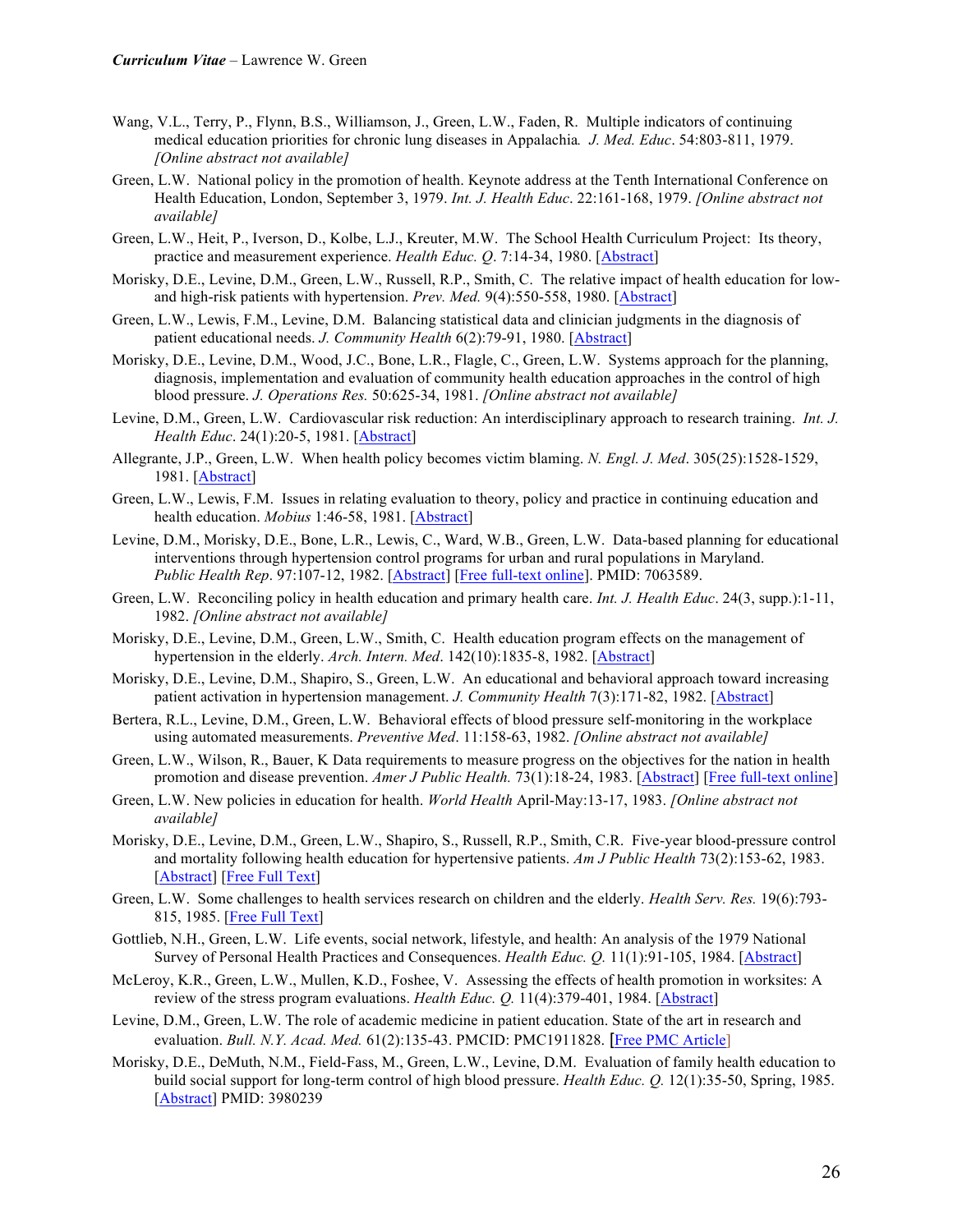Wang, V.L., Terry, P., Flynn, B.S., Williamson, J., Green, L.W., Faden, R. Multiple indicators of continuing medical education priorities for chronic lung diseases in Appalachia. *J. Med. Educ*. 54:803-811, 1979. *[Online abstract not available]*

Green, L.W. National policy in the promotion of health. Keynote address at the Tenth International Conference on Health Education, London, September 3, 1979. *Int. J. Health Educ*. 22:161-168, 1979. *[Online abstract not available]*

Green, L.W., Heit, P., Iverson, D., Kolbe, L.J., Kreuter, M.W. The School Health Curriculum Project: Its theory, practice and measurement experience. *Health Educ. Q*. 7:14-34, 1980. [Abstract]

Morisky, D.E., Levine, D.M., Green, L.W., Russell, R.P., Smith, C. The relative impact of health education for low- and high-risk patients with hypertension. *Prev. Med.* 9(4):550-558, 1980. [Abstract]

Green, L.W., Lewis, F.M., Levine, D.M. Balancing statistical data and clinician judgments in the diagnosis of patient educational needs. *J. Community Health* 6(2):79-91, 1980. [Abstract]

Morisky, D.E., Levine, D.M., Wood, J.C., Bone, L.R., Flagle, C., Green, L.W. Systems approach for the planning, diagnosis, implementation and evaluation of community health education approaches in the control of high blood pressure. *J. Operations Res.* 50:625-34, 1981. *[Online abstract not available]*

Levine, D.M., Green, L.W. Cardiovascular risk reduction: An interdisciplinary approach to research training. *Int. J. Health Educ*. 24(1):20-5, 1981. [Abstract]

Allegrante, J.P., Green, L.W. When health policy becomes victim blaming. *N. Engl. J. Med*. 305(25):1528-1529, 1981. [Abstract]

Green, L.W., Lewis, F.M. Issues in relating evaluation to theory, policy and practice in continuing education and health education. *Mobius* 1:46-58, 1981. [Abstract]

Levine, D.M., Morisky, D.E., Bone, L.R., Lewis, C., Ward, W.B., Green, L.W. Data-based planning for educational interventions through hypertension control programs for urban and rural populations in Maryland. *Public Health Rep*. 97:107-12, 1982. [Abstract] [Free full-text online]. PMID: 7063589.

Green, L.W. Reconciling policy in health education and primary health care. *Int. J. Health Educ*. 24(3, supp.):1-11, 1982. *[Online abstract not available]*

Morisky, D.E., Levine, D.M., Green, L.W., Smith, C. Health education program effects on the management of hypertension in the elderly. *Arch. Intern. Med*. 142(10):1835-8, 1982. [Abstract]

Morisky, D.E., Levine, D.M., Shapiro, S., Green, L.W. An educational and behavioral approach toward increasing patient activation in hypertension management. *J. Community Health* 7(3):171-82, 1982. [Abstract]

Bertera, R.L., Levine, D.M., Green, L.W. Behavioral effects of blood pressure self-monitoring in the workplace using automated measurements. *Preventive Med*. 11:158-63, 1982. *[Online abstract not available]*

Green, L.W., Wilson, R., Bauer, K Data requirements to measure progress on the objectives for the nation in health promotion and disease prevention. *Amer J Public Health.* 73(1):18-24, 1983. [Abstract] [Free full-text online]

Green, L.W. New policies in education for health. *World Health* April-May:13-17, 1983. *[Online abstract not available]*

Morisky, D.E., Levine, D.M., Green, L.W., Shapiro, S., Russell, R.P., Smith, C.R. Five-year blood-pressure control and mortality following health education for hypertensive patients. *Am J Public Health* 73(2):153-62, 1983. [Abstract] [Free Full Text]

Green, L.W. Some challenges to health services research on children and the elderly. *Health Serv. Res.* 19(6):793-815, 1985. [Free Full Text]

Gottlieb, N.H., Green, L.W. Life events, social network, lifestyle, and health: An analysis of the 1979 National Survey of Personal Health Practices and Consequences. *Health Educ. Q.* 11(1):91-105, 1984. [Abstract]

McLeroy, K.R., Green, L.W., Mullen, K.D., Foshee, V. Assessing the effects of health promotion in worksites: A review of the stress program evaluations. *Health Educ. Q.* 11(4):379-401, 1984. [Abstract]

Levine, D.M., Green, L.W. The role of academic medicine in patient education. State of the art in research and evaluation. *Bull. N.Y. Acad. Med.* 61(2):135-43. PMCID: PMC1911828. [Free PMC Article]

Morisky, D.E., DeMuth, N.M., Field-Fass, M., Green, L.W., Levine, D.M. Evaluation of family health education to build social support for long-term control of high blood pressure. *Health Educ. Q.* 12(1):35-50, Spring, 1985. [Abstract] PMID: 3980239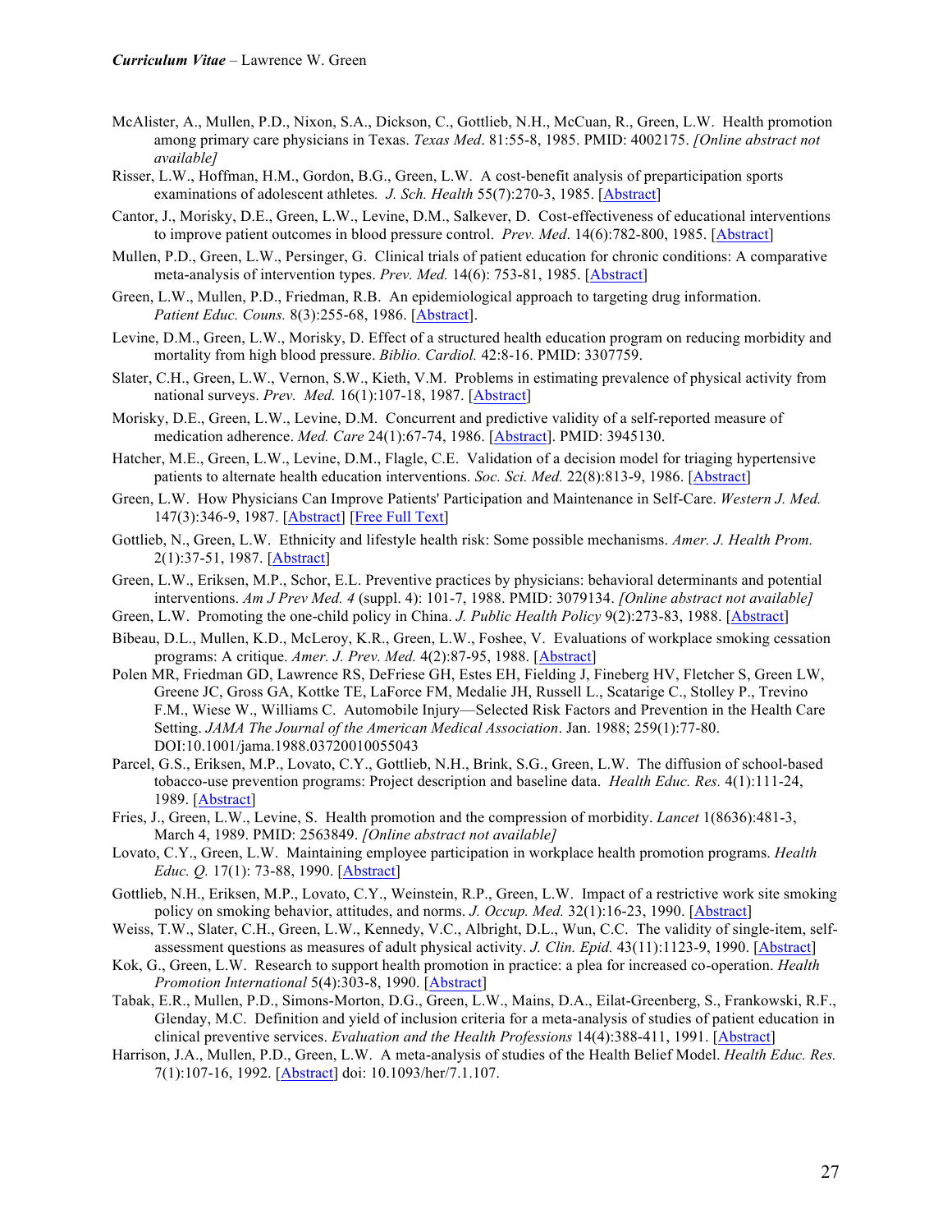McAlister, A., Mullen, P.D., Nixon, S.A., Dickson, C., Gottlieb, N.H., McCuan, R., Green, L.W. Health promotion among primary care physicians in Texas. *Texas Med*. 81:55-8, 1985. PMID: 4002175. *[Online abstract not available]*

Risser, L.W., Hoffman, H.M., Gordon, B.G., Green, L.W. A cost-benefit analysis of preparticipation sports examinations of adolescent athletes. *J. Sch. Health* 55(7):270-3, 1985. [Abstract]

Cantor, J., Morisky, D.E., Green, L.W., Levine, D.M., Salkever, D. Cost-effectiveness of educational interventions to improve patient outcomes in blood pressure control. *Prev. Med*. 14(6):782-800, 1985. [Abstract]

Mullen, P.D., Green, L.W., Persinger, G. Clinical trials of patient education for chronic conditions: A comparative meta-analysis of intervention types. *Prev. Med.* 14(6): 753-81, 1985. [Abstract]

Green, L.W., Mullen, P.D., Friedman, R.B. An epidemiological approach to targeting drug information. *Patient Educ. Couns.* 8(3):255-68, 1986. [Abstract].

Levine, D.M., Green, L.W., Morisky, D. Effect of a structured health education program on reducing morbidity and mortality from high blood pressure. *Biblio. Cardiol.* 42:8-16. PMID: 3307759.

Slater, C.H., Green, L.W., Vernon, S.W., Kieth, V.M. Problems in estimating prevalence of physical activity from national surveys. *Prev. Med.* 16(1):107-18, 1987. [Abstract]

Morisky, D.E., Green, L.W., Levine, D.M. Concurrent and predictive validity of a self-reported measure of medication adherence. *Med. Care* 24(1):67-74, 1986. [Abstract]. PMID: 3945130.

Hatcher, M.E., Green, L.W., Levine, D.M., Flagle, C.E. Validation of a decision model for triaging hypertensive patients to alternate health education interventions. *Soc. Sci. Med.* 22(8):813-9, 1986. [Abstract]

Green, L.W. How Physicians Can Improve Patients' Participation and Maintenance in Self-Care. *Western J. Med.* 147(3):346-9, 1987. [Abstract] [Free Full Text]

Gottlieb, N., Green, L.W. Ethnicity and lifestyle health risk: Some possible mechanisms. *Amer. J. Health Prom.* 2(1):37-51, 1987. [Abstract]

Green, L.W., Eriksen, M.P., Schor, E.L. Preventive practices by physicians: behavioral determinants and potential interventions. *Am J Prev Med. 4* (suppl. 4): 101-7, 1988. PMID: 3079134. *[Online abstract not available]*

Green, L.W. Promoting the one-child policy in China. *J. Public Health Policy* 9(2):273-83, 1988. [Abstract]

Bibeau, D.L., Mullen, K.D., McLeroy, K.R., Green, L.W., Foshee, V. Evaluations of workplace smoking cessation programs: A critique. *Amer. J. Prev. Med.* 4(2):87-95, 1988. [Abstract]

Polen MR, Friedman GD, Lawrence RS, DeFriese GH, Estes EH, Fielding J, Fineberg HV, Fletcher S, Green LW, Greene JC, Gross GA, Kottke TE, LaForce FM, Medalie JH, Russell L., Scatarige C., Stolley P., Trevino F.M., Wiese W., Williams C. Automobile Injury—Selected Risk Factors and Prevention in the Health Care Setting. *JAMA The Journal of the American Medical Association*. Jan. 1988; 259(1):77-80. DOI:10.1001/jama.1988.03720010055043

Parcel, G.S., Eriksen, M.P., Lovato, C.Y., Gottlieb, N.H., Brink, S.G., Green, L.W. The diffusion of school-based tobacco-use prevention programs: Project description and baseline data. *Health Educ. Res.* 4(1):111-24, 1989. [Abstract]

Fries, J., Green, L.W., Levine, S. Health promotion and the compression of morbidity. *Lancet* 1(8636):481-3, March 4, 1989. PMID: 2563849. *[Online abstract not available]*

Lovato, C.Y., Green, L.W. Maintaining employee participation in workplace health promotion programs. *Health Educ. Q.* 17(1): 73-88, 1990. [Abstract]

Gottlieb, N.H., Eriksen, M.P., Lovato, C.Y., Weinstein, R.P., Green, L.W. Impact of a restrictive work site smoking policy on smoking behavior, attitudes, and norms. *J. Occup. Med.* 32(1):16-23, 1990. [Abstract]

Weiss, T.W., Slater, C.H., Green, L.W., Kennedy, V.C., Albright, D.L., Wun, C.C. The validity of single-item, self-assessment questions as measures of adult physical activity. *J. Clin. Epid.* 43(11):1123-9, 1990. [Abstract]

Kok, G., Green, L.W. Research to support health promotion in practice: a plea for increased co-operation. *Health Promotion International* 5(4):303-8, 1990. [Abstract]

Tabak, E.R., Mullen, P.D., Simons-Morton, D.G., Green, L.W., Mains, D.A., Eilat-Greenberg, S., Frankowski, R.F., Glenday, M.C. Definition and yield of inclusion criteria for a meta-analysis of studies of patient education in clinical preventive services. *Evaluation and the Health Professions* 14(4):388-411, 1991. [Abstract]

Harrison, J.A., Mullen, P.D., Green, L.W. A meta-analysis of studies of the Health Belief Model. *Health Educ. Res.* 7(1):107-16, 1992. [Abstract] doi: 10.1093/her/7.1.107.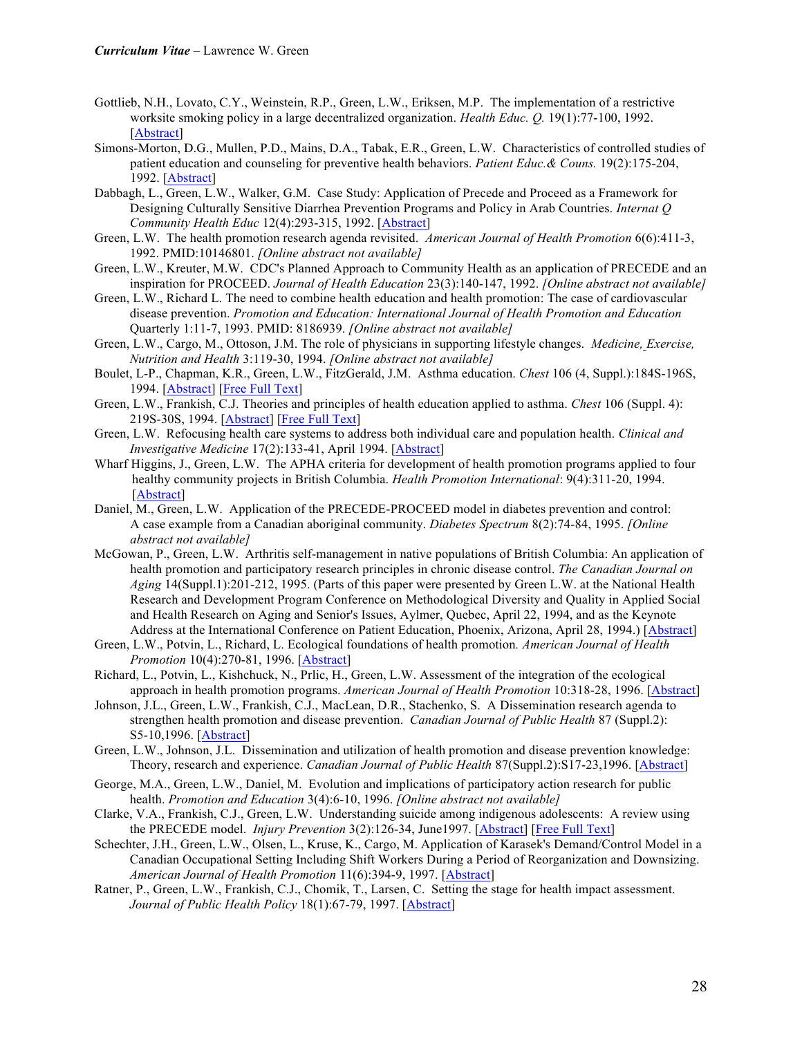Gottlieb, N.H., Lovato, C.Y., Weinstein, R.P., Green, L.W., Eriksen, M.P. The implementation of a restrictive worksite smoking policy in a large decentralized organization. *Health Educ. Q.* 19(1):77-100, 1992. [Abstract]

Simons-Morton, D.G., Mullen, P.D., Mains, D.A., Tabak, E.R., Green, L.W. Characteristics of controlled studies of patient education and counseling for preventive health behaviors. *Patient Educ.& Couns.* 19(2):175-204, 1992. [Abstract]

Dabbagh, L., Green, L.W., Walker, G.M. Case Study: Application of Precede and Proceed as a Framework for Designing Culturally Sensitive Diarrhea Prevention Programs and Policy in Arab Countries. *Internat Q Community Health Educ* 12(4):293-315, 1992. [Abstract]

Green, L.W. The health promotion research agenda revisited. *American Journal of Health Promotion* 6(6):411-3, 1992. PMID:10146801. *[Online abstract not available]*

Green, L.W., Kreuter, M.W. CDC's Planned Approach to Community Health as an application of PRECEDE and an inspiration for PROCEED. *Journal of Health Education* 23(3):140-147, 1992. *[Online abstract not available]*

Green, L.W., Richard L. The need to combine health education and health promotion: The case of cardiovascular disease prevention. *Promotion and Education: International Journal of Health Promotion and Education* Quarterly 1:11-7, 1993. PMID: 8186939. *[Online abstract not available]*

Green, L.W., Cargo, M., Ottoson, J.M. The role of physicians in supporting lifestyle changes. *Medicine, Exercise, Nutrition and Health* 3:119-30, 1994. *[Online abstract not available]*

Boulet, L-P., Chapman, K.R., Green, L.W., FitzGerald, J.M. Asthma education. *Chest* 106 (4, Suppl.):184S-196S, 1994. [Abstract] [Free Full Text]

Green, L.W., Frankish, C.J. Theories and principles of health education applied to asthma. *Chest* 106 (Suppl. 4): 219S-30S, 1994. [Abstract] [Free Full Text]

Green, L.W. Refocusing health care systems to address both individual care and population health. *Clinical and Investigative Medicine* 17(2):133-41, April 1994. [Abstract]

Wharf Higgins, J., Green, L.W. The APHA criteria for development of health promotion programs applied to four healthy community projects in British Columbia. *Health Promotion International*: 9(4):311-20, 1994. [Abstract]

Daniel, M., Green, L.W. Application of the PRECEDE-PROCEED model in diabetes prevention and control: A case example from a Canadian aboriginal community. *Diabetes Spectrum* 8(2):74-84, 1995. *[Online abstract not available]*

McGowan, P., Green, L.W. Arthritis self-management in native populations of British Columbia: An application of health promotion and participatory research principles in chronic disease control. *The Canadian Journal on Aging* 14(Suppl.1):201-212, 1995. (Parts of this paper were presented by Green L.W. at the National Health Research and Development Program Conference on Methodological Diversity and Quality in Applied Social and Health Research on Aging and Senior's Issues, Aylmer, Quebec, April 22, 1994, and as the Keynote Address at the International Conference on Patient Education, Phoenix, Arizona, April 28, 1994.) [Abstract]

Green, L.W., Potvin, L., Richard, L. Ecological foundations of health promotion. *American Journal of Health Promotion* 10(4):270-81, 1996. [Abstract]

Richard, L., Potvin, L., Kishchuck, N., Prlic, H., Green, L.W. Assessment of the integration of the ecological approach in health promotion programs. *American Journal of Health Promotion* 10:318-28, 1996. [Abstract]

Johnson, J.L., Green, L.W., Frankish, C.J., MacLean, D.R., Stachenko, S. A Dissemination research agenda to strengthen health promotion and disease prevention. *Canadian Journal of Public Health* 87 (Suppl.2): S5-10,1996. [Abstract]

Green, L.W., Johnson, J.L. Dissemination and utilization of health promotion and disease prevention knowledge: Theory, research and experience. *Canadian Journal of Public Health* 87(Suppl.2):S17-23,1996. [Abstract]

George, M.A., Green, L.W., Daniel, M. Evolution and implications of participatory action research for public health. *Promotion and Education* 3(4):6-10, 1996. *[Online abstract not available]*

Clarke, V.A., Frankish, C.J., Green, L.W. Understanding suicide among indigenous adolescents: A review using the PRECEDE model. *Injury Prevention* 3(2):126-34, June1997. [Abstract] [Free Full Text]

Schechter, J.H., Green, L.W., Olsen, L., Kruse, K., Cargo, M. Application of Karasek's Demand/Control Model in a Canadian Occupational Setting Including Shift Workers During a Period of Reorganization and Downsizing. *American Journal of Health Promotion* 11(6):394-9, 1997. [Abstract]

Ratner, P., Green, L.W., Frankish, C.J., Chomik, T., Larsen, C. Setting the stage for health impact assessment. *Journal of Public Health Policy* 18(1):67-79, 1997. [Abstract]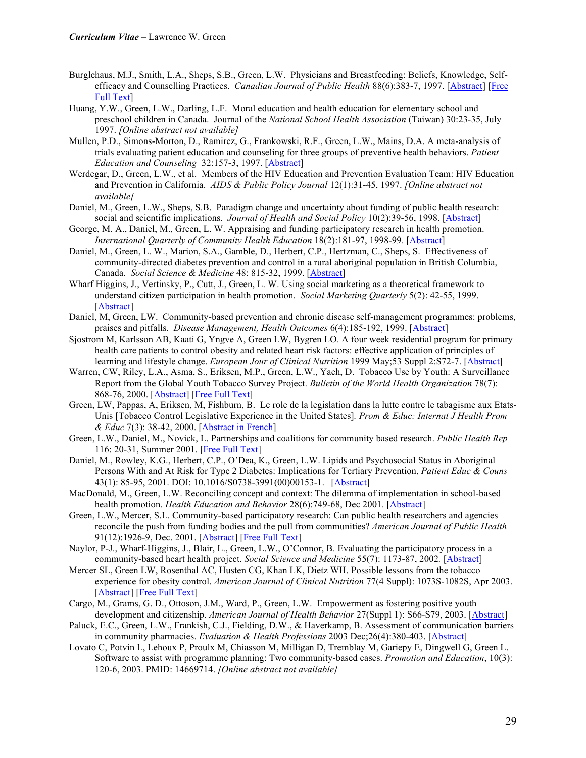Burglehaus, M.J., Smith, L.A., Sheps, S.B., Green, L.W. Physicians and Breastfeeding: Beliefs, Knowledge, Self-efficacy and Counselling Practices. *Canadian Journal of Public Health* 88(6):383-7, 1997. [Abstract] [Free Full Text]

Huang, Y.W., Green, L.W., Darling, L.F. Moral education and health education for elementary school and preschool children in Canada. Journal of the *National School Health Association* (Taiwan) 30:23-35, July 1997. *[Online abstract not available]*

Mullen, P.D., Simons-Morton, D., Ramirez, G., Frankowski, R.F., Green, L.W., Mains, D.A. A meta-analysis of trials evaluating patient education and counseling for three groups of preventive health behaviors. *Patient Education and Counseling* 32:157-3, 1997. [Abstract]

Werdegar, D., Green, L.W., et al. Members of the HIV Education and Prevention Evaluation Team: HIV Education and Prevention in California. *AIDS & Public Policy Journal* 12(1):31-45, 1997. *[Online abstract not available]*

Daniel, M., Green, L.W., Sheps, S.B. Paradigm change and uncertainty about funding of public health research: social and scientific implications. *Journal of Health and Social Policy* 10(2):39-56, 1998. [Abstract]

George, M. A., Daniel, M., Green, L. W. Appraising and funding participatory research in health promotion. *International Quarterly of Community Health Education* 18(2):181-97, 1998-99. [Abstract]

Daniel, M., Green, L. W., Marion, S.A., Gamble, D., Herbert, C.P., Hertzman, C., Sheps, S. Effectiveness of community-directed diabetes prevention and control in a rural aboriginal population in British Columbia, Canada. *Social Science & Medicine* 48: 815-32, 1999. [Abstract]

Wharf Higgins, J., Vertinsky, P., Cutt, J., Green, L. W. Using social marketing as a theoretical framework to understand citizen participation in health promotion. *Social Marketing Quarterly* 5(2): 42-55, 1999. [Abstract]

Daniel, M, Green, LW. Community-based prevention and chronic disease self-management programmes: problems, praises and pitfalls*. Disease Management, Health Outcomes* 6(4):185-192, 1999. [Abstract]

Sjostrom M, Karlsson AB, Kaati G, Yngve A, Green LW, Bygren LO. A four week residential program for primary health care patients to control obesity and related heart risk factors: effective application of principles of learning and lifestyle change. *European Jour of Clinical Nutrition* 1999 May;53 Suppl 2:S72-7. [Abstract]

Warren, CW, Riley, L.A., Asma, S., Eriksen, M.P., Green, L.W., Yach, D. Tobacco Use by Youth: A Surveillance Report from the Global Youth Tobacco Survey Project. *Bulletin of the World Health Organization* 78(7): 868-76, 2000. [Abstract] [Free Full Text]

Green, LW, Pappas, A, Eriksen, M, Fishburn, B. Le role de la legislation dans la lutte contre le tabagisme aux Etats-Unis [Tobacco Control Legislative Experience in the United States]*. Prom & Educ: Internat J Health Prom & Educ* 7(3): 38-42, 2000. [Abstract in French]

Green, L.W., Daniel, M., Novick, L. Partnerships and coalitions for community based research. *Public Health Rep* 116: 20-31, Summer 2001. [Free Full Text]

Daniel, M., Rowley, K.G., Herbert, C.P., O'Dea, K., Green, L.W. Lipids and Psychosocial Status in Aboriginal Persons With and At Risk for Type 2 Diabetes: Implications for Tertiary Prevention. *Patient Educ & Couns* 43(1): 85-95, 2001. DOI: 10.1016/S0738-3991(00)00153-1. [Abstract]

MacDonald, M., Green, L.W. Reconciling concept and context: The dilemma of implementation in school-based health promotion. *Health Education and Behavior* 28(6):749-68, Dec 2001. [Abstract]

Green, L.W., Mercer, S.L. Community-based participatory research: Can public health researchers and agencies reconcile the push from funding bodies and the pull from communities? *American Journal of Public Health* 91(12):1926-9, Dec. 2001. [Abstract] [Free Full Text]

Naylor, P-J., Wharf-Higgins, J., Blair, L., Green, L.W., O'Connor, B. Evaluating the participatory process in a community-based heart health project. *Social Science and Medicine* 55(7): 1173-87, 2002*.* [Abstract]

Mercer SL, Green LW, Rosenthal AC, Husten CG, Khan LK, Dietz WH. Possible lessons from the tobacco experience for obesity control. *American Journal of Clinical Nutrition* 77(4 Suppl): 1073S-1082S, Apr 2003. [Abstract] [Free Full Text]

Cargo, M., Grams, G. D., Ottoson, J.M., Ward, P., Green, L.W. Empowerment as fostering positive youth development and citizenship. *American Journal of Health Behavior* 27(Suppl 1): S66-S79, 2003. [Abstract]

Paluck, E.C., Green, L.W., Frankish, C.J., Fielding, D.W., & Haverkamp, B. Assessment of communication barriers in community pharmacies. *Evaluation & Health Professions* 2003 Dec;26(4):380-403. [Abstract]

Lovato C, Potvin L, Lehoux P, Proulx M, Chiasson M, Milligan D, Tremblay M, Gariepy E, Dingwell G, Green L. Software to assist with programme planning: Two community-based cases. *Promotion and Education*, 10(3): 120-6, 2003. PMID: 14669714. *[Online abstract not available]*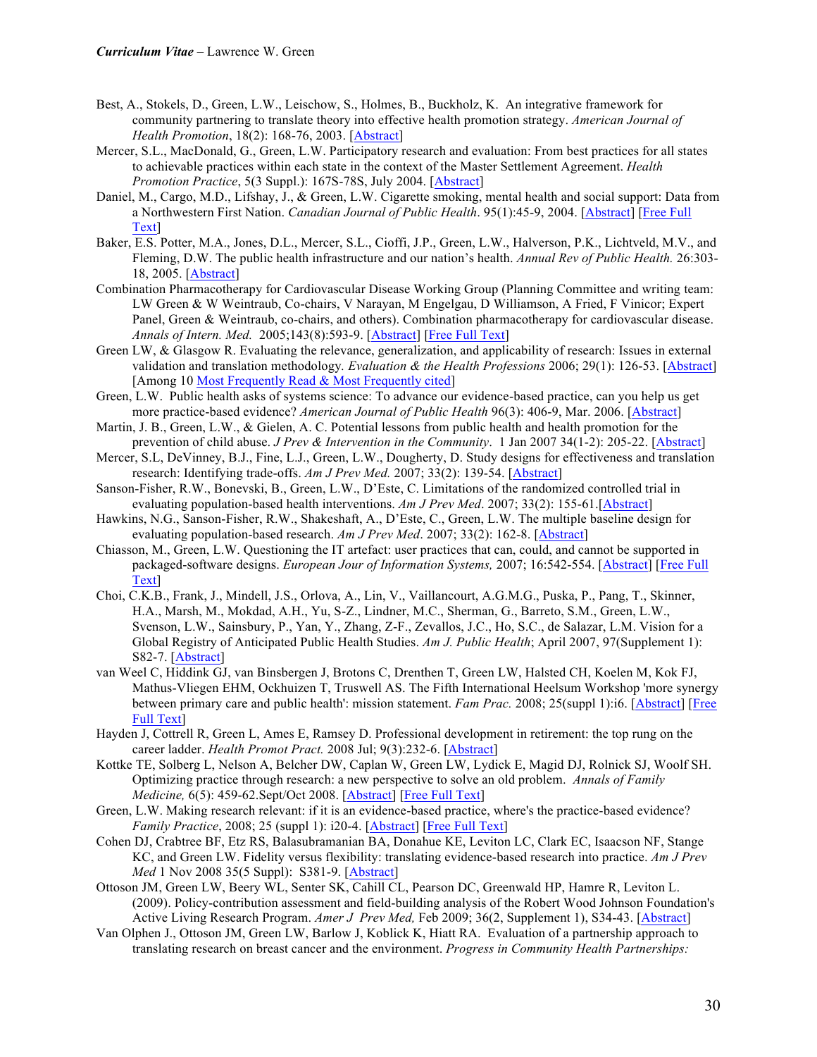Best, A., Stokels, D., Green, L.W., Leischow, S., Holmes, B., Buckholz, K. An integrative framework for community partnering to translate theory into effective health promotion strategy. *American Journal of Health Promotion*, 18(2): 168-76, 2003. [Abstract]

Mercer, S.L., MacDonald, G., Green, L.W. Participatory research and evaluation: From best practices for all states to achievable practices within each state in the context of the Master Settlement Agreement. *Health Promotion Practice*, 5(3 Suppl.): 167S-78S, July 2004. [Abstract]

Daniel, M., Cargo, M.D., Lifshay, J., & Green, L.W. Cigarette smoking, mental health and social support: Data from a Northwestern First Nation. *Canadian Journal of Public Health*. 95(1):45-9, 2004. [Abstract] [Free Full Text]

Baker, E.S. Potter, M.A., Jones, D.L., Mercer, S.L., Cioffi, J.P., Green, L.W., Halverson, P.K., Lichtveld, M.V., and Fleming, D.W. The public health infrastructure and our nation's health. *Annual Rev of Public Health.* 26:303-18, 2005. [Abstract]

Combination Pharmacotherapy for Cardiovascular Disease Working Group (Planning Committee and writing team: LW Green & W Weintraub, Co-chairs, V Narayan, M Engelgau, D Williamson, A Fried, F Vinicor; Expert Panel, Green & Weintraub, co-chairs, and others). Combination pharmacotherapy for cardiovascular disease. *Annals of Intern. Med.* 2005;143(8):593-9. [Abstract] [Free Full Text]

Green LW, & Glasgow R. Evaluating the relevance, generalization, and applicability of research: Issues in external validation and translation methodology. *Evaluation & the Health Professions* 2006; 29(1): 126-53. [Abstract] [Among 10 Most Frequently Read & Most Frequently cited]

Green, L.W. Public health asks of systems science: To advance our evidence-based practice, can you help us get more practice-based evidence? *American Journal of Public Health* 96(3): 406-9, Mar. 2006. [Abstract]

Martin, J. B., Green, L.W., & Gielen, A. C. Potential lessons from public health and health promotion for the prevention of child abuse. *J Prev & Intervention in the Community*. 1 Jan 2007 34(1-2): 205-22. [Abstract]

Mercer, S.L, DeVinney, B.J., Fine, L.J., Green, L.W., Dougherty, D. Study designs for effectiveness and translation research: Identifying trade-offs. *Am J Prev Med.* 2007; 33(2): 139-54. [Abstract]

Sanson-Fisher, R.W., Bonevski, B., Green, L.W., D'Este, C. Limitations of the randomized controlled trial in evaluating population-based health interventions. *Am J Prev Med*. 2007; 33(2): 155-61.[Abstract]

Hawkins, N.G., Sanson-Fisher, R.W., Shakeshaft, A., D'Este, C., Green, L.W. The multiple baseline design for evaluating population-based research. *Am J Prev Med*. 2007; 33(2): 162-8. [Abstract]

Chiasson, M., Green, L.W. Questioning the IT artefact: user practices that can, could, and cannot be supported in packaged-software designs. *European Jour of Information Systems,* 2007; 16:542-554. [Abstract] [Free Full Text]

Choi, C.K.B., Frank, J., Mindell, J.S., Orlova, A., Lin, V., Vaillancourt, A.G.M.G., Puska, P., Pang, T., Skinner, H.A., Marsh, M., Mokdad, A.H., Yu, S-Z., Lindner, M.C., Sherman, G., Barreto, S.M., Green, L.W., Svenson, L.W., Sainsbury, P., Yan, Y., Zhang, Z-F., Zevallos, J.C., Ho, S.C., de Salazar, L.M. Vision for a Global Registry of Anticipated Public Health Studies. *Am J. Public Health*; April 2007, 97(Supplement 1): S82-7. [Abstract]

van Weel C, Hiddink GJ, van Binsbergen J, Brotons C, Drenthen T, Green LW, Halsted CH, Koelen M, Kok FJ, Mathus-Vliegen EHM, Ockhuizen T, Truswell AS. The Fifth International Heelsum Workshop 'more synergy between primary care and public health': mission statement. *Fam Prac.* 2008; 25(suppl 1):i6. [Abstract] [Free Full Text]

Hayden J, Cottrell R, Green L, Ames E, Ramsey D. Professional development in retirement: the top rung on the career ladder. *Health Promot Pract.* 2008 Jul; 9(3):232-6. [Abstract]

Kottke TE, Solberg L, Nelson A, Belcher DW, Caplan W, Green LW, Lydick E, Magid DJ, Rolnick SJ, Woolf SH. Optimizing practice through research: a new perspective to solve an old problem. *Annals of Family Medicine,* 6(5): 459-62.Sept/Oct 2008. [Abstract] [Free Full Text]

Green, L.W. Making research relevant: if it is an evidence-based practice, where's the practice-based evidence? *Family Practice*, 2008; 25 (suppl 1): i20-4. [Abstract] [Free Full Text]

Cohen DJ, Crabtree BF, Etz RS, Balasubramanian BA, Donahue KE, Leviton LC, Clark EC, Isaacson NF, Stange KC, and Green LW. Fidelity versus flexibility: translating evidence-based research into practice. *Am J Prev Med* 1 Nov 2008 35(5 Suppl): S381-9. [Abstract]

Ottoson JM, Green LW, Beery WL, Senter SK, Cahill CL, Pearson DC, Greenwald HP, Hamre R, Leviton L. (2009). Policy-contribution assessment and field-building analysis of the Robert Wood Johnson Foundation's Active Living Research Program. *Amer J Prev Med,* Feb 2009; 36(2, Supplement 1), S34-43. [Abstract]

Van Olphen J., Ottoson JM, Green LW, Barlow J, Koblick K, Hiatt RA. Evaluation of a partnership approach to translating research on breast cancer and the environment. *Progress in Community Health Partnerships:*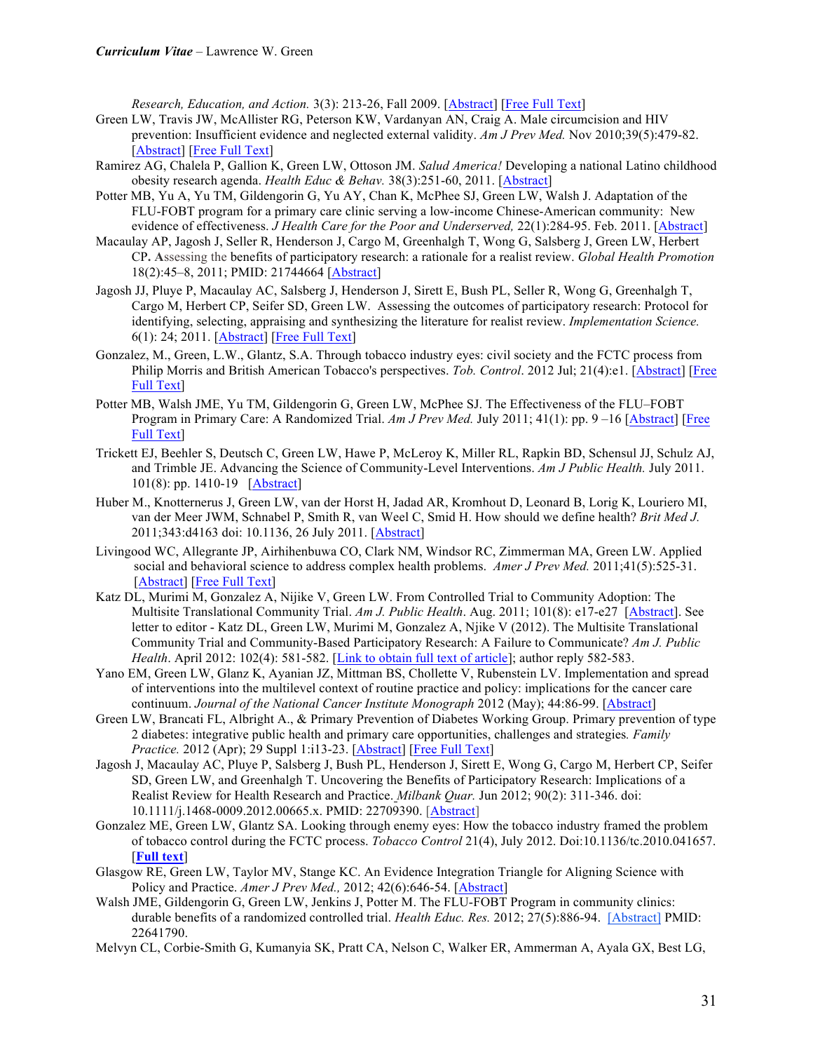*Research, Education, and Action.* 3(3): 213-26, Fall 2009. [Abstract] [Free Full Text]

Green LW, Travis JW, McAllister RG, Peterson KW, Vardanyan AN, Craig A. Male circumcision and HIV prevention: Insufficient evidence and neglected external validity. *Am J Prev Med.* Nov 2010;39(5):479-82. [Abstract] [Free Full Text]

Ramirez AG, Chalela P, Gallion K, Green LW, Ottoson JM. *Salud America!* Developing a national Latino childhood obesity research agenda. *Health Educ & Behav.* 38(3):251-60, 2011. [Abstract]

Potter MB, Yu A, Yu TM, Gildengorin G, Yu AY, Chan K, McPhee SJ, Green LW, Walsh J. Adaptation of the FLU-FOBT program for a primary care clinic serving a low-income Chinese-American community: New evidence of effectiveness. *J Health Care for the Poor and Underserved,* 22(1):284-95. Feb. 2011. [Abstract]

Macaulay AP, Jagosh J, Seller R, Henderson J, Cargo M, Greenhalgh T, Wong G, Salsberg J, Green LW, Herbert CP. Assessing the benefits of participatory research: a rationale for a realist review. *Global Health Promotion* 18(2):45–8, 2011; PMID: 21744664 [Abstract]

Jagosh JJ, Pluye P, Macaulay AC, Salsberg J, Henderson J, Sirett E, Bush PL, Seller R, Wong G, Greenhalgh T, Cargo M, Herbert CP, Seifer SD, Green LW. Assessing the outcomes of participatory research: Protocol for identifying, selecting, appraising and synthesizing the literature for realist review. *Implementation Science.* 6(1): 24; 2011. [Abstract] [Free Full Text]

Gonzalez, M., Green, L.W., Glantz, S.A. Through tobacco industry eyes: civil society and the FCTC process from Philip Morris and British American Tobacco's perspectives. *Tob. Control*. 2012 Jul; 21(4):e1. [Abstract] [Free Full Text]

Potter MB, Walsh JME, Yu TM, Gildengorin G, Green LW, McPhee SJ. The Effectiveness of the FLU–FOBT Program in Primary Care: A Randomized Trial. *Am J Prev Med.* July 2011; 41(1): pp. 9 –16 [Abstract] [Free Full Text]

Trickett EJ, Beehler S, Deutsch C, Green LW, Hawe P, McLeroy K, Miller RL, Rapkin BD, Schensul JJ, Schulz AJ, and Trimble JE. Advancing the Science of Community-Level Interventions. *Am J Public Health.* July 2011. 101(8): pp. 1410-19 [Abstract]

Huber M., Knotternerus J, Green LW, van der Horst H, Jadad AR, Kromhout D, Leonard B, Lorig K, Louriero MI, van der Meer JWM, Schnabel P, Smith R, van Weel C, Smid H. How should we define health? *Brit Med J.* 2011;343:d4163 doi: 10.1136, 26 July 2011. [Abstract]

Livingood WC, Allegrante JP, Airhihenbuwa CO, Clark NM, Windsor RC, Zimmerman MA, Green LW. Applied social and behavioral science to address complex health problems. *Amer J Prev Med.* 2011;41(5):525-31. [Abstract] [Free Full Text]

Katz DL, Murimi M, Gonzalez A, Nijike V, Green LW. From Controlled Trial to Community Adoption: The Multisite Translational Community Trial. *Am J. Public Health*. Aug. 2011; 101(8): e17-e27 [Abstract]. See letter to editor - Katz DL, Green LW, Murimi M, Gonzalez A, Njike V (2012). The Multisite Translational Community Trial and Community-Based Participatory Research: A Failure to Communicate? *Am J. Public Health*. April 2012: 102(4): 581-582. [Link to obtain full text of article]; author reply 582-583.

Yano EM, Green LW, Glanz K, Ayanian JZ, Mittman BS, Chollette V, Rubenstein LV. Implementation and spread of interventions into the multilevel context of routine practice and policy: implications for the cancer care continuum. *Journal of the National Cancer Institute Monograph* 2012 (May); 44:86-99. [Abstract]

Green LW, Brancati FL, Albright A., & Primary Prevention of Diabetes Working Group. Primary prevention of type 2 diabetes: integrative public health and primary care opportunities, challenges and strategies*. Family Practice.* 2012 (Apr); 29 Suppl 1:i13-23. [Abstract] [Free Full Text]

Jagosh J, Macaulay AC, Pluye P, Salsberg J, Bush PL, Henderson J, Sirett E, Wong G, Cargo M, Herbert CP, Seifer SD, Green LW, and Greenhalgh T. Uncovering the Benefits of Participatory Research: Implications of a Realist Review for Health Research and Practice. *Milbank Quar.* Jun 2012; 90(2): 311-346. doi: 10.1111/j.1468-0009.2012.00665.x. PMID: 22709390. [Abstract]

Gonzalez ME, Green LW, Glantz SA. Looking through enemy eyes: How the tobacco industry framed the problem of tobacco control during the FCTC process. *Tobacco Control* 21(4), July 2012. Doi:10.1136/tc.2010.041657. [**Full text**]

Glasgow RE, Green LW, Taylor MV, Stange KC. An Evidence Integration Triangle for Aligning Science with Policy and Practice. *Amer J Prev Med.,* 2012; 42(6):646-54. [Abstract]

Walsh JME, Gildengorin G, Green LW, Jenkins J, Potter M. The FLU-FOBT Program in community clinics: durable benefits of a randomized controlled trial. *Health Educ. Res.* 2012; 27(5):886-94. [Abstract] PMID: 22641790.

Melvyn CL, Corbie-Smith G, Kumanyia SK, Pratt CA, Nelson C, Walker ER, Ammerman A, Ayala GX, Best LG,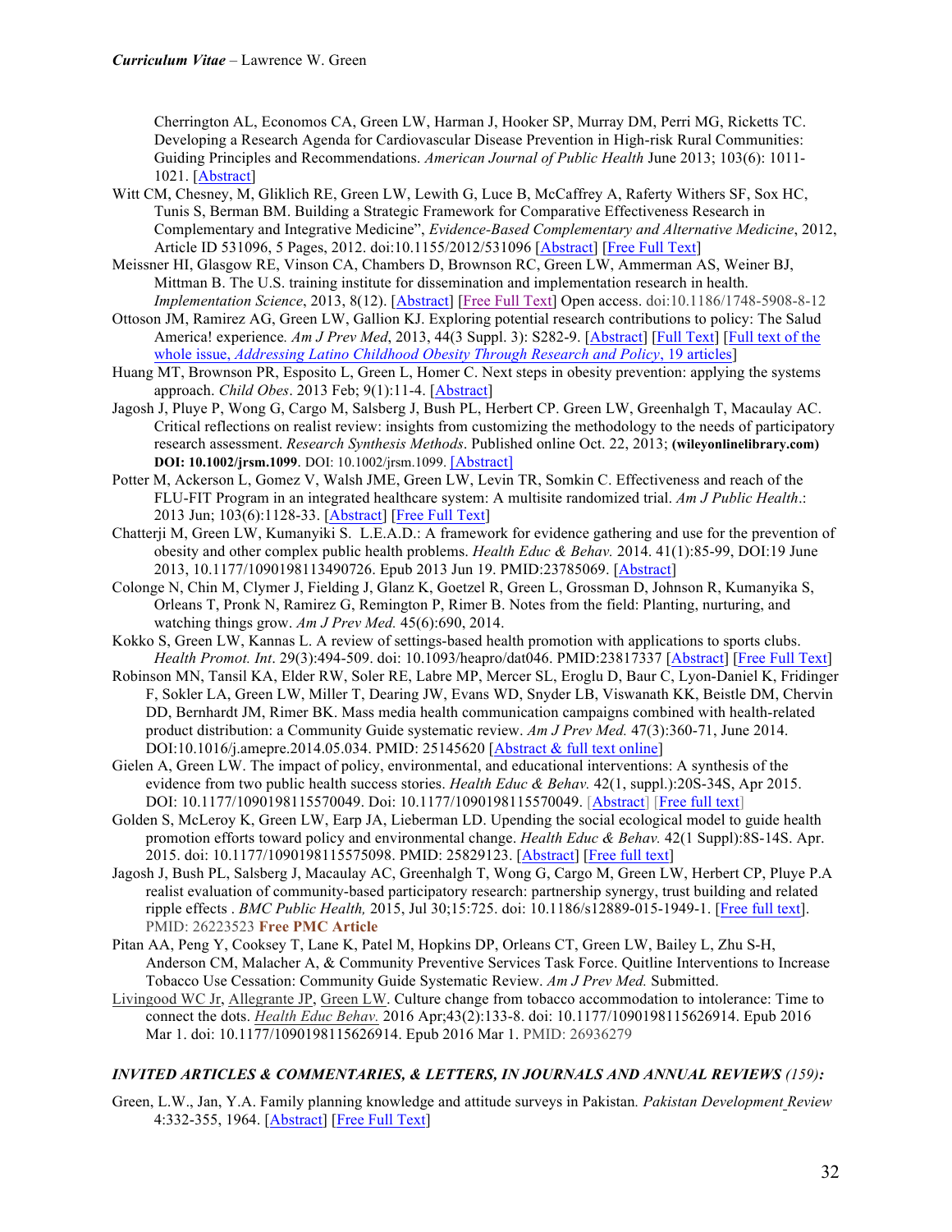Cherrington AL, Economos CA, Green LW, Harman J, Hooker SP, Murray DM, Perri MG, Ricketts TC. Developing a Research Agenda for Cardiovascular Disease Prevention in High-risk Rural Communities: Guiding Principles and Recommendations. *American Journal of Public Health* June 2013; 103(6): 1011-1021. [Abstract]

Witt CM, Chesney, M, Gliklich RE, Green LW, Lewith G, Luce B, McCaffrey A, Rafferty Withers SF, Sox HC, Tunis S, Berman BM. Building a Strategic Framework for Comparative Effectiveness Research in Complementary and Integrative Medicine", *Evidence-Based Complementary and Alternative Medicine*, 2012, Article ID 531096, 5 Pages, 2012. doi:10.1155/2012/531096 [Abstract] [Free Full Text]

Meissner HI, Glasgow RE, Vinson CA, Chambers D, Brownson RC, Green LW, Ammerman AS, Weiner BJ, Mittman B. The U.S. training institute for dissemination and implementation research in health. *Implementation Science*, 2013, 8(12). [Abstract] [Free Full Text] Open access. doi:10.1186/1748-5908-8-12

Ottoson JM, Ramirez AG, Green LW, Gallion KJ. Exploring potential research contributions to policy: The Salud America! experience. *Am J Prev Med*, 2013, 44(3 Suppl. 3): S282-9. [Abstract] [Full Text] [Full text of the whole issue, *Addressing Latino Childhood Obesity Through Research and Policy*, 19 articles]

Huang MT, Brownson PR, Esposito L, Green L, Homer C. Next steps in obesity prevention: applying the systems approach. *Child Obes*. 2013 Feb; 9(1):11-4. [Abstract]

Jagosh J, Pluye P, Wong G, Cargo M, Salsberg J, Bush PL, Herbert CP. Green LW, Greenhalgh T, Macaulay AC. Critical reflections on realist review: insights from customizing the methodology to the needs of participatory research assessment. *Research Synthesis Methods*. Published online Oct. 22, 2013; **(wileyonlinelibrary.com) DOI: 10.1002/jrsm.1099**. DOI: 10.1002/jrsm.1099. [Abstract]

Potter M, Ackerson L, Gomez V, Walsh JME, Green LW, Levin TR, Somkin C. Effectiveness and reach of the FLU-FIT Program in an integrated healthcare system: A multisite randomized trial. *Am J Public Health*.: 2013 Jun; 103(6):1128-33. [Abstract] [Free Full Text]

Chatterji M, Green LW, Kumanyiki S. L.E.A.D.: A framework for evidence gathering and use for the prevention of obesity and other complex public health problems. *Health Educ & Behav.* 2014. 41(1):85-99, DOI:19 June 2013, 10.1177/1090198113490726. Epub 2013 Jun 19. PMID:23785069. [Abstract]

Colonge N, Chin M, Clymer J, Fielding J, Glanz K, Goetzel R, Green L, Grossman D, Johnson R, Kumanyika S, Orleans T, Pronk N, Ramirez G, Remington P, Rimer B. Notes from the field: Planting, nurturing, and watching things grow. *Am J Prev Med.* 45(6):690, 2014.

Kokko S, Green LW, Kannas L. A review of settings-based health promotion with applications to sports clubs. *Health Promot. Int*. 29(3):494-509. doi: 10.1093/heapro/dat046. PMID:23817337 [Abstract] [Free Full Text]

Robinson MN, Tansil KA, Elder RW, Soler RE, Labre MP, Mercer SL, Eroglu D, Baur C, Lyon-Daniel K, Fridinger F, Sokler LA, Green LW, Miller T, Dearing JW, Evans WD, Snyder LB, Viswanath KK, Beistle DM, Chervin DD, Bernhardt JM, Rimer BK. Mass media health communication campaigns combined with health-related product distribution: a Community Guide systematic review. *Am J Prev Med.* 47(3):360-71, June 2014. DOI:10.1016/j.amepre.2014.05.034. PMID: 25145620 [Abstract & full text online]

Gielen A, Green LW. The impact of policy, environmental, and educational interventions: A synthesis of the evidence from two public health success stories. *Health Educ & Behav.* 42(1, suppl.):20S-34S, Apr 2015. DOI: 10.1177/1090198115570049. Doi: 10.1177/1090198115570049. [Abstract] [Free full text]

Golden S, McLeroy K, Green LW, Earp JA, Lieberman LD. Upending the social ecological model to guide health promotion efforts toward policy and environmental change. *Health Educ & Behav.* 42(1 Suppl):8S-14S. Apr. 2015. doi: 10.1177/1090198115575098. PMID: 25829123. [Abstract] [Free full text]

Jagosh J, Bush PL, Salsberg J, Macaulay AC, Greenhalgh T, Wong G, Cargo M, Green LW, Herbert CP, Pluye P.A realist evaluation of community-based participatory research: partnership synergy, trust building and related ripple effects . *BMC Public Health,* 2015, Jul 30;15:725. doi: 10.1186/s12889-015-1949-1. [Free full text]. PMID: 26223523 **Free PMC Article**

Pitan AA, Peng Y, Cooksey T, Lane K, Patel M, Hopkins DP, Orleans CT, Green LW, Bailey L, Zhu S-H, Anderson CM, Malacher A, & Community Preventive Services Task Force. Quitline Interventions to Increase Tobacco Use Cessation: Community Guide Systematic Review. *Am J Prev Med.* Submitted.

Livingood WC Jr, Allegrante JP, Green LW. Culture change from tobacco accommodation to intolerance: Time to connect the dots. *Health Educ Behav.* 2016 Apr;43(2):133-8. doi: 10.1177/1090198115626914. Epub 2016 Mar 1. doi: 10.1177/1090198115626914. Epub 2016 Mar 1. PMID: 26936279

### *INVITED ARTICLES & COMMENTARIES, & LETTERS, IN JOURNALS AND ANNUAL REVIEWS (159):*

Green, L.W., Jan, Y.A. Family planning knowledge and attitude surveys in Pakistan. *Pakistan Development Review* 4:332-355, 1964. [Abstract] [Free Full Text]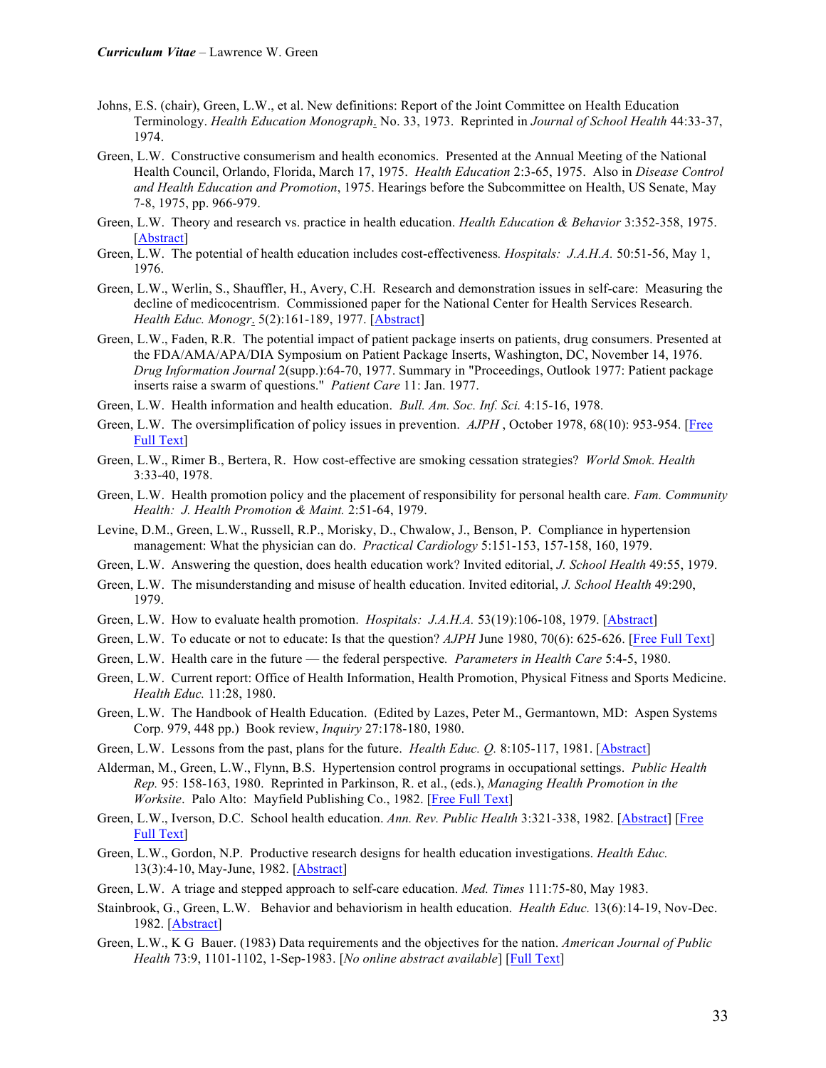Johns, E.S. (chair), Green, L.W., et al. New definitions: Report of the Joint Committee on Health Education Terminology. *Health Education Monograph*. No. 33, 1973. Reprinted in *Journal of School Health* 44:33-37, 1974.

Green, L.W. Constructive consumerism and health economics. Presented at the Annual Meeting of the National Health Council, Orlando, Florida, March 17, 1975. *Health Education* 2:3-65, 1975. Also in *Disease Control and Health Education and Promotion*, 1975. Hearings before the Subcommittee on Health, US Senate, May 7-8, 1975, pp. 966-979.

Green, L.W. Theory and research vs. practice in health education. *Health Education & Behavior* 3:352-358, 1975. [Abstract]

Green, L.W. The potential of health education includes cost-effectiveness*.* *Hospitals: J.A.H.A.* 50:51-56, May 1, 1976.

Green, L.W., Werlin, S., Shauffler, H., Avery, C.H. Research and demonstration issues in self-care: Measuring the decline of medicocentrism. Commissioned paper for the National Center for Health Services Research. *Health Educ. Monogr*. 5(2):161-189, 1977. [Abstract]

Green, L.W., Faden, R.R. The potential impact of patient package inserts on patients, drug consumers. Presented at the FDA/AMA/APA/DIA Symposium on Patient Package Inserts, Washington, DC, November 14, 1976. *Drug Information Journal* 2(supp.):64-70, 1977. Summary in "Proceedings, Outlook 1977: Patient package inserts raise a swarm of questions." *Patient Care* 11: Jan. 1977.

Green, L.W. Health information and health education. *Bull. Am. Soc. Inf. Sci.* 4:15-16, 1978.

Green, L.W. The oversimplification of policy issues in prevention. *AJPH* , October 1978, 68(10): 953-954. [Free Full Text]

Green, L.W., Rimer B., Bertera, R. How cost-effective are smoking cessation strategies? *World Smok. Health* 3:33-40, 1978.

Green, L.W. Health promotion policy and the placement of responsibility for personal health care*.* *Fam. Community Health: J. Health Promotion & Maint.* 2:51-64, 1979.

Levine, D.M., Green, L.W., Russell, R.P., Morisky, D., Chwalow, J., Benson, P. Compliance in hypertension management: What the physician can do. *Practical Cardiology* 5:151-153, 157-158, 160, 1979.

Green, L.W. Answering the question, does health education work? Invited editorial, *J. School Health* 49:55, 1979.

Green, L.W. The misunderstanding and misuse of health education. Invited editorial, *J. School Health* 49:290, 1979.

Green, L.W. How to evaluate health promotion. *Hospitals: J.A.H.A.* 53(19):106-108, 1979. [Abstract]

Green, L.W. To educate or not to educate: Is that the question? *AJPH* June 1980, 70(6): 625-626. [Free Full Text]

Green, L.W. Health care in the future — the federal perspective*.* *Parameters in Health Care* 5:4-5, 1980.

Green, L.W. Current report: Office of Health Information, Health Promotion, Physical Fitness and Sports Medicine. *Health Educ.* 11:28, 1980.

Green, L.W. The Handbook of Health Education. (Edited by Lazes, Peter M., Germantown, MD: Aspen Systems Corp. 979, 448 pp.) Book review, *Inquiry* 27:178-180, 1980.

Green, L.W. Lessons from the past, plans for the future. *Health Educ. Q.* 8:105-117, 1981. [Abstract]

Alderman, M., Green, L.W., Flynn, B.S. Hypertension control programs in occupational settings. *Public Health Rep.* 95: 158-163, 1980. Reprinted in Parkinson, R. et al., (eds.), *Managing Health Promotion in the Worksite*. Palo Alto: Mayfield Publishing Co., 1982. [Free Full Text]

Green, L.W., Iverson, D.C. School health education. *Ann. Rev. Public Health* 3:321-338, 1982. [Abstract] [Free Full Text]

Green, L.W., Gordon, N.P. Productive research designs for health education investigations. *Health Educ.* 13(3):4-10, May-June, 1982. [Abstract]

Green, L.W. A triage and stepped approach to self-care education. *Med. Times* 111:75-80, May 1983.

Stainbrook, G., Green, L.W. Behavior and behaviorism in health education. *Health Educ.* 13(6):14-19, Nov-Dec. 1982. [Abstract]

Green, L.W., K G Bauer. (1983) Data requirements and the objectives for the nation. *American Journal of Public Health* 73:9, 1101-1102, 1-Sep-1983. [*No online abstract available*] [Full Text]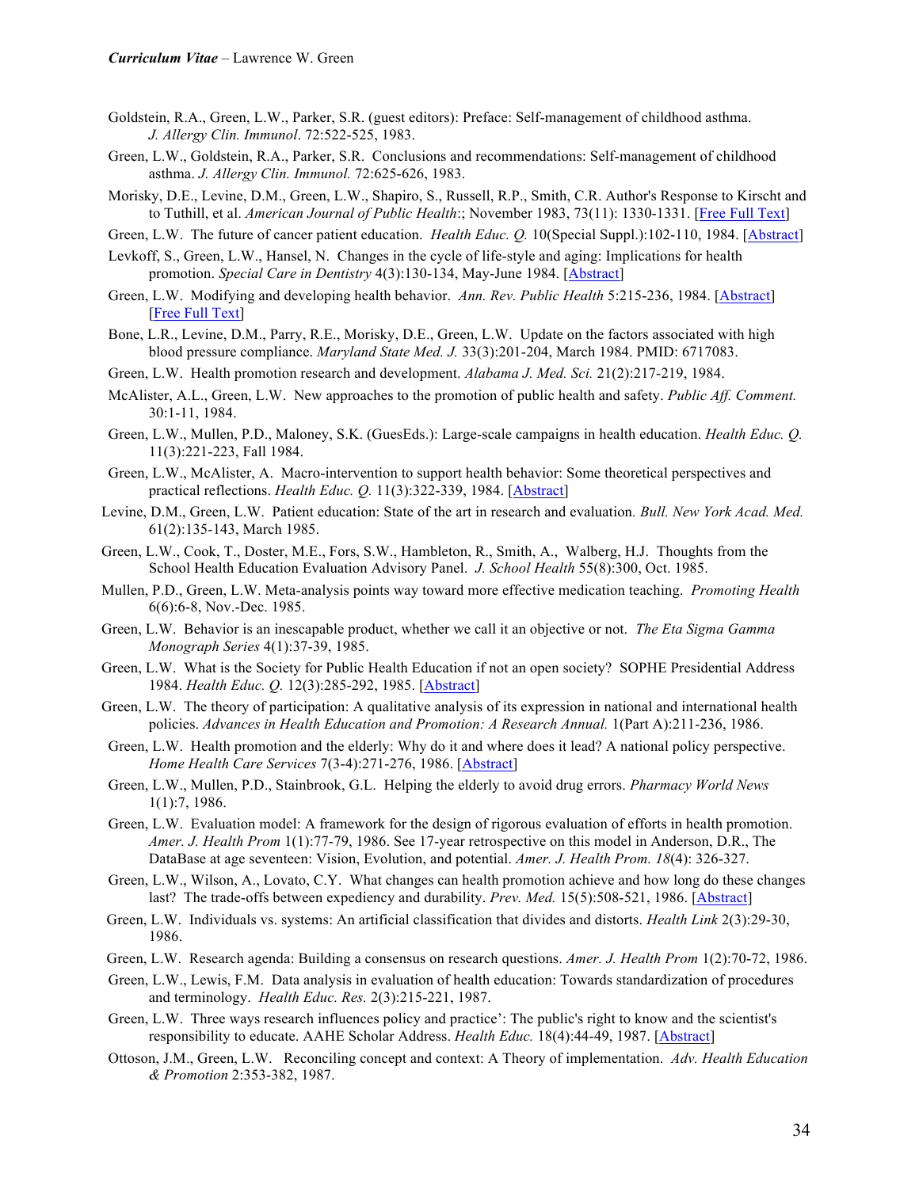Goldstein, R.A., Green, L.W., Parker, S.R. (guest editors): Preface: Self-management of childhood asthma. *J. Allergy Clin. Immunol*. 72:522-525, 1983.

Green, L.W., Goldstein, R.A., Parker, S.R. Conclusions and recommendations: Self-management of childhood asthma. *J. Allergy Clin. Immunol.* 72:625-626, 1983.

Morisky, D.E., Levine, D.M., Green, L.W., Shapiro, S., Russell, R.P., Smith, C.R. Author's Response to Kirscht and to Tuthill, et al. *American Journal of Public Health*:; November 1983, 73(11): 1330-1331. [Free Full Text]

Green, L.W. The future of cancer patient education. *Health Educ. Q.* 10(Special Suppl.):102-110, 1984. [Abstract]

Levkoff, S., Green, L.W., Hansel, N. Changes in the cycle of life-style and aging: Implications for health promotion. *Special Care in Dentistry* 4(3):130-134, May-June 1984. [Abstract]

Green, L.W. Modifying and developing health behavior. *Ann. Rev. Public Health* 5:215-236, 1984. [Abstract] [Free Full Text]

Bone, L.R., Levine, D.M., Parry, R.E., Morisky, D.E., Green, L.W. Update on the factors associated with high blood pressure compliance. *Maryland State Med. J.* 33(3):201-204, March 1984. PMID: 6717083.

Green, L.W. Health promotion research and development. *Alabama J. Med. Sci.* 21(2):217-219, 1984.

McAlister, A.L., Green, L.W. New approaches to the promotion of public health and safety. *Public Aff. Comment.* 30:1-11, 1984.

Green, L.W., Mullen, P.D., Maloney, S.K. (GuesEds.): Large-scale campaigns in health education. *Health Educ. Q.* 11(3):221-223, Fall 1984.

Green, L.W., McAlister, A. Macro-intervention to support health behavior: Some theoretical perspectives and practical reflections. *Health Educ. Q.* 11(3):322-339, 1984. [Abstract]

Levine, D.M., Green, L.W. Patient education: State of the art in research and evaluation. *Bull. New York Acad. Med.* 61(2):135-143, March 1985.

Green, L.W., Cook, T., Doster, M.E., Fors, S.W., Hambleton, R., Smith, A., Walberg, H.J. Thoughts from the School Health Education Evaluation Advisory Panel. *J. School Health* 55(8):300, Oct. 1985.

Mullen, P.D., Green, L.W. Meta-analysis points way toward more effective medication teaching. *Promoting Health* 6(6):6-8, Nov.-Dec. 1985.

Green, L.W. Behavior is an inescapable product, whether we call it an objective or not. *The Eta Sigma Gamma Monograph Series* 4(1):37-39, 1985.

Green, L.W. What is the Society for Public Health Education if not an open society? SOPHE Presidential Address 1984. *Health Educ. Q.* 12(3):285-292, 1985. [Abstract]

Green, L.W. The theory of participation: A qualitative analysis of its expression in national and international health policies. *Advances in Health Education and Promotion: A Research Annual.* 1(Part A):211-236, 1986.

Green, L.W. Health promotion and the elderly: Why do it and where does it lead? A national policy perspective. *Home Health Care Services* 7(3-4):271-276, 1986. [Abstract]

Green, L.W., Mullen, P.D., Stainbrook, G.L. Helping the elderly to avoid drug errors. *Pharmacy World News* 1(1):7, 1986.

Green, L.W. Evaluation model: A framework for the design of rigorous evaluation of efforts in health promotion. *Amer. J. Health Prom* 1(1):77-79, 1986. See 17-year retrospective on this model in Anderson, D.R., The DataBase at age seventeen: Vision, Evolution, and potential. *Amer. J. Health Prom. 18*(4): 326-327.

Green, L.W., Wilson, A., Lovato, C.Y. What changes can health promotion achieve and how long do these changes last? The trade-offs between expediency and durability. *Prev. Med.* 15(5):508-521, 1986. [Abstract]

Green, L.W. Individuals vs. systems: An artificial classification that divides and distorts. *Health Link* 2(3):29-30, 1986.

Green, L.W. Research agenda: Building a consensus on research questions. *Amer. J. Health Prom* 1(2):70-72, 1986.

Green, L.W., Lewis, F.M. Data analysis in evaluation of health education: Towards standardization of procedures and terminology. *Health Educ. Res.* 2(3):215-221, 1987.

Green, L.W. Three ways research influences policy and practice': The public's right to know and the scientist's responsibility to educate. AAHE Scholar Address. *Health Educ.* 18(4):44-49, 1987. [Abstract]

Ottoson, J.M., Green, L.W. Reconciling concept and context: A Theory of implementation. *Adv. Health Education & Promotion* 2:353-382, 1987.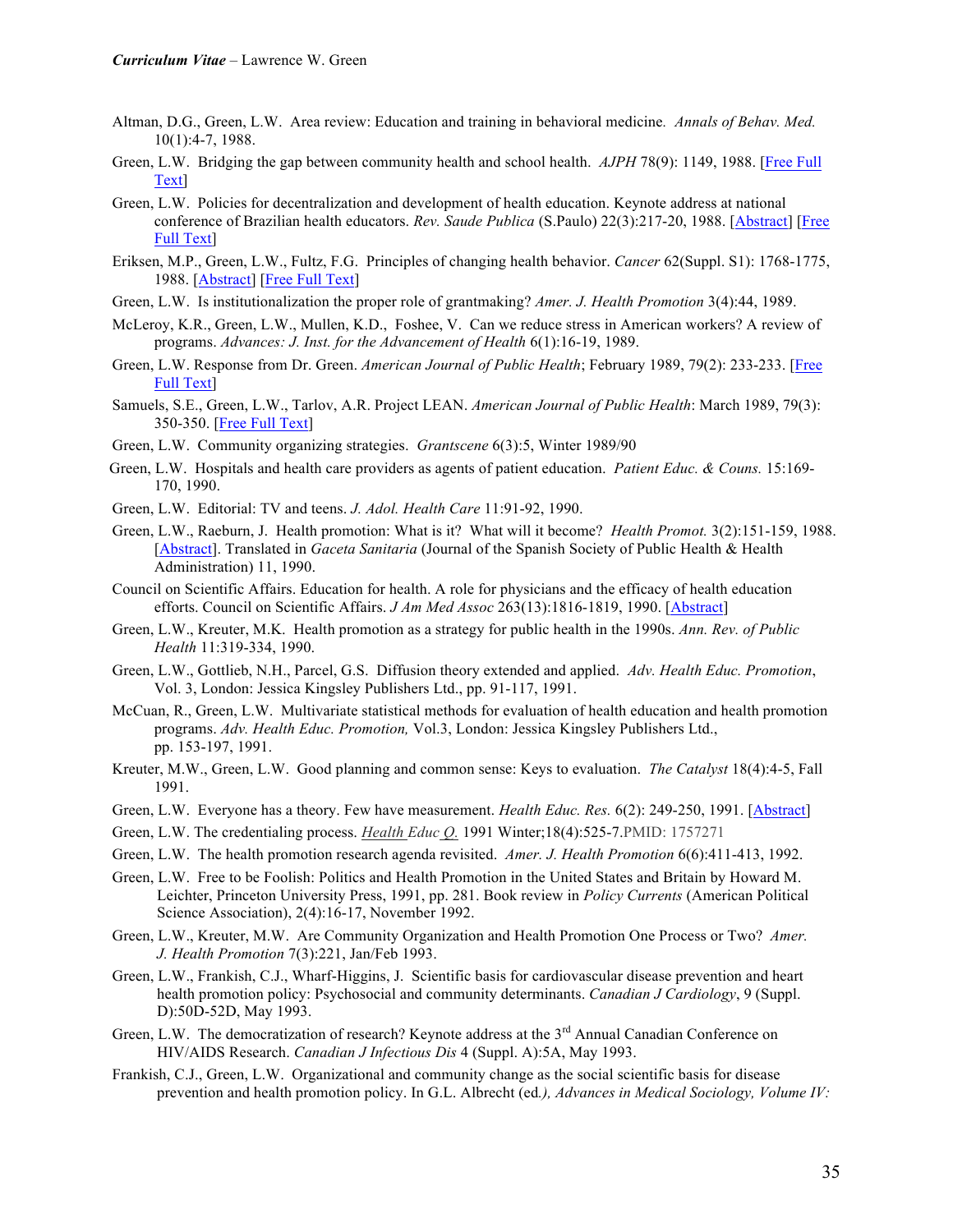Altman, D.G., Green, L.W. Area review: Education and training in behavioral medicine. *Annals of Behav. Med.* 10(1):4-7, 1988.

Green, L.W. Bridging the gap between community health and school health. *AJPH* 78(9): 1149, 1988. [Free Full Text]

Green, L.W. Policies for decentralization and development of health education. Keynote address at national conference of Brazilian health educators. *Rev. Saude Publica* (S.Paulo) 22(3):217-20, 1988. [Abstract] [Free Full Text]

Eriksen, M.P., Green, L.W., Fultz, F.G. Principles of changing health behavior. *Cancer* 62(Suppl. S1): 1768-1775, 1988. [Abstract] [Free Full Text]

Green, L.W. Is institutionalization the proper role of grantmaking? *Amer. J. Health Promotion* 3(4):44, 1989.

McLeroy, K.R., Green, L.W., Mullen, K.D., Foshee, V. Can we reduce stress in American workers? A review of programs. *Advances: J. Inst. for the Advancement of Health* 6(1):16-19, 1989.

Green, L.W. Response from Dr. Green. *American Journal of Public Health*; February 1989, 79(2): 233-233. [Free Full Text]

Samuels, S.E., Green, L.W., Tarlov, A.R. Project LEAN. *American Journal of Public Health*: March 1989, 79(3): 350-350. [Free Full Text]

Green, L.W. Community organizing strategies. *Grantscene* 6(3):5, Winter 1989/90

Green, L.W. Hospitals and health care providers as agents of patient education. *Patient Educ. & Couns.* 15:169-170, 1990.

Green, L.W. Editorial: TV and teens. *J. Adol. Health Care* 11:91-92, 1990.

Green, L.W., Raeburn, J. Health promotion: What is it? What will it become? *Health Promot.* 3(2):151-159, 1988. [Abstract]. Translated in *Gaceta Sanitaria* (Journal of the Spanish Society of Public Health & Health Administration) 11, 1990.

Council on Scientific Affairs. Education for health. A role for physicians and the efficacy of health education efforts. Council on Scientific Affairs. *J Am Med Assoc* 263(13):1816-1819, 1990. [Abstract]

Green, L.W., Kreuter, M.K. Health promotion as a strategy for public health in the 1990s. *Ann. Rev. of Public Health* 11:319-334, 1990.

Green, L.W., Gottlieb, N.H., Parcel, G.S. Diffusion theory extended and applied. *Adv. Health Educ. Promotion*, Vol. 3, London: Jessica Kingsley Publishers Ltd., pp. 91-117, 1991.

McCuan, R., Green, L.W. Multivariate statistical methods for evaluation of health education and health promotion programs. *Adv. Health Educ. Promotion,* Vol.3, London: Jessica Kingsley Publishers Ltd., pp. 153-197, 1991.

Kreuter, M.W., Green, L.W. Good planning and common sense: Keys to evaluation. *The Catalyst* 18(4):4-5, Fall 1991.

Green, L.W. Everyone has a theory. Few have measurement. *Health Educ. Res.* 6(2): 249-250, 1991. [Abstract]

Green, L.W. The credentialing process. *Health Educ Q.* 1991 Winter;18(4):525-7.PMID: 1757271

Green, L.W. The health promotion research agenda revisited. *Amer. J. Health Promotion* 6(6):411-413, 1992.

Green, L.W. Free to be Foolish: Politics and Health Promotion in the United States and Britain by Howard M. Leichter, Princeton University Press, 1991, pp. 281. Book review in *Policy Currents* (American Political Science Association), 2(4):16-17, November 1992.

Green, L.W., Kreuter, M.W. Are Community Organization and Health Promotion One Process or Two? *Amer. J. Health Promotion* 7(3):221, Jan/Feb 1993.

Green, L.W., Frankish, C.J., Wharf-Higgins, J. Scientific basis for cardiovascular disease prevention and heart health promotion policy: Psychosocial and community determinants. *Canadian J Cardiology*, 9 (Suppl. D):50D-52D, May 1993.

Green, L.W. The democratization of research? Keynote address at the 3rd Annual Canadian Conference on HIV/AIDS Research. *Canadian J Infectious Dis* 4 (Suppl. A):5A, May 1993.

Frankish, C.J., Green, L.W. Organizational and community change as the social scientific basis for disease prevention and health promotion policy. In G.L. Albrecht (ed*.), Advances in Medical Sociology, Volume IV:*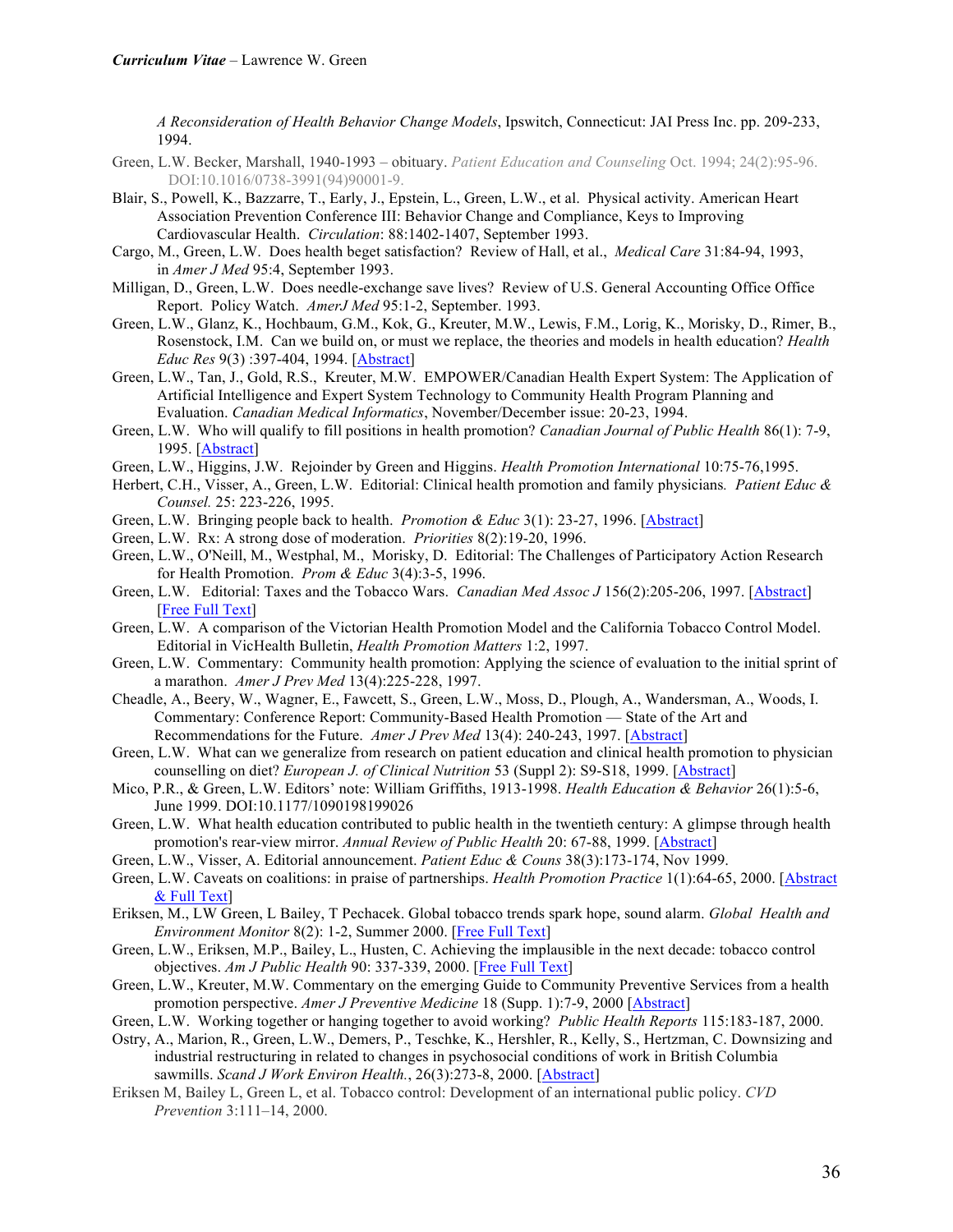*A Reconsideration of Health Behavior Change Models*, Ipswitch, Connecticut: JAI Press Inc. pp. 209-233, 1994.

Green, L.W. Becker, Marshall, 1940-1993 – obituary. *Patient Education and Counseling* Oct. 1994; 24(2):95-96. DOI:10.1016/0738-3991(94)90001-9.

Blair, S., Powell, K., Bazzarre, T., Early, J., Epstein, L., Green, L.W., et al. Physical activity. American Heart Association Prevention Conference III: Behavior Change and Compliance, Keys to Improving Cardiovascular Health. *Circulation*: 88:1402-1407, September 1993.

Cargo, M., Green, L.W. Does health beget satisfaction? Review of Hall, et al., *Medical Care* 31:84-94, 1993, in *Amer J Med* 95:4, September 1993.

Milligan, D., Green, L.W. Does needle-exchange save lives? Review of U.S. General Accounting Office Office Report. Policy Watch. *AmerJ Med* 95:1-2, September. 1993.

Green, L.W., Glanz, K., Hochbaum, G.M., Kok, G., Kreuter, M.W., Lewis, F.M., Lorig, K., Morisky, D., Rimer, B., Rosenstock, I.M. Can we build on, or must we replace, the theories and models in health education? *Health Educ Res* 9(3) :397-404, 1994. [Abstract]

Green, L.W., Tan, J., Gold, R.S., Kreuter, M.W. EMPOWER/Canadian Health Expert System: The Application of Artificial Intelligence and Expert System Technology to Community Health Program Planning and Evaluation. *Canadian Medical Informatics*, November/December issue: 20-23, 1994.

Green, L.W. Who will qualify to fill positions in health promotion? *Canadian Journal of Public Health* 86(1): 7-9, 1995. [Abstract]

Green, L.W., Higgins, J.W. Rejoinder by Green and Higgins. *Health Promotion International* 10:75-76,1995.

Herbert, C.H., Visser, A., Green, L.W. Editorial: Clinical health promotion and family physicians*. Patient Educ & Counsel.* 25: 223-226, 1995.

Green, L.W. Bringing people back to health. *Promotion & Educ* 3(1): 23-27, 1996. [Abstract]

Green, L.W. Rx: A strong dose of moderation. *Priorities* 8(2):19-20, 1996.

Green, L.W., O'Neill, M., Westphal, M., Morisky, D. Editorial: The Challenges of Participatory Action Research for Health Promotion. *Prom & Educ* 3(4):3-5, 1996.

Green, L.W. Editorial: Taxes and the Tobacco Wars. *Canadian Med Assoc J* 156(2):205-206, 1997. [Abstract] [Free Full Text]

Green, L.W. A comparison of the Victorian Health Promotion Model and the California Tobacco Control Model. Editorial in VicHealth Bulletin, *Health Promotion Matters* 1:2, 1997.

Green, L.W. Commentary: Community health promotion: Applying the science of evaluation to the initial sprint of a marathon. *Amer J Prev Med* 13(4):225-228, 1997.

Cheadle, A., Beery, W., Wagner, E., Fawcett, S., Green, L.W., Moss, D., Plough, A., Wandersman, A., Woods, I. Commentary: Conference Report: Community-Based Health Promotion — State of the Art and Recommendations for the Future. *Amer J Prev Med* 13(4): 240-243, 1997. [Abstract]

Green, L.W. What can we generalize from research on patient education and clinical health promotion to physician counselling on diet? *European J. of Clinical Nutrition* 53 (Suppl 2): S9-S18, 1999. [Abstract]

Mico, P.R., & Green, L.W. Editors' note: William Griffiths, 1913-1998. *Health Education & Behavior* 26(1):5-6, June 1999. DOI:10.1177/1090198199026

Green, L.W. What health education contributed to public health in the twentieth century: A glimpse through health promotion's rear-view mirror. *Annual Review of Public Health* 20: 67-88, 1999. [Abstract]

Green, L.W., Visser, A. Editorial announcement. *Patient Educ & Couns* 38(3):173-174, Nov 1999.

Green, L.W. Caveats on coalitions: in praise of partnerships. *Health Promotion Practice* 1(1):64-65, 2000. [Abstract & Full Text]

Eriksen, M., LW Green, L Bailey, T Pechacek. Global tobacco trends spark hope, sound alarm. *Global Health and Environment Monitor* 8(2): 1-2, Summer 2000. [Free Full Text]

Green, L.W., Eriksen, M.P., Bailey, L., Husten, C. Achieving the implausible in the next decade: tobacco control objectives. *Am J Public Health* 90: 337-339, 2000. [Free Full Text]

Green, L.W., Kreuter, M.W. Commentary on the emerging Guide to Community Preventive Services from a health promotion perspective. *Amer J Preventive Medicine* 18 (Supp. 1):7-9, 2000 [Abstract]

Green, L.W. Working together or hanging together to avoid working? *Public Health Reports* 115:183-187, 2000.

Ostry, A., Marion, R., Green, L.W., Demers, P., Teschke, K., Hershler, R., Kelly, S., Hertzman, C. Downsizing and industrial restructuring in related to changes in psychosocial conditions of work in British Columbia sawmills. *Scand J Work Environ Health.*, 26(3):273-8, 2000. [Abstract]

Eriksen M, Bailey L, Green L, et al. Tobacco control: Development of an international public policy. *CVD Prevention* 3:111–14, 2000.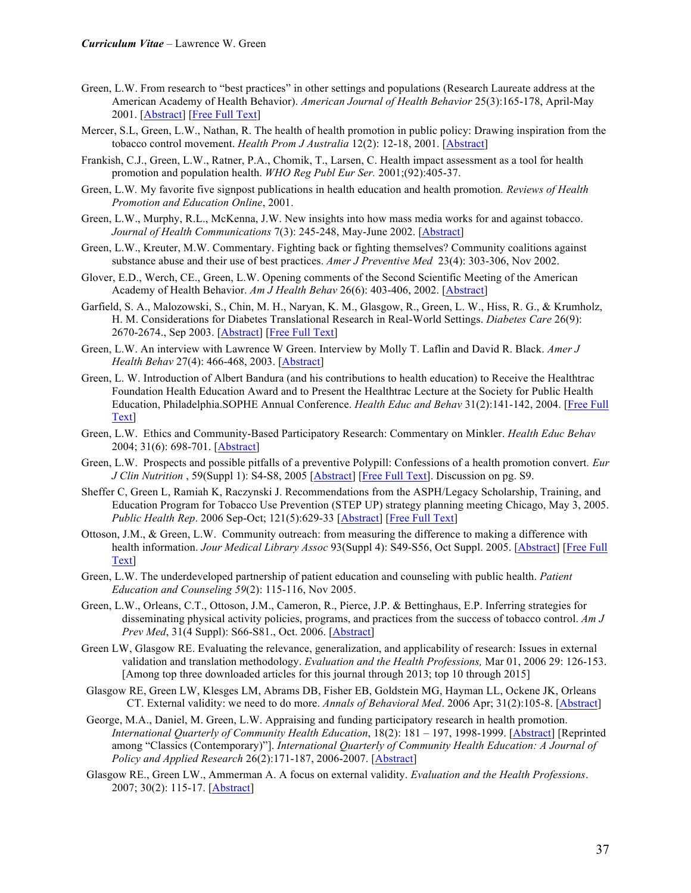Green, L.W. From research to "best practices" in other settings and populations (Research Laureate address at the American Academy of Health Behavior). *American Journal of Health Behavior* 25(3):165-178, April-May 2001. [Abstract] [Free Full Text]

Mercer, S.L, Green, L.W., Nathan, R. The health of health promotion in public policy: Drawing inspiration from the tobacco control movement. *Health Prom J Australia* 12(2): 12-18, 2001. [Abstract]

Frankish, C.J., Green, L.W., Ratner, P.A., Chomik, T., Larsen, C. Health impact assessment as a tool for health promotion and population health. *WHO Reg Publ Eur Ser.* 2001;(92):405-37.

Green, L.W. My favorite five signpost publications in health education and health promotion. *Reviews of Health Promotion and Education Online*, 2001.

Green, L.W., Murphy, R.L., McKenna, J.W. New insights into how mass media works for and against tobacco. *Journal of Health Communications* 7(3): 245-248, May-June 2002. [Abstract]

Green, L.W., Kreuter, M.W. Commentary. Fighting back or fighting themselves? Community coalitions against substance abuse and their use of best practices. *Amer J Preventive Med* 23(4): 303-306, Nov 2002.

Glover, E.D., Werch, CE., Green, L.W. Opening comments of the Second Scientific Meeting of the American Academy of Health Behavior. *Am J Health Behav* 26(6): 403-406, 2002. [Abstract]

Garfield, S. A., Malozowski, S., Chin, M. H., Naryan, K. M., Glasgow, R., Green, L. W., Hiss, R. G., & Krumholz, H. M. Considerations for Diabetes Translational Research in Real-World Settings. *Diabetes Care* 26(9): 2670-2674., Sep 2003. [Abstract] [Free Full Text]

Green, L.W. An interview with Lawrence W Green. Interview by Molly T. Laflin and David R. Black. *Amer J Health Behav* 27(4): 466-468, 2003. [Abstract]

Green, L. W. Introduction of Albert Bandura (and his contributions to health education) to Receive the Healthtrac Foundation Health Education Award and to Present the Healthtrac Lecture at the Society for Public Health Education, Philadelphia.SOPHE Annual Conference. *Health Educ and Behav* 31(2):141-142, 2004. [Free Full Text]

Green, L.W. Ethics and Community-Based Participatory Research: Commentary on Minkler. *Health Educ Behav* 2004; 31(6): 698-701. [Abstract]

Green, L.W. Prospects and possible pitfalls of a preventive Polypill: Confessions of a health promotion convert. *Eur J Clin Nutrition* , 59(Suppl 1): S4-S8, 2005 [Abstract] [Free Full Text]. Discussion on pg. S9.

Sheffer C, Green L, Ramiah K, Raczynski J. Recommendations from the ASPH/Legacy Scholarship, Training, and Education Program for Tobacco Use Prevention (STEP UP) strategy planning meeting Chicago, May 3, 2005. *Public Health Rep*. 2006 Sep-Oct; 121(5):629-33 [Abstract] [Free Full Text]

Ottoson, J.M., & Green, L.W. Community outreach: from measuring the difference to making a difference with health information. *Jour Medical Library Assoc* 93(Suppl 4): S49-S56, Oct Suppl. 2005. [Abstract] [Free Full Text]

Green, L.W. The underdeveloped partnership of patient education and counseling with public health. *Patient Education and Counseling 59*(2): 115-116, Nov 2005.

Green, L.W., Orleans, C.T., Ottoson, J.M., Cameron, R., Pierce, J.P. & Bettinghaus, E.P. Inferring strategies for disseminating physical activity policies, programs, and practices from the success of tobacco control. *Am J Prev Med*, 31(4 Suppl): S66-S81., Oct. 2006. [Abstract]

Green LW, Glasgow RE. Evaluating the relevance, generalization, and applicability of research: Issues in external validation and translation methodology. *Evaluation and the Health Professions,* Mar 01, 2006 29: 126-153. [Among top three downloaded articles for this journal through 2013; top 10 through 2015]

Glasgow RE, Green LW, Klesges LM, Abrams DB, Fisher EB, Goldstein MG, Hayman LL, Ockene JK, Orleans CT. External validity: we need to do more. *Annals of Behavioral Med*. 2006 Apr; 31(2):105-8. [Abstract]

George, M.A., Daniel, M. Green, L.W. Appraising and funding participatory research in health promotion. *International Quarterly of Community Health Education*, 18(2): 181 – 197, 1998-1999. [Abstract] [Reprinted among "Classics (Contemporary)"]. *International Quarterly of Community Health Education: A Journal of Policy and Applied Research* 26(2):171-187, 2006-2007. [Abstract]

Glasgow RE., Green LW., Ammerman A. A focus on external validity. *Evaluation and the Health Professions*. 2007; 30(2): 115-17. [Abstract]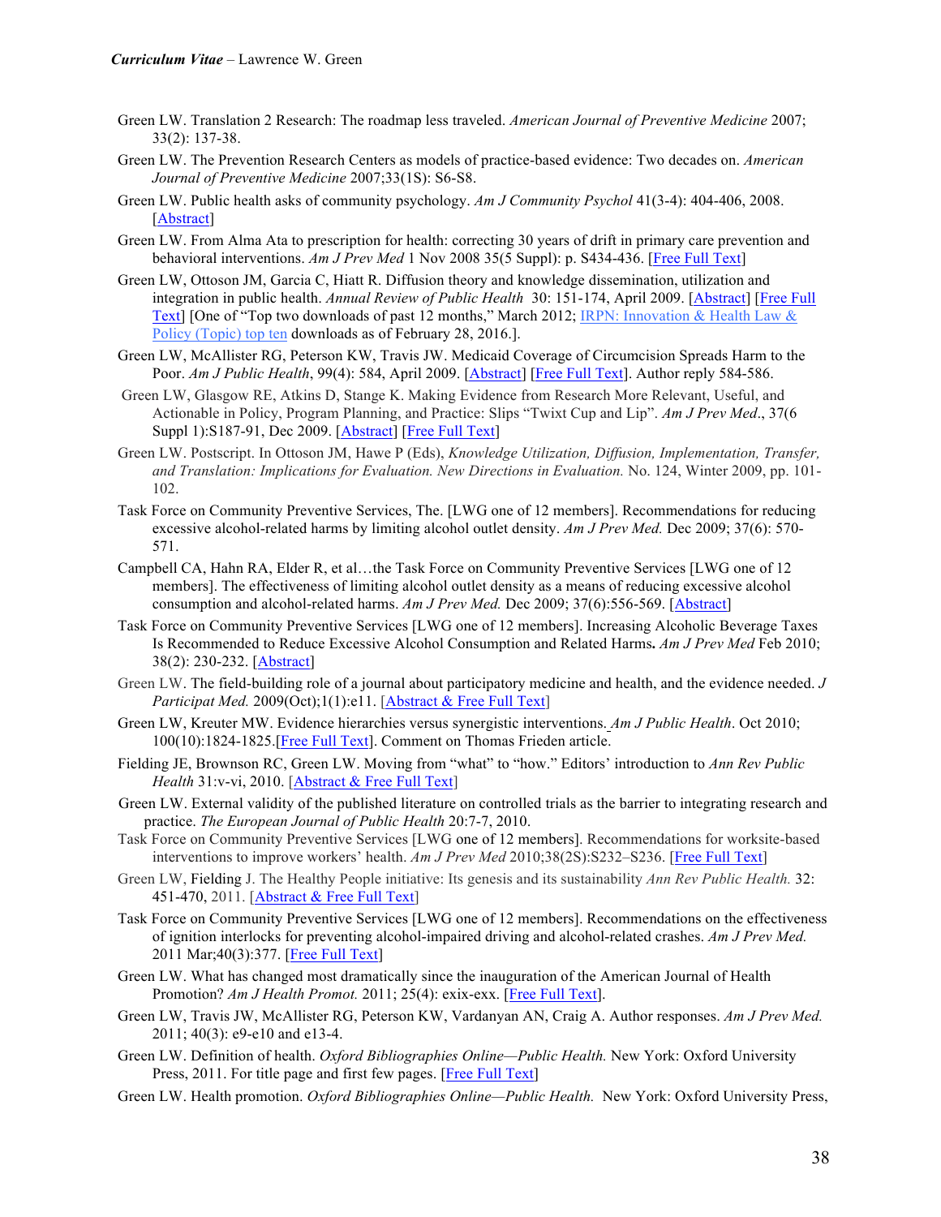Green LW. Translation 2 Research: The roadmap less traveled. *American Journal of Preventive Medicine* 2007; 33(2): 137-38.

Green LW. The Prevention Research Centers as models of practice-based evidence: Two decades on. *American Journal of Preventive Medicine* 2007;33(1S): S6-S8.

Green LW. Public health asks of community psychology. *Am J Community Psychol* 41(3-4): 404-406, 2008. [Abstract]

Green LW. From Alma Ata to prescription for health: correcting 30 years of drift in primary care prevention and behavioral interventions. *Am J Prev Med* 1 Nov 2008 35(5 Suppl): p. S434-436. [Free Full Text]

Green LW, Ottoson JM, Garcia C, Hiatt R. Diffusion theory and knowledge dissemination, utilization and integration in public health. *Annual Review of Public Health* 30: 151-174, April 2009. [Abstract] [Free Full Text] [One of "Top two downloads of past 12 months," March 2012; IRPN: Innovation & Health Law & Policy (Topic) top ten downloads as of February 28, 2016.].

Green LW, McAllister RG, Peterson KW, Travis JW. Medicaid Coverage of Circumcision Spreads Harm to the Poor. *Am J Public Health*, 99(4): 584, April 2009. [Abstract] [Free Full Text]. Author reply 584-586.

Green LW, Glasgow RE, Atkins D, Stange K. Making Evidence from Research More Relevant, Useful, and Actionable in Policy, Program Planning, and Practice: Slips "Twixt Cup and Lip". *Am J Prev Med*., 37(6 Suppl 1):S187-91, Dec 2009. [Abstract] [Free Full Text]

Green LW. Postscript. In Ottoson JM, Hawe P (Eds), *Knowledge Utilization, Diffusion, Implementation, Transfer, and Translation: Implications for Evaluation. New Directions in Evaluation.* No. 124, Winter 2009, pp. 101-102.

Task Force on Community Preventive Services, The. [LWG one of 12 members]. Recommendations for reducing excessive alcohol-related harms by limiting alcohol outlet density. *Am J Prev Med.* Dec 2009; 37(6): 570-571.

Campbell CA, Hahn RA, Elder R, et al…the Task Force on Community Preventive Services [LWG one of 12 members]. The effectiveness of limiting alcohol outlet density as a means of reducing excessive alcohol consumption and alcohol-related harms. *Am J Prev Med.* Dec 2009; 37(6):556-569. [Abstract]

Task Force on Community Preventive Services [LWG one of 12 members]. Increasing Alcoholic Beverage Taxes Is Recommended to Reduce Excessive Alcohol Consumption and Related Harms**.** *Am J Prev Med* Feb 2010; 38(2): 230-232. [Abstract]

Green LW. The field-building role of a journal about participatory medicine and health, and the evidence needed. *J Participat Med.* 2009(Oct);1(1):e11. [Abstract & Free Full Text]

Green LW, Kreuter MW. Evidence hierarchies versus synergistic interventions. *Am J Public Health*. Oct 2010; 100(10):1824-1825.[Free Full Text]. Comment on Thomas Frieden article.

Fielding JE, Brownson RC, Green LW. Moving from "what" to "how." Editors' introduction to *Ann Rev Public Health* 31:v-vi, 2010. [Abstract & Free Full Text]

Green LW. External validity of the published literature on controlled trials as the barrier to integrating research and practice. *The European Journal of Public Health* 20:7-7, 2010.

Task Force on Community Preventive Services [LWG one of 12 members]. Recommendations for worksite-based interventions to improve workers' health. *Am J Prev Med* 2010;38(2S):S232–S236. [Free Full Text]

Green LW, Fielding J. The Healthy People initiative: Its genesis and its sustainability *Ann Rev Public Health.* 32: 451-470, 2011. [Abstract & Free Full Text]

Task Force on Community Preventive Services [LWG one of 12 members]. Recommendations on the effectiveness of ignition interlocks for preventing alcohol-impaired driving and alcohol-related crashes. *Am J Prev Med.* 2011 Mar;40(3):377. [Free Full Text]

Green LW. What has changed most dramatically since the inauguration of the American Journal of Health Promotion? *Am J Health Promot.* 2011; 25(4): exix-exx. [Free Full Text].

Green LW, Travis JW, McAllister RG, Peterson KW, Vardanyan AN, Craig A. Author responses. *Am J Prev Med.* 2011; 40(3): e9-e10 and e13-4.

Green LW. Definition of health. *Oxford Bibliographies Online—Public Health.* New York: Oxford University Press, 2011. For title page and first few pages. [Free Full Text]

Green LW. Health promotion. *Oxford Bibliographies Online—Public Health.* New York: Oxford University Press,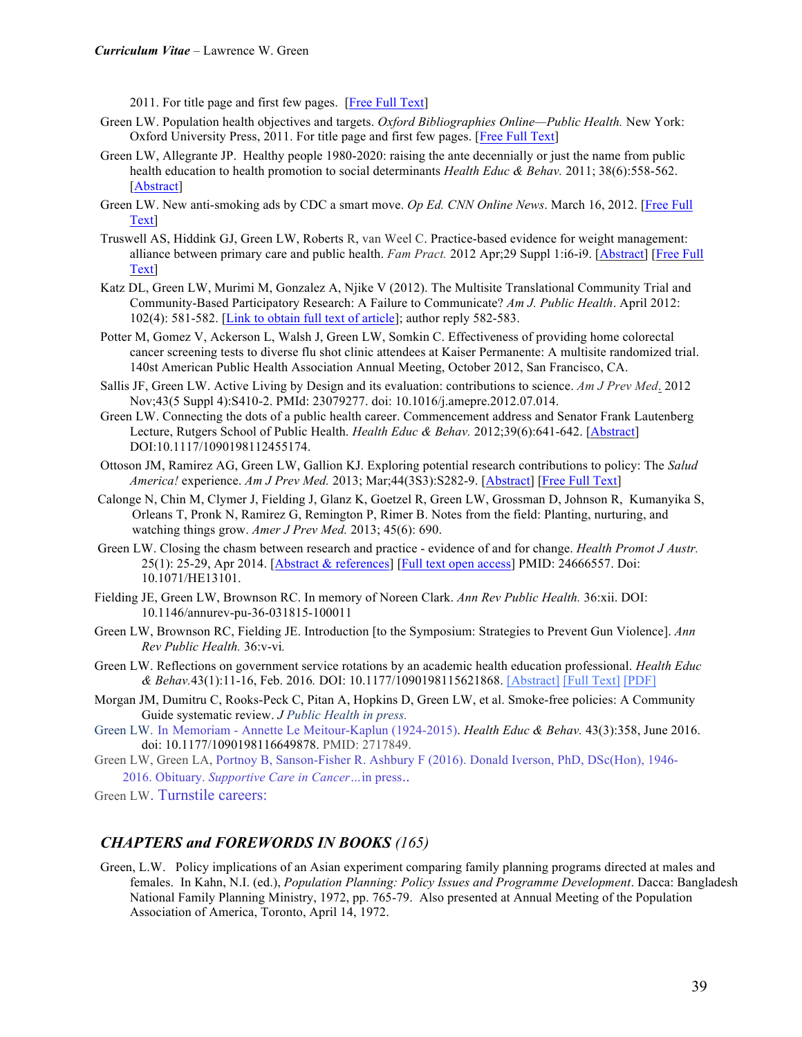2011. For title page and first few pages. [Free Full Text]

Green LW. Population health objectives and targets. *Oxford Bibliographies Online—Public Health.* New York: Oxford University Press, 2011. For title page and first few pages. [Free Full Text]

Green LW, Allegrante JP. Healthy people 1980-2020: raising the ante decennially or just the name from public health education to health promotion to social determinants *Health Educ & Behav.* 2011; 38(6):558-562. [Abstract]

Green LW. New anti-smoking ads by CDC a smart move. *Op Ed. CNN Online News*. March 16, 2012. [Free Full Text]

Truswell AS, Hiddink GJ, Green LW, Roberts R, van Weel C. Practice-based evidence for weight management: alliance between primary care and public health. *Fam Pract.* 2012 Apr;29 Suppl 1:i6-i9. [Abstract] [Free Full Text]

Katz DL, Green LW, Murimi M, Gonzalez A, Njike V (2012). The Multisite Translational Community Trial and Community-Based Participatory Research: A Failure to Communicate? *Am J. Public Health*. April 2012: 102(4): 581-582. [Link to obtain full text of article]; author reply 582-583.

Potter M, Gomez V, Ackerson L, Walsh J, Green LW, Somkin C. Effectiveness of providing home colorectal cancer screening tests to diverse flu shot clinic attendees at Kaiser Permanente: A multisite randomized trial. 140st American Public Health Association Annual Meeting, October 2012, San Francisco, CA.

Sallis JF, Green LW. Active Living by Design and its evaluation: contributions to science. *Am J Prev Med*. 2012 Nov;43(5 Suppl 4):S410-2. PMId: 23079277. doi: 10.1016/j.amepre.2012.07.014.

Green LW. Connecting the dots of a public health career. Commencement address and Senator Frank Lautenberg Lecture, Rutgers School of Public Health. *Health Educ & Behav.* 2012;39(6):641-642. [Abstract] DOI:10.1117/1090198112455174.

Ottoson JM, Ramirez AG, Green LW, Gallion KJ. Exploring potential research contributions to policy: The *Salud America!* experience. *Am J Prev Med.* 2013; Mar;44(3S3):S282-9. [Abstract] [Free Full Text]

Calonge N, Chin M, Clymer J, Fielding J, Glanz K, Goetzel R, Green LW, Grossman D, Johnson R, Kumanyika S, Orleans T, Pronk N, Ramirez G, Remington P, Rimer B. Notes from the field: Planting, nurturing, and watching things grow. *Amer J Prev Med.* 2013; 45(6): 690.

Green LW. Closing the chasm between research and practice - evidence of and for change. *Health Promot J Austr.* 25(1): 25-29, Apr 2014. [Abstract & references] [Full text open access] PMID: 24666557. Doi: 10.1071/HE13101.

Fielding JE, Green LW, Brownson RC. In memory of Noreen Clark. *Ann Rev Public Health.* 36:xii. DOI: 10.1146/annurev-pu-36-031815-100011

Green LW, Brownson RC, Fielding JE. Introduction [to the Symposium: Strategies to Prevent Gun Violence]. *Ann Rev Public Health.* 36:v-vi.

Green LW. Reflections on government service rotations by an academic health education professional. *Health Educ & Behav.*43(1):11-16, Feb. 2016*.* DOI: 10.1177/1090198115621868. [Abstract] [Full Text] [PDF]

Morgan JM, Dumitru C, Rooks-Peck C, Pitan A, Hopkins D, Green LW, et al. Smoke-free policies: A Community Guide systematic review. *J Public Health in press.*

Green LW. In Memoriam - Annette Le Meitour-Kaplun (1924-2015). *Health Educ & Behav.* 43(3):358, June 2016. doi: 10.1177/1090198116649878. PMID: 2717849.

Green LW, Green LA, Portnoy B, Sanson-Fisher R. Ashbury F (2016). Donald Iverson, PhD, DSc(Hon), 1946-2016. Obituary. *Supportive Care in Cancer…*in press..

Green LW. Turnstile careers:

## *CHAPTERS and FOREWORDS IN BOOKS (165)*

Green, L.W. Policy implications of an Asian experiment comparing family planning programs directed at males and females. In Kahn, N.I. (ed.), *Population Planning: Policy Issues and Programme Development*. Dacca: Bangladesh National Family Planning Ministry, 1972, pp. 765-79. Also presented at Annual Meeting of the Population Association of America, Toronto, April 14, 1972.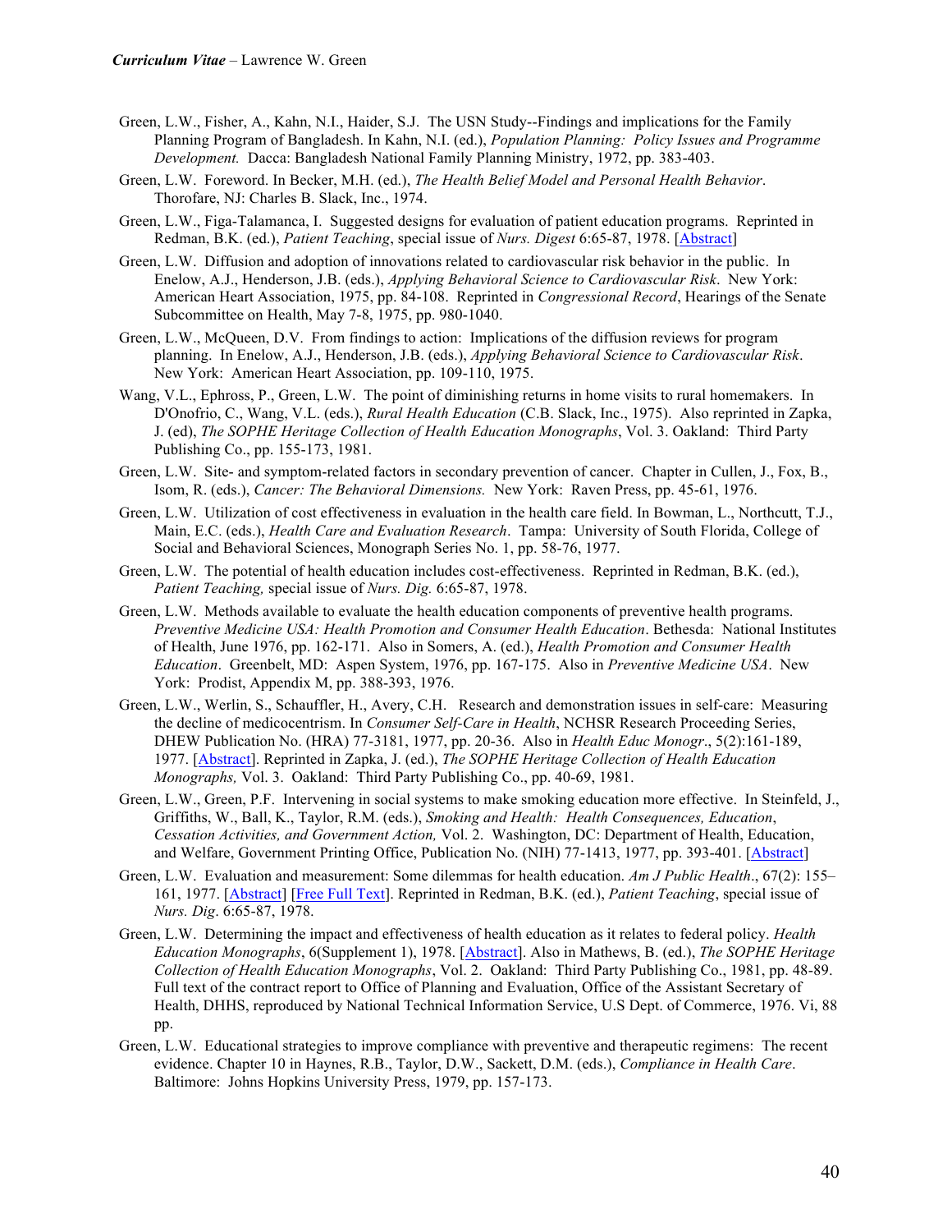Green, L.W., Fisher, A., Kahn, N.I., Haider, S.J. The USN Study--Findings and implications for the Family Planning Program of Bangladesh. In Kahn, N.I. (ed.), *Population Planning: Policy Issues and Programme Development.* Dacca: Bangladesh National Family Planning Ministry, 1972, pp. 383-403.

Green, L.W. Foreword. In Becker, M.H. (ed.), *The Health Belief Model and Personal Health Behavior*. Thorofare, NJ: Charles B. Slack, Inc., 1974.

Green, L.W., Figa-Talamanca, I. Suggested designs for evaluation of patient education programs. Reprinted in Redman, B.K. (ed.), *Patient Teaching*, special issue of *Nurs. Digest* 6:65-87, 1978. [Abstract]

Green, L.W. Diffusion and adoption of innovations related to cardiovascular risk behavior in the public. In Enelow, A.J., Henderson, J.B. (eds.), *Applying Behavioral Science to Cardiovascular Risk*. New York: American Heart Association, 1975, pp. 84-108. Reprinted in *Congressional Record*, Hearings of the Senate Subcommittee on Health, May 7-8, 1975, pp. 980-1040.

Green, L.W., McQueen, D.V. From findings to action: Implications of the diffusion reviews for program planning. In Enelow, A.J., Henderson, J.B. (eds.), *Applying Behavioral Science to Cardiovascular Risk*. New York: American Heart Association, pp. 109-110, 1975.

Wang, V.L., Ephross, P., Green, L.W. The point of diminishing returns in home visits to rural homemakers. In D'Onofrio, C., Wang, V.L. (eds.), *Rural Health Education* (C.B. Slack, Inc., 1975). Also reprinted in Zapka, J. (ed), *The SOPHE Heritage Collection of Health Education Monographs*, Vol. 3. Oakland: Third Party Publishing Co., pp. 155-173, 1981.

Green, L.W. Site- and symptom-related factors in secondary prevention of cancer. Chapter in Cullen, J., Fox, B., Isom, R. (eds.), *Cancer: The Behavioral Dimensions.* New York: Raven Press, pp. 45-61, 1976.

Green, L.W. Utilization of cost effectiveness in evaluation in the health care field. In Bowman, L., Northcutt, T.J., Main, E.C. (eds.), *Health Care and Evaluation Research*. Tampa: University of South Florida, College of Social and Behavioral Sciences, Monograph Series No. 1, pp. 58-76, 1977.

Green, L.W. The potential of health education includes cost-effectiveness. Reprinted in Redman, B.K. (ed.), *Patient Teaching,* special issue of *Nurs. Dig.* 6:65-87, 1978.

Green, L.W. Methods available to evaluate the health education components of preventive health programs. *Preventive Medicine USA: Health Promotion and Consumer Health Education*. Bethesda: National Institutes of Health, June 1976, pp. 162-171. Also in Somers, A. (ed.), *Health Promotion and Consumer Health Education*. Greenbelt, MD: Aspen System, 1976, pp. 167-175. Also in *Preventive Medicine USA*. New York: Prodist, Appendix M, pp. 388-393, 1976.

Green, L.W., Werlin, S., Schauffler, H., Avery, C.H. Research and demonstration issues in self-care: Measuring the decline of medicocentrism. In *Consumer Self-Care in Health*, NCHSR Research Proceeding Series, DHEW Publication No. (HRA) 77-3181, 1977, pp. 20-36. Also in *Health Educ Monogr*., 5(2):161-189, 1977. [Abstract]. Reprinted in Zapka, J. (ed.), *The SOPHE Heritage Collection of Health Education Monographs,* Vol. 3. Oakland: Third Party Publishing Co., pp. 40-69, 1981.

Green, L.W., Green, P.F. Intervening in social systems to make smoking education more effective. In Steinfeld, J., Griffiths, W., Ball, K., Taylor, R.M. (eds.), *Smoking and Health: Health Consequences, Education, Cessation Activities, and Government Action,* Vol. 2. Washington, DC: Department of Health, Education, and Welfare, Government Printing Office, Publication No. (NIH) 77-1413, 1977, pp. 393-401. [Abstract]

Green, L.W. Evaluation and measurement: Some dilemmas for health education. *Am J Public Health*., 67(2): 155–161, 1977. [Abstract] [Free Full Text]. Reprinted in Redman, B.K. (ed.), *Patient Teaching*, special issue of *Nurs. Dig*. 6:65-87, 1978.

Green, L.W. Determining the impact and effectiveness of health education as it relates to federal policy. *Health Education Monographs*, 6(Supplement 1), 1978. [Abstract]. Also in Mathews, B. (ed.), *The SOPHE Heritage Collection of Health Education Monographs*, Vol. 2. Oakland: Third Party Publishing Co., 1981, pp. 48-89. Full text of the contract report to Office of Planning and Evaluation, Office of the Assistant Secretary of Health, DHHS, reproduced by National Technical Information Service, U.S Dept. of Commerce, 1976. Vi, 88 pp.

Green, L.W. Educational strategies to improve compliance with preventive and therapeutic regimens: The recent evidence. Chapter 10 in Haynes, R.B., Taylor, D.W., Sackett, D.M. (eds.), *Compliance in Health Care*. Baltimore: Johns Hopkins University Press, 1979, pp. 157-173.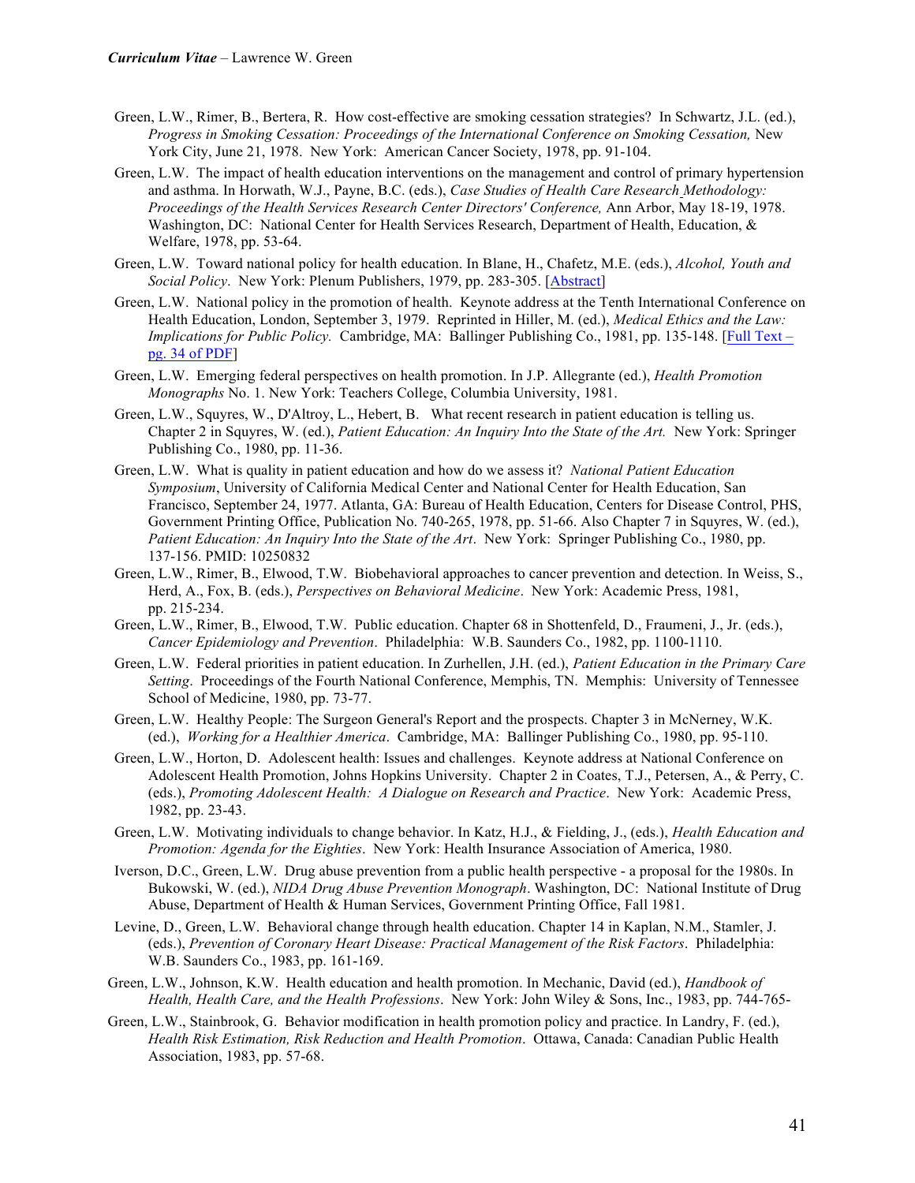Green, L.W., Rimer, B., Bertera, R. How cost-effective are smoking cessation strategies? In Schwartz, J.L. (ed.), *Progress in Smoking Cessation: Proceedings of the International Conference on Smoking Cessation,* New York City, June 21, 1978. New York: American Cancer Society, 1978, pp. 91-104.

Green, L.W. The impact of health education interventions on the management and control of primary hypertension and asthma. In Horwath, W.J., Payne, B.C. (eds.), *Case Studies of Health Care Research Methodology: Proceedings of the Health Services Research Center Directors' Conference,* Ann Arbor, May 18-19, 1978. Washington, DC: National Center for Health Services Research, Department of Health, Education, & Welfare, 1978, pp. 53-64.

Green, L.W. Toward national policy for health education. In Blane, H., Chafetz, M.E. (eds.), *Alcohol, Youth and Social Policy*. New York: Plenum Publishers, 1979, pp. 283-305. [Abstract]

Green, L.W. National policy in the promotion of health. Keynote address at the Tenth International Conference on Health Education, London, September 3, 1979. Reprinted in Hiller, M. (ed.), *Medical Ethics and the Law: Implications for Public Policy.* Cambridge, MA: Ballinger Publishing Co., 1981, pp. 135-148. [Full Text – pg. 34 of PDF]

Green, L.W. Emerging federal perspectives on health promotion. In J.P. Allegrante (ed.), *Health Promotion Monographs* No. 1. New York: Teachers College, Columbia University, 1981.

Green, L.W., Squyres, W., D'Altroy, L., Hebert, B. What recent research in patient education is telling us. Chapter 2 in Squyres, W. (ed.), *Patient Education: An Inquiry Into the State of the Art.* New York: Springer Publishing Co., 1980, pp. 11-36.

Green, L.W. What is quality in patient education and how do we assess it? *National Patient Education Symposium*, University of California Medical Center and National Center for Health Education, San Francisco, September 24, 1977. Atlanta, GA: Bureau of Health Education, Centers for Disease Control, PHS, Government Printing Office, Publication No. 740-265, 1978, pp. 51-66. Also Chapter 7 in Squyres, W. (ed.), *Patient Education: An Inquiry Into the State of the Art*. New York: Springer Publishing Co., 1980, pp. 137-156. PMID: 10250832

Green, L.W., Rimer, B., Elwood, T.W. Biobehavioral approaches to cancer prevention and detection. In Weiss, S., Herd, A., Fox, B. (eds.), *Perspectives on Behavioral Medicine*. New York: Academic Press, 1981, pp. 215-234.

Green, L.W., Rimer, B., Elwood, T.W. Public education. Chapter 68 in Shottenfeld, D., Fraumeni, J., Jr. (eds.), *Cancer Epidemiology and Prevention*. Philadelphia: W.B. Saunders Co., 1982, pp. 1100-1110.

Green, L.W. Federal priorities in patient education. In Zurhellen, J.H. (ed.), *Patient Education in the Primary Care Setting*. Proceedings of the Fourth National Conference, Memphis, TN. Memphis: University of Tennessee School of Medicine, 1980, pp. 73-77.

Green, L.W. Healthy People: The Surgeon General's Report and the prospects. Chapter 3 in McNerney, W.K. (ed.), *Working for a Healthier America*. Cambridge, MA: Ballinger Publishing Co., 1980, pp. 95-110.

Green, L.W., Horton, D. Adolescent health: Issues and challenges. Keynote address at National Conference on Adolescent Health Promotion, Johns Hopkins University. Chapter 2 in Coates, T.J., Petersen, A., & Perry, C. (eds.), *Promoting Adolescent Health: A Dialogue on Research and Practice*. New York: Academic Press, 1982, pp. 23-43.

Green, L.W. Motivating individuals to change behavior. In Katz, H.J., & Fielding, J., (eds.), *Health Education and Promotion: Agenda for the Eighties*. New York: Health Insurance Association of America, 1980.

Iverson, D.C., Green, L.W. Drug abuse prevention from a public health perspective - a proposal for the 1980s. In Bukowski, W. (ed.), *NIDA Drug Abuse Prevention Monograph*. Washington, DC: National Institute of Drug Abuse, Department of Health & Human Services, Government Printing Office, Fall 1981.

Levine, D., Green, L.W. Behavioral change through health education. Chapter 14 in Kaplan, N.M., Stamler, J. (eds.), *Prevention of Coronary Heart Disease: Practical Management of the Risk Factors*. Philadelphia: W.B. Saunders Co., 1983, pp. 161-169.

Green, L.W., Johnson, K.W. Health education and health promotion. In Mechanic, David (ed.), *Handbook of Health, Health Care, and the Health Professions*. New York: John Wiley & Sons, Inc., 1983, pp. 744-765-

Green, L.W., Stainbrook, G. Behavior modification in health promotion policy and practice. In Landry, F. (ed.), *Health Risk Estimation, Risk Reduction and Health Promotion*. Ottawa, Canada: Canadian Public Health Association, 1983, pp. 57-68.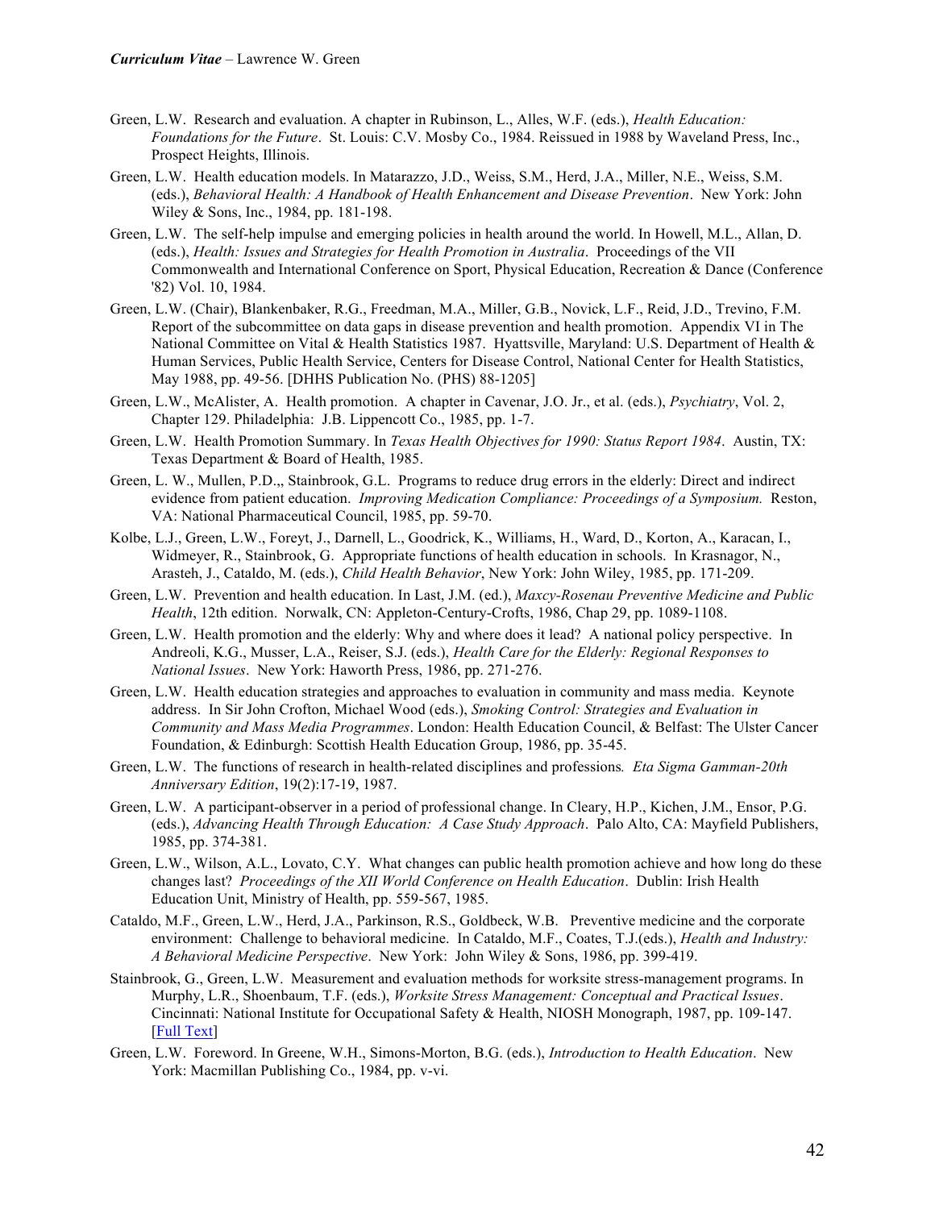Green, L.W. Research and evaluation. A chapter in Rubinson, L., Alles, W.F. (eds.), *Health Education: Foundations for the Future*. St. Louis: C.V. Mosby Co., 1984. Reissued in 1988 by Waveland Press, Inc., Prospect Heights, Illinois.

Green, L.W. Health education models. In Matarazzo, J.D., Weiss, S.M., Herd, J.A., Miller, N.E., Weiss, S.M. (eds.), *Behavioral Health: A Handbook of Health Enhancement and Disease Prevention*. New York: John Wiley & Sons, Inc., 1984, pp. 181-198.

Green, L.W. The self-help impulse and emerging policies in health around the world. In Howell, M.L., Allan, D. (eds.), *Health: Issues and Strategies for Health Promotion in Australia*. Proceedings of the VII Commonwealth and International Conference on Sport, Physical Education, Recreation & Dance (Conference '82) Vol. 10, 1984.

Green, L.W. (Chair), Blankenbaker, R.G., Freedman, M.A., Miller, G.B., Novick, L.F., Reid, J.D., Trevino, F.M. Report of the subcommittee on data gaps in disease prevention and health promotion. Appendix VI in The National Committee on Vital & Health Statistics 1987. Hyattsville, Maryland: U.S. Department of Health & Human Services, Public Health Service, Centers for Disease Control, National Center for Health Statistics, May 1988, pp. 49-56. [DHHS Publication No. (PHS) 88-1205]

Green, L.W., McAlister, A. Health promotion. A chapter in Cavenar, J.O. Jr., et al. (eds.), *Psychiatry*, Vol. 2, Chapter 129. Philadelphia: J.B. Lippencott Co., 1985, pp. 1-7.

Green, L.W. Health Promotion Summary. In *Texas Health Objectives for 1990: Status Report 1984*. Austin, TX: Texas Department & Board of Health, 1985.

Green, L. W., Mullen, P.D.,, Stainbrook, G.L. Programs to reduce drug errors in the elderly: Direct and indirect evidence from patient education. *Improving Medication Compliance: Proceedings of a Symposium.* Reston, VA: National Pharmaceutical Council, 1985, pp. 59-70.

Kolbe, L.J., Green, L.W., Foreyt, J., Darnell, L., Goodrick, K., Williams, H., Ward, D., Korton, A., Karacan, I., Widmeyer, R., Stainbrook, G. Appropriate functions of health education in schools. In Krasnagor, N., Arasteh, J., Cataldo, M. (eds.), *Child Health Behavior*, New York: John Wiley, 1985, pp. 171-209.

Green, L.W. Prevention and health education. In Last, J.M. (ed.), *Maxcy-Rosenau Preventive Medicine and Public Health*, 12th edition. Norwalk, CN: Appleton-Century-Crofts, 1986, Chap 29, pp. 1089-1108.

Green, L.W. Health promotion and the elderly: Why and where does it lead? A national policy perspective. In Andreoli, K.G., Musser, L.A., Reiser, S.J. (eds.), *Health Care for the Elderly: Regional Responses to National Issues*. New York: Haworth Press, 1986, pp. 271-276.

Green, L.W. Health education strategies and approaches to evaluation in community and mass media. Keynote address. In Sir John Crofton, Michael Wood (eds.), *Smoking Control: Strategies and Evaluation in Community and Mass Media Programmes*. London: Health Education Council, & Belfast: The Ulster Cancer Foundation, & Edinburgh: Scottish Health Education Group, 1986, pp. 35-45.

Green, L.W. The functions of research in health-related disciplines and professions*. Eta Sigma Gamman-20th Anniversary Edition*, 19(2):17-19, 1987.

Green, L.W. A participant-observer in a period of professional change. In Cleary, H.P., Kichen, J.M., Ensor, P.G. (eds.), *Advancing Health Through Education: A Case Study Approach*. Palo Alto, CA: Mayfield Publishers, 1985, pp. 374-381.

Green, L.W., Wilson, A.L., Lovato, C.Y. What changes can public health promotion achieve and how long do these changes last? *Proceedings of the XII World Conference on Health Education*. Dublin: Irish Health Education Unit, Ministry of Health, pp. 559-567, 1985.

Cataldo, M.F., Green, L.W., Herd, J.A., Parkinson, R.S., Goldbeck, W.B. Preventive medicine and the corporate environment: Challenge to behavioral medicine. In Cataldo, M.F., Coates, T.J.(eds.), *Health and Industry: A Behavioral Medicine Perspective*. New York: John Wiley & Sons, 1986, pp. 399-419.

Stainbrook, G., Green, L.W. Measurement and evaluation methods for worksite stress-management programs. In Murphy, L.R., Shoenbaum, T.F. (eds.), *Worksite Stress Management: Conceptual and Practical Issues*. Cincinnati: National Institute for Occupational Safety & Health, NIOSH Monograph, 1987, pp. 109-147. [Full Text]

Green, L.W. Foreword. In Greene, W.H., Simons-Morton, B.G. (eds.), *Introduction to Health Education*. New York: Macmillan Publishing Co., 1984, pp. v-vi.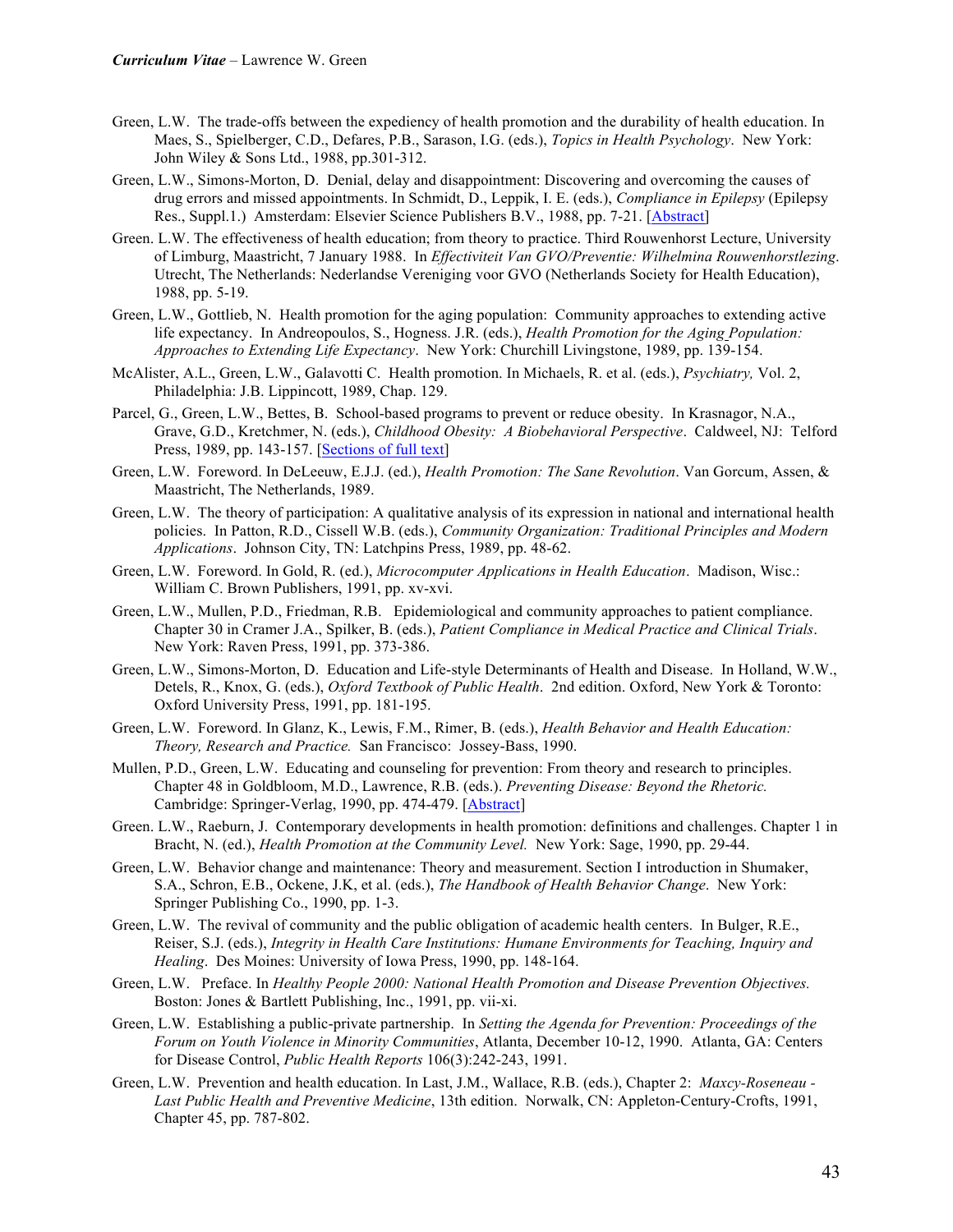Green, L.W. The trade-offs between the expediency of health promotion and the durability of health education. In Maes, S., Spielberger, C.D., Defares, P.B., Sarason, I.G. (eds.), *Topics in Health Psychology*. New York: John Wiley & Sons Ltd., 1988, pp.301-312.

Green, L.W., Simons-Morton, D. Denial, delay and disappointment: Discovering and overcoming the causes of drug errors and missed appointments. In Schmidt, D., Leppik, I. E. (eds.), *Compliance in Epilepsy* (Epilepsy Res., Suppl.1.) Amsterdam: Elsevier Science Publishers B.V., 1988, pp. 7-21. [Abstract]

Green. L.W. The effectiveness of health education; from theory to practice. Third Rouwenhorst Lecture, University of Limburg, Maastricht, 7 January 1988. In *Effectiviteit Van GVO/Preventie: Wilhelmina Rouwenhorstlezing*. Utrecht, The Netherlands: Nederlandse Vereniging voor GVO (Netherlands Society for Health Education), 1988, pp. 5-19.

Green, L.W., Gottlieb, N. Health promotion for the aging population: Community approaches to extending active life expectancy. In Andreopoulos, S., Hogness. J.R. (eds.), *Health Promotion for the Aging Population: Approaches to Extending Life Expectancy*. New York: Churchill Livingstone, 1989, pp. 139-154.

McAlister, A.L., Green, L.W., Galavotti C. Health promotion. In Michaels, R. et al. (eds.), *Psychiatry,* Vol. 2, Philadelphia: J.B. Lippincott, 1989, Chap. 129.

Parcel, G., Green, L.W., Bettes, B. School-based programs to prevent or reduce obesity. In Krasnagor, N.A., Grave, G.D., Kretchmer, N. (eds.), *Childhood Obesity: A Biobehavioral Perspective*. Caldweel, NJ: Telford Press, 1989, pp. 143-157. [Sections of full text]

Green, L.W. Foreword. In DeLeeuw, E.J.J. (ed.), *Health Promotion: The Sane Revolution*. Van Gorcum, Assen, & Maastricht, The Netherlands, 1989.

Green, L.W. The theory of participation: A qualitative analysis of its expression in national and international health policies. In Patton, R.D., Cissell W.B. (eds.), *Community Organization: Traditional Principles and Modern Applications*. Johnson City, TN: Latchpins Press, 1989, pp. 48-62.

Green, L.W. Foreword. In Gold, R. (ed.), *Microcomputer Applications in Health Education*. Madison, Wisc.: William C. Brown Publishers, 1991, pp. xv-xvi.

Green, L.W., Mullen, P.D., Friedman, R.B. Epidemiological and community approaches to patient compliance. Chapter 30 in Cramer J.A., Spilker, B. (eds.), *Patient Compliance in Medical Practice and Clinical Trials*. New York: Raven Press, 1991, pp. 373-386.

Green, L.W., Simons-Morton, D. Education and Life-style Determinants of Health and Disease. In Holland, W.W., Detels, R., Knox, G. (eds.), *Oxford Textbook of Public Health*. 2nd edition. Oxford, New York & Toronto: Oxford University Press, 1991, pp. 181-195.

Green, L.W. Foreword. In Glanz, K., Lewis, F.M., Rimer, B. (eds.), *Health Behavior and Health Education: Theory, Research and Practice.* San Francisco: Jossey-Bass, 1990.

Mullen, P.D., Green, L.W. Educating and counseling for prevention: From theory and research to principles. Chapter 48 in Goldbloom, M.D., Lawrence, R.B. (eds.). *Preventing Disease: Beyond the Rhetoric.* Cambridge: Springer-Verlag, 1990, pp. 474-479. [Abstract]

Green. L.W., Raeburn, J. Contemporary developments in health promotion: definitions and challenges. Chapter 1 in Bracht, N. (ed.), *Health Promotion at the Community Level.* New York: Sage, 1990, pp. 29-44.

Green, L.W. Behavior change and maintenance: Theory and measurement. Section I introduction in Shumaker, S.A., Schron, E.B., Ockene, J.K, et al. (eds.), *The Handbook of Health Behavior Change*. New York: Springer Publishing Co., 1990, pp. 1-3.

Green, L.W. The revival of community and the public obligation of academic health centers. In Bulger, R.E., Reiser, S.J. (eds.), *Integrity in Health Care Institutions: Humane Environments for Teaching, Inquiry and Healing*. Des Moines: University of Iowa Press, 1990, pp. 148-164.

Green, L.W. Preface. In *Healthy People 2000: National Health Promotion and Disease Prevention Objectives.* Boston: Jones & Bartlett Publishing, Inc., 1991, pp. vii-xi.

Green, L.W. Establishing a public-private partnership. In *Setting the Agenda for Prevention: Proceedings of the Forum on Youth Violence in Minority Communities*, Atlanta, December 10-12, 1990. Atlanta, GA: Centers for Disease Control, *Public Health Reports* 106(3):242-243, 1991.

Green, L.W. Prevention and health education. In Last, J.M., Wallace, R.B. (eds.), Chapter 2: *Maxcy-Roseneau - Last Public Health and Preventive Medicine*, 13th edition. Norwalk, CN: Appleton-Century-Crofts, 1991, Chapter 45, pp. 787-802.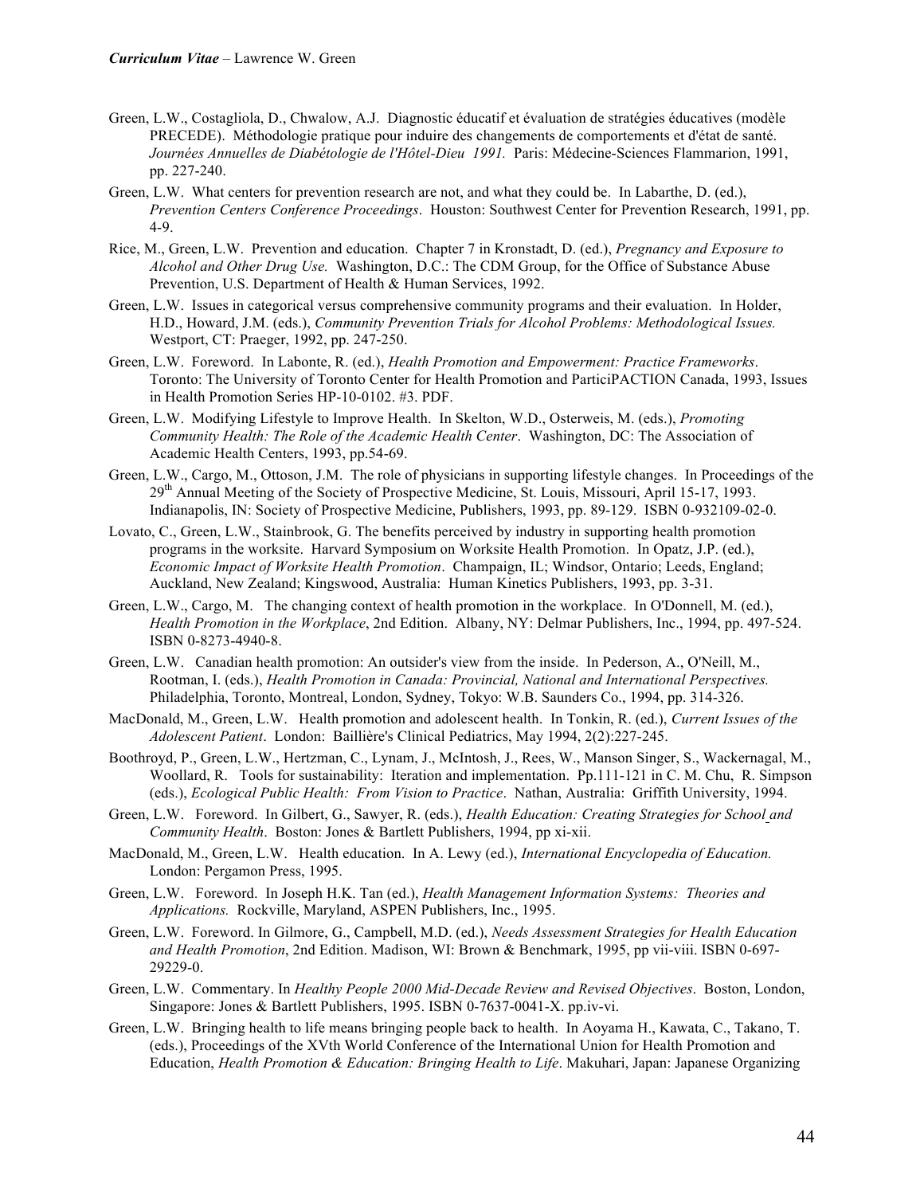Green, L.W., Costagliola, D., Chwalow, A.J. Diagnostic éducatif et évaluation de stratégies éducatives (modèle PRECEDE). Méthodologie pratique pour induire des changements de comportements et d'état de santé. *Journées Annuelles de Diabétologie de l'Hôtel-Dieu 1991.* Paris: Médecine-Sciences Flammarion, 1991, pp. 227-240.

Green, L.W. What centers for prevention research are not, and what they could be. In Labarthe, D. (ed.), *Prevention Centers Conference Proceedings*. Houston: Southwest Center for Prevention Research, 1991, pp. 4-9.

Rice, M., Green, L.W. Prevention and education. Chapter 7 in Kronstadt, D. (ed.), *Pregnancy and Exposure to Alcohol and Other Drug Use.* Washington, D.C.: The CDM Group, for the Office of Substance Abuse Prevention, U.S. Department of Health & Human Services, 1992.

Green, L.W. Issues in categorical versus comprehensive community programs and their evaluation. In Holder, H.D., Howard, J.M. (eds.), *Community Prevention Trials for Alcohol Problems: Methodological Issues.* Westport, CT: Praeger, 1992, pp. 247-250.

Green, L.W. Foreword. In Labonte, R. (ed.), *Health Promotion and Empowerment: Practice Frameworks*. Toronto: The University of Toronto Center for Health Promotion and ParticiPACTION Canada, 1993, Issues in Health Promotion Series HP-10-0102. #3. PDF.

Green, L.W. Modifying Lifestyle to Improve Health. In Skelton, W.D., Osterweis, M. (eds.), *Promoting Community Health: The Role of the Academic Health Center*. Washington, DC: The Association of Academic Health Centers, 1993, pp.54-69.

Green, L.W., Cargo, M., Ottoson, J.M. The role of physicians in supporting lifestyle changes. In Proceedings of the 29th Annual Meeting of the Society of Prospective Medicine, St. Louis, Missouri, April 15-17, 1993. Indianapolis, IN: Society of Prospective Medicine, Publishers, 1993, pp. 89-129. ISBN 0-932109-02-0.

Lovato, C., Green, L.W., Stainbrook, G. The benefits perceived by industry in supporting health promotion programs in the worksite. Harvard Symposium on Worksite Health Promotion. In Opatz, J.P. (ed.), *Economic Impact of Worksite Health Promotion*. Champaign, IL; Windsor, Ontario; Leeds, England; Auckland, New Zealand; Kingswood, Australia: Human Kinetics Publishers, 1993, pp. 3-31.

Green, L.W., Cargo, M. The changing context of health promotion in the workplace. In O'Donnell, M. (ed.), *Health Promotion in the Workplace*, 2nd Edition. Albany, NY: Delmar Publishers, Inc., 1994, pp. 497-524. ISBN 0-8273-4940-8.

Green, L.W. Canadian health promotion: An outsider's view from the inside. In Pederson, A., O'Neill, M., Rootman, I. (eds.), *Health Promotion in Canada: Provincial, National and International Perspectives.* Philadelphia, Toronto, Montreal, London, Sydney, Tokyo: W.B. Saunders Co., 1994, pp. 314-326.

MacDonald, M., Green, L.W. Health promotion and adolescent health. In Tonkin, R. (ed.), *Current Issues of the Adolescent Patient*. London: Baillière's Clinical Pediatrics, May 1994, 2(2):227-245.

Boothroyd, P., Green, L.W., Hertzman, C., Lynam, J., McIntosh, J., Rees, W., Manson Singer, S., Wackernagal, M., Woollard, R. Tools for sustainability: Iteration and implementation. Pp.111-121 in C. M. Chu, R. Simpson (eds.), *Ecological Public Health: From Vision to Practice*. Nathan, Australia: Griffith University, 1994.

Green, L.W. Foreword. In Gilbert, G., Sawyer, R. (eds.), *Health Education: Creating Strategies for School and Community Health*. Boston: Jones & Bartlett Publishers, 1994, pp xi-xii.

MacDonald, M., Green, L.W. Health education. In A. Lewy (ed.), *International Encyclopedia of Education.* London: Pergamon Press, 1995.

Green, L.W. Foreword. In Joseph H.K. Tan (ed.), *Health Management Information Systems: Theories and Applications.* Rockville, Maryland, ASPEN Publishers, Inc., 1995.

Green, L.W. Foreword. In Gilmore, G., Campbell, M.D. (ed.), *Needs Assessment Strategies for Health Education and Health Promotion*, 2nd Edition. Madison, WI: Brown & Benchmark, 1995, pp vii-viii. ISBN 0-697-29229-0.

Green, L.W. Commentary. In *Healthy People 2000 Mid-Decade Review and Revised Objectives*. Boston, London, Singapore: Jones & Bartlett Publishers, 1995. ISBN 0-7637-0041-X. pp.iv-vi.

Green, L.W. Bringing health to life means bringing people back to health. In Aoyama H., Kawata, C., Takano, T. (eds.), Proceedings of the XVth World Conference of the International Union for Health Promotion and Education, *Health Promotion & Education: Bringing Health to Life*. Makuhari, Japan: Japanese Organizing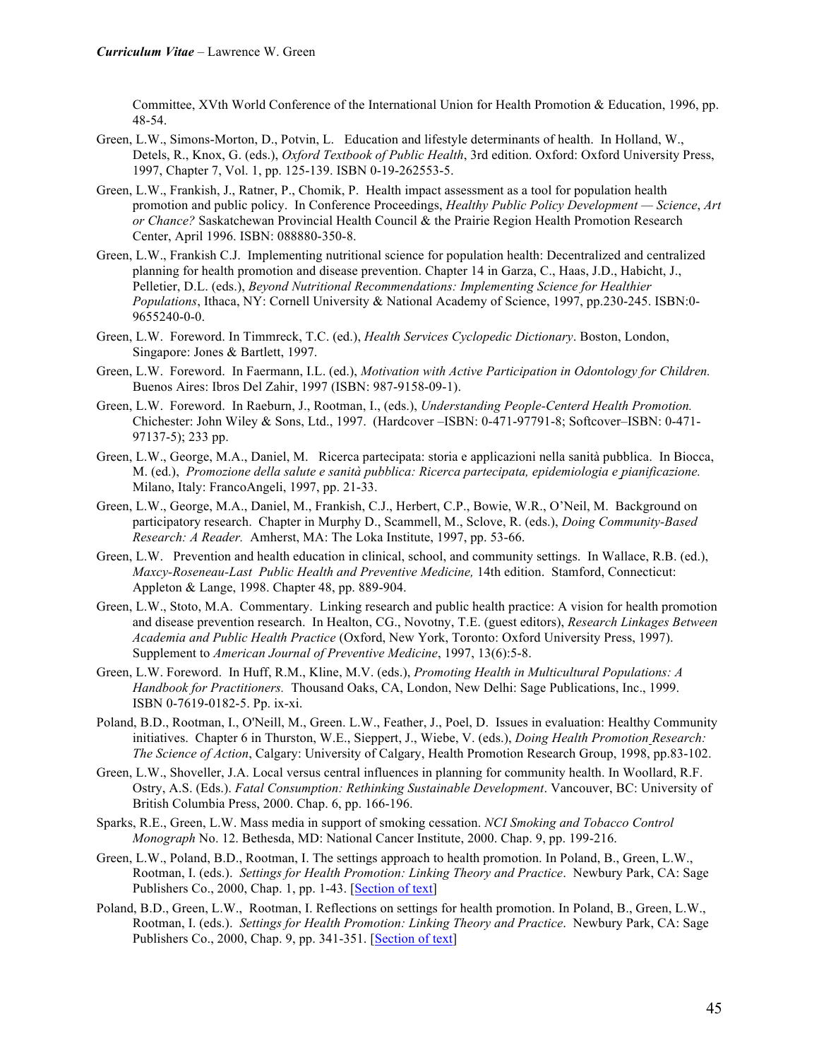Committee, XVth World Conference of the International Union for Health Promotion & Education, 1996, pp. 48-54.

Green, L.W., Simons-Morton, D., Potvin, L. Education and lifestyle determinants of health. In Holland, W., Detels, R., Knox, G. (eds.), *Oxford Textbook of Public Health*, 3rd edition. Oxford: Oxford University Press, 1997, Chapter 7, Vol. 1, pp. 125-139. ISBN 0-19-262553-5.

Green, L.W., Frankish, J., Ratner, P., Chomik, P. Health impact assessment as a tool for population health promotion and public policy. In Conference Proceedings, *Healthy Public Policy Development — Science*, *Art or Chance?* Saskatchewan Provincial Health Council & the Prairie Region Health Promotion Research Center, April 1996. ISBN: 088880-350-8.

Green, L.W., Frankish C.J. Implementing nutritional science for population health: Decentralized and centralized planning for health promotion and disease prevention. Chapter 14 in Garza, C., Haas, J.D., Habicht, J., Pelletier, D.L. (eds.), *Beyond Nutritional Recommendations: Implementing Science for Healthier Populations*, Ithaca, NY: Cornell University & National Academy of Science, 1997, pp.230-245. ISBN:0-9655240-0-0.

Green, L.W. Foreword. In Timmreck, T.C. (ed.), *Health Services Cyclopedic Dictionary*. Boston, London, Singapore: Jones & Bartlett, 1997.

Green, L.W. Foreword. In Faermann, I.L. (ed.), *Motivation with Active Participation in Odontology for Children.* Buenos Aires: Ibros Del Zahir, 1997 (ISBN: 987-9158-09-1).

Green, L.W. Foreword. In Raeburn, J., Rootman, I., (eds.), *Understanding People-Centered Health Promotion.* Chichester: John Wiley & Sons, Ltd., 1997. (Hardcover –ISBN: 0-471-97791-8; Softcover–ISBN: 0-471-97137-5); 233 pp.

Green, L.W., George, M.A., Daniel, M. Ricerca partecipata: storia e applicazioni nella sanità pubblica. In Biocca, M. (ed.), *Promozione della salute e sanità pubblica: Ricerca partecipata, epidemiologia e pianificazione.* Milano, Italy: FrancoAngeli, 1997, pp. 21-33.

Green, L.W., George, M.A., Daniel, M., Frankish, C.J., Herbert, C.P., Bowie, W.R., O'Neil, M. Background on participatory research. Chapter in Murphy D., Scammell, M., Sclove, R. (eds.), *Doing Community-Based Research: A Reader.* Amherst, MA: The Loka Institute, 1997, pp. 53-66.

Green, L.W. Prevention and health education in clinical, school, and community settings. In Wallace, R.B. (ed.), *Maxcy-Roseneau-Last Public Health and Preventive Medicine,* 14th edition. Stamford, Connecticut: Appleton & Lange, 1998. Chapter 48, pp. 889-904.

Green, L.W., Stoto, M.A. Commentary. Linking research and public health practice: A vision for health promotion and disease prevention research. In Healton, CG., Novotny, T.E. (guest editors), *Research Linkages Between Academia and Public Health Practice* (Oxford, New York, Toronto: Oxford University Press, 1997). Supplement to *American Journal of Preventive Medicine*, 1997, 13(6):5-8.

Green, L.W. Foreword. In Huff, R.M., Kline, M.V. (eds.), *Promoting Health in Multicultural Populations: A Handbook for Practitioners.* Thousand Oaks, CA, London, New Delhi: Sage Publications, Inc., 1999. ISBN 0-7619-0182-5. Pp. ix-xi.

Poland, B.D., Rootman, I., O'Neill, M., Green. L.W., Feather, J., Poel, D. Issues in evaluation: Healthy Community initiatives. Chapter 6 in Thurston, W.E., Sieppert, J., Wiebe, V. (eds.), *Doing Health Promotion Research: The Science of Action*, Calgary: University of Calgary, Health Promotion Research Group, 1998, pp.83-102.

Green, L.W., Shoveller, J.A. Local versus central influences in planning for community health. In Woollard, R.F. Ostry, A.S. (Eds.). *Fatal Consumption: Rethinking Sustainable Development*. Vancouver, BC: University of British Columbia Press, 2000. Chap. 6, pp. 166-196.

Sparks, R.E., Green, L.W. Mass media in support of smoking cessation. *NCI Smoking and Tobacco Control Monograph* No. 12. Bethesda, MD: National Cancer Institute, 2000. Chap. 9, pp. 199-216.

Green, L.W., Poland, B.D., Rootman, I. The settings approach to health promotion. In Poland, B., Green, L.W., Rootman, I. (eds.). *Settings for Health Promotion: Linking Theory and Practice*. Newbury Park, CA: Sage Publishers Co., 2000, Chap. 1, pp. 1-43. [Section of text]

Poland, B.D., Green, L.W., Rootman, I. Reflections on settings for health promotion. In Poland, B., Green, L.W., Rootman, I. (eds.). *Settings for Health Promotion: Linking Theory and Practice*. Newbury Park, CA: Sage Publishers Co., 2000, Chap. 9, pp. 341-351. [Section of text]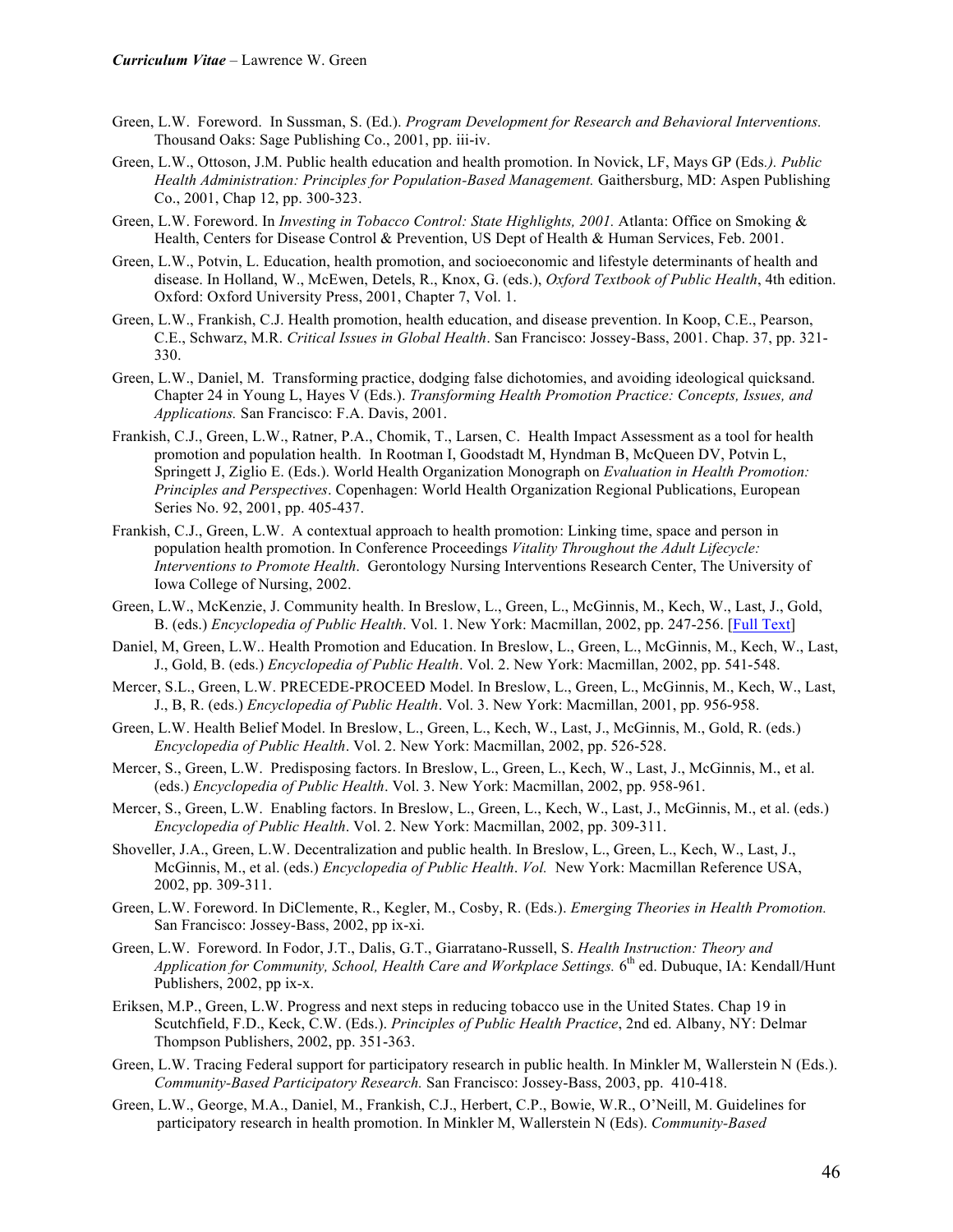Green, L.W. Foreword. In Sussman, S. (Ed.). *Program Development for Research and Behavioral Interventions.* Thousand Oaks: Sage Publishing Co., 2001, pp. iii-iv.

Green, L.W., Ottoson, J.M. Public health education and health promotion. In Novick, LF, Mays GP (Eds*.). Public Health Administration: Principles for Population-Based Management.* Gaithersburg, MD: Aspen Publishing Co., 2001, Chap 12, pp. 300-323.

Green, L.W. Foreword. In *Investing in Tobacco Control: State Highlights, 2001.* Atlanta: Office on Smoking & Health, Centers for Disease Control & Prevention, US Dept of Health & Human Services, Feb. 2001.

Green, L.W., Potvin, L. Education, health promotion, and socioeconomic and lifestyle determinants of health and disease. In Holland, W., McEwen, Detels, R., Knox, G. (eds.), *Oxford Textbook of Public Health*, 4th edition. Oxford: Oxford University Press, 2001, Chapter 7, Vol. 1.

Green, L.W., Frankish, C.J. Health promotion, health education, and disease prevention. In Koop, C.E., Pearson, C.E., Schwarz, M.R. *Critical Issues in Global Health*. San Francisco: Jossey-Bass, 2001. Chap. 37, pp. 321-330.

Green, L.W., Daniel, M. Transforming practice, dodging false dichotomies, and avoiding ideological quicksand. Chapter 24 in Young L, Hayes V (Eds.). *Transforming Health Promotion Practice: Concepts, Issues, and Applications.* San Francisco: F.A. Davis, 2001.

Frankish, C.J., Green, L.W., Ratner, P.A., Chomik, T., Larsen, C. Health Impact Assessment as a tool for health promotion and population health. In Rootman I, Goodstadt M, Hyndman B, McQueen DV, Potvin L, Springett J, Ziglio E. (Eds.). World Health Organization Monograph on *Evaluation in Health Promotion: Principles and Perspectives*. Copenhagen: World Health Organization Regional Publications, European Series No. 92, 2001, pp. 405-437.

Frankish, C.J., Green, L.W. A contextual approach to health promotion: Linking time, space and person in population health promotion. In Conference Proceedings *Vitality Throughout the Adult Lifecycle: Interventions to Promote Health*. Gerontology Nursing Interventions Research Center, The University of Iowa College of Nursing, 2002.

Green, L.W., McKenzie, J. Community health. In Breslow, L., Green, L., McGinnis, M., Kech, W., Last, J., Gold, B. (eds.) *Encyclopedia of Public Health*. Vol. 1. New York: Macmillan, 2002, pp. 247-256. [Full Text]

Daniel, M, Green, L.W.. Health Promotion and Education. In Breslow, L., Green, L., McGinnis, M., Kech, W., Last, J., Gold, B. (eds.) *Encyclopedia of Public Health*. Vol. 2. New York: Macmillan, 2002, pp. 541-548.

Mercer, S.L., Green, L.W. PRECEDE-PROCEED Model. In Breslow, L., Green, L., McGinnis, M., Kech, W., Last, J., B, R. (eds.) *Encyclopedia of Public Health*. Vol. 3. New York: Macmillan, 2001, pp. 956-958.

Green, L.W. Health Belief Model. In Breslow, L., Green, L., Kech, W., Last, J., McGinnis, M., Gold, R. (eds.) *Encyclopedia of Public Health*. Vol. 2. New York: Macmillan, 2002, pp. 526-528.

Mercer, S., Green, L.W. Predisposing factors. In Breslow, L., Green, L., Kech, W., Last, J., McGinnis, M., et al. (eds.) *Encyclopedia of Public Health*. Vol. 3. New York: Macmillan, 2002, pp. 958-961.

Mercer, S., Green, L.W. Enabling factors. In Breslow, L., Green, L., Kech, W., Last, J., McGinnis, M., et al. (eds.) *Encyclopedia of Public Health*. Vol. 2. New York: Macmillan, 2002, pp. 309-311.

Shoveller, J.A., Green, L.W. Decentralization and public health. In Breslow, L., Green, L., Kech, W., Last, J., McGinnis, M., et al. (eds.) *Encyclopedia of Public Health*. *Vol.* New York: Macmillan Reference USA, 2002, pp. 309-311.

Green, L.W. Foreword. In DiClemente, R., Kegler, M., Cosby, R. (Eds.). *Emerging Theories in Health Promotion.* San Francisco: Jossey-Bass, 2002, pp ix-xi.

Green, L.W. Foreword. In Fodor, J.T., Dalis, G.T., Giarratano-Russell, S. *Health Instruction: Theory and Application for Community, School, Health Care and Workplace Settings.* 6th ed. Dubuque, IA: Kendall/Hunt Publishers, 2002, pp ix-x.

Eriksen, M.P., Green, L.W. Progress and next steps in reducing tobacco use in the United States. Chap 19 in Scutchfield, F.D., Keck, C.W. (Eds.). *Principles of Public Health Practice*, 2nd ed. Albany, NY: Delmar Thompson Publishers, 2002, pp. 351-363.

Green, L.W. Tracing Federal support for participatory research in public health. In Minkler M, Wallerstein N (Eds.). *Community-Based Participatory Research.* San Francisco: Jossey-Bass, 2003, pp. 410-418.

Green, L.W., George, M.A., Daniel, M., Frankish, C.J., Herbert, C.P., Bowie, W.R., O'Neill, M. Guidelines for participatory research in health promotion. In Minkler M, Wallerstein N (Eds). *Community-Based*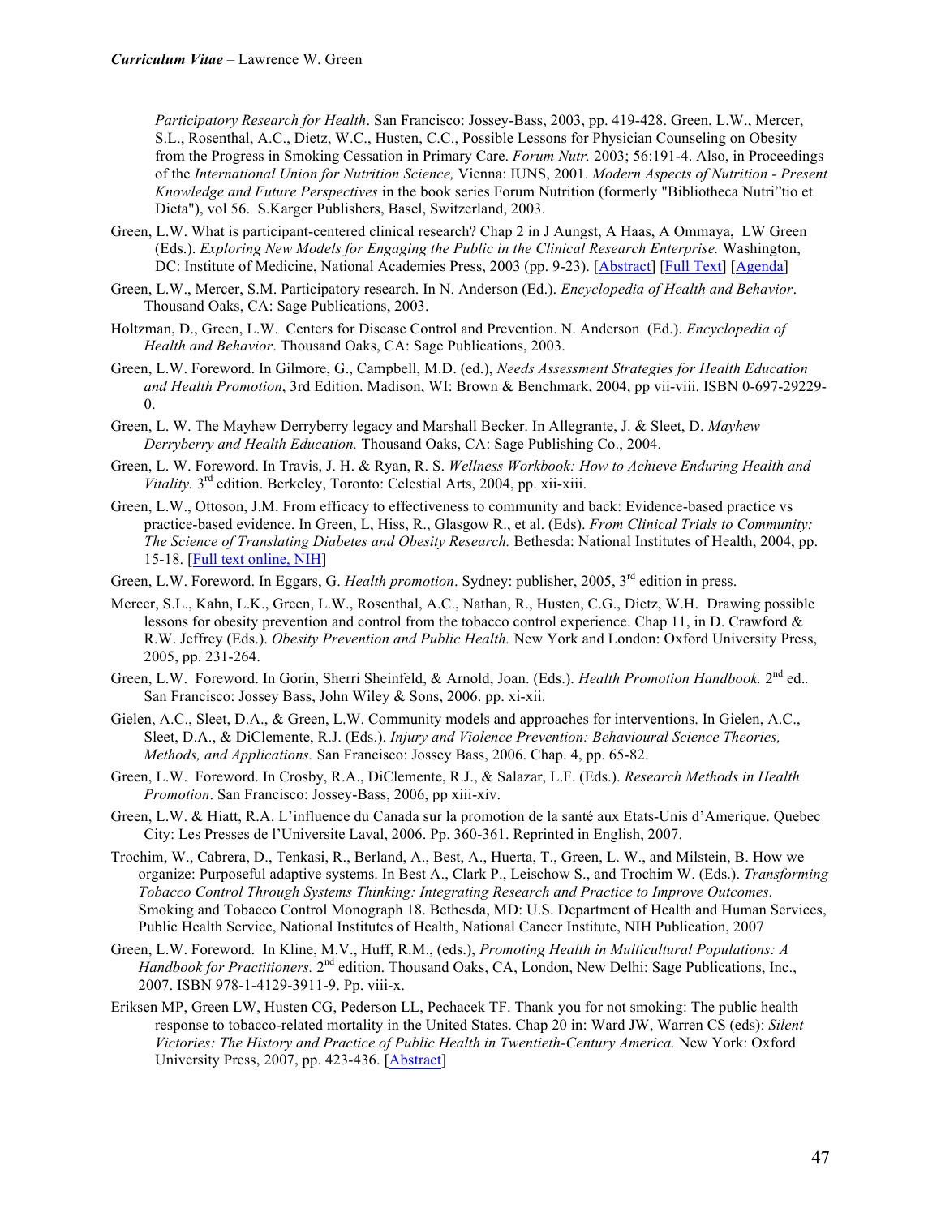*Participatory Research for Health*. San Francisco: Jossey-Bass, 2003, pp. 419-428. Green, L.W., Mercer, S.L., Rosenthal, A.C., Dietz, W.C., Husten, C.C., Possible Lessons for Physician Counseling on Obesity from the Progress in Smoking Cessation in Primary Care. *Forum Nutr.* 2003; 56:191-4. Also, in Proceedings of the *International Union for Nutrition Science,* Vienna: IUNS, 2001. *Modern Aspects of Nutrition - Present Knowledge and Future Perspectives* in the book series Forum Nutrition (formerly "Bibliotheca Nutri"tio et Dieta"), vol 56. S.Karger Publishers, Basel, Switzerland, 2003.

Green, L.W. What is participant-centered clinical research? Chap 2 in J Aungst, A Haas, A Ommaya, LW Green (Eds.). *Exploring New Models for Engaging the Public in the Clinical Research Enterprise.* Washington, DC: Institute of Medicine, National Academies Press, 2003 (pp. 9-23). [Abstract] [Full Text] [Agenda]

Green, L.W., Mercer, S.M. Participatory research. In N. Anderson (Ed.). *Encyclopedia of Health and Behavior*. Thousand Oaks, CA: Sage Publications, 2003.

Holtzman, D., Green, L.W. Centers for Disease Control and Prevention. N. Anderson (Ed.). *Encyclopedia of Health and Behavior*. Thousand Oaks, CA: Sage Publications, 2003.

Green, L.W. Foreword. In Gilmore, G., Campbell, M.D. (ed.), *Needs Assessment Strategies for Health Education and Health Promotion*, 3rd Edition. Madison, WI: Brown & Benchmark, 2004, pp vii-viii. ISBN 0-697-29229-0.

Green, L. W. The Mayhew Derryberry legacy and Marshall Becker. In Allegrante, J. & Sleet, D. *Mayhew Derryberry and Health Education.* Thousand Oaks, CA: Sage Publishing Co., 2004.

Green, L. W. Foreword. In Travis, J. H. & Ryan, R. S. *Wellness Workbook: How to Achieve Enduring Health and Vitality.* 3rd edition. Berkeley, Toronto: Celestial Arts, 2004, pp. xii-xiii.

Green, L.W., Ottoson, J.M. From efficacy to effectiveness to community and back: Evidence-based practice vs practice-based evidence. In Green, L, Hiss, R., Glasgow R., et al. (Eds). *From Clinical Trials to Community: The Science of Translating Diabetes and Obesity Research.* Bethesda: National Institutes of Health, 2004, pp. 15-18. [Full text online, NIH]

Green, L.W. Foreword. In Eggars, G. *Health promotion*. Sydney: publisher, 2005, 3rd edition in press.

Mercer, S.L., Kahn, L.K., Green, L.W., Rosenthal, A.C., Nathan, R., Husten, C.G., Dietz, W.H. Drawing possible lessons for obesity prevention and control from the tobacco control experience. Chap 11, in D. Crawford & R.W. Jeffrey (Eds.). *Obesity Prevention and Public Health.* New York and London: Oxford University Press, 2005, pp. 231-264.

Green, L.W. Foreword. In Gorin, Sherri Sheinfeld, & Arnold, Joan. (Eds.). *Health Promotion Handbook.* 2nd ed.. San Francisco: Jossey Bass, John Wiley & Sons, 2006. pp. xi-xii.

Gielen, A.C., Sleet, D.A., & Green, L.W. Community models and approaches for interventions. In Gielen, A.C., Sleet, D.A., & DiClemente, R.J. (Eds.). *Injury and Violence Prevention: Behavioural Science Theories, Methods, and Applications.* San Francisco: Jossey Bass, 2006. Chap. 4, pp. 65-82.

Green, L.W. Foreword. In Crosby, R.A., DiClemente, R.J., & Salazar, L.F. (Eds.). *Research Methods in Health Promotion*. San Francisco: Jossey-Bass, 2006, pp xiii-xiv.

Green, L.W. & Hiatt, R.A. L'influence du Canada sur la promotion de la santé aux Etats-Unis d'Amerique. Quebec City: Les Presses de l'Universite Laval, 2006. Pp. 360-361. Reprinted in English, 2007.

Trochim, W., Cabrera, D., Tenkasi, R., Berland, A., Best, A., Huerta, T., Green, L. W., and Milstein, B. How we organize: Purposeful adaptive systems. In Best A., Clark P., Leischow S., and Trochim W. (Eds.). *Transforming Tobacco Control Through Systems Thinking: Integrating Research and Practice to Improve Outcomes*. Smoking and Tobacco Control Monograph 18. Bethesda, MD: U.S. Department of Health and Human Services, Public Health Service, National Institutes of Health, National Cancer Institute, NIH Publication, 2007

Green, L.W. Foreword. In Kline, M.V., Huff, R.M., (eds.), *Promoting Health in Multicultural Populations: A Handbook for Practitioners.* 2nd edition. Thousand Oaks, CA, London, New Delhi: Sage Publications, Inc., 2007. ISBN 978-1-4129-3911-9. Pp. viii-x.

Eriksen MP, Green LW, Husten CG, Pederson LL, Pechacek TF. Thank you for not smoking: The public health response to tobacco-related mortality in the United States. Chap 20 in: Ward JW, Warren CS (eds): *Silent Victories: The History and Practice of Public Health in Twentieth-Century America.* New York: Oxford University Press, 2007, pp. 423-436. [Abstract]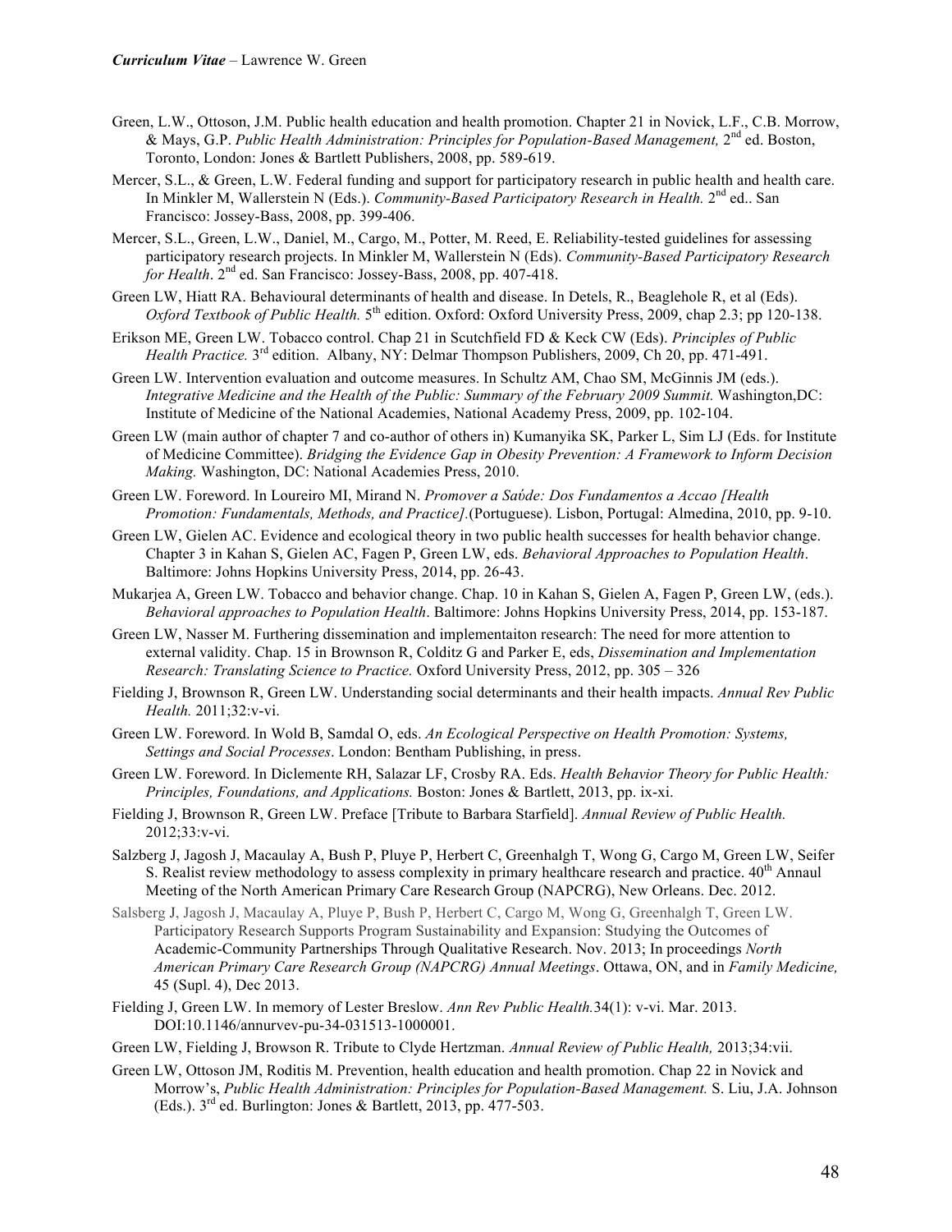Green, L.W., Ottoson, J.M. Public health education and health promotion. Chapter 21 in Novick, L.F., C.B. Morrow, & Mays, G.P. *Public Health Administration: Principles for Population-Based Management,* 2nd ed. Boston, Toronto, London: Jones & Bartlett Publishers, 2008, pp. 589-619.

Mercer, S.L., & Green, L.W. Federal funding and support for participatory research in public health and health care. In Minkler M, Wallerstein N (Eds.). *Community-Based Participatory Research in Health.* 2nd ed.. San Francisco: Jossey-Bass, 2008, pp. 399-406.

Mercer, S.L., Green, L.W., Daniel, M., Cargo, M., Potter, M. Reed, E. Reliability-tested guidelines for assessing participatory research projects. In Minkler M, Wallerstein N (Eds). *Community-Based Participatory Research for Health*. 2nd ed. San Francisco: Jossey-Bass, 2008, pp. 407-418.

Green LW, Hiatt RA. Behavioural determinants of health and disease. In Detels, R., Beaglehole R, et al (Eds). *Oxford Textbook of Public Health.* 5th edition. Oxford: Oxford University Press, 2009, chap 2.3; pp 120-138.

Erikson ME, Green LW. Tobacco control. Chap 21 in Scutchfield FD & Keck CW (Eds). *Principles of Public Health Practice.* 3rd edition. Albany, NY: Delmar Thompson Publishers, 2009, Ch 20, pp. 471-491.

Green LW. Intervention evaluation and outcome measures. In Schultz AM, Chao SM, McGinnis JM (eds.). *Integrative Medicine and the Health of the Public: Summary of the February 2009 Summit.* Washington,DC: Institute of Medicine of the National Academies, National Academy Press, 2009, pp. 102-104.

Green LW (main author of chapter 7 and co-author of others in) Kumanyika SK, Parker L, Sim LJ (Eds. for Institute of Medicine Committee). *Bridging the Evidence Gap in Obesity Prevention: A Framework to Inform Decision Making.* Washington, DC: National Academies Press, 2010.

Green LW. Foreword. In Loureiro MI, Mirand N. *Promover a Saύde: Dos Fundamentos a Accao [Health Promotion: Fundamentals, Methods, and Practice].*(Portuguese). Lisbon, Portugal: Almedina, 2010, pp. 9-10.

Green LW, Gielen AC. Evidence and ecological theory in two public health successes for health behavior change. Chapter 3 in Kahan S, Gielen AC, Fagen P, Green LW, eds. *Behavioral Approaches to Population Health*. Baltimore: Johns Hopkins University Press, 2014, pp. 26-43.

Mukarjea A, Green LW. Tobacco and behavior change. Chap. 10 in Kahan S, Gielen A, Fagen P, Green LW, (eds.). *Behavioral approaches to Population Health*. Baltimore: Johns Hopkins University Press, 2014, pp. 153-187.

Green LW, Nasser M. Furthering dissemination and implementaiton research: The need for more attention to external validity. Chap. 15 in Brownson R, Colditz G and Parker E, eds, *Dissemination and Implementation Research: Translating Science to Practice.* Oxford University Press, 2012, pp. 305 – 326

Fielding J, Brownson R, Green LW. Understanding social determinants and their health impacts. *Annual Rev Public Health.* 2011;32:v-vi.

Green LW. Foreword. In Wold B, Samdal O, eds. *An Ecological Perspective on Health Promotion: Systems, Settings and Social Processes*. London: Bentham Publishing, in press.

Green LW. Foreword. In Diclemente RH, Salazar LF, Crosby RA. Eds. *Health Behavior Theory for Public Health: Principles, Foundations, and Applications.* Boston: Jones & Bartlett, 2013, pp. ix-xi.

Fielding J, Brownson R, Green LW. Preface [Tribute to Barbara Starfield]. *Annual Review of Public Health.* 2012;33:v-vi.

Salzberg J, Jagosh J, Macaulay A, Bush P, Pluye P, Herbert C, Greenhalgh T, Wong G, Cargo M, Green LW, Seifer S. Realist review methodology to assess complexity in primary healthcare research and practice. 40th Annaul Meeting of the North American Primary Care Research Group (NAPCRG), New Orleans. Dec. 2012.

Salsberg J, Jagosh J, Macaulay A, Pluye P, Bush P, Herbert C, Cargo M, Wong G, Greenhalgh T, Green LW. Participatory Research Supports Program Sustainability and Expansion: Studying the Outcomes of Academic-Community Partnerships Through Qualitative Research. Nov. 2013; In proceedings *North American Primary Care Research Group (NAPCRG) Annual Meetings*. Ottawa, ON, and in *Family Medicine,* 45 (Supl. 4), Dec 2013.

Fielding J, Green LW. In memory of Lester Breslow. *Ann Rev Public Health.*34(1): v-vi. Mar. 2013. DOI:10.1146/annurvev-pu-34-031513-1000001.

Green LW, Fielding J, Browson R. Tribute to Clyde Hertzman. *Annual Review of Public Health,* 2013;34:vii.

Green LW, Ottoson JM, Roditis M. Prevention, health education and health promotion. Chap 22 in Novick and Morrow's, *Public Health Administration: Principles for Population-Based Management.* S. Liu, J.A. Johnson (Eds.). 3rd ed. Burlington: Jones & Bartlett, 2013, pp. 477-503.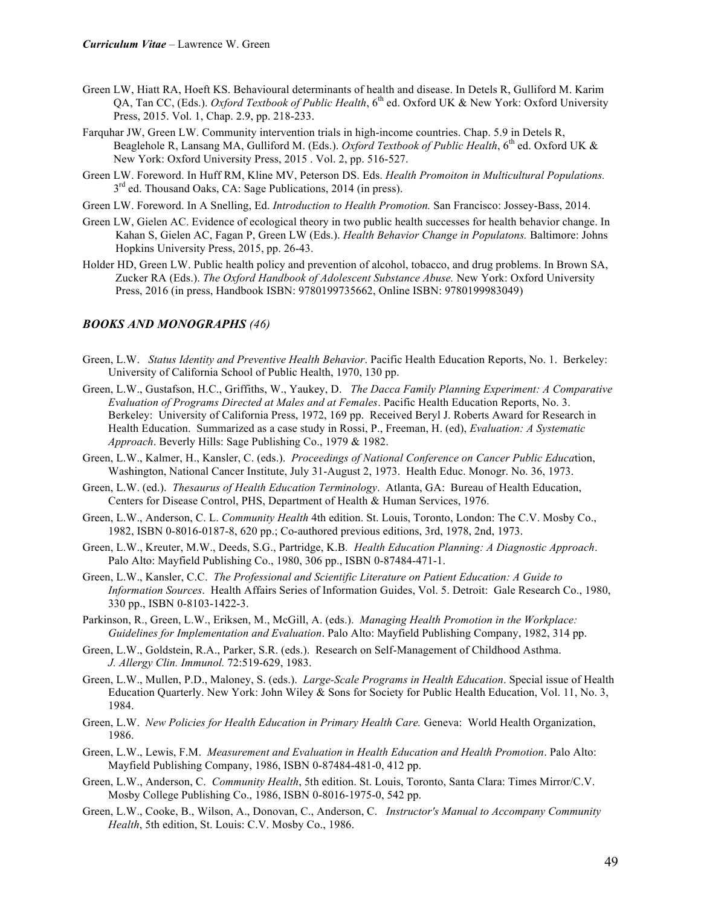Green LW, Hiatt RA, Hoeft KS. Behavioural determinants of health and disease. In Detels R, Gulliford M. Karim QA, Tan CC, (Eds.). *Oxford Textbook of Public Health*, 6th ed. Oxford UK & New York: Oxford University Press, 2015. Vol. 1, Chap. 2.9, pp. 218-233.

Farquhar JW, Green LW. Community intervention trials in high-income countries. Chap. 5.9 in Detels R, Beaglehole R, Lansang MA, Gulliford M. (Eds.). *Oxford Textbook of Public Health*, 6th ed. Oxford UK & New York: Oxford University Press, 2015 . Vol. 2, pp. 516-527.

Green LW. Foreword. In Huff RM, Kline MV, Peterson DS. Eds. *Health Promoiton in Multicultural Populations.* 3rd ed. Thousand Oaks, CA: Sage Publications, 2014 (in press).

Green LW. Foreword. In A Snelling, Ed. *Introduction to Health Promotion.* San Francisco: Jossey-Bass, 2014.

Green LW, Gielen AC. Evidence of ecological theory in two public health successes for health behavior change. In Kahan S, Gielen AC, Fagan P, Green LW (Eds.). *Health Behavior Change in Populatons.* Baltimore: Johns Hopkins University Press, 2015, pp. 26-43.

Holder HD, Green LW. Public health policy and prevention of alcohol, tobacco, and drug problems. In Brown SA, Zucker RA (Eds.). *The Oxford Handbook of Adolescent Substance Abuse.* New York: Oxford University Press, 2016 (in press, Handbook ISBN: 9780199735662, Online ISBN: 9780199983049)

### *BOOKS AND MONOGRAPHS (46)*

Green, L.W. *Status Identity and Preventive Health Behavior*. Pacific Health Education Reports, No. 1. Berkeley: University of California School of Public Health, 1970, 130 pp.

Green, L.W., Gustafson, H.C., Griffiths, W., Yaukey, D. *The Dacca Family Planning Experiment: A Comparative Evaluation of Programs Directed at Males and at Females*. Pacific Health Education Reports, No. 3. Berkeley: University of California Press, 1972, 169 pp. Received Beryl J. Roberts Award for Research in Health Education. Summarized as a case study in Rossi, P., Freeman, H. (ed), *Evaluation: A Systematic Approach*. Beverly Hills: Sage Publishing Co., 1979 & 1982.

Green, L.W., Kalmer, H., Kansler, C. (eds.). *Proceedings of National Conference on Cancer Public Education*, Washington, National Cancer Institute, July 31-August 2, 1973. Health Educ. Monogr. No. 36, 1973.

Green, L.W. (ed.). *Thesaurus of Health Education Terminology*. Atlanta, GA: Bureau of Health Education, Centers for Disease Control, PHS, Department of Health & Human Services, 1976.

Green, L.W., Anderson, C. L. *Community Health* 4th edition. St. Louis, Toronto, London: The C.V. Mosby Co., 1982, ISBN 0-8016-0187-8, 620 pp.; Co-authored previous editions, 3rd, 1978, 2nd, 1973.

Green, L.W., Kreuter, M.W., Deeds, S.G., Partridge, K.B. *Health Education Planning: A Diagnostic Approach*. Palo Alto: Mayfield Publishing Co., 1980, 306 pp., ISBN 0-87484-471-1.

Green, L.W., Kansler, C.C. *The Professional and Scientific Literature on Patient Education: A Guide to Information Sources*. Health Affairs Series of Information Guides, Vol. 5. Detroit: Gale Research Co., 1980, 330 pp., ISBN 0-8103-1422-3.

Parkinson, R., Green, L.W., Eriksen, M., McGill, A. (eds.). *Managing Health Promotion in the Workplace: Guidelines for Implementation and Evaluation*. Palo Alto: Mayfield Publishing Company, 1982, 314 pp.

Green, L.W., Goldstein, R.A., Parker, S.R. (eds.). Research on Self-Management of Childhood Asthma. *J. Allergy Clin. Immunol.* 72:519-629, 1983.

Green, L.W., Mullen, P.D., Maloney, S. (eds.). *Large-Scale Programs in Health Education*. Special issue of Health Education Quarterly. New York: John Wiley & Sons for Society for Public Health Education, Vol. 11, No. 3, 1984.

Green, L.W. *New Policies for Health Education in Primary Health Care.* Geneva: World Health Organization, 1986.

Green, L.W., Lewis, F.M. *Measurement and Evaluation in Health Education and Health Promotion*. Palo Alto: Mayfield Publishing Company, 1986, ISBN 0-87484-481-0, 412 pp.

Green, L.W., Anderson, C. *Community Health*, 5th edition. St. Louis, Toronto, Santa Clara: Times Mirror/C.V. Mosby College Publishing Co., 1986, ISBN 0-8016-1975-0, 542 pp.

Green, L.W., Cooke, B., Wilson, A., Donovan, C., Anderson, C. *Instructor's Manual to Accompany Community Health*, 5th edition, St. Louis: C.V. Mosby Co., 1986.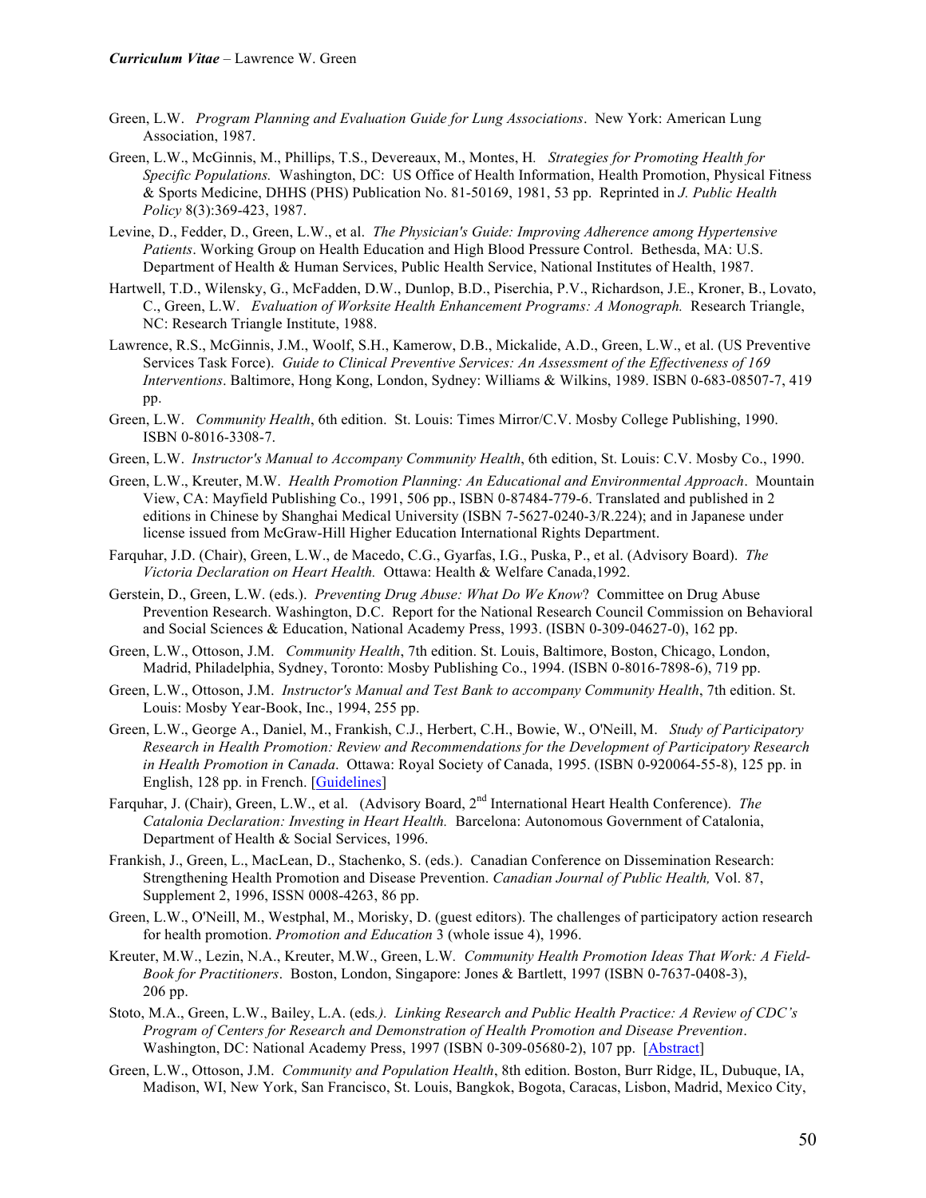Green, L.W. *Program Planning and Evaluation Guide for Lung Associations*. New York: American Lung Association, 1987.

Green, L.W., McGinnis, M., Phillips, T.S., Devereaux, M., Montes, H. *Strategies for Promoting Health for Specific Populations.* Washington, DC: US Office of Health Information, Health Promotion, Physical Fitness & Sports Medicine, DHHS (PHS) Publication No. 81-50169, 1981, 53 pp. Reprinted in *J. Public Health Policy* 8(3):369-423, 1987.

Levine, D., Fedder, D., Green, L.W., et al. *The Physician's Guide: Improving Adherence among Hypertensive Patients*. Working Group on Health Education and High Blood Pressure Control. Bethesda, MA: U.S. Department of Health & Human Services, Public Health Service, National Institutes of Health, 1987.

Hartwell, T.D., Wilensky, G., McFadden, D.W., Dunlop, B.D., Piserchia, P.V., Richardson, J.E., Kroner, B., Lovato, C., Green, L.W. *Evaluation of Worksite Health Enhancement Programs: A Monograph.* Research Triangle, NC: Research Triangle Institute, 1988.

Lawrence, R.S., McGinnis, J.M., Woolf, S.H., Kamerow, D.B., Mickalide, A.D., Green, L.W., et al. (US Preventive Services Task Force). *Guide to Clinical Preventive Services: An Assessment of the Effectiveness of 169 Interventions*. Baltimore, Hong Kong, London, Sydney: Williams & Wilkins, 1989. ISBN 0-683-08507-7, 419 pp.

Green, L.W. *Community Health*, 6th edition. St. Louis: Times Mirror/C.V. Mosby College Publishing, 1990. ISBN 0-8016-3308-7.

Green, L.W. *Instructor's Manual to Accompany Community Health*, 6th edition, St. Louis: C.V. Mosby Co., 1990.

Green, L.W., Kreuter, M.W. *Health Promotion Planning: An Educational and Environmental Approach*. Mountain View, CA: Mayfield Publishing Co., 1991, 506 pp., ISBN 0-87484-779-6. Translated and published in 2 editions in Chinese by Shanghai Medical University (ISBN 7-5627-0240-3/R.224); and in Japanese under license issued from McGraw-Hill Higher Education International Rights Department.

Farquhar, J.D. (Chair), Green, L.W., de Macedo, C.G., Gyarfas, I.G., Puska, P., et al. (Advisory Board). *The Victoria Declaration on Heart Health.* Ottawa: Health & Welfare Canada,1992.

Gerstein, D., Green, L.W. (eds.). *Preventing Drug Abuse: What Do We Know*? Committee on Drug Abuse Prevention Research. Washington, D.C. Report for the National Research Council Commission on Behavioral and Social Sciences & Education, National Academy Press, 1993. (ISBN 0-309-04627-0), 162 pp.

Green, L.W., Ottoson, J.M. *Community Health*, 7th edition. St. Louis, Baltimore, Boston, Chicago, London, Madrid, Philadelphia, Sydney, Toronto: Mosby Publishing Co., 1994. (ISBN 0-8016-7898-6), 719 pp.

Green, L.W., Ottoson, J.M. *Instructor's Manual and Test Bank to accompany Community Health*, 7th edition. St. Louis: Mosby Year-Book, Inc., 1994, 255 pp.

Green, L.W., George A., Daniel, M., Frankish, C.J., Herbert, C.H., Bowie, W., O'Neill, M. *Study of Participatory Research in Health Promotion: Review and Recommendations for the Development of Participatory Research in Health Promotion in Canada*. Ottawa: Royal Society of Canada, 1995. (ISBN 0-920064-55-8), 125 pp. in English, 128 pp. in French. [Guidelines]

Farquhar, J. (Chair), Green, L.W., et al. (Advisory Board, 2nd International Heart Health Conference). *The Catalonia Declaration: Investing in Heart Health.* Barcelona: Autonomous Government of Catalonia, Department of Health & Social Services, 1996.

Frankish, J., Green, L., MacLean, D., Stachenko, S. (eds.). Canadian Conference on Dissemination Research: Strengthening Health Promotion and Disease Prevention. *Canadian Journal of Public Health,* Vol. 87, Supplement 2, 1996, ISSN 0008-4263, 86 pp.

Green, L.W., O'Neill, M., Westphal, M., Morisky, D. (guest editors). The challenges of participatory action research for health promotion. *Promotion and Education* 3 (whole issue 4), 1996.

Kreuter, M.W., Lezin, N.A., Kreuter, M.W., Green, L.W. *Community Health Promotion Ideas That Work: A Field-Book for Practitioners*. Boston, London, Singapore: Jones & Bartlett, 1997 (ISBN 0-7637-0408-3), 206 pp.

Stoto, M.A., Green, L.W., Bailey, L.A. (eds*.). Linking Research and Public Health Practice: A Review of CDC's Program of Centers for Research and Demonstration of Health Promotion and Disease Prevention*. Washington, DC: National Academy Press, 1997 (ISBN 0-309-05680-2), 107 pp. [Abstract]

Green, L.W., Ottoson, J.M. *Community and Population Health*, 8th edition. Boston, Burr Ridge, IL, Dubuque, IA, Madison, WI, New York, San Francisco, St. Louis, Bangkok, Bogota, Caracas, Lisbon, Madrid, Mexico City,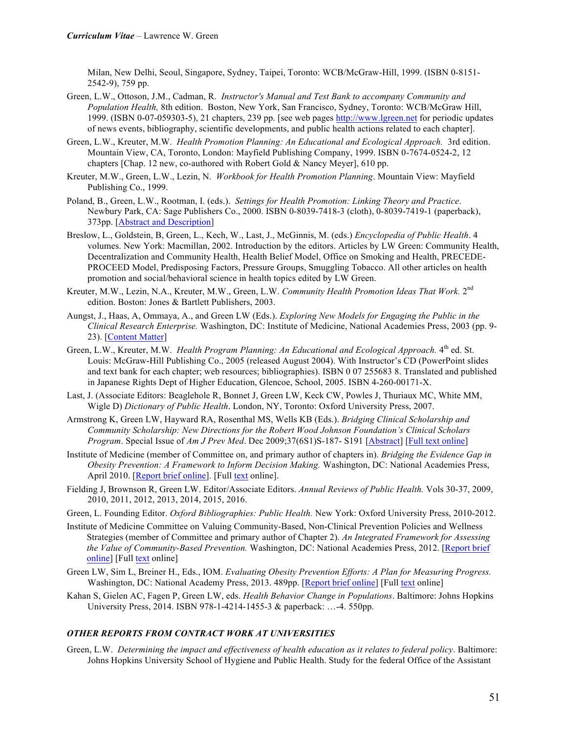Milan, New Delhi, Seoul, Singapore, Sydney, Taipei, Toronto: WCB/McGraw-Hill, 1999. (ISBN 0-8151-2542-9), 759 pp.

Green, L.W., Ottoson, J.M., Cadman, R. *Instructor's Manual and Test Bank to accompany Community and Population Health,* 8th edition. Boston, New York, San Francisco, Sydney, Toronto: WCB/McGraw Hill, 1999. (ISBN 0-07-059303-5), 21 chapters, 239 pp. [see web pages http://www.lgreen.net for periodic updates of news events, bibliography, scientific developments, and public health actions related to each chapter].

Green, L.W., Kreuter, M.W. *Health Promotion Planning: An Educational and Ecological Approach.* 3rd edition. Mountain View, CA, Toronto, London: Mayfield Publishing Company, 1999. ISBN 0-7674-0524-2, 12 chapters [Chap. 12 new, co-authored with Robert Gold & Nancy Meyer], 610 pp.

Kreuter, M.W., Green, L.W., Lezin, N. *Workbook for Health Promotion Planning*. Mountain View: Mayfield Publishing Co., 1999.

Poland, B., Green, L.W., Rootman, I. (eds.). *Settings for Health Promotion: Linking Theory and Practice*. Newbury Park, CA: Sage Publishers Co., 2000. ISBN 0-8039-7418-3 (cloth), 0-8039-7419-1 (paperback), 373pp. [Abstract and Description]

Breslow, L., Goldstein, B, Green, L., Kech, W., Last, J., McGinnis, M. (eds.) *Encyclopedia of Public Health*. 4 volumes. New York: Macmillan, 2002. Introduction by the editors. Articles by LW Green: Community Health, Decentralization and Community Health, Health Belief Model, Office on Smoking and Health, PRECEDE-PROCEED Model, Predisposing Factors, Pressure Groups, Smuggling Tobacco. All other articles on health promotion and social/behavioral science in health topics edited by LW Green.

Kreuter, M.W., Lezin, N.A., Kreuter, M.W., Green, L.W. *Community Health Promotion Ideas That Work.* 2nd edition. Boston: Jones & Bartlett Publishers, 2003.

Aungst, J., Haas, A, Ommaya, A., and Green LW (Eds.). *Exploring New Models for Engaging the Public in the Clinical Research Enterprise.* Washington, DC: Institute of Medicine, National Academies Press, 2003 (pp. 9-23). [Content Matter]

Green, L.W., Kreuter, M.W. *Health Program Planning: An Educational and Ecological Approach.* 4th ed. St. Louis: McGraw-Hill Publishing Co., 2005 (released August 2004). With Instructor's CD (PowerPoint slides and text bank for each chapter; web resources; bibliographies). ISBN 0 07 255683 8. Translated and published in Japanese Rights Dept of Higher Education, Glencoe, School, 2005. ISBN 4-260-00171-X.

Last, J. (Associate Editors: Beaglehole R, Bonnet J, Green LW, Keck CW, Powles J, Thuriaux MC, White MM, Wigle D) *Dictionary of Public Health*. London, NY, Toronto: Oxford University Press, 2007.

Armstrong K, Green LW, Hayward RA, Rosenthal MS, Wells KB (Eds.). *Bridging Clinical Scholarship and Community Scholarship: New Directions for the Robert Wood Johnson Foundation's Clinical Scholars Program*. Special Issue of *Am J Prev Med*. Dec 2009;37(6S1)S-187- S191 [Abstract] [Full text online]

Institute of Medicine (member of Committee on, and primary author of chapters in). *Bridging the Evidence Gap in Obesity Prevention: A Framework to Inform Decision Making.* Washington, DC: National Academies Press, April 2010. [Report brief online]. [Full text online].

Fielding J, Brownson R, Green LW. Editor/Associate Editors. *Annual Reviews of Public Health.* Vols 30-37, 2009, 2010, 2011, 2012, 2013, 2014, 2015, 2016.

Green, L. Founding Editor. *Oxford Bibliographies: Public Health.* New York: Oxford University Press, 2010-2012.

Institute of Medicine Committee on Valuing Community-Based, Non-Clinical Prevention Policies and Wellness Strategies (member of Committee and primary author of Chapter 2). *An Integrated Framework for Assessing the Value of Community-Based Prevention.* Washington, DC: National Academies Press, 2012. [Report brief online] [Full text online]

Green LW, Sim L, Breiner H., Eds., IOM. *Evaluating Obesity Prevention Efforts: A Plan for Measuring Progress.* Washington, DC: National Academy Press, 2013. 489pp. [Report brief online] [Full text online]

Kahan S, Gielen AC, Fagen P, Green LW, eds. *Health Behavior Change in Populations*. Baltimore: Johns Hopkins University Press, 2014. ISBN 978-1-4214-1455-3 & paperback: …-4. 550pp.

### *OTHER REPORTS FROM CONTRACT WORK AT UNIVERSITIES*

Green, L.W. *Determining the impact and effectiveness of health education as it relates to federal policy*. Baltimore: Johns Hopkins University School of Hygiene and Public Health. Study for the federal Office of the Assistant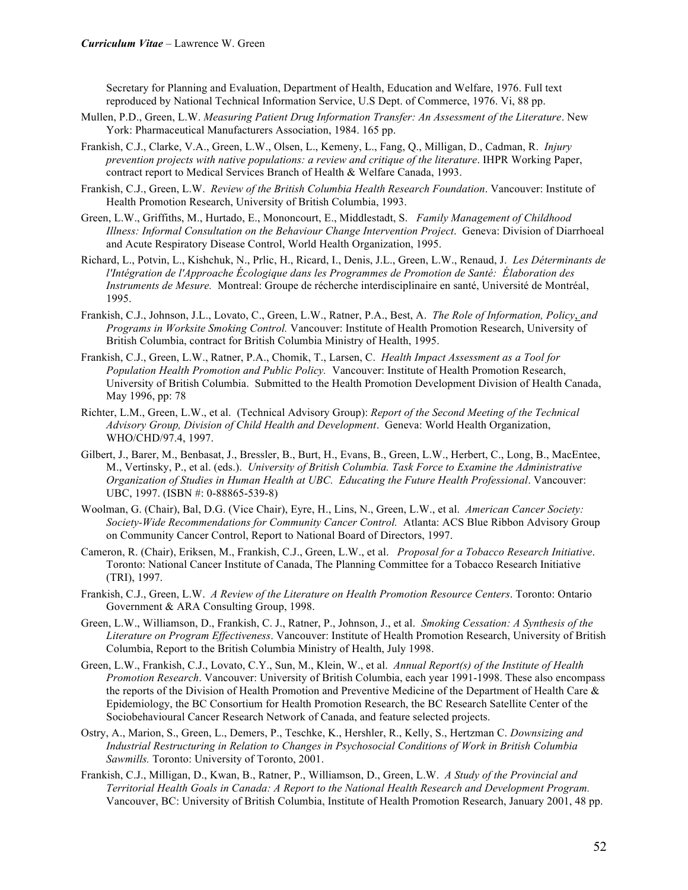Secretary for Planning and Evaluation, Department of Health, Education and Welfare, 1976. Full text reproduced by National Technical Information Service, U.S Dept. of Commerce, 1976. Vi, 88 pp.

Mullen, P.D., Green, L.W. *Measuring Patient Drug Information Transfer: An Assessment of the Literature*. New York: Pharmaceutical Manufacturers Association, 1984. 165 pp.

Frankish, C.J., Clarke, V.A., Green, L.W., Olsen, L., Kemeny, L., Fang, Q., Milligan, D., Cadman, R. *Injury prevention projects with native populations: a review and critique of the literature*. IHPR Working Paper, contract report to Medical Services Branch of Health & Welfare Canada, 1993.

Frankish, C.J., Green, L.W. *Review of the British Columbia Health Research Foundation*. Vancouver: Institute of Health Promotion Research, University of British Columbia, 1993.

Green, L.W., Griffiths, M., Hurtado, E., Mononcourt, E., Middlestadt, S. *Family Management of Childhood Illness: Informal Consultation on the Behaviour Change Intervention Project*. Geneva: Division of Diarrhoeal and Acute Respiratory Disease Control, World Health Organization, 1995.

Richard, L., Potvin, L., Kishchuk, N., Prlic, H., Ricard, I., Denis, J.L., Green, L.W., Renaud, J. *Les Déterminants de l'Intégration de l'Approache Écologique dans les Programmes de Promotion de Santé: Élaboration des Instruments de Mesure.* Montreal: Groupe de récherche interdisciplinaire en santé, Université de Montréal, 1995.

Frankish, C.J., Johnson, J.L., Lovato, C., Green, L.W., Ratner, P.A., Best, A. *The Role of Information, Policy, and Programs in Worksite Smoking Control.* Vancouver: Institute of Health Promotion Research, University of British Columbia, contract for British Columbia Ministry of Health, 1995.

Frankish, C.J., Green, L.W., Ratner, P.A., Chomik, T., Larsen, C. *Health Impact Assessment as a Tool for Population Health Promotion and Public Policy.* Vancouver: Institute of Health Promotion Research, University of British Columbia. Submitted to the Health Promotion Development Division of Health Canada, May 1996, pp: 78

Richter, L.M., Green, L.W., et al. (Technical Advisory Group): *Report of the Second Meeting of the Technical Advisory Group, Division of Child Health and Development*. Geneva: World Health Organization, WHO/CHD/97.4, 1997.

Gilbert, J., Barer, M., Benbasat, J., Bressler, B., Burt, H., Evans, B., Green, L.W., Herbert, C., Long, B., MacEntee, M., Vertinsky, P., et al. (eds.). *University of British Columbia. Task Force to Examine the Administrative Organization of Studies in Human Health at UBC. Educating the Future Health Professional*. Vancouver: UBC, 1997. (ISBN #: 0-88865-539-8)

Woolman, G. (Chair), Bal, D.G. (Vice Chair), Eyre, H., Lins, N., Green, L.W., et al. *American Cancer Society: Society-Wide Recommendations for Community Cancer Control.* Atlanta: ACS Blue Ribbon Advisory Group on Community Cancer Control, Report to National Board of Directors, 1997.

Cameron, R. (Chair), Eriksen, M., Frankish, C.J., Green, L.W., et al. *Proposal for a Tobacco Research Initiative*. Toronto: National Cancer Institute of Canada, The Planning Committee for a Tobacco Research Initiative (TRI), 1997.

Frankish, C.J., Green, L.W. *A Review of the Literature on Health Promotion Resource Centers*. Toronto: Ontario Government & ARA Consulting Group, 1998.

Green, L.W., Williamson, D., Frankish, C. J., Ratner, P., Johnson, J., et al. *Smoking Cessation: A Synthesis of the Literature on Program Effectiveness*. Vancouver: Institute of Health Promotion Research, University of British Columbia, Report to the British Columbia Ministry of Health, July 1998.

Green, L.W., Frankish, C.J., Lovato, C.Y., Sun, M., Klein, W., et al. *Annual Report(s) of the Institute of Health Promotion Research*. Vancouver: University of British Columbia, each year 1991-1998. These also encompass the reports of the Division of Health Promotion and Preventive Medicine of the Department of Health Care & Epidemiology, the BC Consortium for Health Promotion Research, the BC Research Satellite Center of the Sociobehavioural Cancer Research Network of Canada, and feature selected projects.

Ostry, A., Marion, S., Green, L., Demers, P., Teschke, K., Hershler, R., Kelly, S., Hertzman C. *Downsizing and Industrial Restructuring in Relation to Changes in Psychosocial Conditions of Work in British Columbia Sawmills.* Toronto: University of Toronto, 2001.

Frankish, C.J., Milligan, D., Kwan, B., Ratner, P., Williamson, D., Green, L.W. *A Study of the Provincial and Territorial Health Goals in Canada: A Report to the National Health Research and Development Program.* Vancouver, BC: University of British Columbia, Institute of Health Promotion Research, January 2001, 48 pp.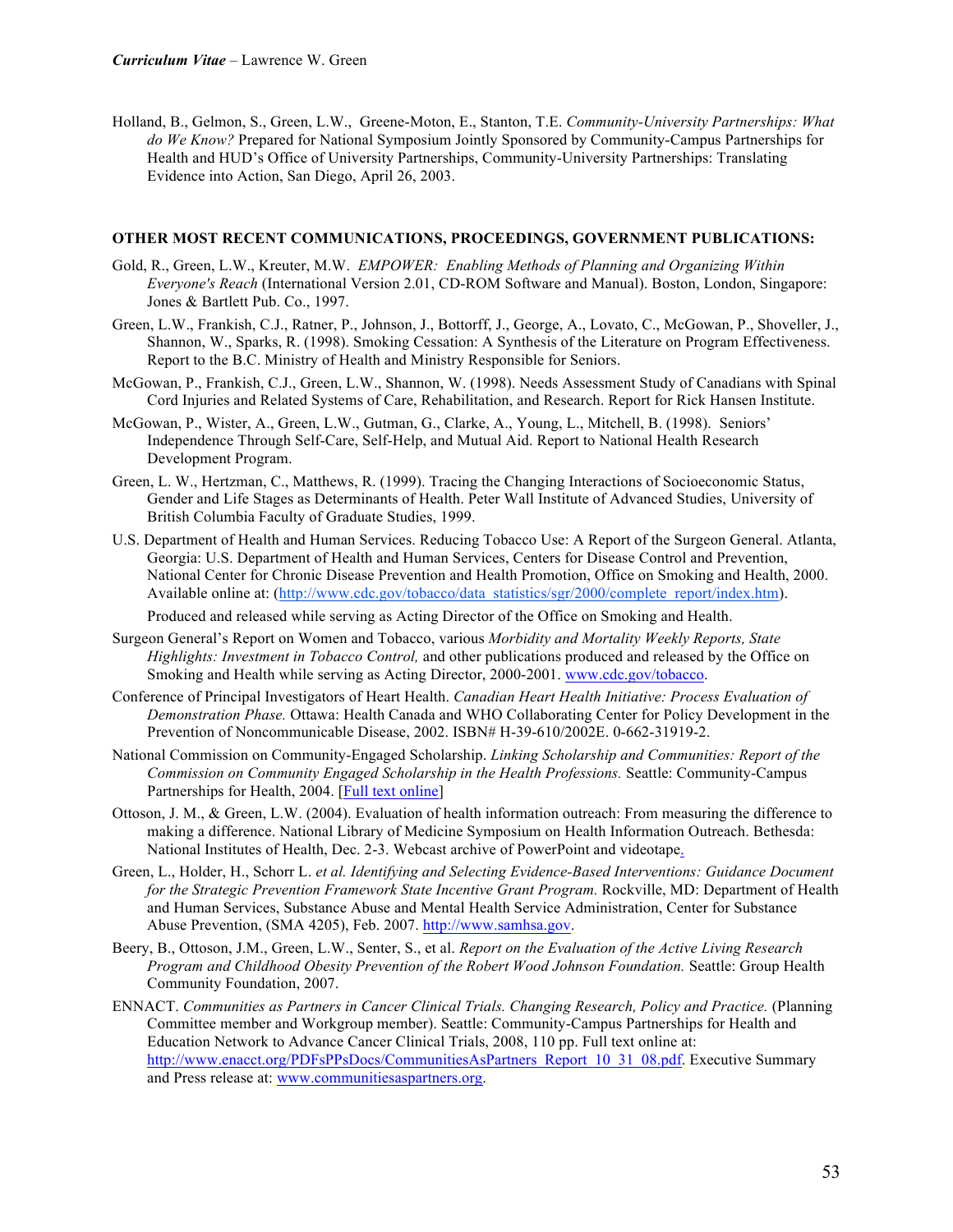Holland, B., Gelmon, S., Green, L.W., Greene-Moton, E., Stanton, T.E. *Community-University Partnerships: What do We Know?* Prepared for National Symposium Jointly Sponsored by Community-Campus Partnerships for Health and HUD's Office of University Partnerships, Community-University Partnerships: Translating Evidence into Action, San Diego, April 26, 2003.

**OTHER MOST RECENT COMMUNICATIONS, PROCEEDINGS, GOVERNMENT PUBLICATIONS:**

Gold, R., Green, L.W., Kreuter, M.W. *EMPOWER: Enabling Methods of Planning and Organizing Within Everyone's Reach* (International Version 2.01, CD-ROM Software and Manual). Boston, London, Singapore: Jones & Bartlett Pub. Co., 1997.

Green, L.W., Frankish, C.J., Ratner, P., Johnson, J., Bottorff, J., George, A., Lovato, C., McGowan, P., Shoveller, J., Shannon, W., Sparks, R. (1998). Smoking Cessation: A Synthesis of the Literature on Program Effectiveness. Report to the B.C. Ministry of Health and Ministry Responsible for Seniors.

McGowan, P., Frankish, C.J., Green, L.W., Shannon, W. (1998). Needs Assessment Study of Canadians with Spinal Cord Injuries and Related Systems of Care, Rehabilitation, and Research. Report for Rick Hansen Institute.

McGowan, P., Wister, A., Green, L.W., Gutman, G., Clarke, A., Young, L., Mitchell, B. (1998). Seniors' Independence Through Self-Care, Self-Help, and Mutual Aid. Report to National Health Research Development Program.

Green, L. W., Hertzman, C., Matthews, R. (1999). Tracing the Changing Interactions of Socioeconomic Status, Gender and Life Stages as Determinants of Health. Peter Wall Institute of Advanced Studies, University of British Columbia Faculty of Graduate Studies, 1999.

U.S. Department of Health and Human Services. Reducing Tobacco Use: A Report of the Surgeon General. Atlanta, Georgia: U.S. Department of Health and Human Services, Centers for Disease Control and Prevention, National Center for Chronic Disease Prevention and Health Promotion, Office on Smoking and Health, 2000. Available online at: (http://www.cdc.gov/tobacco/data_statistics/sgr/2000/complete_report/index.htm).

Produced and released while serving as Acting Director of the Office on Smoking and Health.

Surgeon General's Report on Women and Tobacco, various *Morbidity and Mortality Weekly Reports, State Highlights: Investment in Tobacco Control,* and other publications produced and released by the Office on Smoking and Health while serving as Acting Director, 2000-2001. www.cdc.gov/tobacco.

Conference of Principal Investigators of Heart Health. *Canadian Heart Health Initiative: Process Evaluation of Demonstration Phase.* Ottawa: Health Canada and WHO Collaborating Center for Policy Development in the Prevention of Noncommunicable Disease, 2002. ISBN# H-39-610/2002E. 0-662-31919-2.

National Commission on Community-Engaged Scholarship. *Linking Scholarship and Communities: Report of the Commission on Community Engaged Scholarship in the Health Professions.* Seattle: Community-Campus Partnerships for Health, 2004. [Full text online]

Ottoson, J. M., & Green, L.W. (2004). Evaluation of health information outreach: From measuring the difference to making a difference. National Library of Medicine Symposium on Health Information Outreach. Bethesda: National Institutes of Health, Dec. 2-3. Webcast archive of PowerPoint and videotape.

Green, L., Holder, H., Schorr L. *et al. Identifying and Selecting Evidence-Based Interventions: Guidance Document for the Strategic Prevention Framework State Incentive Grant Program.* Rockville, MD: Department of Health and Human Services, Substance Abuse and Mental Health Service Administration, Center for Substance Abuse Prevention, (SMA 4205), Feb. 2007. http://www.samhsa.gov.

Beery, B., Ottoson, J.M., Green, L.W., Senter, S., et al. *Report on the Evaluation of the Active Living Research Program and Childhood Obesity Prevention of the Robert Wood Johnson Foundation.* Seattle: Group Health Community Foundation, 2007.

ENNACT. *Communities as Partners in Cancer Clinical Trials. Changing Research, Policy and Practice.* (Planning Committee member and Workgroup member). Seattle: Community-Campus Partnerships for Health and Education Network to Advance Cancer Clinical Trials, 2008, 110 pp. Full text online at: http://www.enacct.org/PDFsPPsDocs/CommunitiesAsPartners_Report_10_31_08.pdf. Executive Summary and Press release at: www.communitiesaspartners.org.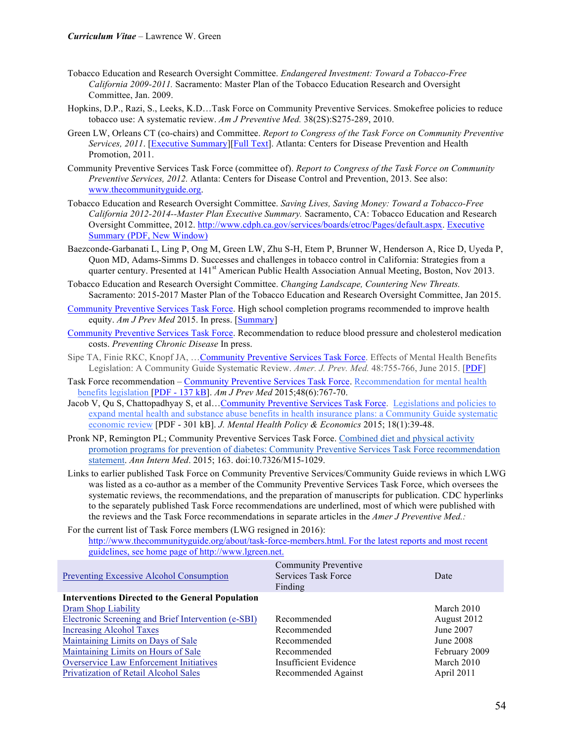- Tobacco Education and Research Oversight Committee. *Endangered Investment: Toward a Tobacco-Free California 2009-2011.* Sacramento: Master Plan of the Tobacco Education Research and Oversight Committee, Jan. 2009.
- Hopkins, D.P., Razi, S., Leeks, K.D…Task Force on Community Preventive Services. Smokefree policies to reduce tobacco use: A systematic review. *Am J Preventive Med.* 38(2S):S275-289, 2010.
- Green LW, Orleans CT (co-chairs) and Committee. *Report to Congress of the Task Force on Community Preventive Services, 2011*. [Executive Summary][Full Text]. Atlanta: Centers for Disease Prevention and Health Promotion, 2011.
- Community Preventive Services Task Force (committee of). *Report to Congress of the Task Force on Community Preventive Services, 2012.* Atlanta: Centers for Disease Control and Prevention, 2013. See also: www.thecommunityguide.org.
- Tobacco Education and Research Oversight Committee. *Saving Lives, Saving Money: Toward a Tobacco-Free California 2012-2014--Master Plan Executive Summary.* Sacramento, CA: Tobacco Education and Research Oversight Committee, 2012. http://www.cdph.ca.gov/services/boards/etroc/Pages/default.aspx. Executive Summary (PDF, New Window)
- Baezconde-Garbanati L, Ling P, Ong M, Green LW, Zhu S-H, Etem P, Brunner W, Henderson A, Rice D, Uyeda P, Quon MD, Adams-Simms D. Successes and challenges in tobacco control in California: Strategies from a quarter century. Presented at 141st American Public Health Association Annual Meeting, Boston, Nov 2013.
- Tobacco Education and Research Oversight Committee. *Changing Landscape, Countering New Threats.* Sacramento: 2015-2017 Master Plan of the Tobacco Education and Research Oversight Committee, Jan 2015.
- Community Preventive Services Task Force. High school completion programs recommended to improve health equity. *Am J Prev Med* 2015. In press. [Summary]
- Community Preventive Services Task Force. Recommendation to reduce blood pressure and cholesterol medication costs. *Preventing Chronic Disease* In press.
- Sipe TA, Finie RKC, Knopf JA, …Community Preventive Services Task Force. Effects of Mental Health Benefits Legislation: A Community Guide Systematic Review. *Amer. J. Prev. Med.* 48:755-766, June 2015. [PDF]
- Task Force recommendation – Community Preventive Services Task Force. Recommendation for mental health benefits legislation [PDF - 137 kB]. *Am J Prev Med* 2015;48(6):767-70.
- Jacob V, Qu S, Chattopadhyay S, et al…Community Preventive Services Task Force. Legislations and policies to expand mental health and substance abuse benefits in health insurance plans: a Community Guide systematic economic review [PDF - 301 kB]. *J. Mental Health Policy & Economics* 2015; 18(1):39-48.
- Pronk NP, Remington PL; Community Preventive Services Task Force. Combined diet and physical activity promotion programs for prevention of diabetes: Community Preventive Services Task Force recommendation statement. *Ann Intern Med*. 2015; 163. doi:10.7326/M15-1029.
- Links to earlier published Task Force on Community Preventive Services/Community Guide reviews in which LWG was listed as a co-author as a member of the Community Preventive Services Task Force, which oversees the systematic reviews, the recommendations, and the preparation of manuscripts for publication. CDC hyperlinks to the separately published Task Force recommendations are underlined, most of which were published with the reviews and the Task Force recommendations in separate articles in the *Amer J Preventive Med.:*
- For the current list of Task Force members (LWG resigned in 2016): http://www.thecommunityguide.org/about/task-force-members.html. For the latest reports and most recent guidelines, see home page of http://www.lgreen.net.

| Preventing Excessive Alcohol Consumption | Community Preventive Services Task Force Finding | Date |
|---|---|---|
| **Interventions Directed to the General Population** | | |
| Dram Shop Liability | | March 2010 |
| Electronic Screening and Brief Intervention (e-SBI) | Recommended | August 2012 |
| Increasing Alcohol Taxes | Recommended | June 2007 |
| Maintaining Limits on Days of Sale | Recommended | June 2008 |
| Maintaining Limits on Hours of Sale | Recommended | February 2009 |
| Overservice Law Enforcement Initiatives | Insufficient Evidence | March 2010 |
| Privatization of Retail Alcohol Sales | Recommended Against | April 2011 |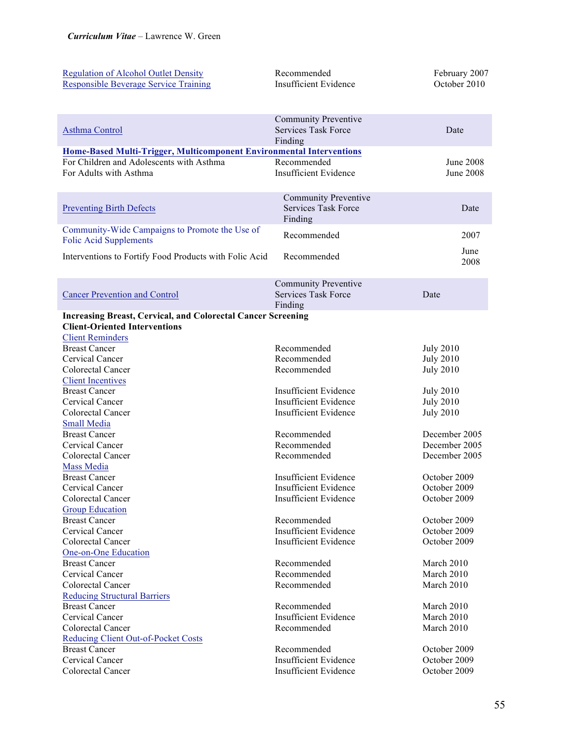| | | |
|---|---|---|
| Regulation of Alcohol Outlet Density | Recommended | February 2007 |
| Responsible Beverage Service Training | Insufficient Evidence | October 2010 |

| Asthma Control | Community Preventive Services Task Force Finding | Date |
|---|---|---|
| **Home-Based Multi-Trigger, Multicomponent Environmental Interventions** | | |
| For Children and Adolescents with Asthma | Recommended | June 2008 |
| For Adults with Asthma | Insufficient Evidence | June 2008 |

| Preventing Birth Defects | Community Preventive Services Task Force Finding | Date |
|---|---|---|
| Community-Wide Campaigns to Promote the Use of Folic Acid Supplements | Recommended | 2007 |
| Interventions to Fortify Food Products with Folic Acid | Recommended | June 2008 |

| Cancer Prevention and Control | Community Preventive Services Task Force Finding | Date |
|---|---|---|
| **Increasing Breast, Cervical, and Colorectal Cancer Screening** | | |
| **Client-Oriented Interventions** | | |
| Client Reminders | | |
| Breast Cancer | Recommended | July 2010 |
| Cervical Cancer | Recommended | July 2010 |
| Colorectal Cancer | Recommended | July 2010 |
| Client Incentives | | |
| Breast Cancer | Insufficient Evidence | July 2010 |
| Cervical Cancer | Insufficient Evidence | July 2010 |
| Colorectal Cancer | Insufficient Evidence | July 2010 |
| Small Media | | |
| Breast Cancer | Recommended | December 2005 |
| Cervical Cancer | Recommended | December 2005 |
| Colorectal Cancer | Recommended | December 2005 |
| Mass Media | | |
| Breast Cancer | Insufficient Evidence | October 2009 |
| Cervical Cancer | Insufficient Evidence | October 2009 |
| Colorectal Cancer | Insufficient Evidence | October 2009 |
| Group Education | | |
| Breast Cancer | Recommended | October 2009 |
| Cervical Cancer | Insufficient Evidence | October 2009 |
| Colorectal Cancer | Insufficient Evidence | October 2009 |
| One-on-One Education | | |
| Breast Cancer | Recommended | March 2010 |
| Cervical Cancer | Recommended | March 2010 |
| Colorectal Cancer | Recommended | March 2010 |
| Reducing Structural Barriers | | |
| Breast Cancer | Recommended | March 2010 |
| Cervical Cancer | Insufficient Evidence | March 2010 |
| Colorectal Cancer | Recommended | March 2010 |
| Reducing Client Out-of-Pocket Costs | | |
| Breast Cancer | Recommended | October 2009 |
| Cervical Cancer | Insufficient Evidence | October 2009 |
| Colorectal Cancer | Insufficient Evidence | October 2009 |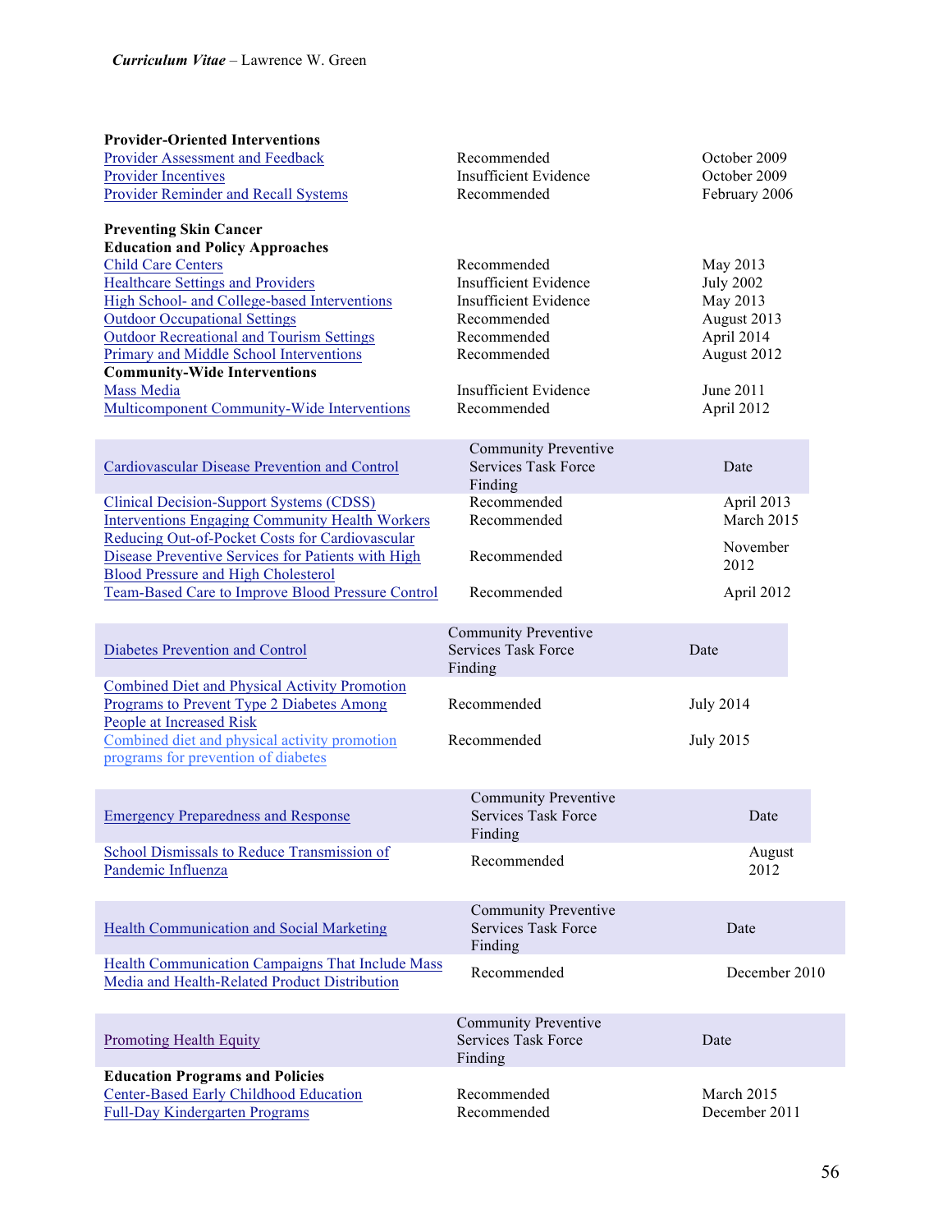| | | |
|---|---|---|
| **Provider-Oriented Interventions** | | |
| Provider Assessment and Feedback | Recommended | October 2009 |
| Provider Incentives | Insufficient Evidence | October 2009 |
| Provider Reminder and Recall Systems | Recommended | February 2006 |
| | | |
| **Preventing Skin Cancer** | | |
| **Education and Policy Approaches** | | |
| Child Care Centers | Recommended | May 2013 |
| Healthcare Settings and Providers | Insufficient Evidence | July 2002 |
| High School- and College-based Interventions | Insufficient Evidence | May 2013 |
| Outdoor Occupational Settings | Recommended | August 2013 |
| Outdoor Recreational and Tourism Settings | Recommended | April 2014 |
| Primary and Middle School Interventions | Recommended | August 2012 |
| **Community-Wide Interventions** | | |
| Mass Media | Insufficient Evidence | June 2011 |
| Multicomponent Community-Wide Interventions | Recommended | April 2012 |

| Cardiovascular Disease Prevention and Control | Community Preventive Services Task Force Finding | Date |
|---|---|---|
| Clinical Decision-Support Systems (CDSS) | Recommended | April 2013 |
| Interventions Engaging Community Health Workers | Recommended | March 2015 |
| Reducing Out-of-Pocket Costs for Cardiovascular Disease Preventive Services for Patients with High Blood Pressure and High Cholesterol | Recommended | November 2012 |
| Team-Based Care to Improve Blood Pressure Control | Recommended | April 2012 |

| Diabetes Prevention and Control | Community Preventive Services Task Force Finding | Date |
|---|---|---|
| Combined Diet and Physical Activity Promotion Programs to Prevent Type 2 Diabetes Among People at Increased Risk | Recommended | July 2014 |
| Combined diet and physical activity promotion programs for prevention of diabetes | Recommended | July 2015 |

| Emergency Preparedness and Response | Community Preventive Services Task Force Finding | Date |
|---|---|---|
| School Dismissals to Reduce Transmission of Pandemic Influenza | Recommended | August 2012 |

| Health Communication and Social Marketing | Community Preventive Services Task Force Finding | Date |
|---|---|---|
| Health Communication Campaigns That Include Mass Media and Health-Related Product Distribution | Recommended | December 2010 |

| Promoting Health Equity | Community Preventive Services Task Force Finding | Date |
|---|---|---|
| **Education Programs and Policies** | | |
| Center-Based Early Childhood Education | Recommended | March 2015 |
| Full-Day Kindergarten Programs | Recommended | December 2011 |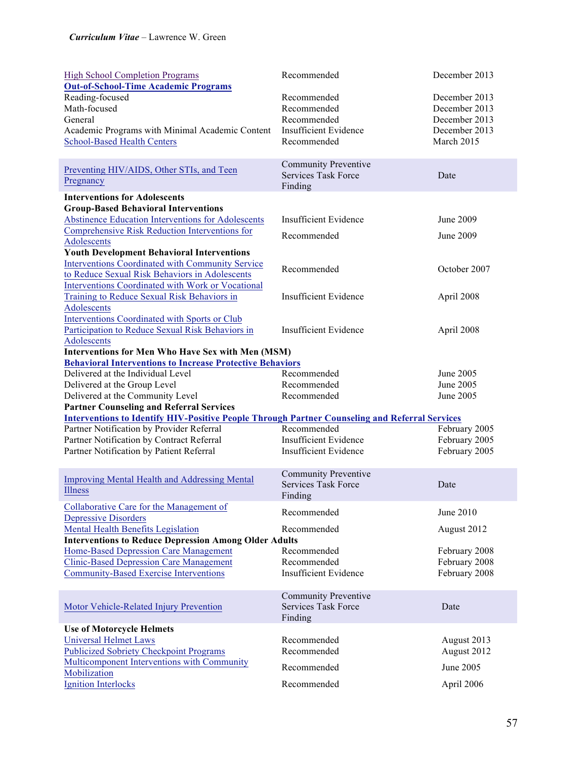| | | |
|---|---|---|
| High School Completion Programs | Recommended | December 2013 |
| **Out-of-School-Time Academic Programs** | | |
| Reading-focused | Recommended | December 2013 |
| Math-focused | Recommended | December 2013 |
| General | Recommended | December 2013 |
| Academic Programs with Minimal Academic Content | Insufficient Evidence | December 2013 |
| School-Based Health Centers | Recommended | March 2015 |

| Preventing HIV/AIDS, Other STIs, and Teen Pregnancy | Community Preventive Services Task Force Finding | Date |
|---|---|---|
| **Interventions for Adolescents** | | |
| **Group-Based Behavioral Interventions** | | |
| Abstinence Education Interventions for Adolescents | Insufficient Evidence | June 2009 |
| Comprehensive Risk Reduction Interventions for Adolescents | Recommended | June 2009 |
| **Youth Development Behavioral Interventions** | | |
| Interventions Coordinated with Community Service to Reduce Sexual Risk Behaviors in Adolescents | Recommended | October 2007 |
| Interventions Coordinated with Work or Vocational Training to Reduce Sexual Risk Behaviors in Adolescents | Insufficient Evidence | April 2008 |
| Interventions Coordinated with Sports or Club Participation to Reduce Sexual Risk Behaviors in Adolescents | Insufficient Evidence | April 2008 |
| **Interventions for Men Who Have Sex with Men (MSM)** | | |
| **Behavioral Interventions to Increase Protective Behaviors** | | |
| Delivered at the Individual Level | Recommended | June 2005 |
| Delivered at the Group Level | Recommended | June 2005 |
| Delivered at the Community Level | Recommended | June 2005 |
| **Partner Counseling and Referral Services** | | |
| **Interventions to Identify HIV-Positive People Through Partner Counseling and Referral Services** | | |
| Partner Notification by Provider Referral | Recommended | February 2005 |
| Partner Notification by Contract Referral | Insufficient Evidence | February 2005 |
| Partner Notification by Patient Referral | Insufficient Evidence | February 2005 |

| Improving Mental Health and Addressing Mental Illness | Community Preventive Services Task Force Finding | Date |
|---|---|---|
| Collaborative Care for the Management of Depressive Disorders | Recommended | June 2010 |
| Mental Health Benefits Legislation | Recommended | August 2012 |
| **Interventions to Reduce Depression Among Older Adults** | | |
| Home-Based Depression Care Management | Recommended | February 2008 |
| Clinic-Based Depression Care Management | Recommended | February 2008 |
| Community-Based Exercise Interventions | Insufficient Evidence | February 2008 |

| Motor Vehicle-Related Injury Prevention | Community Preventive Services Task Force Finding | Date |
|---|---|---|
| **Use of Motorcycle Helmets** | | |
| Universal Helmet Laws | Recommended | August 2013 |
| Publicized Sobriety Checkpoint Programs | Recommended | August 2012 |
| Multicomponent Interventions with Community Mobilization | Recommended | June 2005 |
| Ignition Interlocks | Recommended | April 2006 |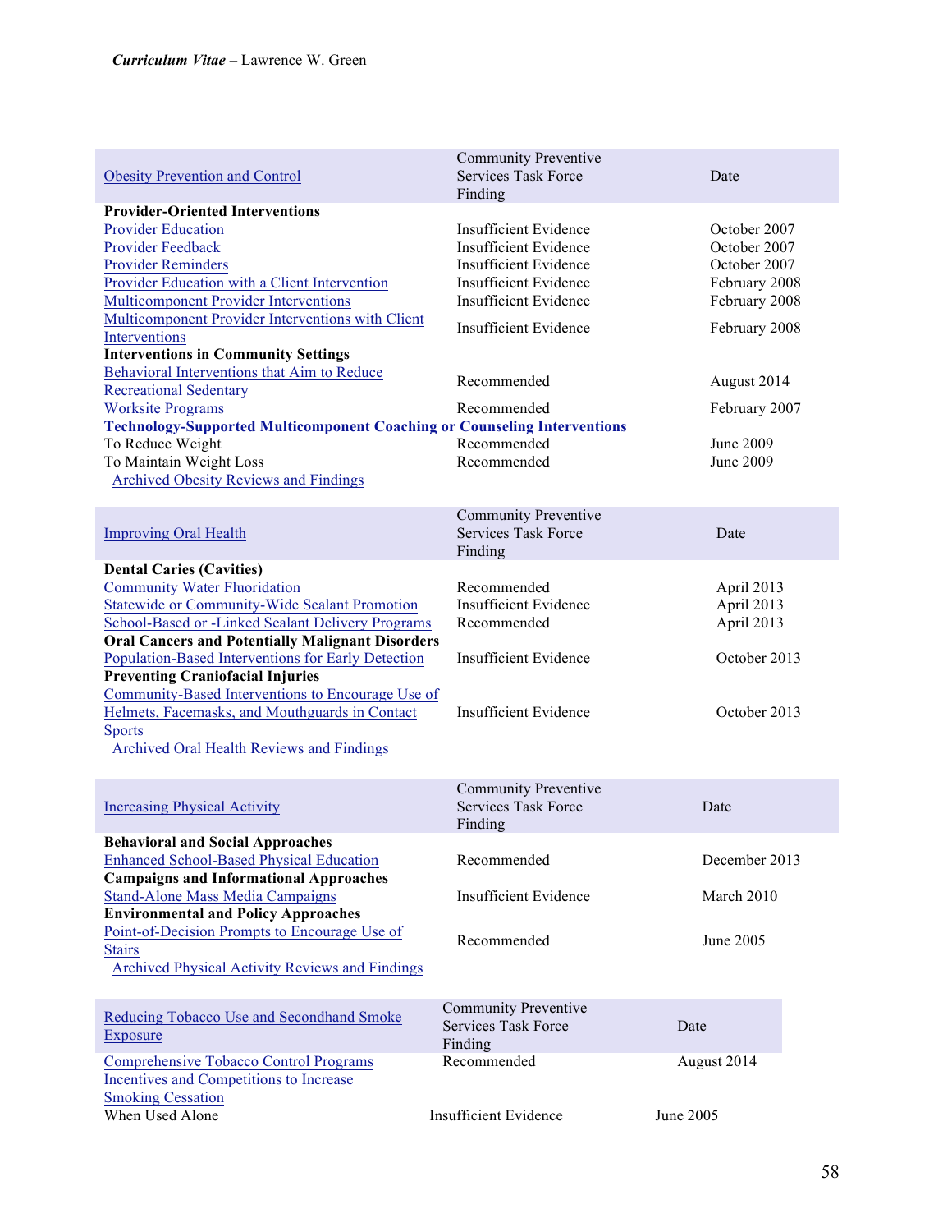| Obesity Prevention and Control | Community Preventive Services Task Force Finding | Date |
|---|---|---|
| **Provider-Oriented Interventions** | | |
| Provider Education | Insufficient Evidence | October 2007 |
| Provider Feedback | Insufficient Evidence | October 2007 |
| Provider Reminders | Insufficient Evidence | October 2007 |
| Provider Education with a Client Intervention | Insufficient Evidence | February 2008 |
| Multicomponent Provider Interventions | Insufficient Evidence | February 2008 |
| Multicomponent Provider Interventions with Client Interventions | Insufficient Evidence | February 2008 |
| **Interventions in Community Settings** | | |
| Behavioral Interventions that Aim to Reduce Recreational Sedentary | Recommended | August 2014 |
| Worksite Programs | Recommended | February 2007 |
| **Technology-Supported Multicomponent Coaching or Counseling Interventions** | | |
| To Reduce Weight | Recommended | June 2009 |
| To Maintain Weight Loss | Recommended | June 2009 |
| Archived Obesity Reviews and Findings | | |

| Improving Oral Health | Community Preventive Services Task Force Finding | Date |
|---|---|---|
| **Dental Caries (Cavities)** | | |
| Community Water Fluoridation | Recommended | April 2013 |
| Statewide or Community-Wide Sealant Promotion | Insufficient Evidence | April 2013 |
| School-Based or -Linked Sealant Delivery Programs | Recommended | April 2013 |
| **Oral Cancers and Potentially Malignant Disorders** | | |
| Population-Based Interventions for Early Detection | Insufficient Evidence | October 2013 |
| **Preventing Craniofacial Injuries** | | |
| Community-Based Interventions to Encourage Use of Helmets, Facemasks, and Mouthguards in Contact Sports | Insufficient Evidence | October 2013 |
| Archived Oral Health Reviews and Findings | | |

| Increasing Physical Activity | Community Preventive Services Task Force Finding | Date |
|---|---|---|
| **Behavioral and Social Approaches** | | |
| Enhanced School-Based Physical Education | Recommended | December 2013 |
| **Campaigns and Informational Approaches** | | |
| Stand-Alone Mass Media Campaigns | Insufficient Evidence | March 2010 |
| **Environmental and Policy Approaches** | | |
| Point-of-Decision Prompts to Encourage Use of Stairs | Recommended | June 2005 |
| Archived Physical Activity Reviews and Findings | | |

| Reducing Tobacco Use and Secondhand Smoke Exposure | Community Preventive Services Task Force Finding | Date |
|---|---|---|
| Comprehensive Tobacco Control Programs | Recommended | August 2014 |
| Incentives and Competitions to Increase Smoking Cessation | | |
| When Used Alone | Insufficient Evidence | June 2005 |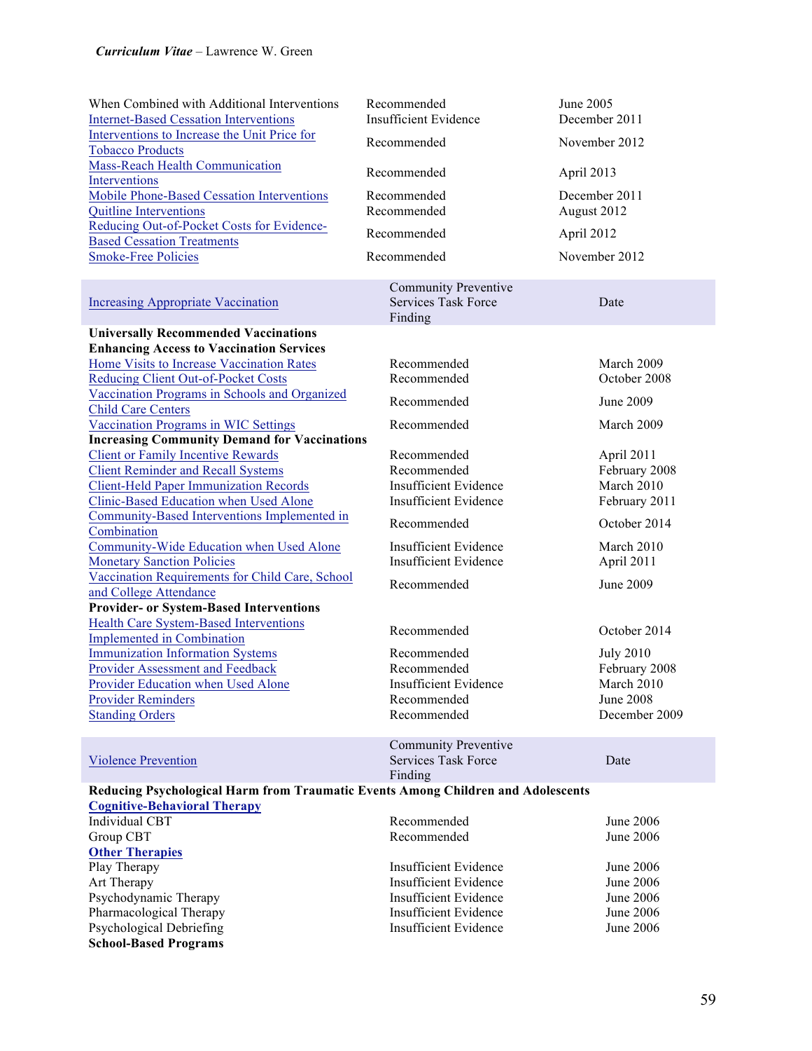| | | |
|---|---|---|
| When Combined with Additional Interventions | Recommended | June 2005 |
| Internet-Based Cessation Interventions | Insufficient Evidence | December 2011 |
| Interventions to Increase the Unit Price for Tobacco Products | Recommended | November 2012 |
| Mass-Reach Health Communication Interventions | Recommended | April 2013 |
| Mobile Phone-Based Cessation Interventions | Recommended | December 2011 |
| Quitline Interventions | Recommended | August 2012 |
| Reducing Out-of-Pocket Costs for Evidence-Based Cessation Treatments | Recommended | April 2012 |
| Smoke-Free Policies | Recommended | November 2012 |

| Increasing Appropriate Vaccination | Community Preventive Services Task Force Finding | Date |
|---|---|---|
| **Universally Recommended Vaccinations** | | |
| **Enhancing Access to Vaccination Services** | | |
| Home Visits to Increase Vaccination Rates | Recommended | March 2009 |
| Reducing Client Out-of-Pocket Costs | Recommended | October 2008 |
| Vaccination Programs in Schools and Organized Child Care Centers | Recommended | June 2009 |
| Vaccination Programs in WIC Settings | Recommended | March 2009 |
| **Increasing Community Demand for Vaccinations** | | |
| Client or Family Incentive Rewards | Recommended | April 2011 |
| Client Reminder and Recall Systems | Recommended | February 2008 |
| Client-Held Paper Immunization Records | Insufficient Evidence | March 2010 |
| Clinic-Based Education when Used Alone | Insufficient Evidence | February 2011 |
| Community-Based Interventions Implemented in Combination | Recommended | October 2014 |
| Community-Wide Education when Used Alone | Insufficient Evidence | March 2010 |
| Monetary Sanction Policies | Insufficient Evidence | April 2011 |
| Vaccination Requirements for Child Care, School and College Attendance | Recommended | June 2009 |
| **Provider- or System-Based Interventions** | | |
| Health Care System-Based Interventions Implemented in Combination | Recommended | October 2014 |
| Immunization Information Systems | Recommended | July 2010 |
| Provider Assessment and Feedback | Recommended | February 2008 |
| Provider Education when Used Alone | Insufficient Evidence | March 2010 |
| Provider Reminders | Recommended | June 2008 |
| Standing Orders | Recommended | December 2009 |

| Violence Prevention | Community Preventive Services Task Force Finding | Date |
|---|---|---|
| **Reducing Psychological Harm from Traumatic Events Among Children and Adolescents** | | |
| **Cognitive-Behavioral Therapy** | | |
| Individual CBT | Recommended | June 2006 |
| Group CBT | Recommended | June 2006 |
| **Other Therapies** | | |
| Play Therapy | Insufficient Evidence | June 2006 |
| Art Therapy | Insufficient Evidence | June 2006 |
| Psychodynamic Therapy | Insufficient Evidence | June 2006 |
| Pharmacological Therapy | Insufficient Evidence | June 2006 |
| Psychological Debriefing | Insufficient Evidence | June 2006 |
| **School-Based Programs** | | |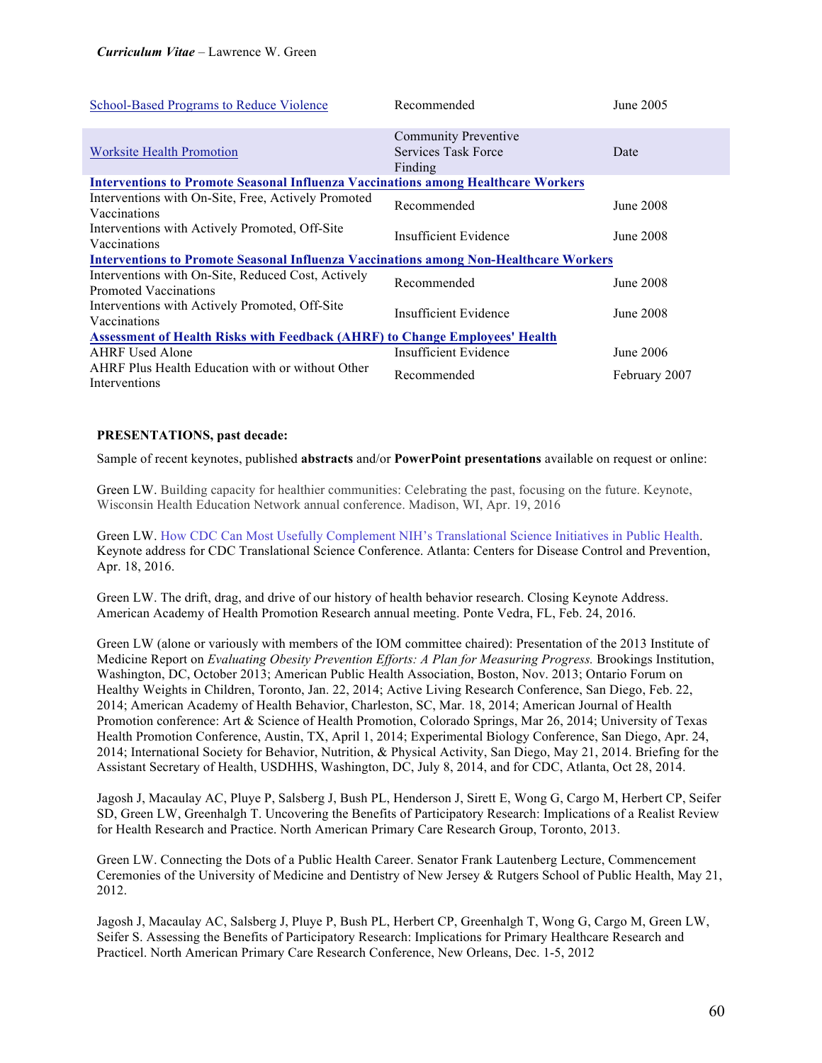| | | |
|---|---|---|
| School-Based Programs to Reduce Violence | Recommended | June 2005 |
| Worksite Health Promotion | Community Preventive Services Task Force Finding | Date |
| **Interventions to Promote Seasonal Influenza Vaccinations among Healthcare Workers** | | |
| Interventions with On-Site, Free, Actively Promoted Vaccinations | Recommended | June 2008 |
| Interventions with Actively Promoted, Off-Site Vaccinations | Insufficient Evidence | June 2008 |
| **Interventions to Promote Seasonal Influenza Vaccinations among Non-Healthcare Workers** | | |
| Interventions with On-Site, Reduced Cost, Actively Promoted Vaccinations | Recommended | June 2008 |
| Interventions with Actively Promoted, Off-Site Vaccinations | Insufficient Evidence | June 2008 |
| **Assessment of Health Risks with Feedback (AHRF) to Change Employees' Health** | | |
| AHRF Used Alone | Insufficient Evidence | June 2006 |
| AHRF Plus Health Education with or without Other Interventions | Recommended | February 2007 |

**PRESENTATIONS, past decade:**

Sample of recent keynotes, published **abstracts** and/or **PowerPoint presentations** available on request or online:

Green LW. Building capacity for healthier communities: Celebrating the past, focusing on the future. Keynote, Wisconsin Health Education Network annual conference. Madison, WI, Apr. 19, 2016

Green LW. How CDC Can Most Usefully Complement NIH's Translational Science Initiatives in Public Health. Keynote address for CDC Translational Science Conference. Atlanta: Centers for Disease Control and Prevention, Apr. 18, 2016.

Green LW. The drift, drag, and drive of our history of health behavior research. Closing Keynote Address. American Academy of Health Promotion Research annual meeting. Ponte Vedra, FL, Feb. 24, 2016.

Green LW (alone or variously with members of the IOM committee chaired): Presentation of the 2013 Institute of Medicine Report on *Evaluating Obesity Prevention Efforts: A Plan for Measuring Progress.* Brookings Institution, Washington, DC, October 2013; American Public Health Association, Boston, Nov. 2013; Ontario Forum on Healthy Weights in Children, Toronto, Jan. 22, 2014; Active Living Research Conference, San Diego, Feb. 22, 2014; American Academy of Health Behavior, Charleston, SC, Mar. 18, 2014; American Journal of Health Promotion conference: Art & Science of Health Promotion, Colorado Springs, Mar 26, 2014; University of Texas Health Promotion Conference, Austin, TX, April 1, 2014; Experimental Biology Conference, San Diego, Apr. 24, 2014; International Society for Behavior, Nutrition, & Physical Activity, San Diego, May 21, 2014. Briefing for the Assistant Secretary of Health, USDHHS, Washington, DC, July 8, 2014, and for CDC, Atlanta, Oct 28, 2014.

Jagosh J, Macaulay AC, Pluye P, Salsberg J, Bush PL, Henderson J, Sirett E, Wong G, Cargo M, Herbert CP, Seifer SD, Green LW, Greenhalgh T. Uncovering the Benefits of Participatory Research: Implications of a Realist Review for Health Research and Practice. North American Primary Care Research Group, Toronto, 2013.

Green LW. Connecting the Dots of a Public Health Career. Senator Frank Lautenberg Lecture, Commencement Ceremonies of the University of Medicine and Dentistry of New Jersey & Rutgers School of Public Health, May 21, 2012.

Jagosh J, Macaulay AC, Salsberg J, Pluye P, Bush PL, Herbert CP, Greenhalgh T, Wong G, Cargo M, Green LW, Seifer S. Assessing the Benefits of Participatory Research: Implications for Primary Healthcare Research and Practicel. North American Primary Care Research Conference, New Orleans, Dec. 1-5, 2012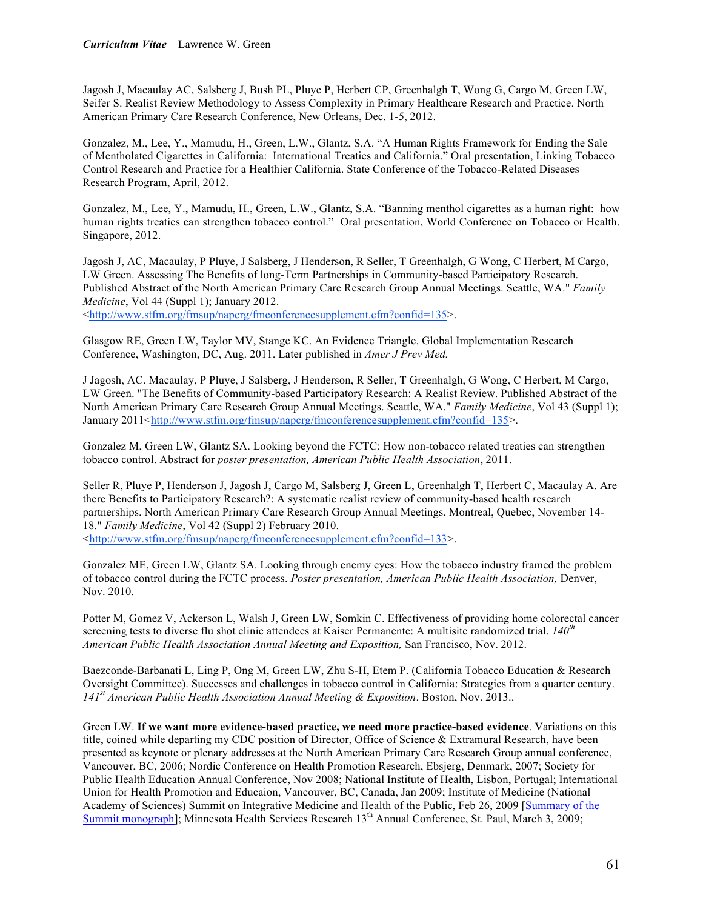Jagosh J, Macaulay AC, Salsberg J, Bush PL, Pluye P, Herbert CP, Greenhalgh T, Wong G, Cargo M, Green LW, Seifer S. Realist Review Methodology to Assess Complexity in Primary Healthcare Research and Practice. North American Primary Care Research Conference, New Orleans, Dec. 1-5, 2012.

Gonzalez, M., Lee, Y., Mamudu, H., Green, L.W., Glantz, S.A. "A Human Rights Framework for Ending the Sale of Mentholated Cigarettes in California: International Treaties and California." Oral presentation, Linking Tobacco Control Research and Practice for a Healthier California. State Conference of the Tobacco-Related Diseases Research Program, April, 2012.

Gonzalez, M., Lee, Y., Mamudu, H., Green, L.W., Glantz, S.A. "Banning menthol cigarettes as a human right: how human rights treaties can strengthen tobacco control." Oral presentation, World Conference on Tobacco or Health. Singapore, 2012.

Jagosh J, AC, Macaulay, P Pluye, J Salsberg, J Henderson, R Seller, T Greenhalgh, G Wong, C Herbert, M Cargo, LW Green. Assessing The Benefits of long-Term Partnerships in Community-based Participatory Research. Published Abstract of the North American Primary Care Research Group Annual Meetings. Seattle, WA." *Family Medicine*, Vol 44 (Suppl 1); January 2012. <http://www.stfm.org/fmsup/napcrg/fmconferencesupplement.cfm?confid=135>.

Glasgow RE, Green LW, Taylor MV, Stange KC. An Evidence Triangle. Global Implementation Research Conference, Washington, DC, Aug. 2011. Later published in *Amer J Prev Med.*

J Jagosh, AC. Macaulay, P Pluye, J Salsberg, J Henderson, R Seller, T Greenhalgh, G Wong, C Herbert, M Cargo, LW Green. "The Benefits of Community-based Participatory Research: A Realist Review. Published Abstract of the North American Primary Care Research Group Annual Meetings. Seattle, WA." *Family Medicine*, Vol 43 (Suppl 1); January 2011<http://www.stfm.org/fmsup/napcrg/fmconferencesupplement.cfm?confid=135>.

Gonzalez M, Green LW, Glantz SA. Looking beyond the FCTC: How non-tobacco related treaties can strengthen tobacco control. Abstract for *poster presentation, American Public Health Association*, 2011.

Seller R, Pluye P, Henderson J, Jagosh J, Cargo M, Salsberg J, Green L, Greenhalgh T, Herbert C, Macaulay A. Are there Benefits to Participatory Research?: A systematic realist review of community-based health research partnerships. North American Primary Care Research Group Annual Meetings. Montreal, Quebec, November 14-18." *Family Medicine*, Vol 42 (Suppl 2) February 2010. <http://www.stfm.org/fmsup/napcrg/fmconferencesupplement.cfm?confid=133>.

Gonzalez ME, Green LW, Glantz SA. Looking through enemy eyes: How the tobacco industry framed the problem of tobacco control during the FCTC process. *Poster presentation, American Public Health Association,* Denver, Nov. 2010.

Potter M, Gomez V, Ackerson L, Walsh J, Green LW, Somkin C. Effectiveness of providing home colorectal cancer screening tests to diverse flu shot clinic attendees at Kaiser Permanente: A multisite randomized trial. *140th American Public Health Association Annual Meeting and Exposition,* San Francisco, Nov. 2012.

Baezconde-Barbanati L, Ling P, Ong M, Green LW, Zhu S-H, Etem P. (California Tobacco Education & Research Oversight Committee). Successes and challenges in tobacco control in California: Strategies from a quarter century. *141st American Public Health Association Annual Meeting & Exposition*. Boston, Nov. 2013..

Green LW. **If we want more evidence-based practice, we need more practice-based evidence**. Variations on this title, coined while departing my CDC position of Director, Office of Science & Extramural Research, have been presented as keynote or plenary addresses at the North American Primary Care Research Group annual conference, Vancouver, BC, 2006; Nordic Conference on Health Promotion Research, Ebsjerg, Denmark, 2007; Society for Public Health Education Annual Conference, Nov 2008; National Institute of Health, Lisbon, Portugal; International Union for Health Promotion and Educaion, Vancouver, BC, Canada, Jan 2009; Institute of Medicine (National Academy of Sciences) Summit on Integrative Medicine and Health of the Public, Feb 26, 2009 [Summary of the Summit monograph]; Minnesota Health Services Research 13th Annual Conference, St. Paul, March 3, 2009;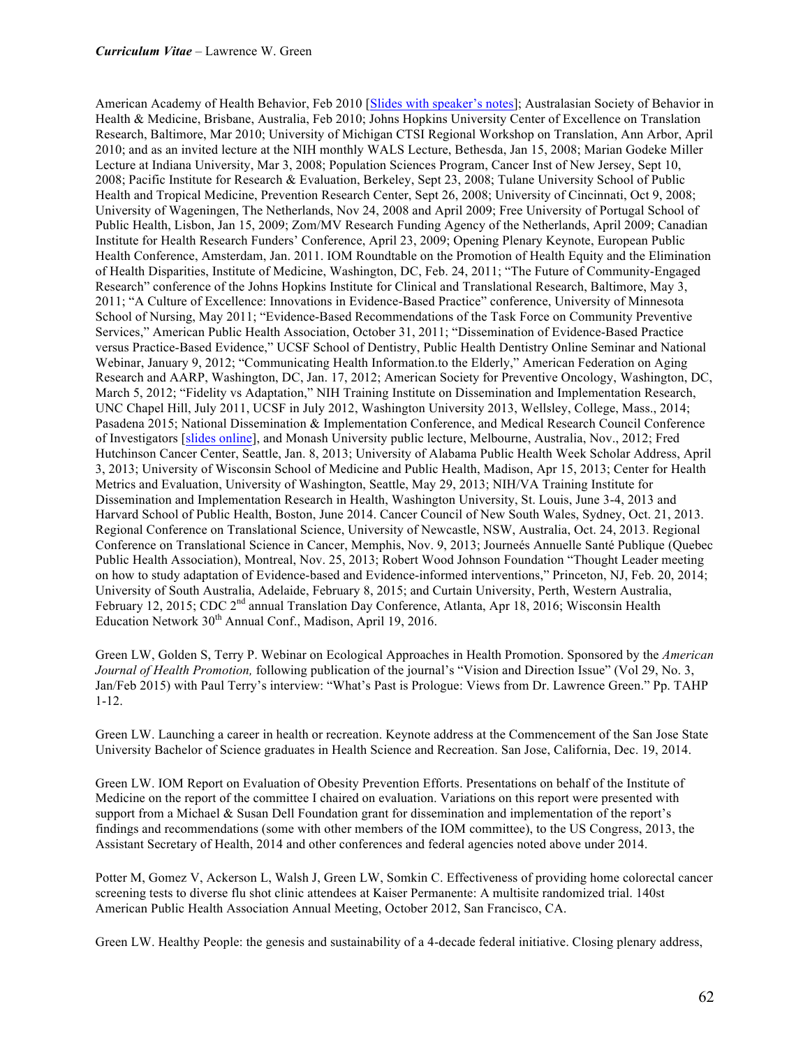American Academy of Health Behavior, Feb 2010 [Slides with speaker's notes]; Australasian Society of Behavior in Health & Medicine, Brisbane, Australia, Feb 2010; Johns Hopkins University Center of Excellence on Translation Research, Baltimore, Mar 2010; University of Michigan CTSI Regional Workshop on Translation, Ann Arbor, April 2010; and as an invited lecture at the NIH monthly WALS Lecture, Bethesda, Jan 15, 2008; Marian Godeke Miller Lecture at Indiana University, Mar 3, 2008; Population Sciences Program, Cancer Inst of New Jersey, Sept 10, 2008; Pacific Institute for Research & Evaluation, Berkeley, Sept 23, 2008; Tulane University School of Public Health and Tropical Medicine, Prevention Research Center, Sept 26, 2008; University of Cincinnati, Oct 9, 2008; University of Wageningen, The Netherlands, Nov 24, 2008 and April 2009; Free University of Portugal School of Public Health, Lisbon, Jan 15, 2009; Zom/MV Research Funding Agency of the Netherlands, April 2009; Canadian Institute for Health Research Funders' Conference, April 23, 2009; Opening Plenary Keynote, European Public Health Conference, Amsterdam, Jan. 2011. IOM Roundtable on the Promotion of Health Equity and the Elimination of Health Disparities, Institute of Medicine, Washington, DC, Feb. 24, 2011; "The Future of Community-Engaged Research" conference of the Johns Hopkins Institute for Clinical and Translational Research, Baltimore, May 3, 2011; "A Culture of Excellence: Innovations in Evidence-Based Practice" conference, University of Minnesota School of Nursing, May 2011; "Evidence-Based Recommendations of the Task Force on Community Preventive Services," American Public Health Association, October 31, 2011; "Dissemination of Evidence-Based Practice versus Practice-Based Evidence," UCSF School of Dentistry, Public Health Dentistry Online Seminar and National Webinar, January 9, 2012; "Communicating Health Information.to the Elderly," American Federation on Aging Research and AARP, Washington, DC, Jan. 17, 2012; American Society for Preventive Oncology, Washington, DC, March 5, 2012; "Fidelity vs Adaptation," NIH Training Institute on Dissemination and Implementation Research, UNC Chapel Hill, July 2011, UCSF in July 2012, Washington University 2013, Wellsley, College, Mass., 2014; Pasadena 2015; National Dissemination & Implementation Conference, and Medical Research Council Conference of Investigators [slides online], and Monash University public lecture, Melbourne, Australia, Nov., 2012; Fred Hutchinson Cancer Center, Seattle, Jan. 8, 2013; University of Alabama Public Health Week Scholar Address, April 3, 2013; University of Wisconsin School of Medicine and Public Health, Madison, Apr 15, 2013; Center for Health Metrics and Evaluation, University of Washington, Seattle, May 29, 2013; NIH/VA Training Institute for Dissemination and Implementation Research in Health, Washington University, St. Louis, June 3-4, 2013 and Harvard School of Public Health, Boston, June 2014. Cancer Council of New South Wales, Sydney, Oct. 21, 2013. Regional Conference on Translational Science, University of Newcastle, NSW, Australia, Oct. 24, 2013. Regional Conference on Translational Science in Cancer, Memphis, Nov. 9, 2013; Journeés Annuelle Santé Publique (Quebec Public Health Association), Montreal, Nov. 25, 2013; Robert Wood Johnson Foundation "Thought Leader meeting on how to study adaptation of Evidence-based and Evidence-informed interventions," Princeton, NJ, Feb. 20, 2014; University of South Australia, Adelaide, February 8, 2015; and Curtain University, Perth, Western Australia, February 12, 2015; CDC 2nd annual Translation Day Conference, Atlanta, Apr 18, 2016; Wisconsin Health Education Network 30th Annual Conf., Madison, April 19, 2016.

Green LW, Golden S, Terry P. Webinar on Ecological Approaches in Health Promotion. Sponsored by the *American Journal of Health Promotion,* following publication of the journal's "Vision and Direction Issue" (Vol 29, No. 3, Jan/Feb 2015) with Paul Terry's interview: "What's Past is Prologue: Views from Dr. Lawrence Green." Pp. TAHP 1-12.

Green LW. Launching a career in health or recreation. Keynote address at the Commencement of the San Jose State University Bachelor of Science graduates in Health Science and Recreation. San Jose, California, Dec. 19, 2014.

Green LW. IOM Report on Evaluation of Obesity Prevention Efforts. Presentations on behalf of the Institute of Medicine on the report of the committee I chaired on evaluation. Variations on this report were presented with support from a Michael & Susan Dell Foundation grant for dissemination and implementation of the report's findings and recommendations (some with other members of the IOM committee), to the US Congress, 2013, the Assistant Secretary of Health, 2014 and other conferences and federal agencies noted above under 2014.

Potter M, Gomez V, Ackerson L, Walsh J, Green LW, Somkin C. Effectiveness of providing home colorectal cancer screening tests to diverse flu shot clinic attendees at Kaiser Permanente: A multisite randomized trial. 140st American Public Health Association Annual Meeting, October 2012, San Francisco, CA.

Green LW. Healthy People: the genesis and sustainability of a 4-decade federal initiative. Closing plenary address,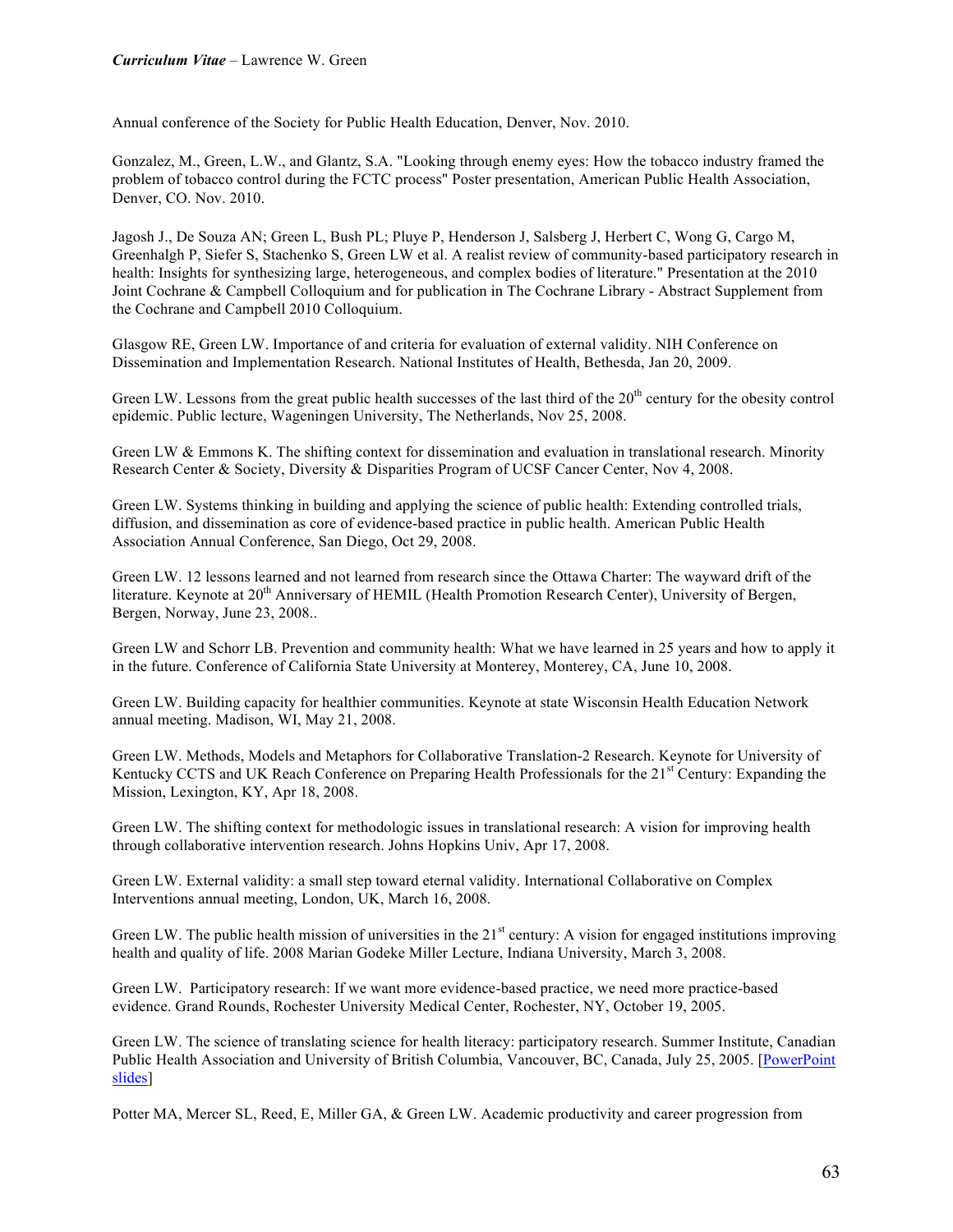Annual conference of the Society for Public Health Education, Denver, Nov. 2010.

Gonzalez, M., Green, L.W., and Glantz, S.A. "Looking through enemy eyes: How the tobacco industry framed the problem of tobacco control during the FCTC process" Poster presentation, American Public Health Association, Denver, CO. Nov. 2010.

Jagosh J., De Souza AN; Green L, Bush PL; Pluye P, Henderson J, Salsberg J, Herbert C, Wong G, Cargo M, Greenhalgh P, Siefer S, Stachenko S, Green LW et al. A realist review of community-based participatory research in health: Insights for synthesizing large, heterogeneous, and complex bodies of literature." Presentation at the 2010 Joint Cochrane & Campbell Colloquium and for publication in The Cochrane Library - Abstract Supplement from the Cochrane and Campbell 2010 Colloquium.

Glasgow RE, Green LW. Importance of and criteria for evaluation of external validity. NIH Conference on Dissemination and Implementation Research. National Institutes of Health, Bethesda, Jan 20, 2009.

Green LW. Lessons from the great public health successes of the last third of the 20th century for the obesity control epidemic. Public lecture, Wageningen University, The Netherlands, Nov 25, 2008.

Green LW & Emmons K. The shifting context for dissemination and evaluation in translational research. Minority Research Center & Society, Diversity & Disparities Program of UCSF Cancer Center, Nov 4, 2008.

Green LW. Systems thinking in building and applying the science of public health: Extending controlled trials, diffusion, and dissemination as core of evidence-based practice in public health. American Public Health Association Annual Conference, San Diego, Oct 29, 2008.

Green LW. 12 lessons learned and not learned from research since the Ottawa Charter: The wayward drift of the literature. Keynote at 20th Anniversary of HEMIL (Health Promotion Research Center), University of Bergen, Bergen, Norway, June 23, 2008..

Green LW and Schorr LB. Prevention and community health: What we have learned in 25 years and how to apply it in the future. Conference of California State University at Monterey, Monterey, CA, June 10, 2008.

Green LW. Building capacity for healthier communities. Keynote at state Wisconsin Health Education Network annual meeting. Madison, WI, May 21, 2008.

Green LW. Methods, Models and Metaphors for Collaborative Translation-2 Research. Keynote for University of Kentucky CCTS and UK Reach Conference on Preparing Health Professionals for the 21st Century: Expanding the Mission, Lexington, KY, Apr 18, 2008.

Green LW. The shifting context for methodologic issues in translational research: A vision for improving health through collaborative intervention research. Johns Hopkins Univ, Apr 17, 2008.

Green LW. External validity: a small step toward eternal validity. International Collaborative on Complex Interventions annual meeting, London, UK, March 16, 2008.

Green LW. The public health mission of universities in the 21st century: A vision for engaged institutions improving health and quality of life. 2008 Marian Godeke Miller Lecture, Indiana University, March 3, 2008.

Green LW. Participatory research: If we want more evidence-based practice, we need more practice-based evidence. Grand Rounds, Rochester University Medical Center, Rochester, NY, October 19, 2005.

Green LW. The science of translating science for health literacy: participatory research. Summer Institute, Canadian Public Health Association and University of British Columbia, Vancouver, BC, Canada, July 25, 2005. [PowerPoint slides]

Potter MA, Mercer SL, Reed, E, Miller GA, & Green LW. Academic productivity and career progression from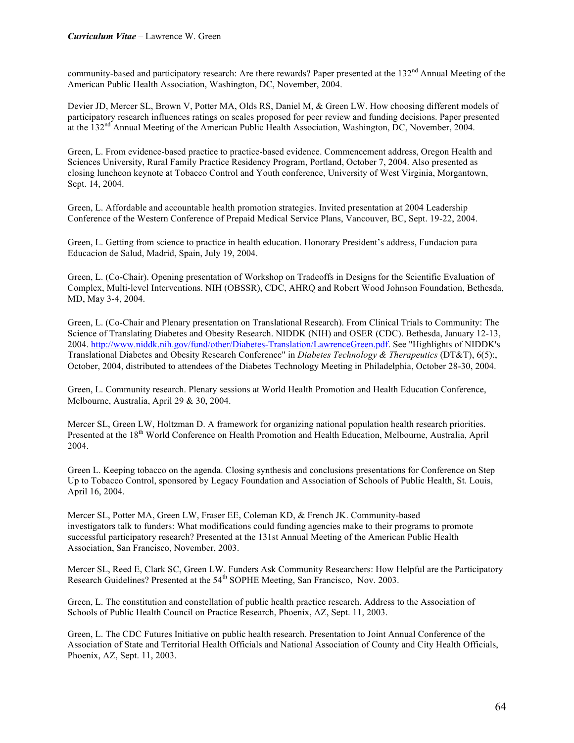community-based and participatory research: Are there rewards? Paper presented at the 132nd Annual Meeting of the American Public Health Association, Washington, DC, November, 2004.

Devier JD, Mercer SL, Brown V, Potter MA, Olds RS, Daniel M, & Green LW. How choosing different models of participatory research influences ratings on scales proposed for peer review and funding decisions. Paper presented at the 132nd Annual Meeting of the American Public Health Association, Washington, DC, November, 2004.

Green, L. From evidence-based practice to practice-based evidence. Commencement address, Oregon Health and Sciences University, Rural Family Practice Residency Program, Portland, October 7, 2004. Also presented as closing luncheon keynote at Tobacco Control and Youth conference, University of West Virginia, Morgantown, Sept. 14, 2004.

Green, L. Affordable and accountable health promotion strategies. Invited presentation at 2004 Leadership Conference of the Western Conference of Prepaid Medical Service Plans, Vancouver, BC, Sept. 19-22, 2004.

Green, L. Getting from science to practice in health education. Honorary President's address, Fundacion para Educacion de Salud, Madrid, Spain, July 19, 2004.

Green, L. (Co-Chair). Opening presentation of Workshop on Tradeoffs in Designs for the Scientific Evaluation of Complex, Multi-level Interventions. NIH (OBSSR), CDC, AHRQ and Robert Wood Johnson Foundation, Bethesda, MD, May 3-4, 2004.

Green, L. (Co-Chair and Plenary presentation on Translational Research). From Clinical Trials to Community: The Science of Translating Diabetes and Obesity Research. NIDDK (NIH) and OSER (CDC). Bethesda, January 12-13, 2004. http://www.niddk.nih.gov/fund/other/Diabetes-Translation/LawrenceGreen.pdf. See "Highlights of NIDDK's Translational Diabetes and Obesity Research Conference" in *Diabetes Technology & Therapeutics* (DT&T), 6(5):, October, 2004, distributed to attendees of the Diabetes Technology Meeting in Philadelphia, October 28-30, 2004.

Green, L. Community research. Plenary sessions at World Health Promotion and Health Education Conference, Melbourne, Australia, April 29 & 30, 2004.

Mercer SL, Green LW, Holtzman D. A framework for organizing national population health research priorities. Presented at the 18th World Conference on Health Promotion and Health Education, Melbourne, Australia, April 2004.

Green L. Keeping tobacco on the agenda. Closing synthesis and conclusions presentations for Conference on Step Up to Tobacco Control, sponsored by Legacy Foundation and Association of Schools of Public Health, St. Louis, April 16, 2004.

Mercer SL, Potter MA, Green LW, Fraser EE, Coleman KD, & French JK. Community-based investigators talk to funders: What modifications could funding agencies make to their programs to promote successful participatory research? Presented at the 131st Annual Meeting of the American Public Health Association, San Francisco, November, 2003.

Mercer SL, Reed E, Clark SC, Green LW. Funders Ask Community Researchers: How Helpful are the Participatory Research Guidelines? Presented at the 54th SOPHE Meeting, San Francisco, Nov. 2003.

Green, L. The constitution and constellation of public health practice research. Address to the Association of Schools of Public Health Council on Practice Research, Phoenix, AZ, Sept. 11, 2003.

Green, L. The CDC Futures Initiative on public health research. Presentation to Joint Annual Conference of the Association of State and Territorial Health Officials and National Association of County and City Health Officials, Phoenix, AZ, Sept. 11, 2003.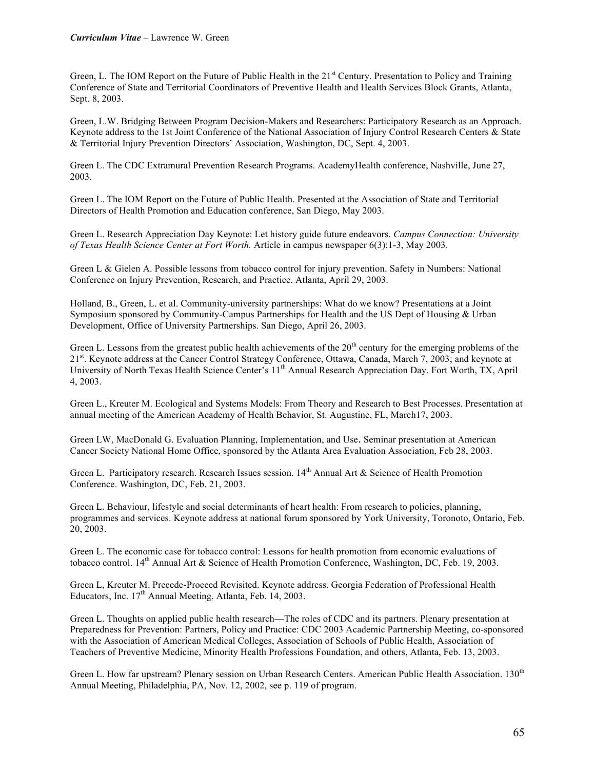Green, L. The IOM Report on the Future of Public Health in the 21st Century. Presentation to Policy and Training Conference of State and Territorial Coordinators of Preventive Health and Health Services Block Grants, Atlanta, Sept. 8, 2003.

Green, L.W. Bridging Between Program Decision-Makers and Researchers: Participatory Research as an Approach. Keynote address to the 1st Joint Conference of the National Association of Injury Control Research Centers & State & Territorial Injury Prevention Directors' Association, Washington, DC, Sept. 4, 2003.

Green L. The CDC Extramural Prevention Research Programs. AcademyHealth conference, Nashville, June 27, 2003.

Green L. The IOM Report on the Future of Public Health. Presented at the Association of State and Territorial Directors of Health Promotion and Education conference, San Diego, May 2003.

Green L. Research Appreciation Day Keynote: Let history guide future endeavors. *Campus Connection: University of Texas Health Science Center at Fort Worth.* Article in campus newspaper 6(3):1-3, May 2003.

Green L & Gielen A. Possible lessons from tobacco control for injury prevention. Safety in Numbers: National Conference on Injury Prevention, Research, and Practice. Atlanta, April 29, 2003.

Holland, B., Green, L. et al. Community-university partnerships: What do we know? Presentations at a Joint Symposium sponsored by Community-Campus Partnerships for Health and the US Dept of Housing & Urban Development, Office of University Partnerships. San Diego, April 26, 2003.

Green L. Lessons from the greatest public health achievements of the 20th century for the emerging problems of the 21st. Keynote address at the Cancer Control Strategy Conference, Ottawa, Canada, March 7, 2003; and keynote at University of North Texas Health Science Center's 11th Annual Research Appreciation Day. Fort Worth, TX, April 4, 2003.

Green L., Kreuter M. Ecological and Systems Models: From Theory and Research to Best Processes. Presentation at annual meeting of the American Academy of Health Behavior, St. Augustine, FL, March17, 2003.

Green LW, MacDonald G. Evaluation Planning, Implementation, and Use. Seminar presentation at American Cancer Society National Home Office, sponsored by the Atlanta Area Evaluation Association, Feb 28, 2003.

Green L. Participatory research. Research Issues session. 14th Annual Art & Science of Health Promotion Conference. Washington, DC, Feb. 21, 2003.

Green L. Behaviour, lifestyle and social determinants of heart health: From research to policies, planning, programmes and services. Keynote address at national forum sponsored by York University, Toronoto, Ontario, Feb. 20, 2003.

Green L. The economic case for tobacco control: Lessons for health promotion from economic evaluations of tobacco control. 14th Annual Art & Science of Health Promotion Conference, Washington, DC, Feb. 19, 2003.

Green L, Kreuter M. Precede-Proceed Revisited. Keynote address. Georgia Federation of Professional Health Educators, Inc. 17th Annual Meeting. Atlanta, Feb. 14, 2003.

Green L. Thoughts on applied public health research—The roles of CDC and its partners. Plenary presentation at Preparedness for Prevention: Partners, Policy and Practice: CDC 2003 Academic Partnership Meeting, co-sponsored with the Association of American Medical Colleges, Association of Schools of Public Health, Association of Teachers of Preventive Medicine, Minority Health Professions Foundation, and others, Atlanta, Feb. 13, 2003.

Green L. How far upstream? Plenary session on Urban Research Centers. American Public Health Association. 130th Annual Meeting, Philadelphia, PA, Nov. 12, 2002, see p. 119 of program.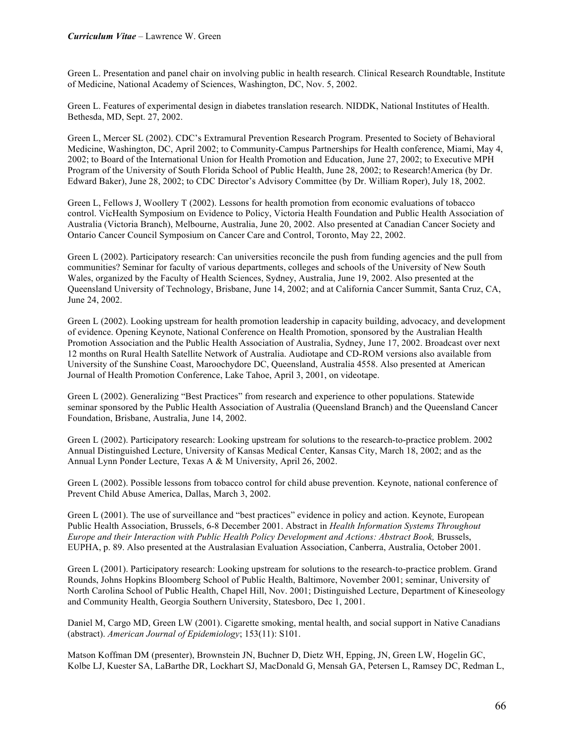Green L. Presentation and panel chair on involving public in health research. Clinical Research Roundtable, Institute of Medicine, National Academy of Sciences, Washington, DC, Nov. 5, 2002.

Green L. Features of experimental design in diabetes translation research. NIDDK, National Institutes of Health. Bethesda, MD, Sept. 27, 2002.

Green L, Mercer SL (2002). CDC's Extramural Prevention Research Program. Presented to Society of Behavioral Medicine, Washington, DC, April 2002; to Community-Campus Partnerships for Health conference, Miami, May 4, 2002; to Board of the International Union for Health Promotion and Education, June 27, 2002; to Executive MPH Program of the University of South Florida School of Public Health, June 28, 2002; to Research!America (by Dr. Edward Baker), June 28, 2002; to CDC Director's Advisory Committee (by Dr. William Roper), July 18, 2002.

Green L, Fellows J, Woollery T (2002). Lessons for health promotion from economic evaluations of tobacco control. VicHealth Symposium on Evidence to Policy, Victoria Health Foundation and Public Health Association of Australia (Victoria Branch), Melbourne, Australia, June 20, 2002. Also presented at Canadian Cancer Society and Ontario Cancer Council Symposium on Cancer Care and Control, Toronto, May 22, 2002.

Green L (2002). Participatory research: Can universities reconcile the push from funding agencies and the pull from communities? Seminar for faculty of various departments, colleges and schools of the University of New South Wales, organized by the Faculty of Health Sciences, Sydney, Australia, June 19, 2002. Also presented at the Queensland University of Technology, Brisbane, June 14, 2002; and at California Cancer Summit, Santa Cruz, CA, June 24, 2002.

Green L (2002). Looking upstream for health promotion leadership in capacity building, advocacy, and development of evidence. Opening Keynote, National Conference on Health Promotion, sponsored by the Australian Health Promotion Association and the Public Health Association of Australia, Sydney, June 17, 2002. Broadcast over next 12 months on Rural Health Satellite Network of Australia. Audiotape and CD-ROM versions also available from University of the Sunshine Coast, Maroochydore DC, Queensland, Australia 4558. Also presented at American Journal of Health Promotion Conference, Lake Tahoe, April 3, 2001, on videotape.

Green L (2002). Generalizing "Best Practices" from research and experience to other populations. Statewide seminar sponsored by the Public Health Association of Australia (Queensland Branch) and the Queensland Cancer Foundation, Brisbane, Australia, June 14, 2002.

Green L (2002). Participatory research: Looking upstream for solutions to the research-to-practice problem. 2002 Annual Distinguished Lecture, University of Kansas Medical Center, Kansas City, March 18, 2002; and as the Annual Lynn Ponder Lecture, Texas A & M University, April 26, 2002.

Green L (2002). Possible lessons from tobacco control for child abuse prevention. Keynote, national conference of Prevent Child Abuse America, Dallas, March 3, 2002.

Green L (2001). The use of surveillance and "best practices" evidence in policy and action. Keynote, European Public Health Association, Brussels, 6-8 December 2001. Abstract in *Health Information Systems Throughout Europe and their Interaction with Public Health Policy Development and Actions: Abstract Book,* Brussels, EUPHA, p. 89. Also presented at the Australasian Evaluation Association, Canberra, Australia, October 2001.

Green L (2001). Participatory research: Looking upstream for solutions to the research-to-practice problem. Grand Rounds, Johns Hopkins Bloomberg School of Public Health, Baltimore, November 2001; seminar, University of North Carolina School of Public Health, Chapel Hill, Nov. 2001; Distinguished Lecture, Department of Kineseology and Community Health, Georgia Southern University, Statesboro, Dec 1, 2001.

Daniel M, Cargo MD, Green LW (2001). Cigarette smoking, mental health, and social support in Native Canadians (abstract). *American Journal of Epidemiology*; 153(11): S101.

Matson Koffman DM (presenter), Brownstein JN, Buchner D, Dietz WH, Epping, JN, Green LW, Hogelin GC, Kolbe LJ, Kuester SA, LaBarthe DR, Lockhart SJ, MacDonald G, Mensah GA, Petersen L, Ramsey DC, Redman L,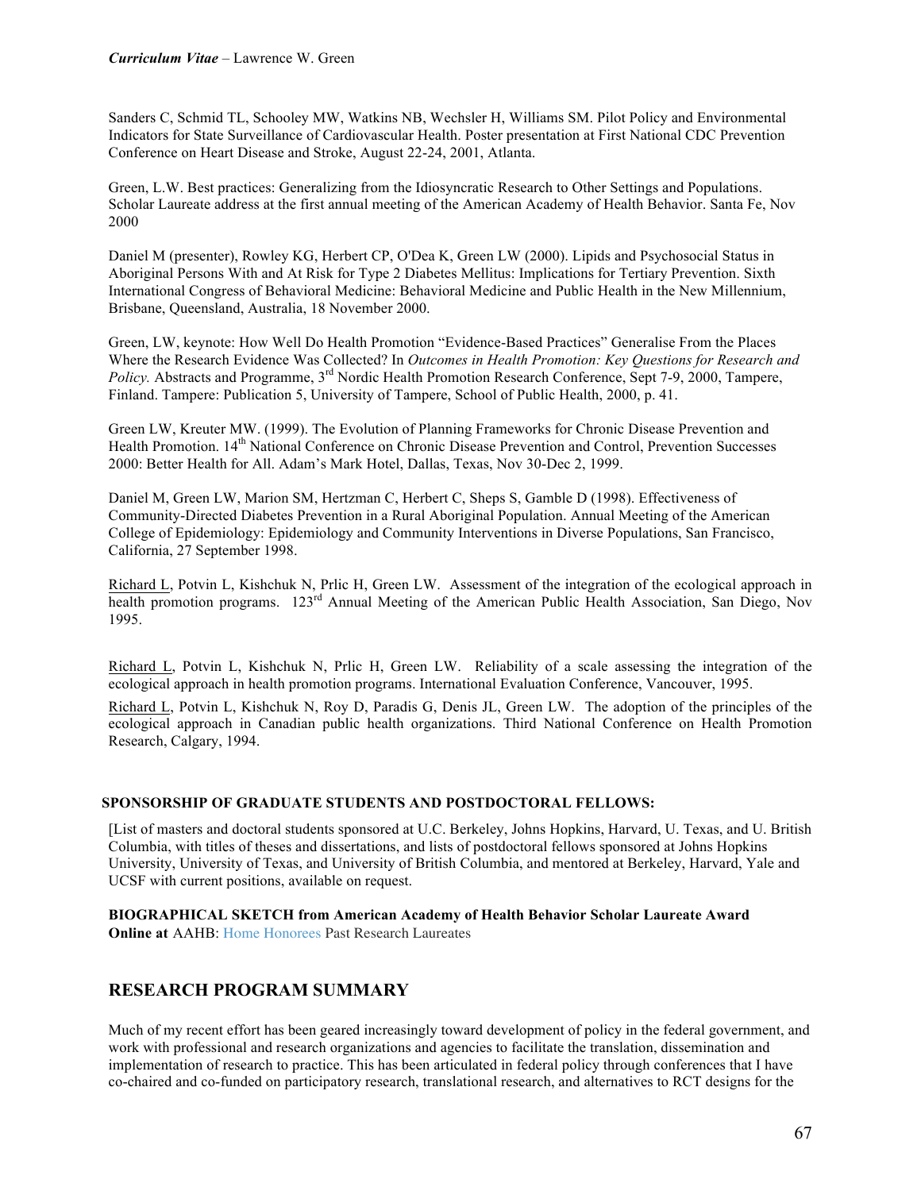Sanders C, Schmid TL, Schooley MW, Watkins NB, Wechsler H, Williams SM. Pilot Policy and Environmental Indicators for State Surveillance of Cardiovascular Health. Poster presentation at First National CDC Prevention Conference on Heart Disease and Stroke, August 22-24, 2001, Atlanta.

Green, L.W. Best practices: Generalizing from the Idiosyncratic Research to Other Settings and Populations. Scholar Laureate address at the first annual meeting of the American Academy of Health Behavior. Santa Fe, Nov 2000

Daniel M (presenter), Rowley KG, Herbert CP, O'Dea K, Green LW (2000). Lipids and Psychosocial Status in Aboriginal Persons With and At Risk for Type 2 Diabetes Mellitus: Implications for Tertiary Prevention. Sixth International Congress of Behavioral Medicine: Behavioral Medicine and Public Health in the New Millennium, Brisbane, Queensland, Australia, 18 November 2000.

Green, LW, keynote: How Well Do Health Promotion "Evidence-Based Practices" Generalise From the Places Where the Research Evidence Was Collected? In *Outcomes in Health Promotion: Key Questions for Research and Policy.* Abstracts and Programme, 3rd Nordic Health Promotion Research Conference, Sept 7-9, 2000, Tampere, Finland. Tampere: Publication 5, University of Tampere, School of Public Health, 2000, p. 41.

Green LW, Kreuter MW. (1999). The Evolution of Planning Frameworks for Chronic Disease Prevention and Health Promotion. 14th National Conference on Chronic Disease Prevention and Control, Prevention Successes 2000: Better Health for All. Adam's Mark Hotel, Dallas, Texas, Nov 30-Dec 2, 1999.

Daniel M, Green LW, Marion SM, Hertzman C, Herbert C, Sheps S, Gamble D (1998). Effectiveness of Community-Directed Diabetes Prevention in a Rural Aboriginal Population. Annual Meeting of the American College of Epidemiology: Epidemiology and Community Interventions in Diverse Populations, San Francisco, California, 27 September 1998.

Richard L, Potvin L, Kishchuk N, Prlic H, Green LW. Assessment of the integration of the ecological approach in health promotion programs. 123rd Annual Meeting of the American Public Health Association, San Diego, Nov 1995.

Richard L, Potvin L, Kishchuk N, Prlic H, Green LW. Reliability of a scale assessing the integration of the ecological approach in health promotion programs. International Evaluation Conference, Vancouver, 1995.

Richard L, Potvin L, Kishchuk N, Roy D, Paradis G, Denis JL, Green LW. The adoption of the principles of the ecological approach in Canadian public health organizations. Third National Conference on Health Promotion Research, Calgary, 1994.

**SPONSORSHIP OF GRADUATE STUDENTS AND POSTDOCTORAL FELLOWS:**

[List of masters and doctoral students sponsored at U.C. Berkeley, Johns Hopkins, Harvard, U. Texas, and U. British Columbia, with titles of theses and dissertations, and lists of postdoctoral fellows sponsored at Johns Hopkins University, University of Texas, and University of British Columbia, and mentored at Berkeley, Harvard, Yale and UCSF with current positions, available on request.

**BIOGRAPHICAL SKETCH from American Academy of Health Behavior Scholar Laureate Award**
**Online at** AAHB: Home Honorees Past Research Laureates

## RESEARCH PROGRAM SUMMARY

Much of my recent effort has been geared increasingly toward development of policy in the federal government, and work with professional and research organizations and agencies to facilitate the translation, dissemination and implementation of research to practice. This has been articulated in federal policy through conferences that I have co-chaired and co-funded on participatory research, translational research, and alternatives to RCT designs for the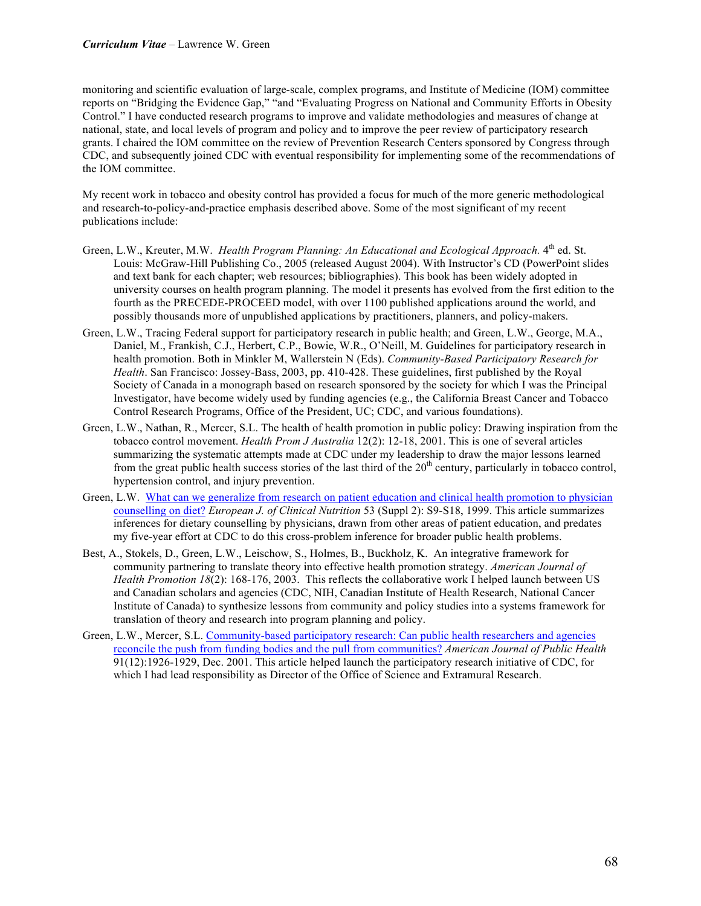monitoring and scientific evaluation of large-scale, complex programs, and Institute of Medicine (IOM) committee reports on "Bridging the Evidence Gap," "and "Evaluating Progress on National and Community Efforts in Obesity Control." I have conducted research programs to improve and validate methodologies and measures of change at national, state, and local levels of program and policy and to improve the peer review of participatory research grants. I chaired the IOM committee on the review of Prevention Research Centers sponsored by Congress through CDC, and subsequently joined CDC with eventual responsibility for implementing some of the recommendations of the IOM committee.

My recent work in tobacco and obesity control has provided a focus for much of the more generic methodological and research-to-policy-and-practice emphasis described above. Some of the most significant of my recent publications include:

- Green, L.W., Kreuter, M.W. *Health Program Planning: An Educational and Ecological Approach.* 4th ed. St. Louis: McGraw-Hill Publishing Co., 2005 (released August 2004). With Instructor's CD (PowerPoint slides and text bank for each chapter; web resources; bibliographies). This book has been widely adopted in university courses on health program planning. The model it presents has evolved from the first edition to the fourth as the PRECEDE-PROCEED model, with over 1100 published applications around the world, and possibly thousands more of unpublished applications by practitioners, planners, and policy-makers.
- Green, L.W., Tracing Federal support for participatory research in public health; and Green, L.W., George, M.A., Daniel, M., Frankish, C.J., Herbert, C.P., Bowie, W.R., O'Neill, M. Guidelines for participatory research in health promotion. Both in Minkler M, Wallerstein N (Eds). *Community-Based Participatory Research for Health*. San Francisco: Jossey-Bass, 2003, pp. 410-428. These guidelines, first published by the Royal Society of Canada in a monograph based on research sponsored by the society for which I was the Principal Investigator, have become widely used by funding agencies (e.g., the California Breast Cancer and Tobacco Control Research Programs, Office of the President, UC; CDC, and various foundations).
- Green, L.W., Nathan, R., Mercer, S.L. The health of health promotion in public policy: Drawing inspiration from the tobacco control movement. *Health Prom J Australia* 12(2): 12-18, 2001. This is one of several articles summarizing the systematic attempts made at CDC under my leadership to draw the major lessons learned from the great public health success stories of the last third of the 20th century, particularly in tobacco control, hypertension control, and injury prevention.
- Green, L.W. What can we generalize from research on patient education and clinical health promotion to physician counselling on diet? *European J. of Clinical Nutrition* 53 (Suppl 2): S9-S18, 1999. This article summarizes inferences for dietary counselling by physicians, drawn from other areas of patient education, and predates my five-year effort at CDC to do this cross-problem inference for broader public health problems.
- Best, A., Stokels, D., Green, L.W., Leischow, S., Holmes, B., Buckholz, K. An integrative framework for community partnering to translate theory into effective health promotion strategy. *American Journal of Health Promotion 18*(2): 168-176, 2003. This reflects the collaborative work I helped launch between US and Canadian scholars and agencies (CDC, NIH, Canadian Institute of Health Research, National Cancer Institute of Canada) to synthesize lessons from community and policy studies into a systems framework for translation of theory and research into program planning and policy.
- Green, L.W., Mercer, S.L. Community-based participatory research: Can public health researchers and agencies reconcile the push from funding bodies and the pull from communities? *American Journal of Public Health* 91(12):1926-1929, Dec. 2001. This article helped launch the participatory research initiative of CDC, for which I had lead responsibility as Director of the Office of Science and Extramural Research.